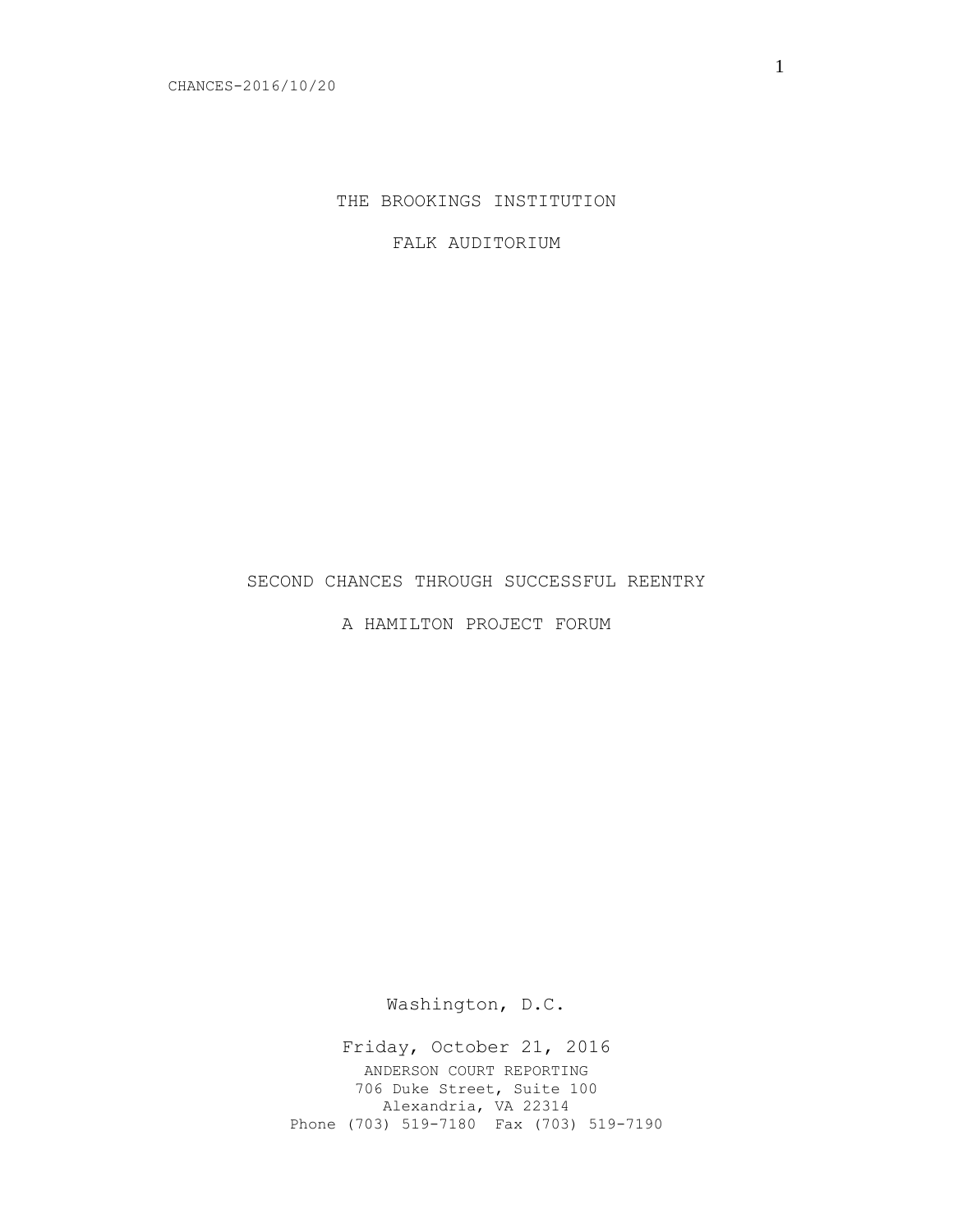THE BROOKINGS INSTITUTION

FALK AUDITORIUM

SECOND CHANCES THROUGH SUCCESSFUL REENTRY

A HAMILTON PROJECT FORUM

Washington, D.C.

Friday, October 21, 2016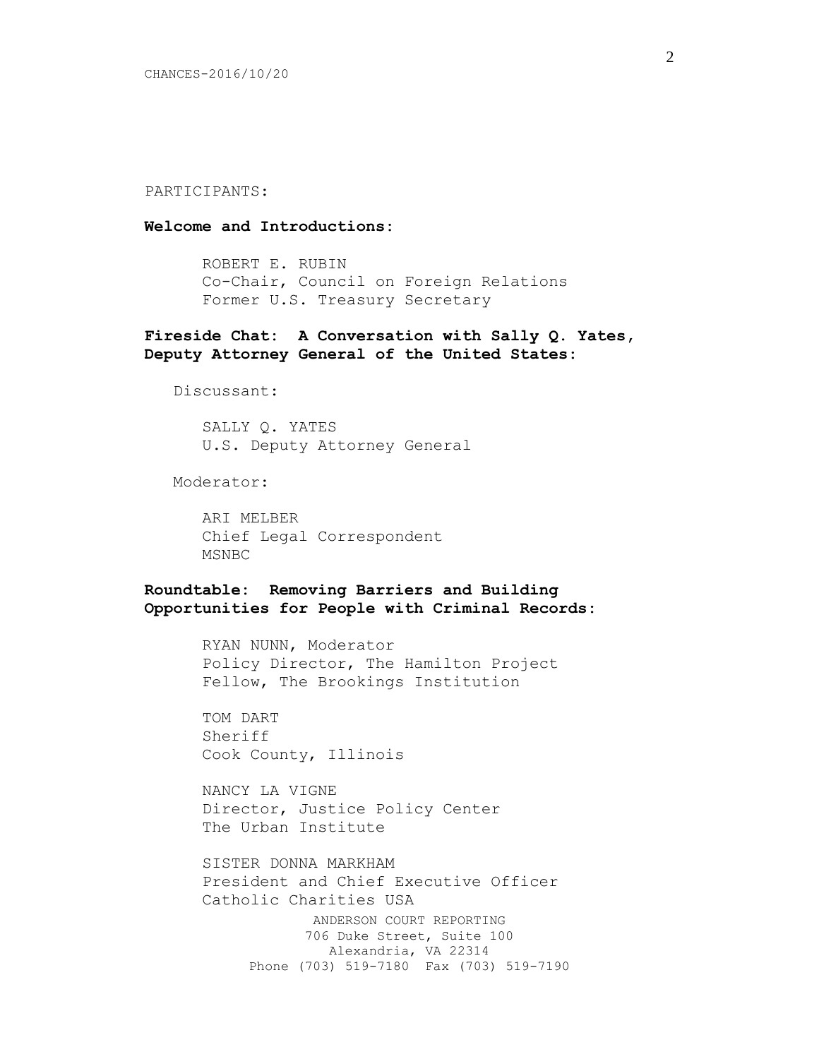PARTICIPANTS:

**Welcome and Introductions:**

ROBERT E. RUBIN
Co-Chair, Council on Foreign Relations
Former U.S. Treasury Secretary

**Fireside Chat: A Conversation with Sally Q. Yates, Deputy Attorney General of the United States:**

Discussant:

SALLY Q. YATES
U.S. Deputy Attorney General

Moderator:

ARI MELBER
Chief Legal Correspondent
MSNBC

**Roundtable: Removing Barriers and Building Opportunities for People with Criminal Records:**

RYAN NUNN, Moderator
Policy Director, The Hamilton Project
Fellow, The Brookings Institution

TOM DART
Sheriff
Cook County, Illinois

NANCY LA VIGNE
Director, Justice Policy Center
The Urban Institute

SISTER DONNA MARKHAM
President and Chief Executive Officer
Catholic Charities USA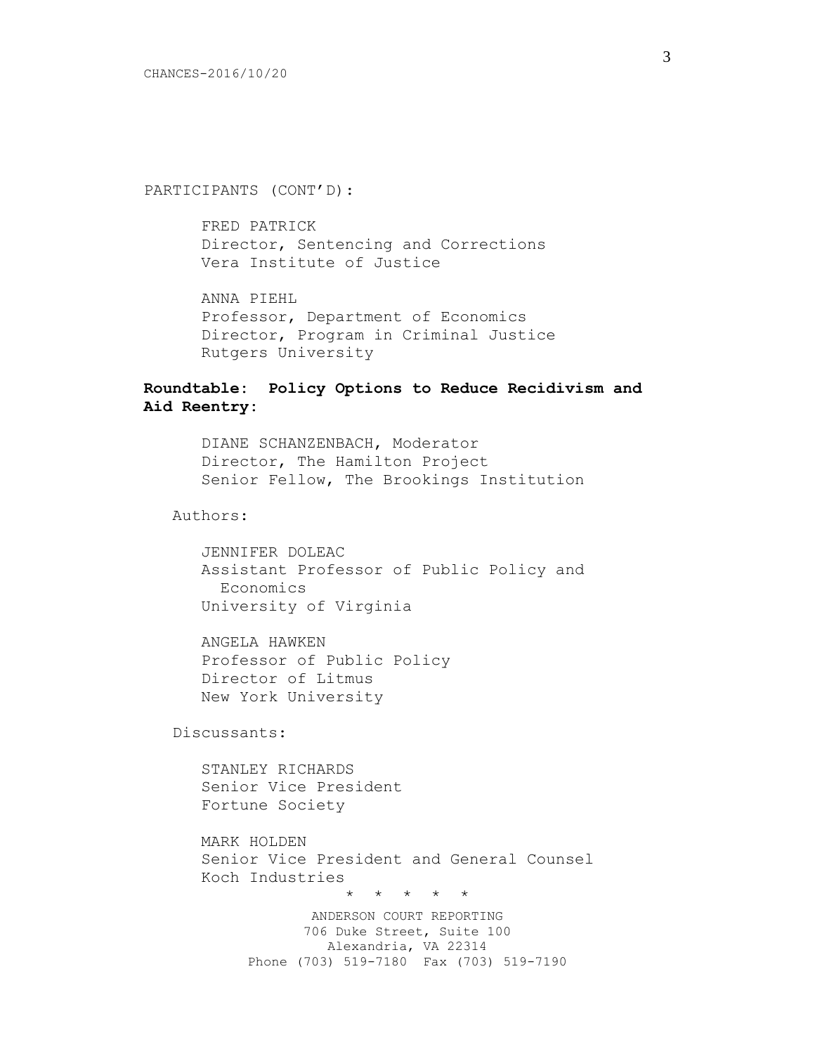PARTICIPANTS (CONT'D):

FRED PATRICK
Director, Sentencing and Corrections
Vera Institute of Justice

ANNA PIEHL
Professor, Department of Economics
Director, Program in Criminal Justice
Rutgers University

**Roundtable: Policy Options to Reduce Recidivism and Aid Reentry:**

DIANE SCHANZENBACH, Moderator
Director, The Hamilton Project
Senior Fellow, The Brookings Institution

Authors:

JENNIFER DOLEAC
Assistant Professor of Public Policy and Economics
University of Virginia

ANGELA HAWKEN
Professor of Public Policy
Director of Litmus
New York University

Discussants:

STANLEY RICHARDS
Senior Vice President
Fortune Society

MARK HOLDEN
Senior Vice President and General Counsel
Koch Industries

\* \* \* \* \*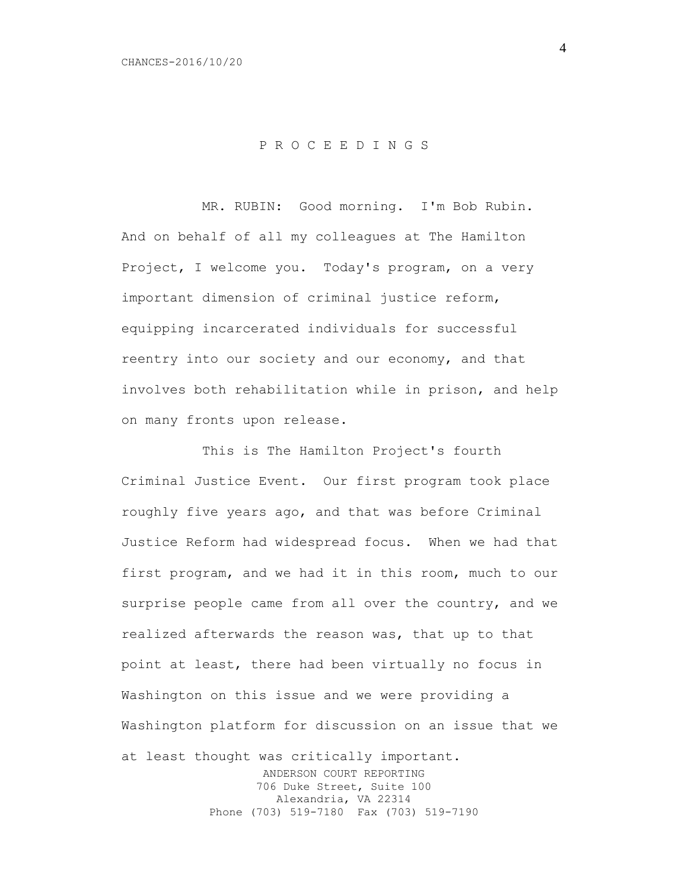P R O C E E D I N G S

MR. RUBIN: Good morning. I'm Bob Rubin. And on behalf of all my colleagues at The Hamilton Project, I welcome you. Today's program, on a very important dimension of criminal justice reform, equipping incarcerated individuals for successful reentry into our society and our economy, and that involves both rehabilitation while in prison, and help on many fronts upon release.

This is The Hamilton Project's fourth Criminal Justice Event. Our first program took place roughly five years ago, and that was before Criminal Justice Reform had widespread focus. When we had that first program, and we had it in this room, much to our surprise people came from all over the country, and we realized afterwards the reason was, that up to that point at least, there had been virtually no focus in Washington on this issue and we were providing a Washington platform for discussion on an issue that we at least thought was critically important.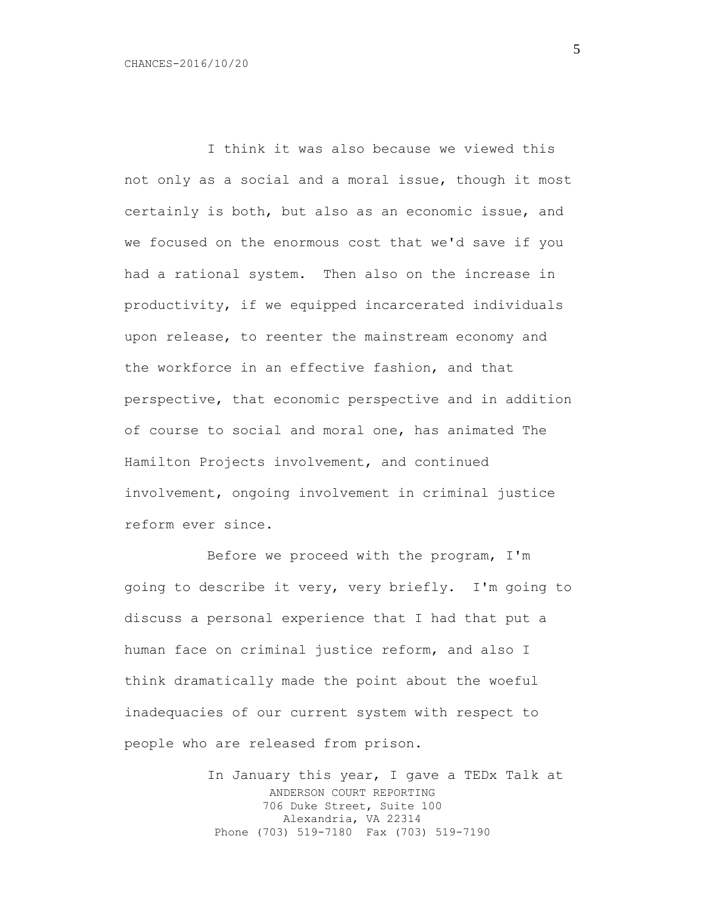I think it was also because we viewed this not only as a social and a moral issue, though it most certainly is both, but also as an economic issue, and we focused on the enormous cost that we'd save if you had a rational system. Then also on the increase in productivity, if we equipped incarcerated individuals upon release, to reenter the mainstream economy and the workforce in an effective fashion, and that perspective, that economic perspective and in addition of course to social and moral one, has animated The Hamilton Projects involvement, and continued involvement, ongoing involvement in criminal justice reform ever since.

Before we proceed with the program, I'm going to describe it very, very briefly. I'm going to discuss a personal experience that I had that put a human face on criminal justice reform, and also I think dramatically made the point about the woeful inadequacies of our current system with respect to people who are released from prison.

In January this year, I gave a TEDx Talk at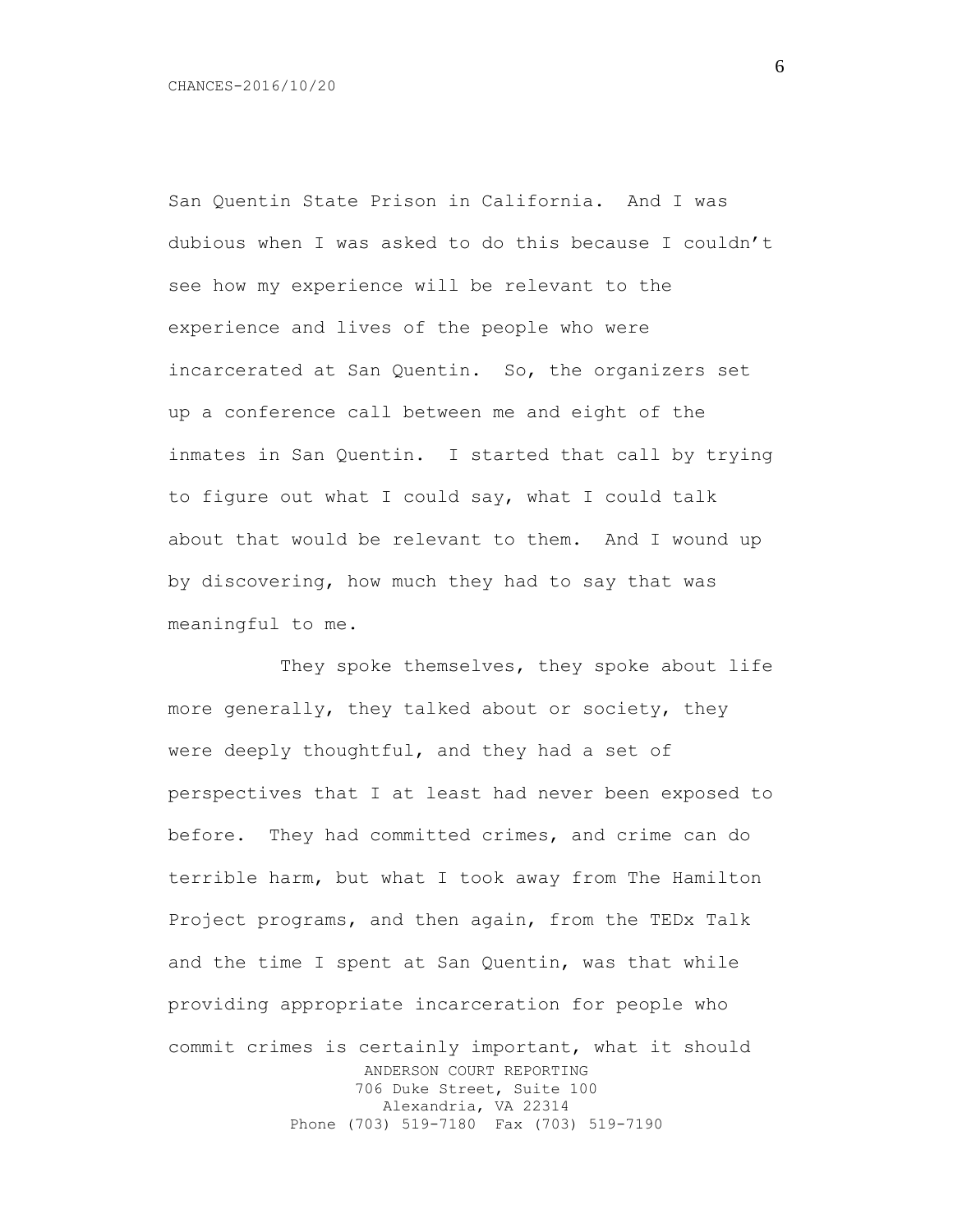San Quentin State Prison in California. And I was dubious when I was asked to do this because I couldn't see how my experience will be relevant to the experience and lives of the people who were incarcerated at San Quentin. So, the organizers set up a conference call between me and eight of the inmates in San Quentin. I started that call by trying to figure out what I could say, what I could talk about that would be relevant to them. And I wound up by discovering, how much they had to say that was meaningful to me.

They spoke themselves, they spoke about life more generally, they talked about or society, they were deeply thoughtful, and they had a set of perspectives that I at least had never been exposed to before. They had committed crimes, and crime can do terrible harm, but what I took away from The Hamilton Project programs, and then again, from the TEDx Talk and the time I spent at San Quentin, was that while providing appropriate incarceration for people who commit crimes is certainly important, what it should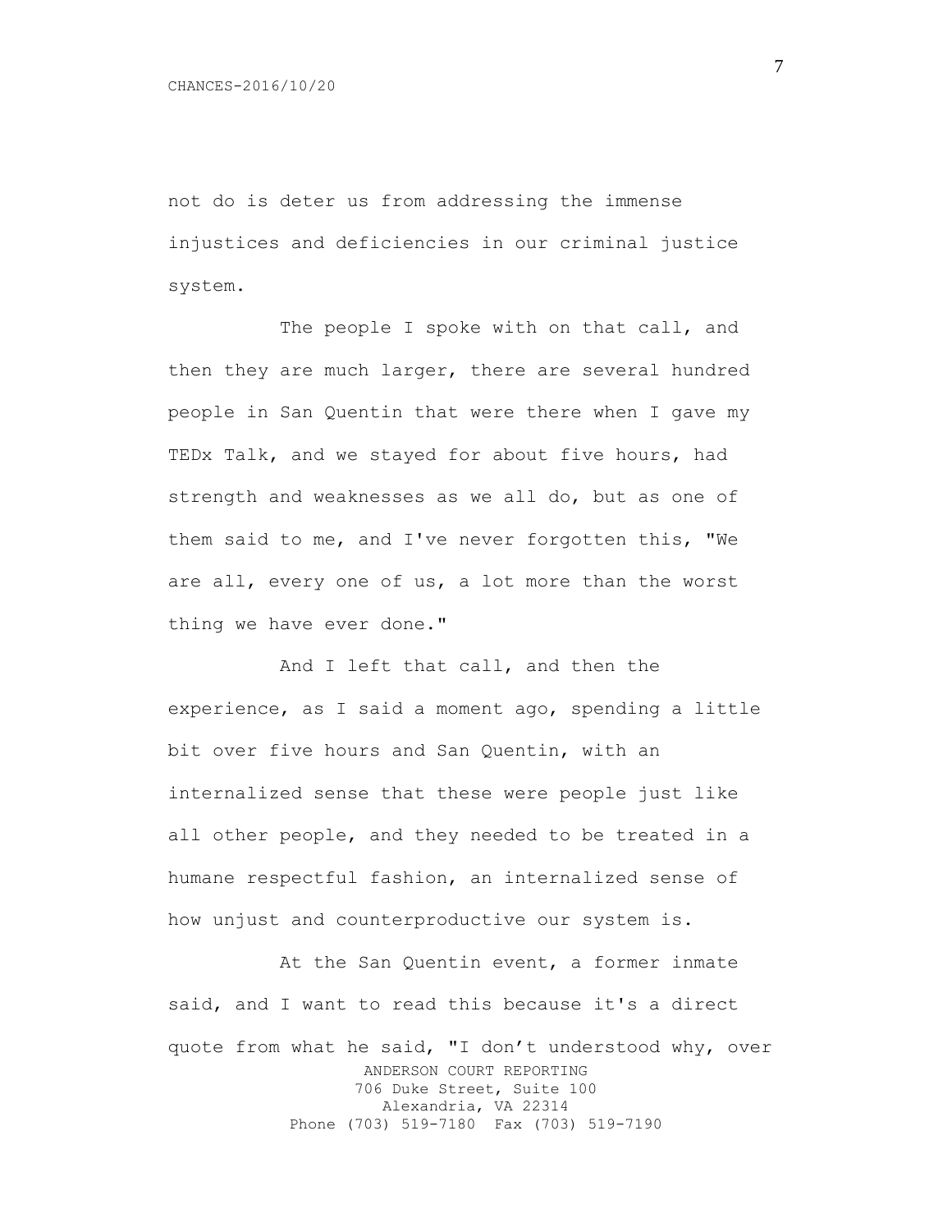not do is deter us from addressing the immense injustices and deficiencies in our criminal justice system.

The people I spoke with on that call, and then they are much larger, there are several hundred people in San Quentin that were there when I gave my TEDx Talk, and we stayed for about five hours, had strength and weaknesses as we all do, but as one of them said to me, and I've never forgotten this, "We are all, every one of us, a lot more than the worst thing we have ever done."

And I left that call, and then the experience, as I said a moment ago, spending a little bit over five hours and San Quentin, with an internalized sense that these were people just like all other people, and they needed to be treated in a humane respectful fashion, an internalized sense of how unjust and counterproductive our system is.

At the San Quentin event, a former inmate said, and I want to read this because it's a direct quote from what he said, "I don't understood why, over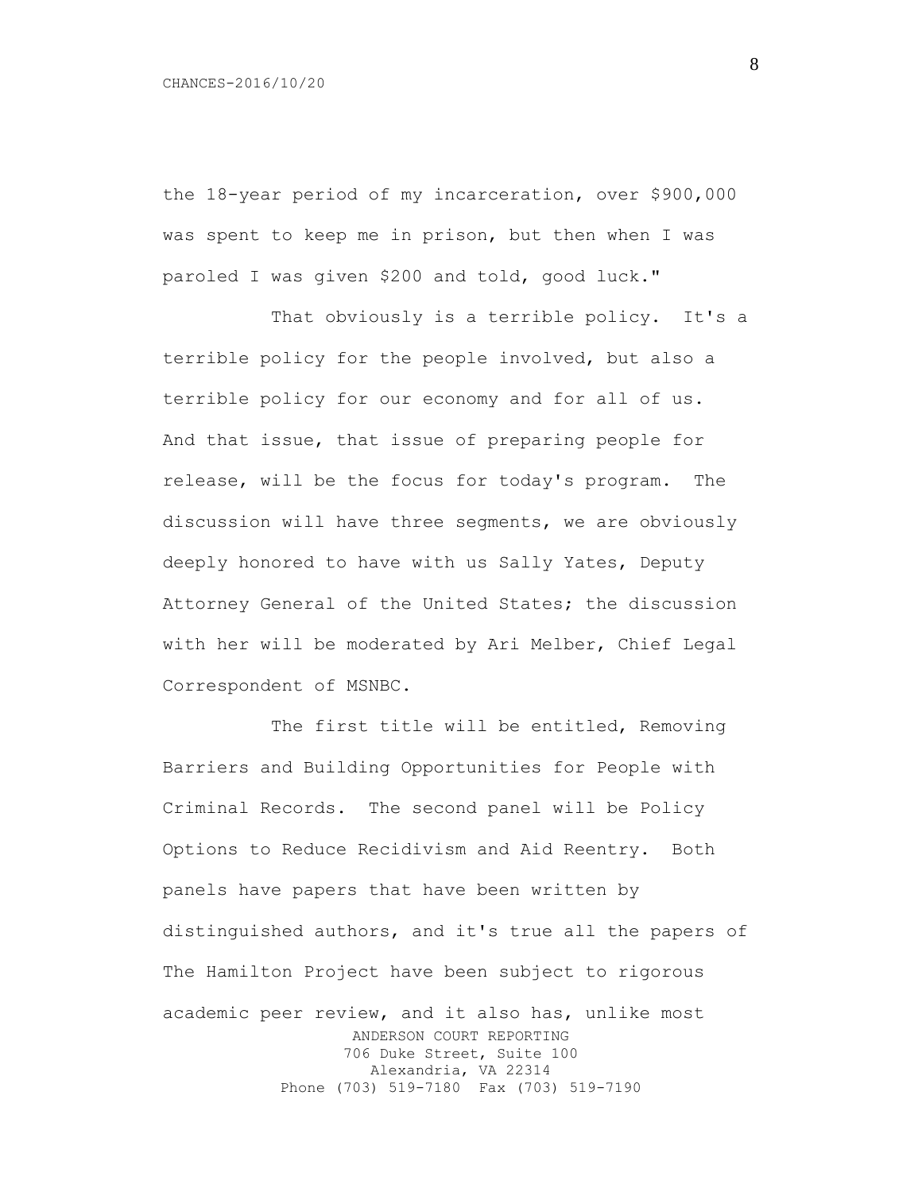the 18-year period of my incarceration, over $900,000 was spent to keep me in prison, but then when I was paroled I was given $200 and told, good luck."

That obviously is a terrible policy. It's a terrible policy for the people involved, but also a terrible policy for our economy and for all of us. And that issue, that issue of preparing people for release, will be the focus for today's program. The discussion will have three segments, we are obviously deeply honored to have with us Sally Yates, Deputy Attorney General of the United States; the discussion with her will be moderated by Ari Melber, Chief Legal Correspondent of MSNBC.

The first title will be entitled, Removing Barriers and Building Opportunities for People with Criminal Records. The second panel will be Policy Options to Reduce Recidivism and Aid Reentry. Both panels have papers that have been written by distinguished authors, and it's true all the papers of The Hamilton Project have been subject to rigorous academic peer review, and it also has, unlike most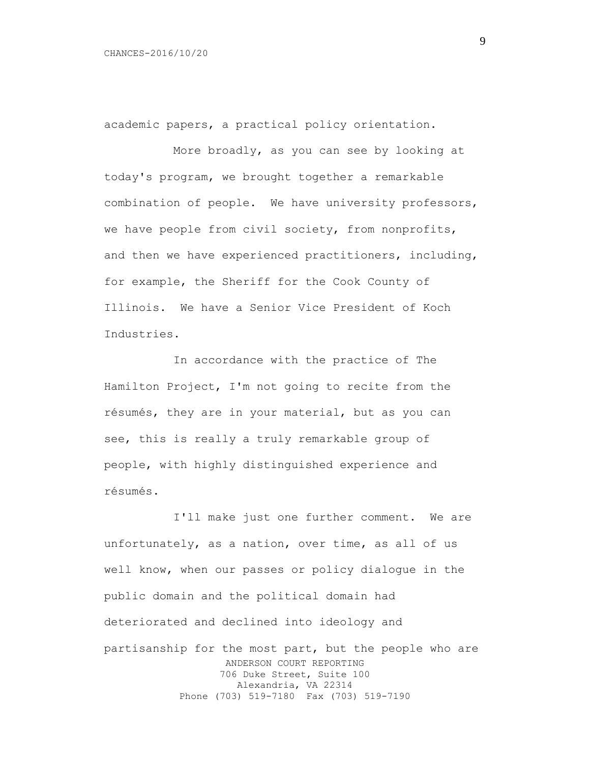academic papers, a practical policy orientation.

More broadly, as you can see by looking at today's program, we brought together a remarkable combination of people. We have university professors, we have people from civil society, from nonprofits, and then we have experienced practitioners, including, for example, the Sheriff for the Cook County of Illinois. We have a Senior Vice President of Koch Industries.

In accordance with the practice of The Hamilton Project, I'm not going to recite from the résumés, they are in your material, but as you can see, this is really a truly remarkable group of people, with highly distinguished experience and résumés.

I'll make just one further comment. We are unfortunately, as a nation, over time, as all of us well know, when our passes or policy dialogue in the public domain and the political domain had deteriorated and declined into ideology and partisanship for the most part, but the people who are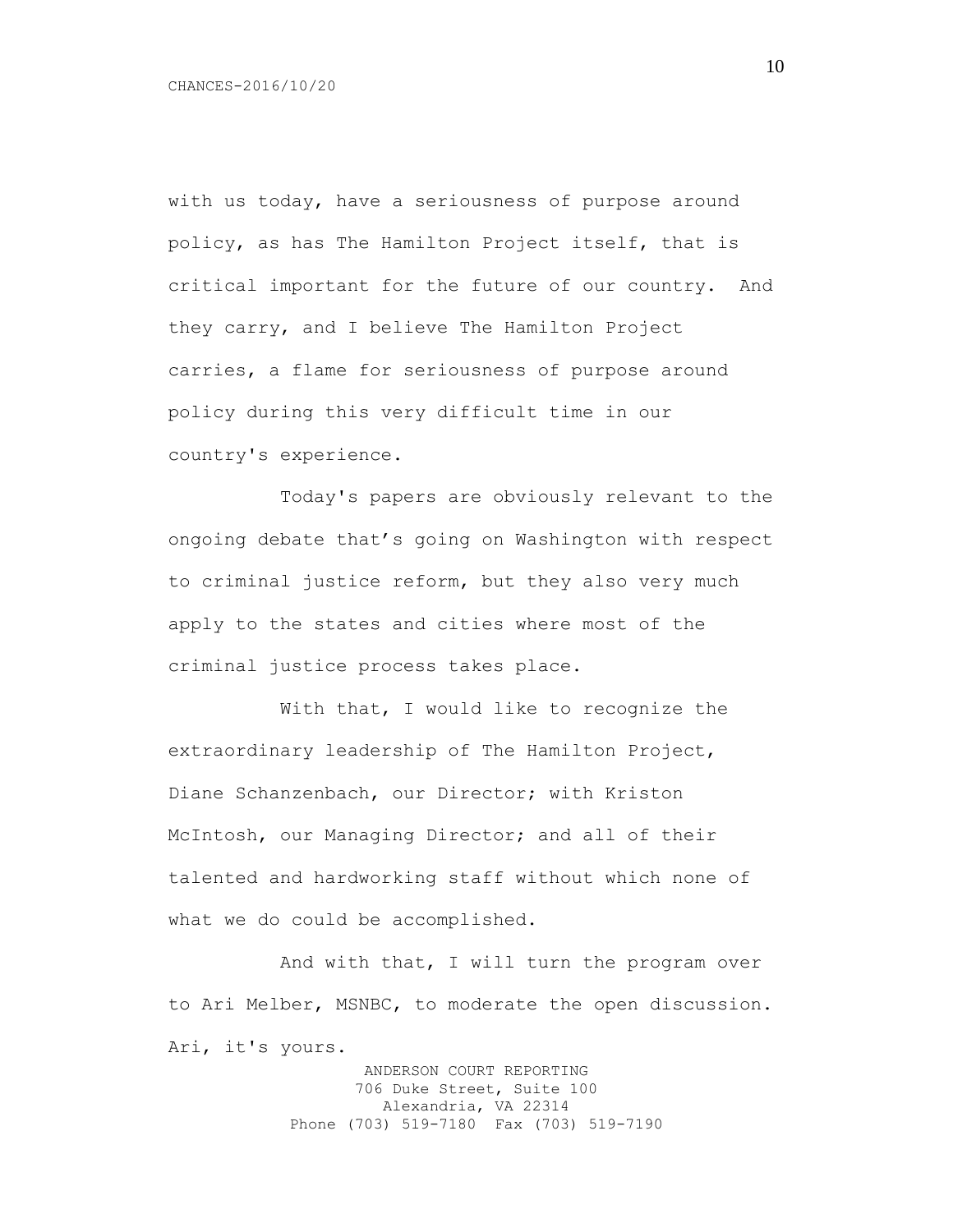with us today, have a seriousness of purpose around policy, as has The Hamilton Project itself, that is critical important for the future of our country. And they carry, and I believe The Hamilton Project carries, a flame for seriousness of purpose around policy during this very difficult time in our country's experience.

Today's papers are obviously relevant to the ongoing debate that's going on Washington with respect to criminal justice reform, but they also very much apply to the states and cities where most of the criminal justice process takes place.

With that, I would like to recognize the extraordinary leadership of The Hamilton Project, Diane Schanzenbach, our Director; with Kriston McIntosh, our Managing Director; and all of their talented and hardworking staff without which none of what we do could be accomplished.

And with that, I will turn the program over to Ari Melber, MSNBC, to moderate the open discussion. Ari, it's yours.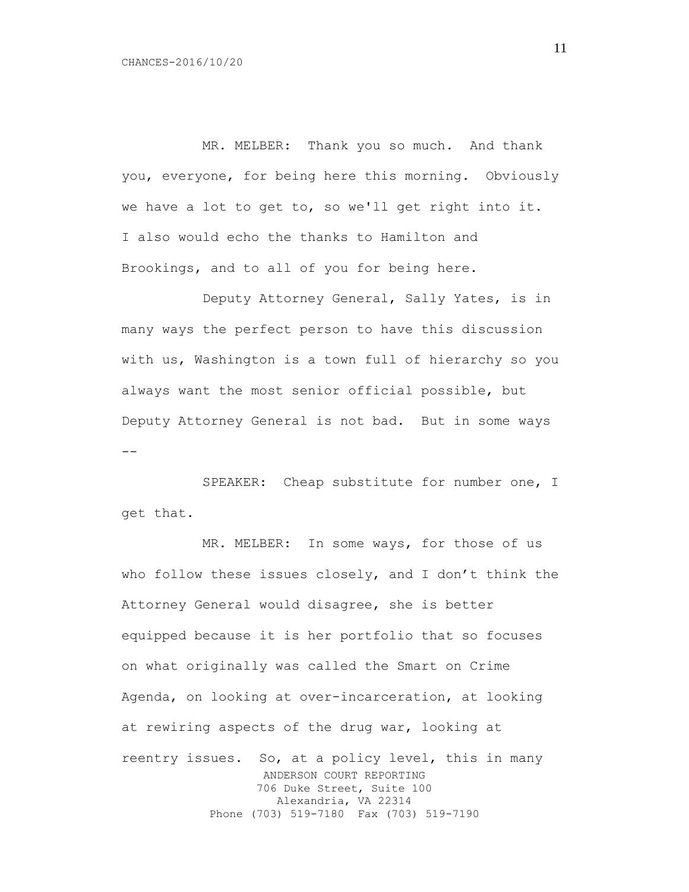MR. MELBER: Thank you so much. And thank you, everyone, for being here this morning. Obviously we have a lot to get to, so we'll get right into it. I also would echo the thanks to Hamilton and Brookings, and to all of you for being here.

Deputy Attorney General, Sally Yates, is in many ways the perfect person to have this discussion with us, Washington is a town full of hierarchy so you always want the most senior official possible, but Deputy Attorney General is not bad. But in some ways --

SPEAKER: Cheap substitute for number one, I get that.

MR. MELBER: In some ways, for those of us who follow these issues closely, and I don't think the Attorney General would disagree, she is better equipped because it is her portfolio that so focuses on what originally was called the Smart on Crime Agenda, on looking at over-incarceration, at looking at rewiring aspects of the drug war, looking at reentry issues. So, at a policy level, this in many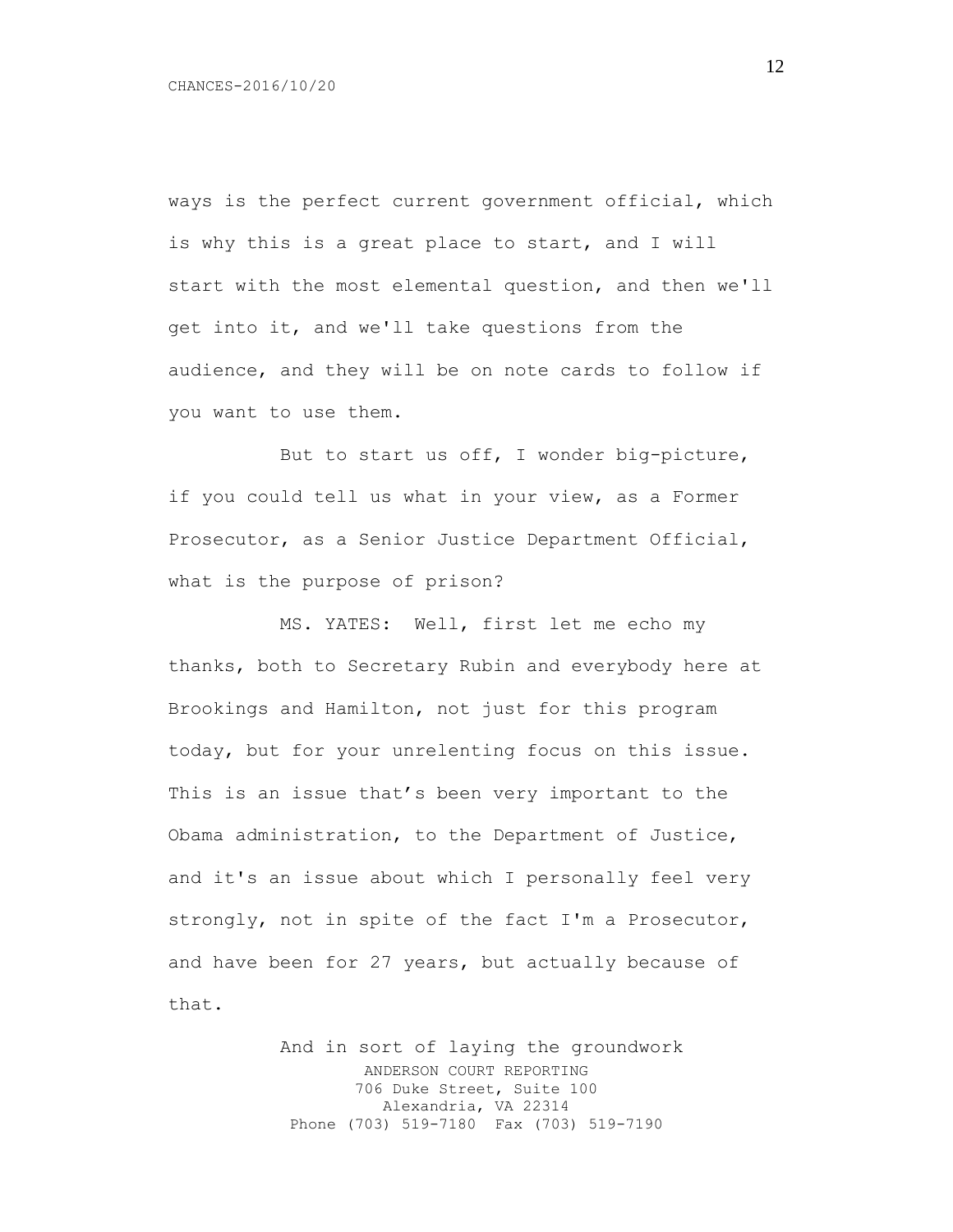ways is the perfect current government official, which is why this is a great place to start, and I will start with the most elemental question, and then we'll get into it, and we'll take questions from the audience, and they will be on note cards to follow if you want to use them.

But to start us off, I wonder big-picture, if you could tell us what in your view, as a Former Prosecutor, as a Senior Justice Department Official, what is the purpose of prison?

MS. YATES: Well, first let me echo my thanks, both to Secretary Rubin and everybody here at Brookings and Hamilton, not just for this program today, but for your unrelenting focus on this issue. This is an issue that's been very important to the Obama administration, to the Department of Justice, and it's an issue about which I personally feel very strongly, not in spite of the fact I'm a Prosecutor, and have been for 27 years, but actually because of that.

And in sort of laying the groundwork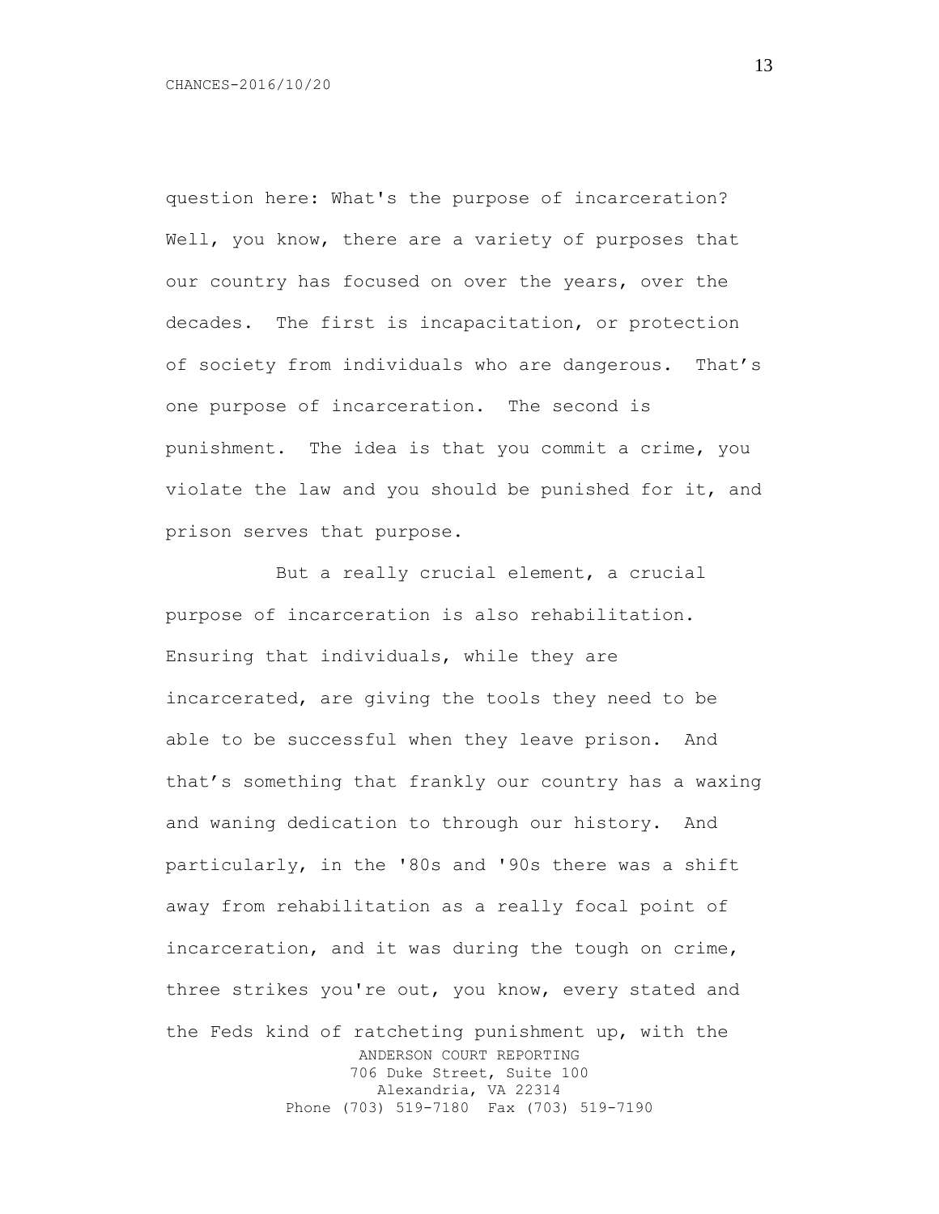question here: What's the purpose of incarceration? Well, you know, there are a variety of purposes that our country has focused on over the years, over the decades. The first is incapacitation, or protection of society from individuals who are dangerous. That's one purpose of incarceration. The second is punishment. The idea is that you commit a crime, you violate the law and you should be punished for it, and prison serves that purpose.

But a really crucial element, a crucial purpose of incarceration is also rehabilitation. Ensuring that individuals, while they are incarcerated, are giving the tools they need to be able to be successful when they leave prison. And that's something that frankly our country has a waxing and waning dedication to through our history. And particularly, in the '80s and '90s there was a shift away from rehabilitation as a really focal point of incarceration, and it was during the tough on crime, three strikes you're out, you know, every stated and the Feds kind of ratcheting punishment up, with the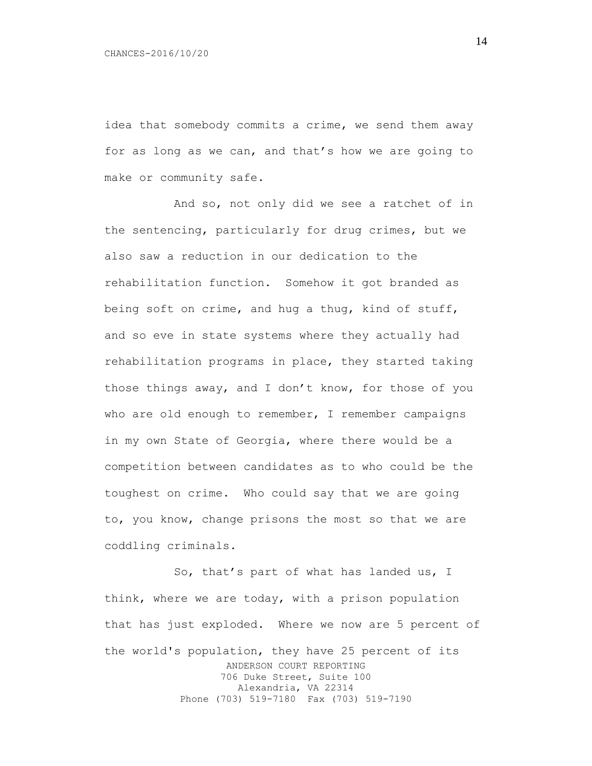idea that somebody commits a crime, we send them away for as long as we can, and that's how we are going to make or community safe.

And so, not only did we see a ratchet of in the sentencing, particularly for drug crimes, but we also saw a reduction in our dedication to the rehabilitation function. Somehow it got branded as being soft on crime, and hug a thug, kind of stuff, and so eve in state systems where they actually had rehabilitation programs in place, they started taking those things away, and I don't know, for those of you who are old enough to remember, I remember campaigns in my own State of Georgia, where there would be a competition between candidates as to who could be the toughest on crime. Who could say that we are going to, you know, change prisons the most so that we are coddling criminals.

So, that's part of what has landed us, I think, where we are today, with a prison population that has just exploded. Where we now are 5 percent of the world's population, they have 25 percent of its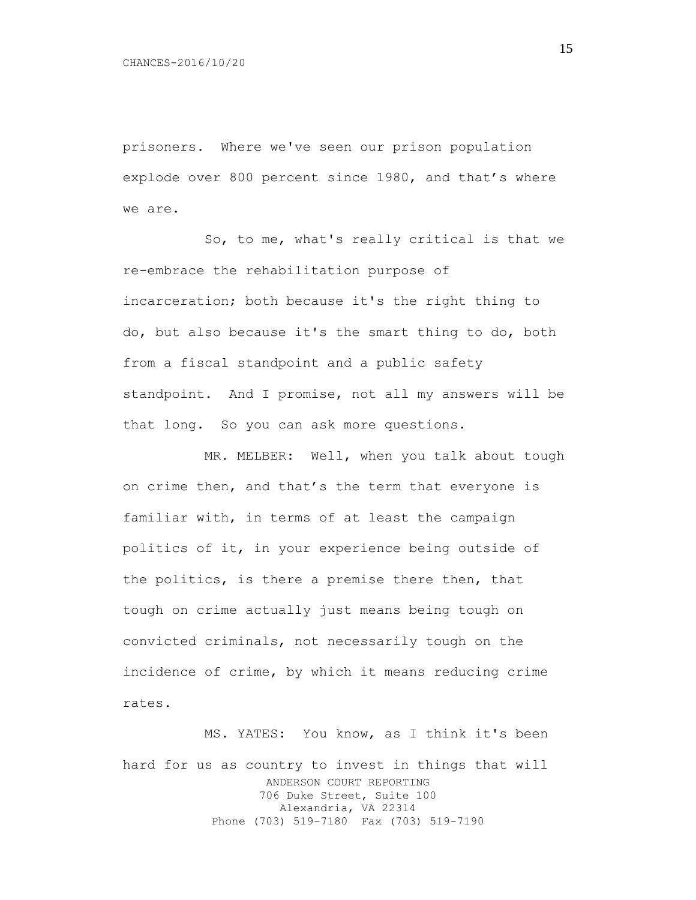prisoners. Where we've seen our prison population explode over 800 percent since 1980, and that's where we are.

So, to me, what's really critical is that we re-embrace the rehabilitation purpose of incarceration; both because it's the right thing to do, but also because it's the smart thing to do, both from a fiscal standpoint and a public safety standpoint. And I promise, not all my answers will be that long. So you can ask more questions.

MR. MELBER: Well, when you talk about tough on crime then, and that's the term that everyone is familiar with, in terms of at least the campaign politics of it, in your experience being outside of the politics, is there a premise there then, that tough on crime actually just means being tough on convicted criminals, not necessarily tough on the incidence of crime, by which it means reducing crime rates.

MS. YATES: You know, as I think it's been hard for us as country to invest in things that will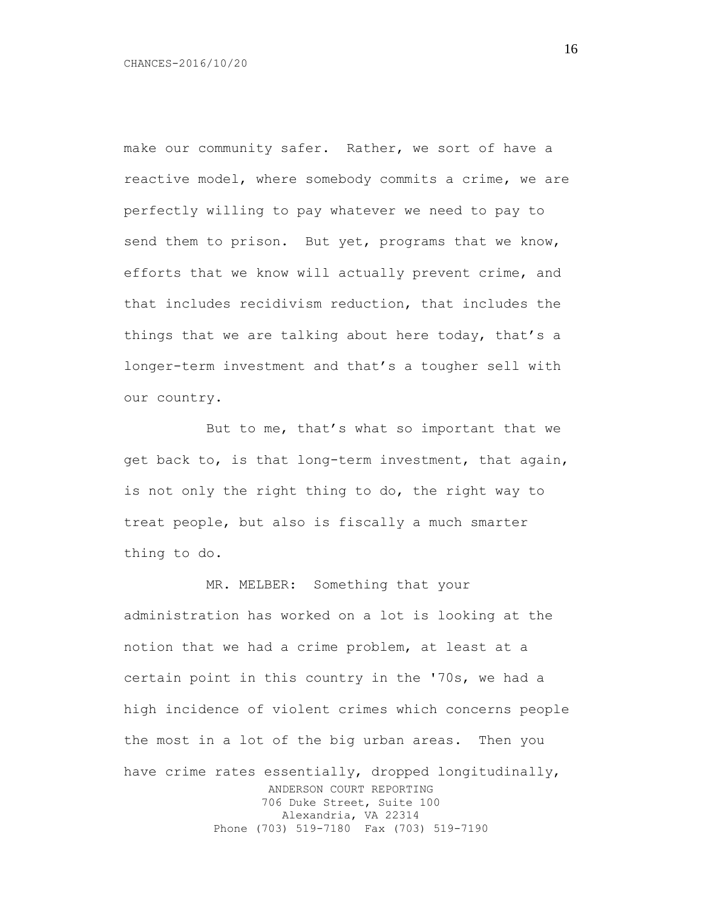make our community safer. Rather, we sort of have a reactive model, where somebody commits a crime, we are perfectly willing to pay whatever we need to pay to send them to prison. But yet, programs that we know, efforts that we know will actually prevent crime, and that includes recidivism reduction, that includes the things that we are talking about here today, that's a longer-term investment and that's a tougher sell with our country.

But to me, that's what so important that we get back to, is that long-term investment, that again, is not only the right thing to do, the right way to treat people, but also is fiscally a much smarter thing to do.

MR. MELBER: Something that your administration has worked on a lot is looking at the notion that we had a crime problem, at least at a certain point in this country in the '70s, we had a high incidence of violent crimes which concerns people the most in a lot of the big urban areas. Then you have crime rates essentially, dropped longitudinally,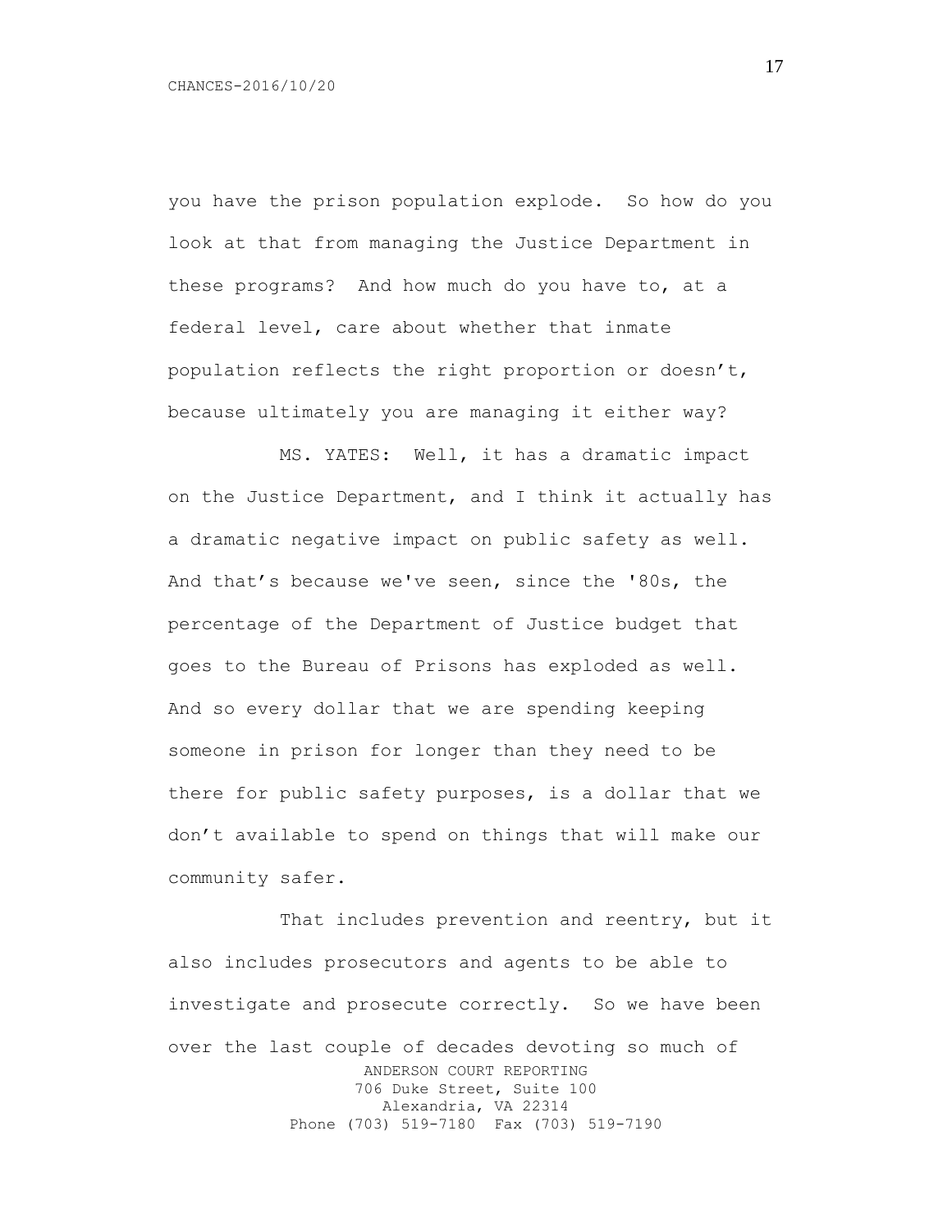you have the prison population explode. So how do you look at that from managing the Justice Department in these programs? And how much do you have to, at a federal level, care about whether that inmate population reflects the right proportion or doesn't, because ultimately you are managing it either way?

MS. YATES: Well, it has a dramatic impact on the Justice Department, and I think it actually has a dramatic negative impact on public safety as well. And that's because we've seen, since the '80s, the percentage of the Department of Justice budget that goes to the Bureau of Prisons has exploded as well. And so every dollar that we are spending keeping someone in prison for longer than they need to be there for public safety purposes, is a dollar that we don't available to spend on things that will make our community safer.

That includes prevention and reentry, but it also includes prosecutors and agents to be able to investigate and prosecute correctly. So we have been over the last couple of decades devoting so much of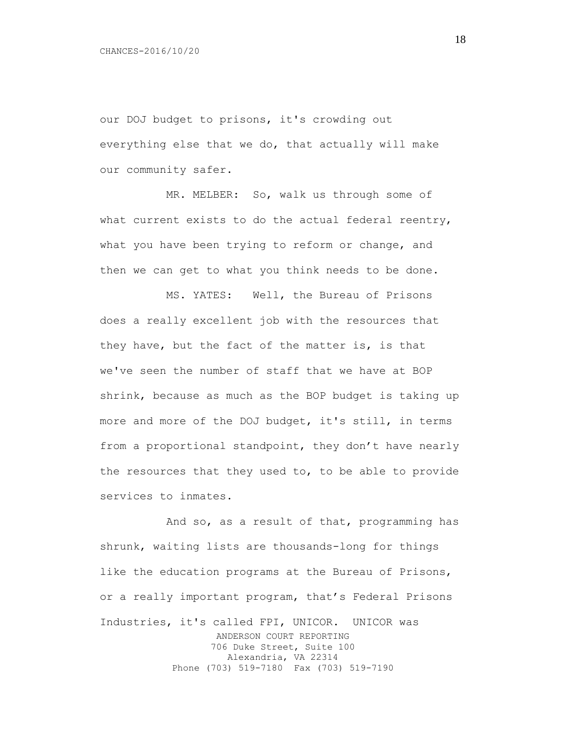our DOJ budget to prisons, it's crowding out everything else that we do, that actually will make our community safer.

MR. MELBER: So, walk us through some of what current exists to do the actual federal reentry, what you have been trying to reform or change, and then we can get to what you think needs to be done.

MS. YATES: Well, the Bureau of Prisons does a really excellent job with the resources that they have, but the fact of the matter is, is that we've seen the number of staff that we have at BOP shrink, because as much as the BOP budget is taking up more and more of the DOJ budget, it's still, in terms from a proportional standpoint, they don't have nearly the resources that they used to, to be able to provide services to inmates.

And so, as a result of that, programming has shrunk, waiting lists are thousands-long for things like the education programs at the Bureau of Prisons, or a really important program, that's Federal Prisons Industries, it's called FPI, UNICOR. UNICOR was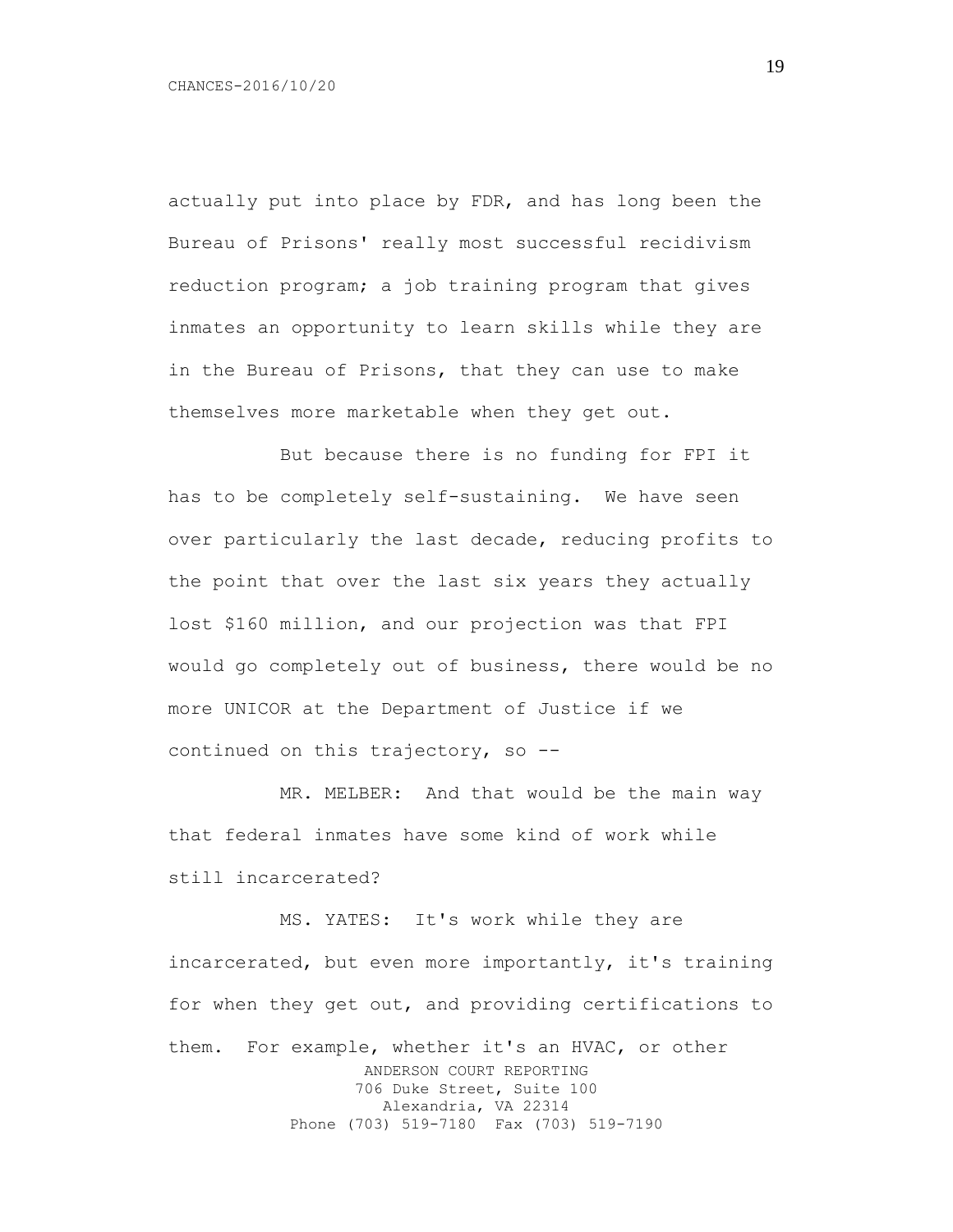actually put into place by FDR, and has long been the Bureau of Prisons' really most successful recidivism reduction program; a job training program that gives inmates an opportunity to learn skills while they are in the Bureau of Prisons, that they can use to make themselves more marketable when they get out.

But because there is no funding for FPI it has to be completely self-sustaining. We have seen over particularly the last decade, reducing profits to the point that over the last six years they actually lost $160 million, and our projection was that FPI would go completely out of business, there would be no more UNICOR at the Department of Justice if we continued on this trajectory, so --

MR. MELBER: And that would be the main way that federal inmates have some kind of work while still incarcerated?

MS. YATES: It's work while they are incarcerated, but even more importantly, it's training for when they get out, and providing certifications to them. For example, whether it's an HVAC, or other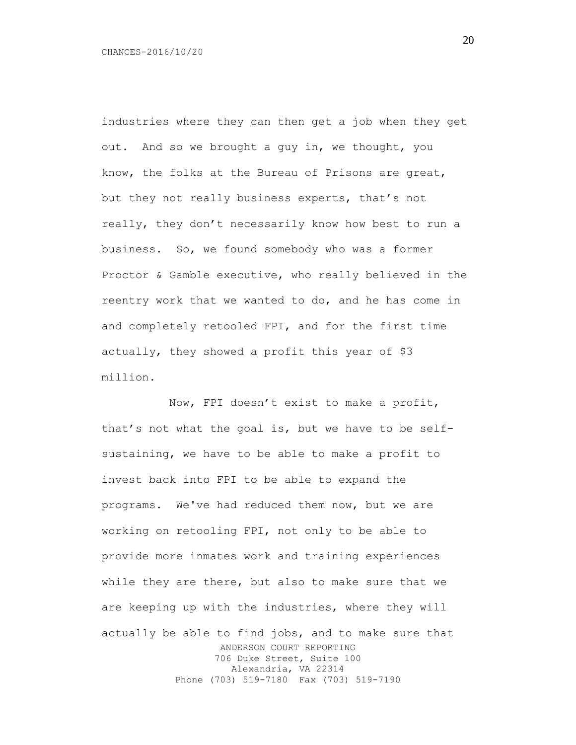industries where they can then get a job when they get out. And so we brought a guy in, we thought, you know, the folks at the Bureau of Prisons are great, but they not really business experts, that's not really, they don't necessarily know how best to run a business. So, we found somebody who was a former Proctor & Gamble executive, who really believed in the reentry work that we wanted to do, and he has come in and completely retooled FPI, and for the first time actually, they showed a profit this year of $3 million.

Now, FPI doesn't exist to make a profit, that's not what the goal is, but we have to be self-sustaining, we have to be able to make a profit to invest back into FPI to be able to expand the programs. We've had reduced them now, but we are working on retooling FPI, not only to be able to provide more inmates work and training experiences while they are there, but also to make sure that we are keeping up with the industries, where they will actually be able to find jobs, and to make sure that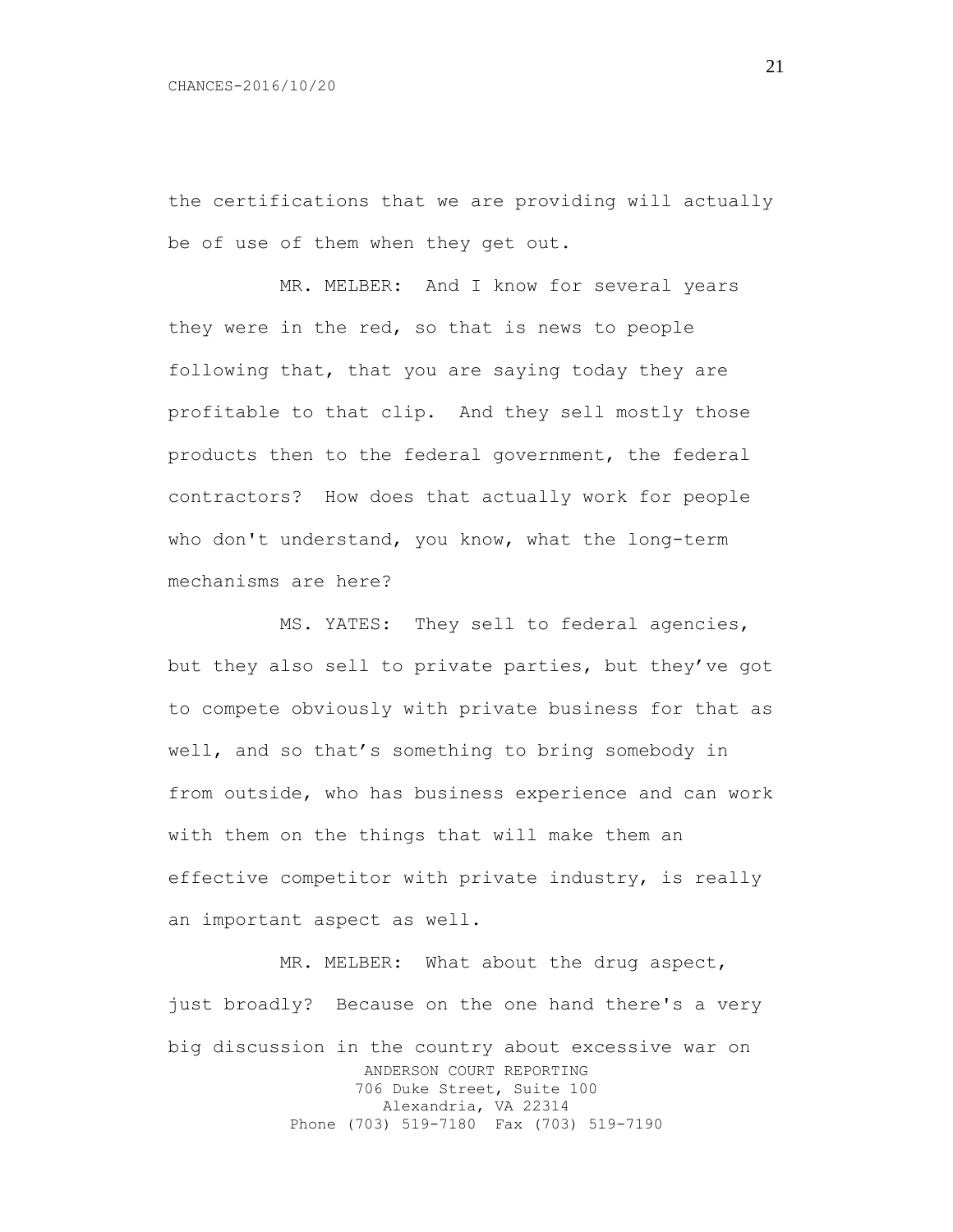the certifications that we are providing will actually be of use of them when they get out.

MR. MELBER: And I know for several years they were in the red, so that is news to people following that, that you are saying today they are profitable to that clip. And they sell mostly those products then to the federal government, the federal contractors? How does that actually work for people who don't understand, you know, what the long-term mechanisms are here?

MS. YATES: They sell to federal agencies, but they also sell to private parties, but they've got to compete obviously with private business for that as well, and so that's something to bring somebody in from outside, who has business experience and can work with them on the things that will make them an effective competitor with private industry, is really an important aspect as well.

MR. MELBER: What about the drug aspect, just broadly? Because on the one hand there's a very big discussion in the country about excessive war on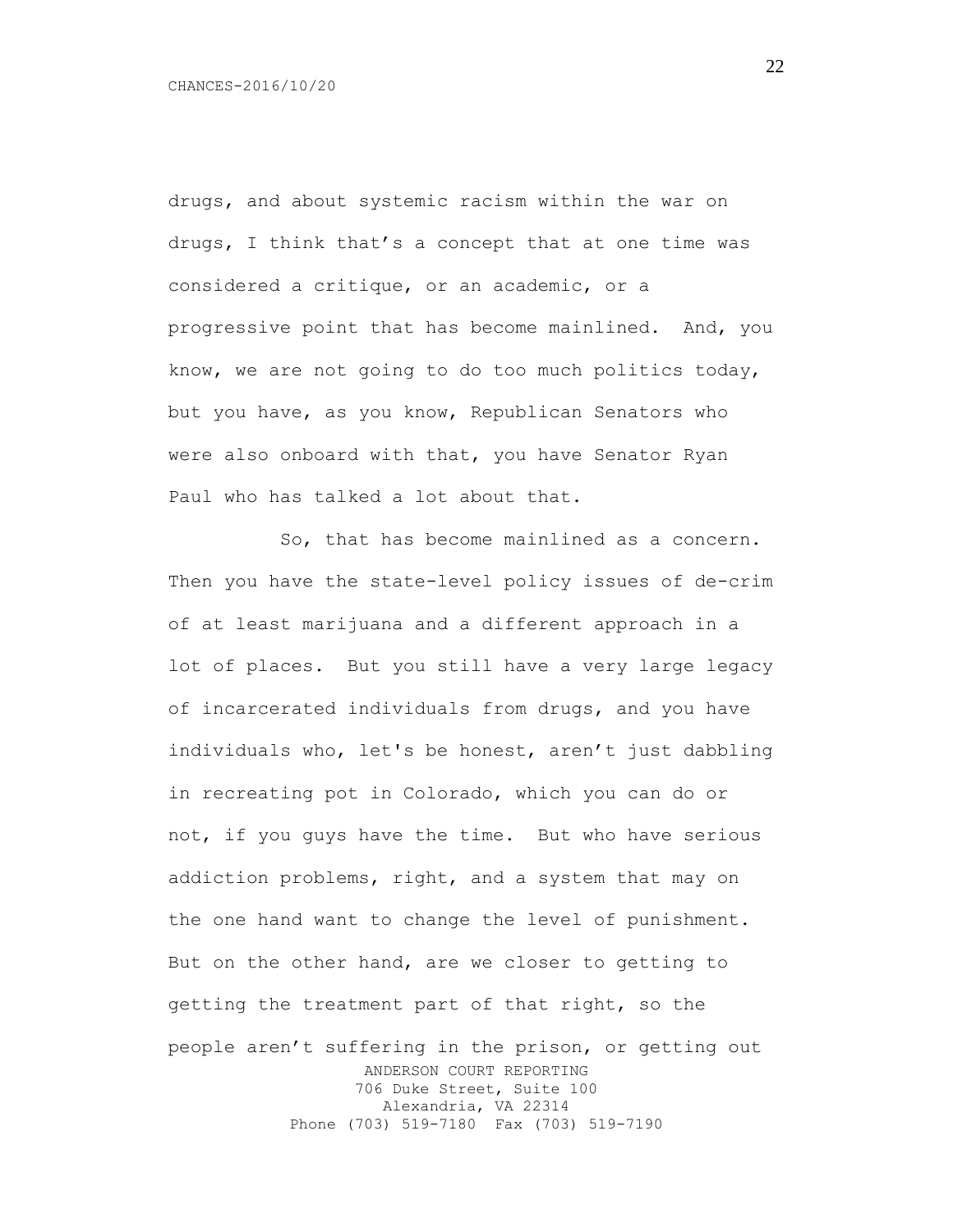drugs, and about systemic racism within the war on drugs, I think that's a concept that at one time was considered a critique, or an academic, or a progressive point that has become mainlined. And, you know, we are not going to do too much politics today, but you have, as you know, Republican Senators who were also onboard with that, you have Senator Ryan Paul who has talked a lot about that.

So, that has become mainlined as a concern. Then you have the state-level policy issues of de-crim of at least marijuana and a different approach in a lot of places. But you still have a very large legacy of incarcerated individuals from drugs, and you have individuals who, let's be honest, aren't just dabbling in recreating pot in Colorado, which you can do or not, if you guys have the time. But who have serious addiction problems, right, and a system that may on the one hand want to change the level of punishment. But on the other hand, are we closer to getting to getting the treatment part of that right, so the people aren't suffering in the prison, or getting out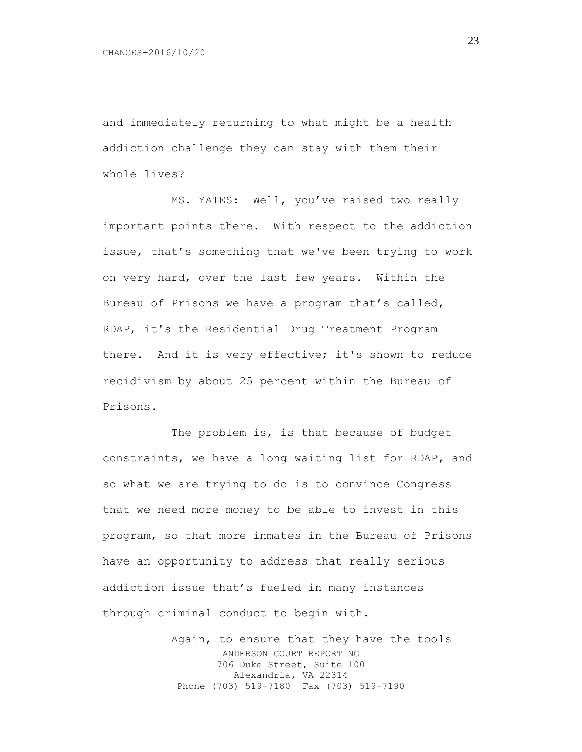and immediately returning to what might be a health addiction challenge they can stay with them their whole lives?

MS. YATES: Well, you've raised two really important points there. With respect to the addiction issue, that's something that we've been trying to work on very hard, over the last few years. Within the Bureau of Prisons we have a program that's called, RDAP, it's the Residential Drug Treatment Program there. And it is very effective; it's shown to reduce recidivism by about 25 percent within the Bureau of Prisons.

The problem is, is that because of budget constraints, we have a long waiting list for RDAP, and so what we are trying to do is to convince Congress that we need more money to be able to invest in this program, so that more inmates in the Bureau of Prisons have an opportunity to address that really serious addiction issue that's fueled in many instances through criminal conduct to begin with.

Again, to ensure that they have the tools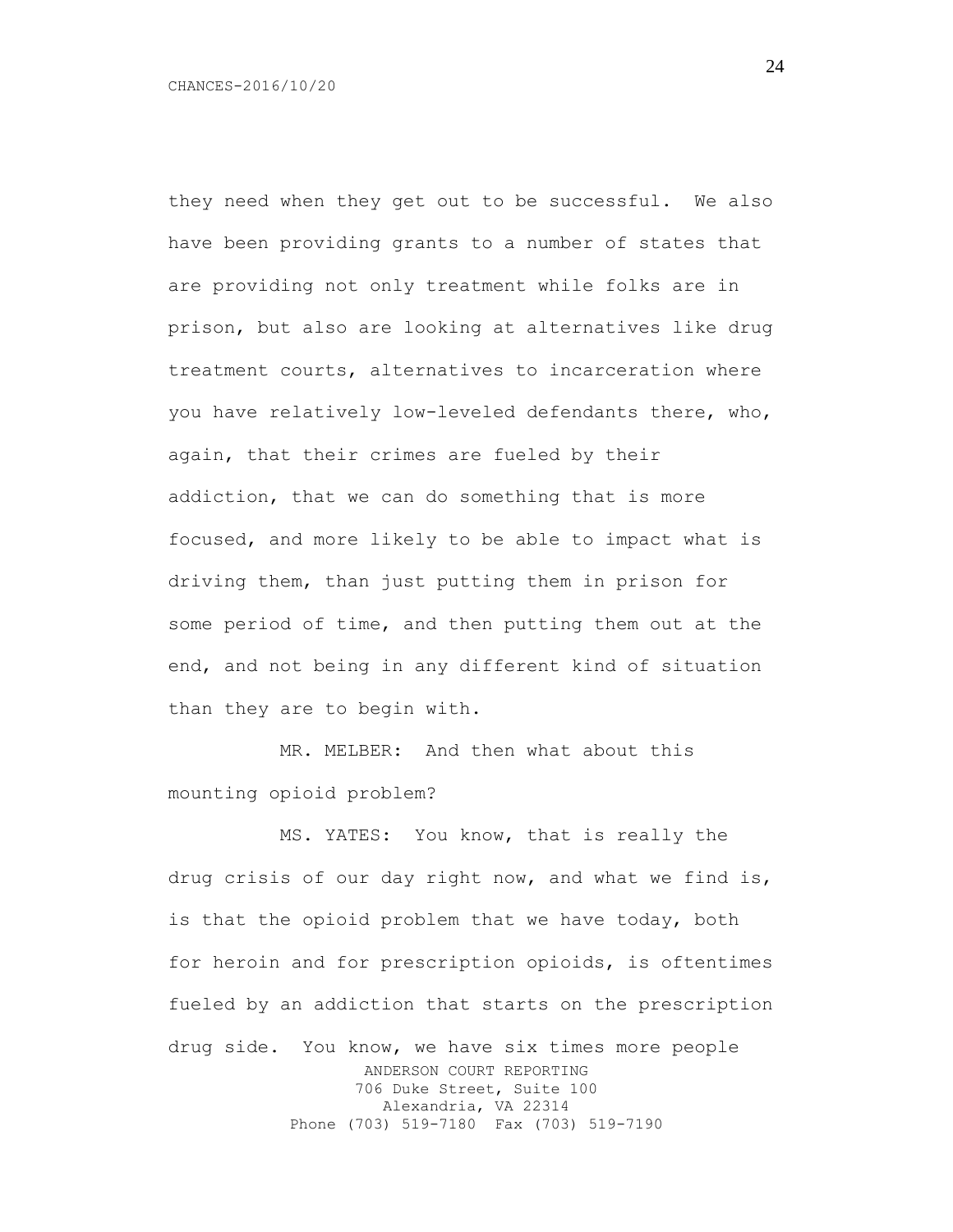they need when they get out to be successful. We also have been providing grants to a number of states that are providing not only treatment while folks are in prison, but also are looking at alternatives like drug treatment courts, alternatives to incarceration where you have relatively low-leveled defendants there, who, again, that their crimes are fueled by their addiction, that we can do something that is more focused, and more likely to be able to impact what is driving them, than just putting them in prison for some period of time, and then putting them out at the end, and not being in any different kind of situation than they are to begin with.

MR. MELBER: And then what about this mounting opioid problem?

MS. YATES: You know, that is really the drug crisis of our day right now, and what we find is, is that the opioid problem that we have today, both for heroin and for prescription opioids, is oftentimes fueled by an addiction that starts on the prescription drug side. You know, we have six times more people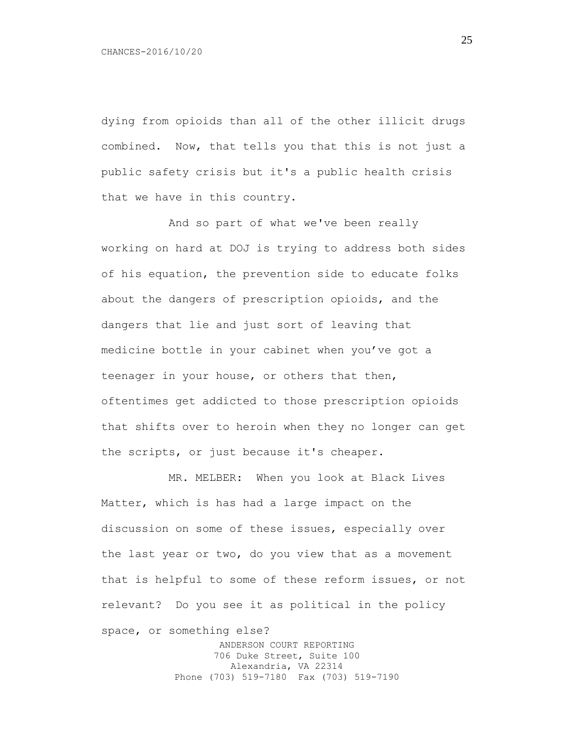dying from opioids than all of the other illicit drugs combined. Now, that tells you that this is not just a public safety crisis but it's a public health crisis that we have in this country.

And so part of what we've been really working on hard at DOJ is trying to address both sides of his equation, the prevention side to educate folks about the dangers of prescription opioids, and the dangers that lie and just sort of leaving that medicine bottle in your cabinet when you've got a teenager in your house, or others that then, oftentimes get addicted to those prescription opioids that shifts over to heroin when they no longer can get the scripts, or just because it's cheaper.

MR. MELBER: When you look at Black Lives Matter, which is has had a large impact on the discussion on some of these issues, especially over the last year or two, do you view that as a movement that is helpful to some of these reform issues, or not relevant? Do you see it as political in the policy space, or something else?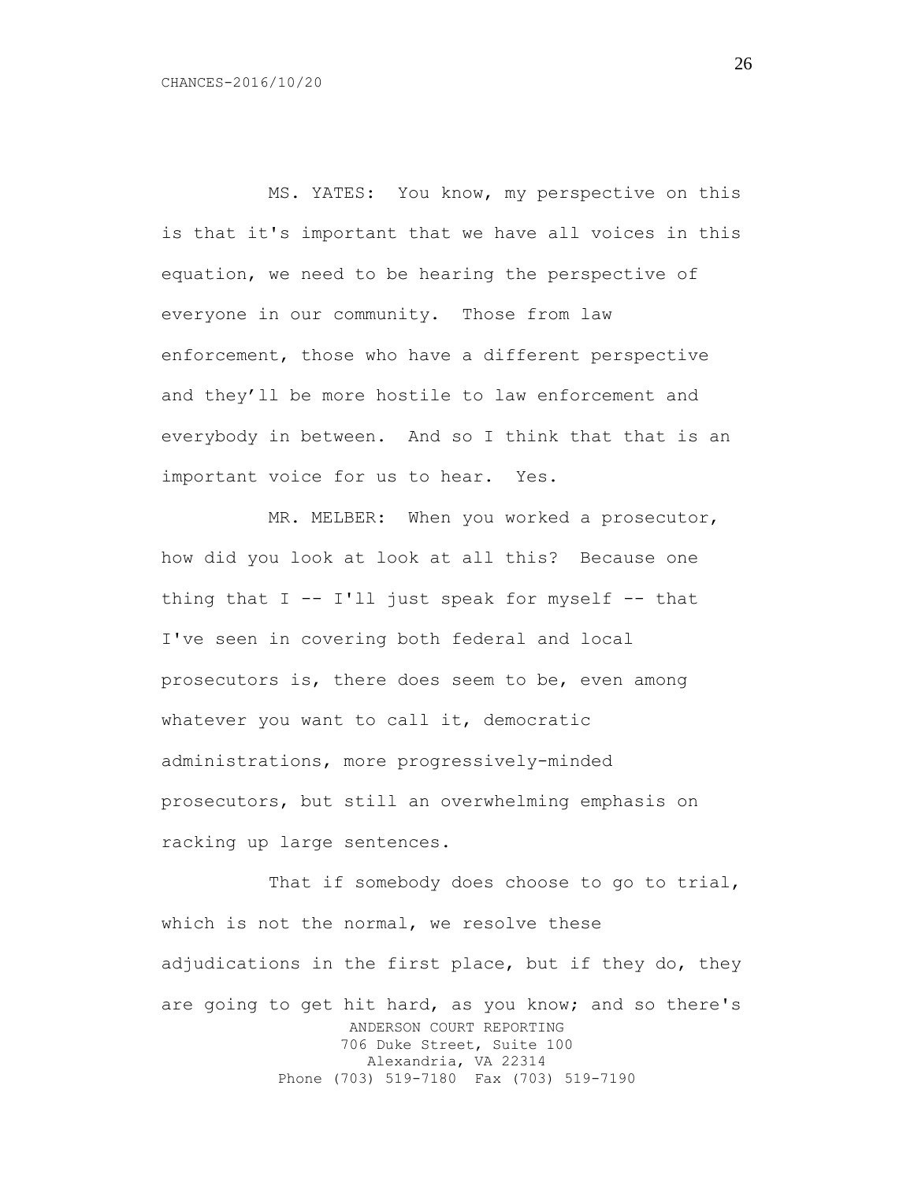MS. YATES: You know, my perspective on this is that it's important that we have all voices in this equation, we need to be hearing the perspective of everyone in our community. Those from law enforcement, those who have a different perspective and they'll be more hostile to law enforcement and everybody in between. And so I think that that is an important voice for us to hear. Yes.

MR. MELBER: When you worked a prosecutor, how did you look at look at all this? Because one thing that I -- I'll just speak for myself -- that I've seen in covering both federal and local prosecutors is, there does seem to be, even among whatever you want to call it, democratic administrations, more progressively-minded prosecutors, but still an overwhelming emphasis on racking up large sentences.

That if somebody does choose to go to trial, which is not the normal, we resolve these adjudications in the first place, but if they do, they are going to get hit hard, as you know; and so there's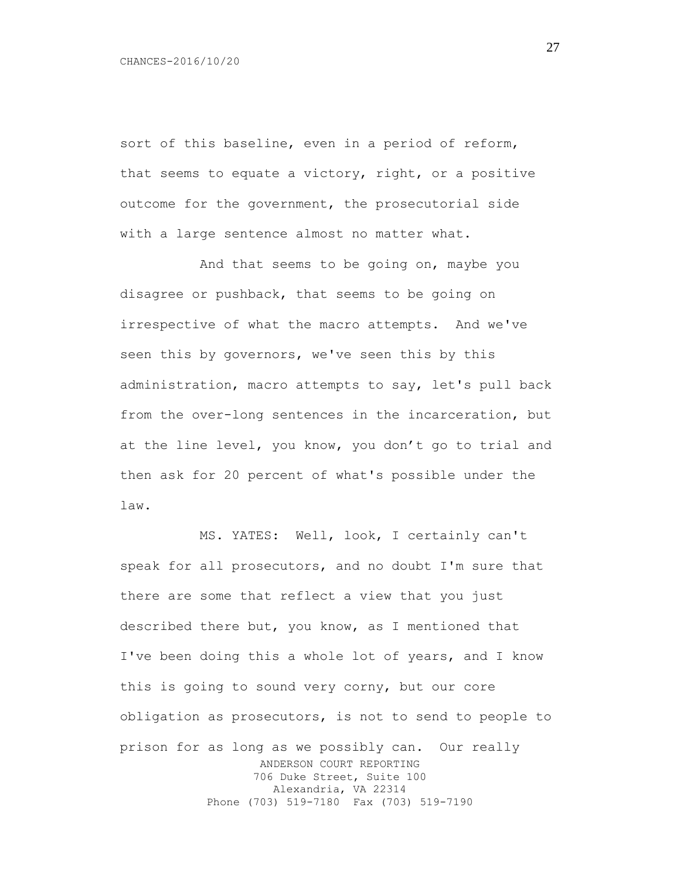sort of this baseline, even in a period of reform, that seems to equate a victory, right, or a positive outcome for the government, the prosecutorial side with a large sentence almost no matter what.

And that seems to be going on, maybe you disagree or pushback, that seems to be going on irrespective of what the macro attempts. And we've seen this by governors, we've seen this by this administration, macro attempts to say, let's pull back from the over-long sentences in the incarceration, but at the line level, you know, you don't go to trial and then ask for 20 percent of what's possible under the law.

MS. YATES: Well, look, I certainly can't speak for all prosecutors, and no doubt I'm sure that there are some that reflect a view that you just described there but, you know, as I mentioned that I've been doing this a whole lot of years, and I know this is going to sound very corny, but our core obligation as prosecutors, is not to send to people to prison for as long as we possibly can. Our really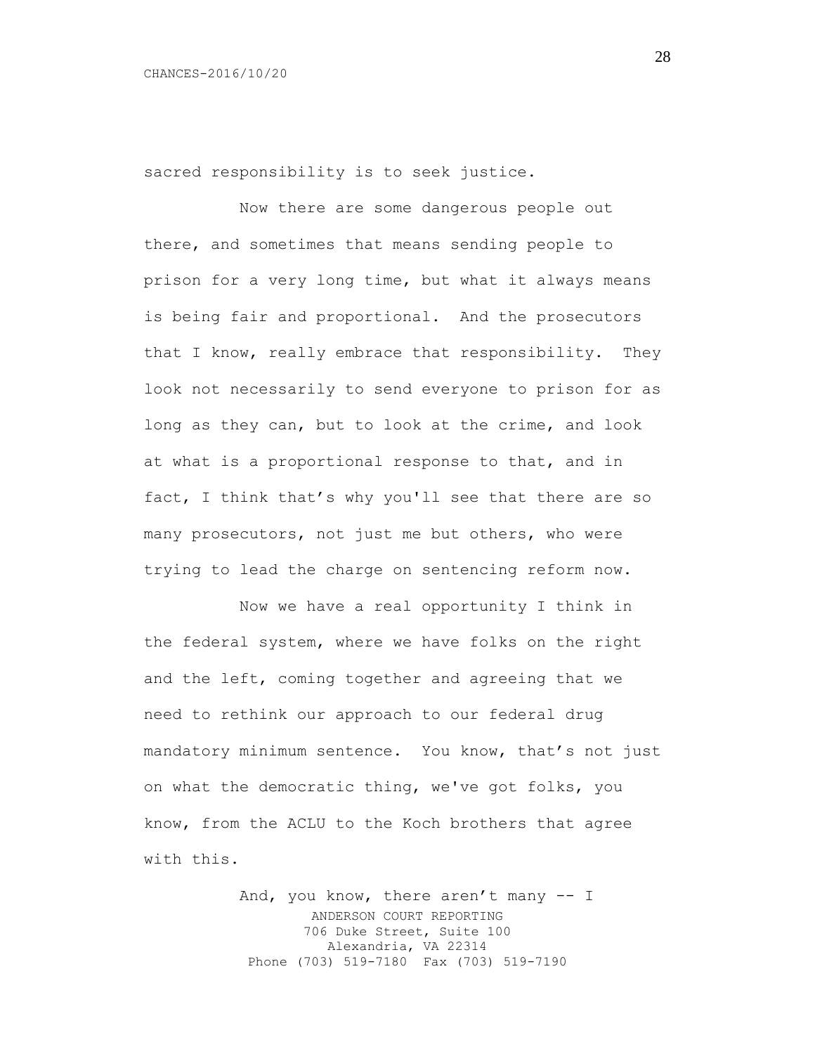sacred responsibility is to seek justice.

Now there are some dangerous people out there, and sometimes that means sending people to prison for a very long time, but what it always means is being fair and proportional. And the prosecutors that I know, really embrace that responsibility. They look not necessarily to send everyone to prison for as long as they can, but to look at the crime, and look at what is a proportional response to that, and in fact, I think that's why you'll see that there are so many prosecutors, not just me but others, who were trying to lead the charge on sentencing reform now.

Now we have a real opportunity I think in the federal system, where we have folks on the right and the left, coming together and agreeing that we need to rethink our approach to our federal drug mandatory minimum sentence. You know, that's not just on what the democratic thing, we've got folks, you know, from the ACLU to the Koch brothers that agree with this.

And, you know, there aren't many -- I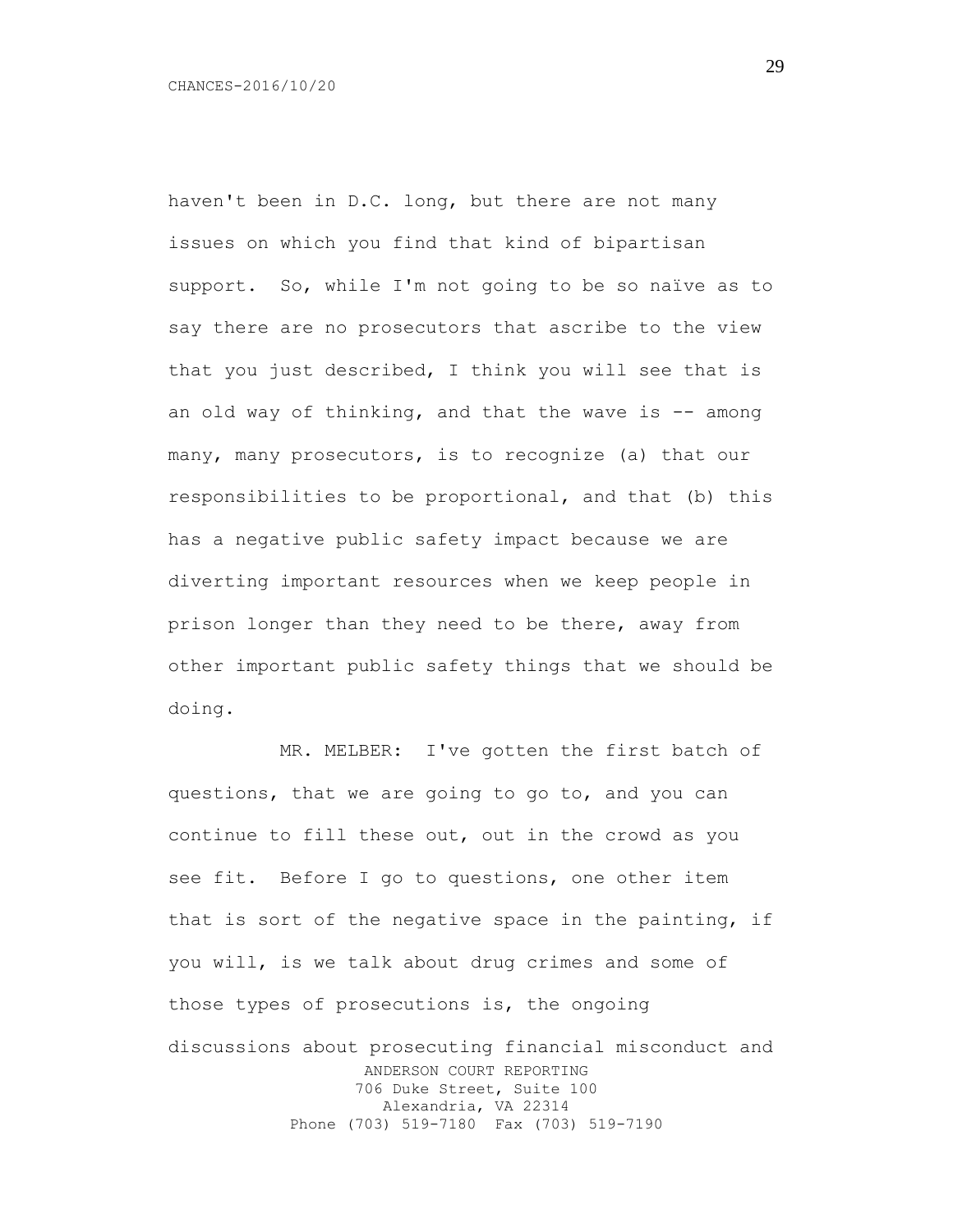haven't been in D.C. long, but there are not many issues on which you find that kind of bipartisan support. So, while I'm not going to be so naïve as to say there are no prosecutors that ascribe to the view that you just described, I think you will see that is an old way of thinking, and that the wave is -- among many, many prosecutors, is to recognize (a) that our responsibilities to be proportional, and that (b) this has a negative public safety impact because we are diverting important resources when we keep people in prison longer than they need to be there, away from other important public safety things that we should be doing.

MR. MELBER: I've gotten the first batch of questions, that we are going to go to, and you can continue to fill these out, out in the crowd as you see fit. Before I go to questions, one other item that is sort of the negative space in the painting, if you will, is we talk about drug crimes and some of those types of prosecutions is, the ongoing discussions about prosecuting financial misconduct and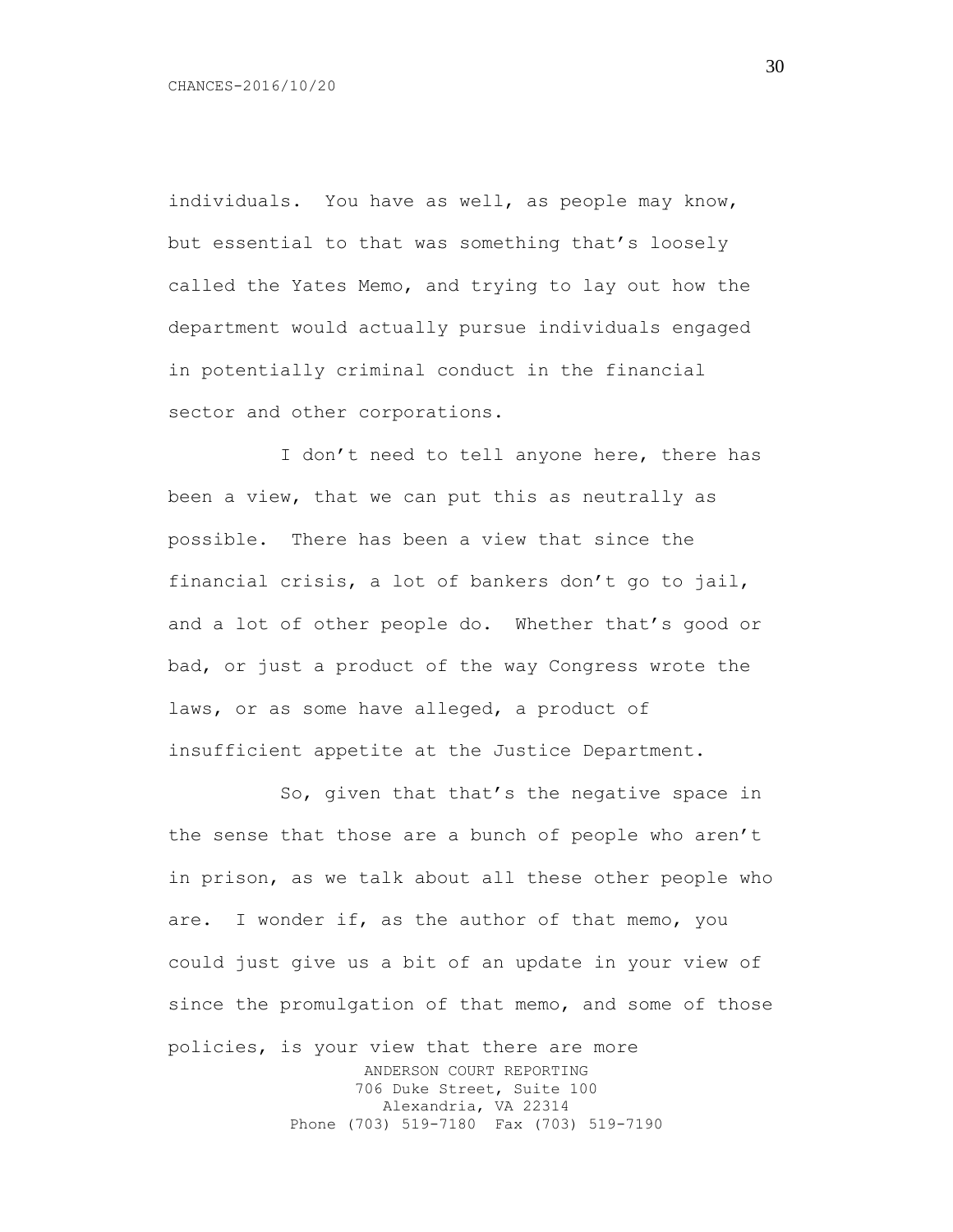individuals. You have as well, as people may know, but essential to that was something that's loosely called the Yates Memo, and trying to lay out how the department would actually pursue individuals engaged in potentially criminal conduct in the financial sector and other corporations.

I don't need to tell anyone here, there has been a view, that we can put this as neutrally as possible. There has been a view that since the financial crisis, a lot of bankers don't go to jail, and a lot of other people do. Whether that's good or bad, or just a product of the way Congress wrote the laws, or as some have alleged, a product of insufficient appetite at the Justice Department.

So, given that that's the negative space in the sense that those are a bunch of people who aren't in prison, as we talk about all these other people who are. I wonder if, as the author of that memo, you could just give us a bit of an update in your view of since the promulgation of that memo, and some of those policies, is your view that there are more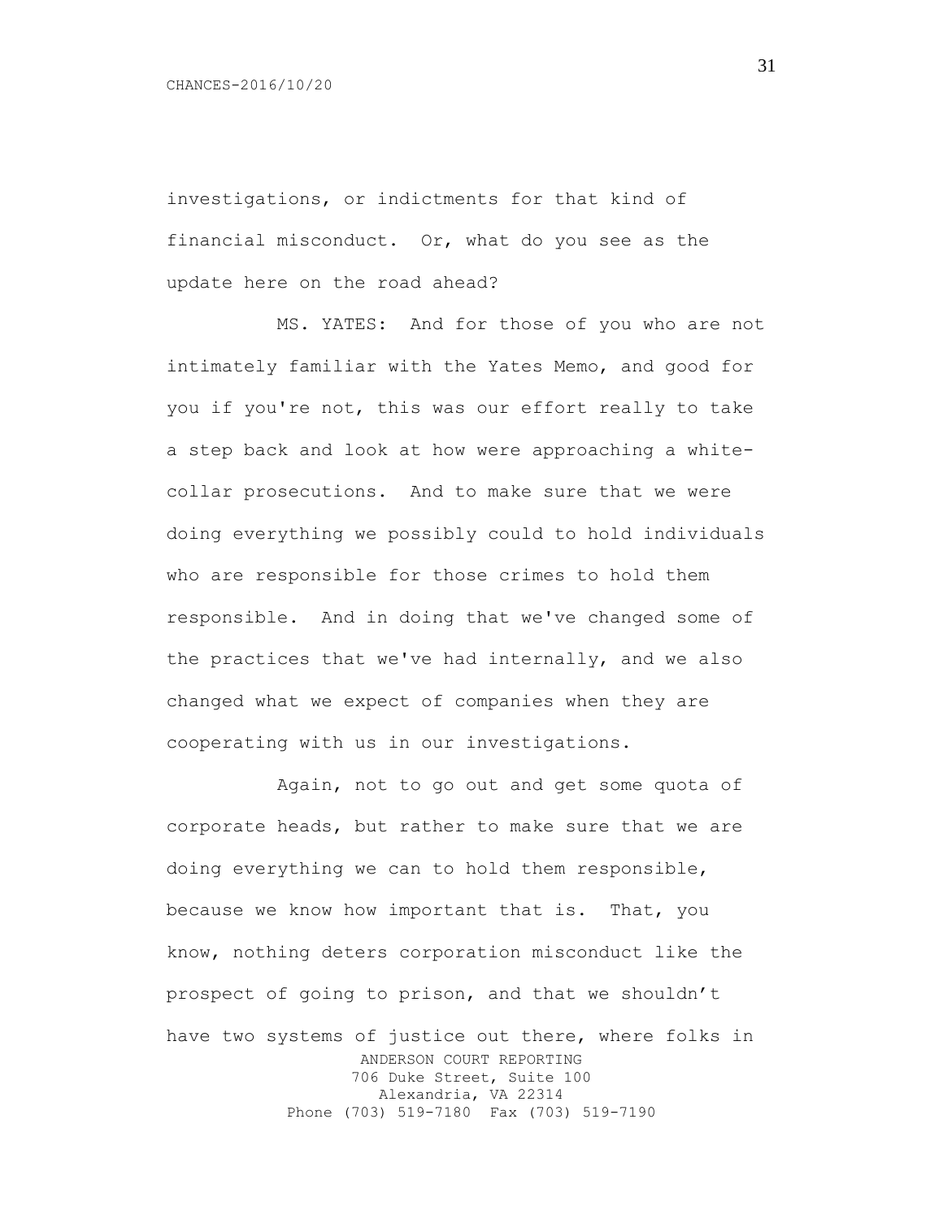investigations, or indictments for that kind of financial misconduct. Or, what do you see as the update here on the road ahead?

MS. YATES: And for those of you who are not intimately familiar with the Yates Memo, and good for you if you're not, this was our effort really to take a step back and look at how were approaching a white-collar prosecutions. And to make sure that we were doing everything we possibly could to hold individuals who are responsible for those crimes to hold them responsible. And in doing that we've changed some of the practices that we've had internally, and we also changed what we expect of companies when they are cooperating with us in our investigations.

Again, not to go out and get some quota of corporate heads, but rather to make sure that we are doing everything we can to hold them responsible, because we know how important that is. That, you know, nothing deters corporation misconduct like the prospect of going to prison, and that we shouldn't have two systems of justice out there, where folks in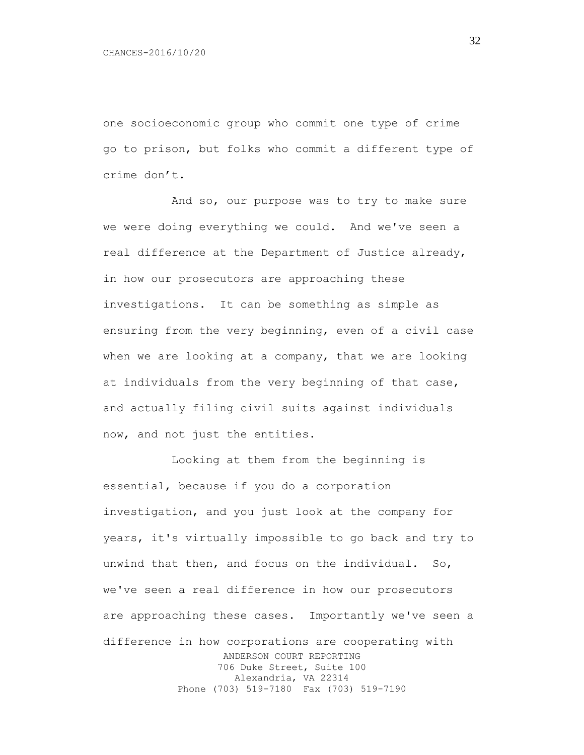one socioeconomic group who commit one type of crime go to prison, but folks who commit a different type of crime don't.

And so, our purpose was to try to make sure we were doing everything we could. And we've seen a real difference at the Department of Justice already, in how our prosecutors are approaching these investigations. It can be something as simple as ensuring from the very beginning, even of a civil case when we are looking at a company, that we are looking at individuals from the very beginning of that case, and actually filing civil suits against individuals now, and not just the entities.

Looking at them from the beginning is essential, because if you do a corporation investigation, and you just look at the company for years, it's virtually impossible to go back and try to unwind that then, and focus on the individual. So, we've seen a real difference in how our prosecutors are approaching these cases. Importantly we've seen a difference in how corporations are cooperating with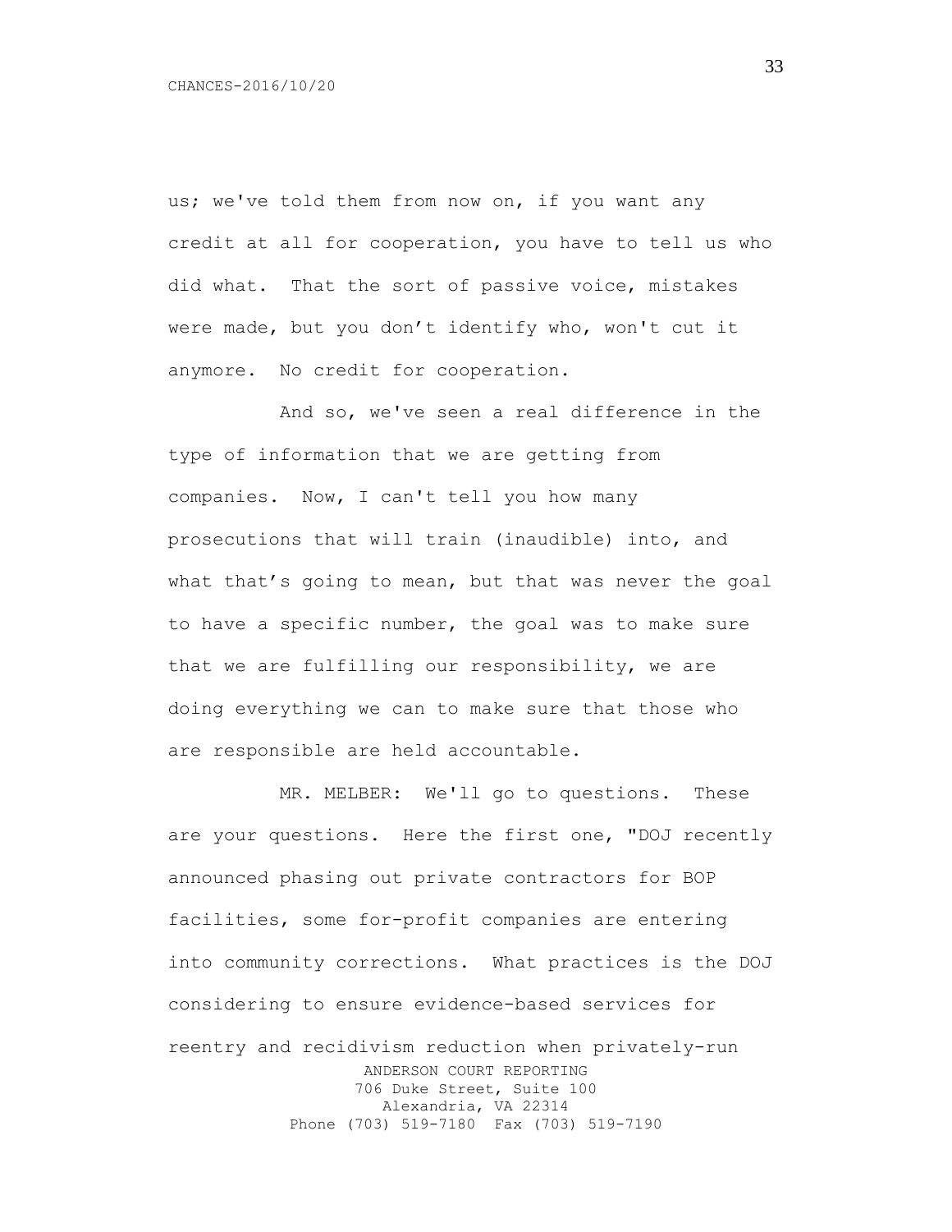us; we've told them from now on, if you want any credit at all for cooperation, you have to tell us who did what. That the sort of passive voice, mistakes were made, but you don't identify who, won't cut it anymore. No credit for cooperation.

And so, we've seen a real difference in the type of information that we are getting from companies. Now, I can't tell you how many prosecutions that will train (inaudible) into, and what that's going to mean, but that was never the goal to have a specific number, the goal was to make sure that we are fulfilling our responsibility, we are doing everything we can to make sure that those who are responsible are held accountable.

MR. MELBER: We'll go to questions. These are your questions. Here the first one, "DOJ recently announced phasing out private contractors for BOP facilities, some for-profit companies are entering into community corrections. What practices is the DOJ considering to ensure evidence-based services for reentry and recidivism reduction when privately-run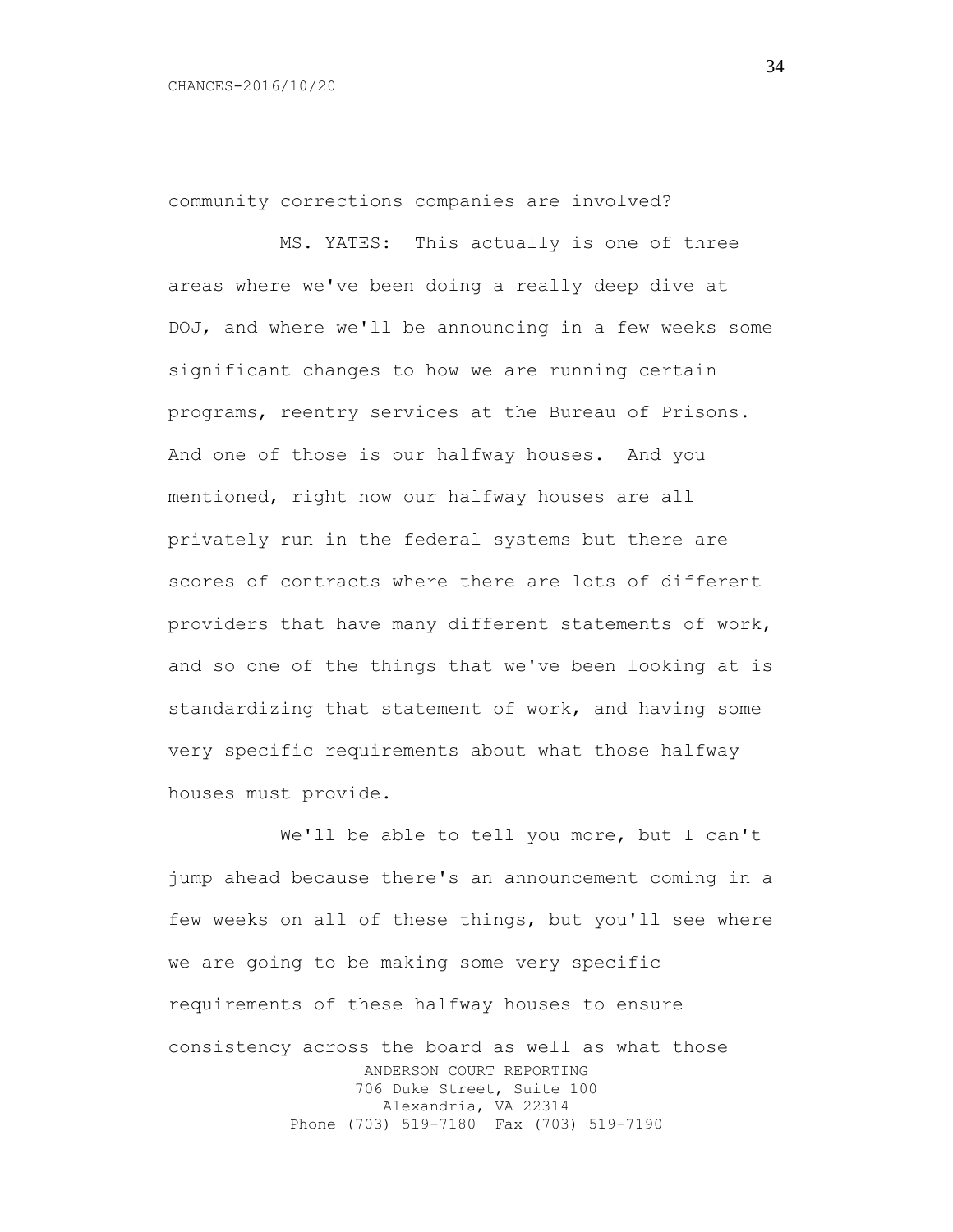community corrections companies are involved?

MS. YATES: This actually is one of three areas where we've been doing a really deep dive at DOJ, and where we'll be announcing in a few weeks some significant changes to how we are running certain programs, reentry services at the Bureau of Prisons. And one of those is our halfway houses. And you mentioned, right now our halfway houses are all privately run in the federal systems but there are scores of contracts where there are lots of different providers that have many different statements of work, and so one of the things that we've been looking at is standardizing that statement of work, and having some very specific requirements about what those halfway houses must provide.

We'll be able to tell you more, but I can't jump ahead because there's an announcement coming in a few weeks on all of these things, but you'll see where we are going to be making some very specific requirements of these halfway houses to ensure consistency across the board as well as what those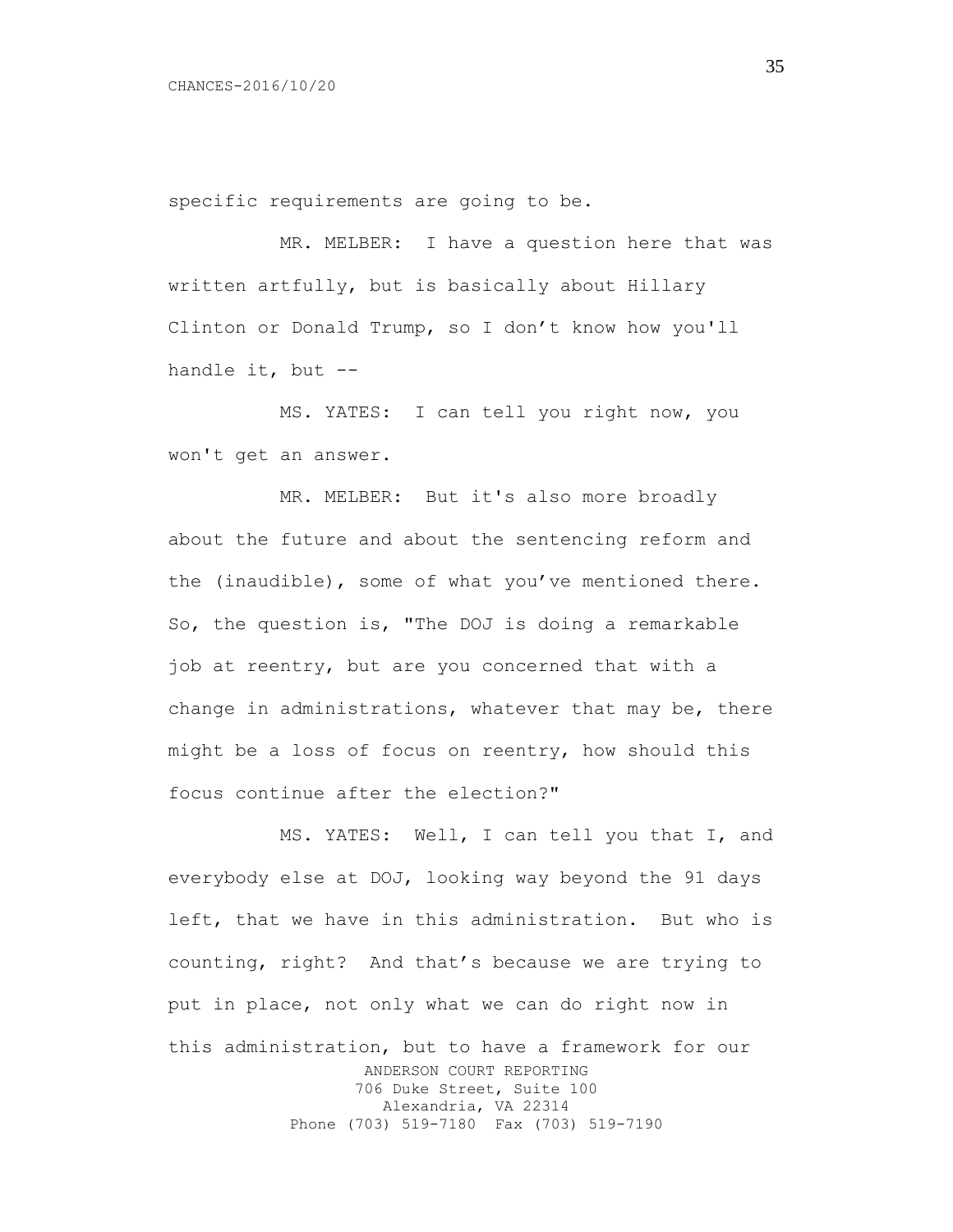specific requirements are going to be.

MR. MELBER: I have a question here that was written artfully, but is basically about Hillary Clinton or Donald Trump, so I don't know how you'll handle it, but --

MS. YATES: I can tell you right now, you won't get an answer.

MR. MELBER: But it's also more broadly about the future and about the sentencing reform and the (inaudible), some of what you've mentioned there. So, the question is, "The DOJ is doing a remarkable job at reentry, but are you concerned that with a change in administrations, whatever that may be, there might be a loss of focus on reentry, how should this focus continue after the election?"

MS. YATES: Well, I can tell you that I, and everybody else at DOJ, looking way beyond the 91 days left, that we have in this administration. But who is counting, right? And that's because we are trying to put in place, not only what we can do right now in this administration, but to have a framework for our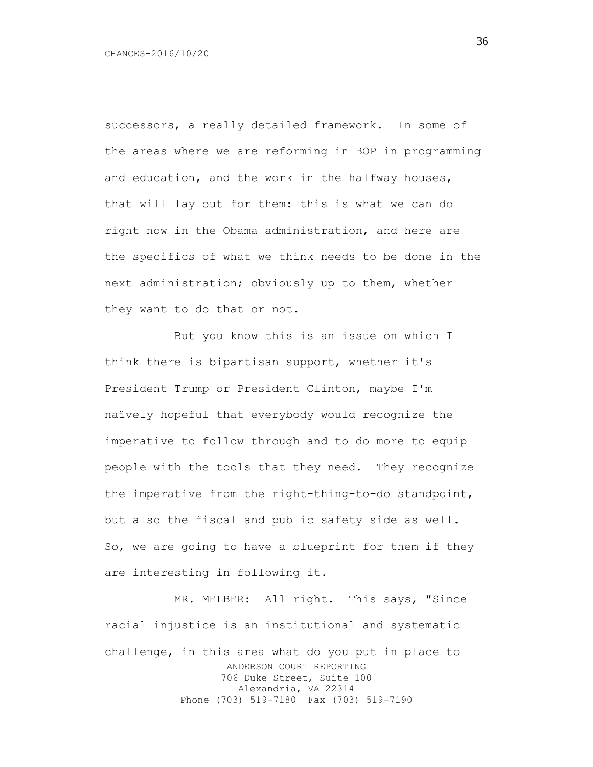successors, a really detailed framework. In some of the areas where we are reforming in BOP in programming and education, and the work in the halfway houses, that will lay out for them: this is what we can do right now in the Obama administration, and here are the specifics of what we think needs to be done in the next administration; obviously up to them, whether they want to do that or not.

But you know this is an issue on which I think there is bipartisan support, whether it's President Trump or President Clinton, maybe I'm naïvely hopeful that everybody would recognize the imperative to follow through and to do more to equip people with the tools that they need. They recognize the imperative from the right-thing-to-do standpoint, but also the fiscal and public safety side as well. So, we are going to have a blueprint for them if they are interesting in following it.

MR. MELBER: All right. This says, "Since racial injustice is an institutional and systematic challenge, in this area what do you put in place to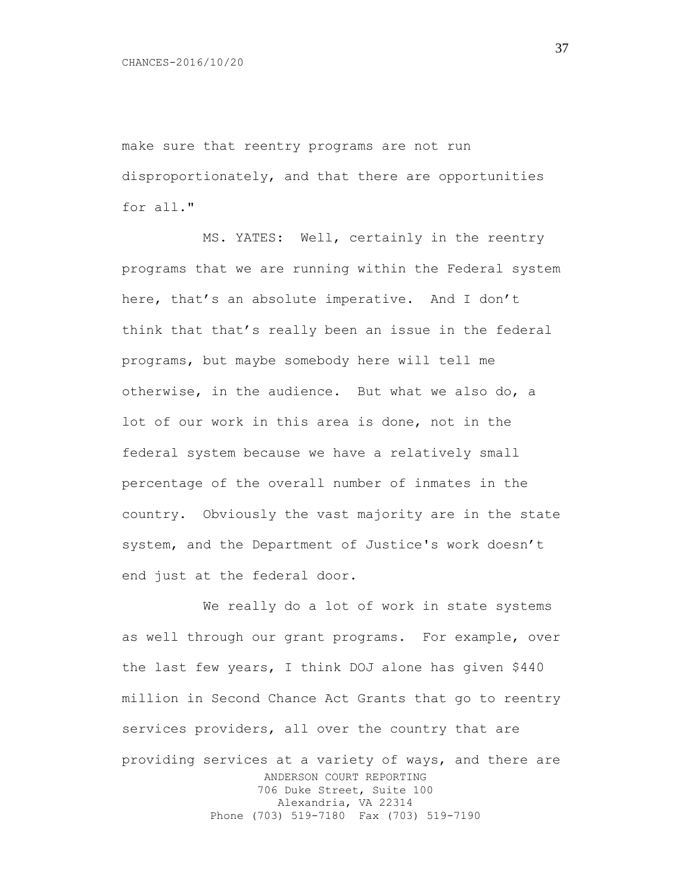make sure that reentry programs are not run disproportionately, and that there are opportunities for all."

MS. YATES: Well, certainly in the reentry programs that we are running within the Federal system here, that's an absolute imperative. And I don't think that that's really been an issue in the federal programs, but maybe somebody here will tell me otherwise, in the audience. But what we also do, a lot of our work in this area is done, not in the federal system because we have a relatively small percentage of the overall number of inmates in the country. Obviously the vast majority are in the state system, and the Department of Justice's work doesn't end just at the federal door.

We really do a lot of work in state systems as well through our grant programs. For example, over the last few years, I think DOJ alone has given $440 million in Second Chance Act Grants that go to reentry services providers, all over the country that are providing services at a variety of ways, and there are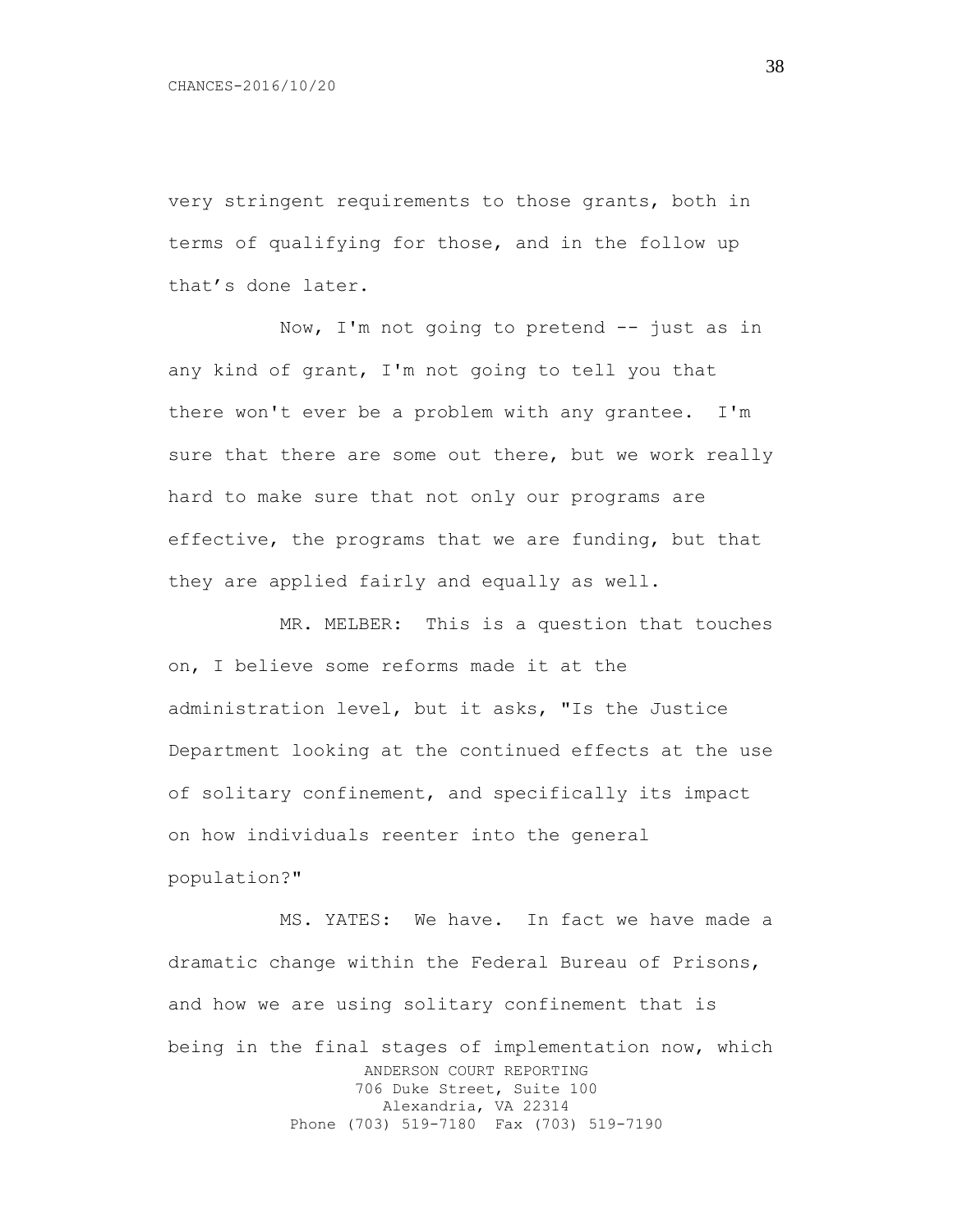very stringent requirements to those grants, both in terms of qualifying for those, and in the follow up that's done later.

Now, I'm not going to pretend -- just as in any kind of grant, I'm not going to tell you that there won't ever be a problem with any grantee. I'm sure that there are some out there, but we work really hard to make sure that not only our programs are effective, the programs that we are funding, but that they are applied fairly and equally as well.

MR. MELBER: This is a question that touches on, I believe some reforms made it at the administration level, but it asks, "Is the Justice Department looking at the continued effects at the use of solitary confinement, and specifically its impact on how individuals reenter into the general population?"

MS. YATES: We have. In fact we have made a dramatic change within the Federal Bureau of Prisons, and how we are using solitary confinement that is being in the final stages of implementation now, which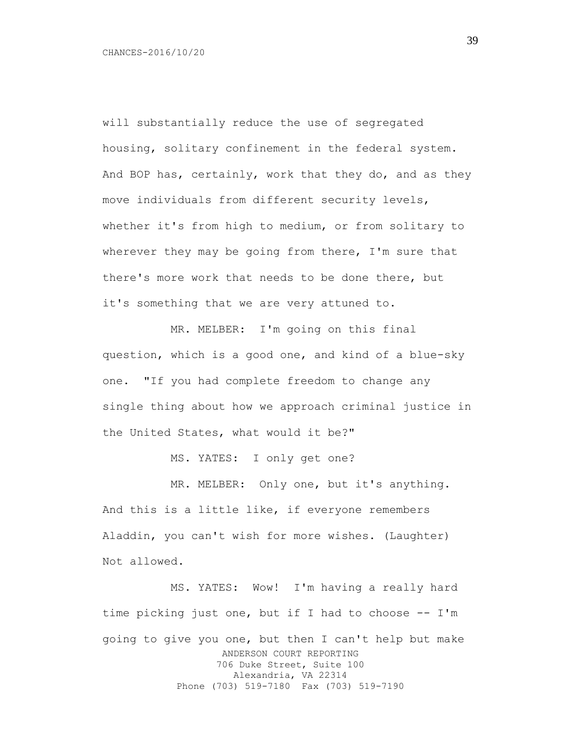will substantially reduce the use of segregated housing, solitary confinement in the federal system. And BOP has, certainly, work that they do, and as they move individuals from different security levels, whether it's from high to medium, or from solitary to wherever they may be going from there, I'm sure that there's more work that needs to be done there, but it's something that we are very attuned to.

MR. MELBER: I'm going on this final question, which is a good one, and kind of a blue-sky one. "If you had complete freedom to change any single thing about how we approach criminal justice in the United States, what would it be?"

MS. YATES: I only get one?

MR. MELBER: Only one, but it's anything. And this is a little like, if everyone remembers Aladdin, you can't wish for more wishes. (Laughter) Not allowed.

MS. YATES: Wow! I'm having a really hard time picking just one, but if I had to choose -- I'm going to give you one, but then I can't help but make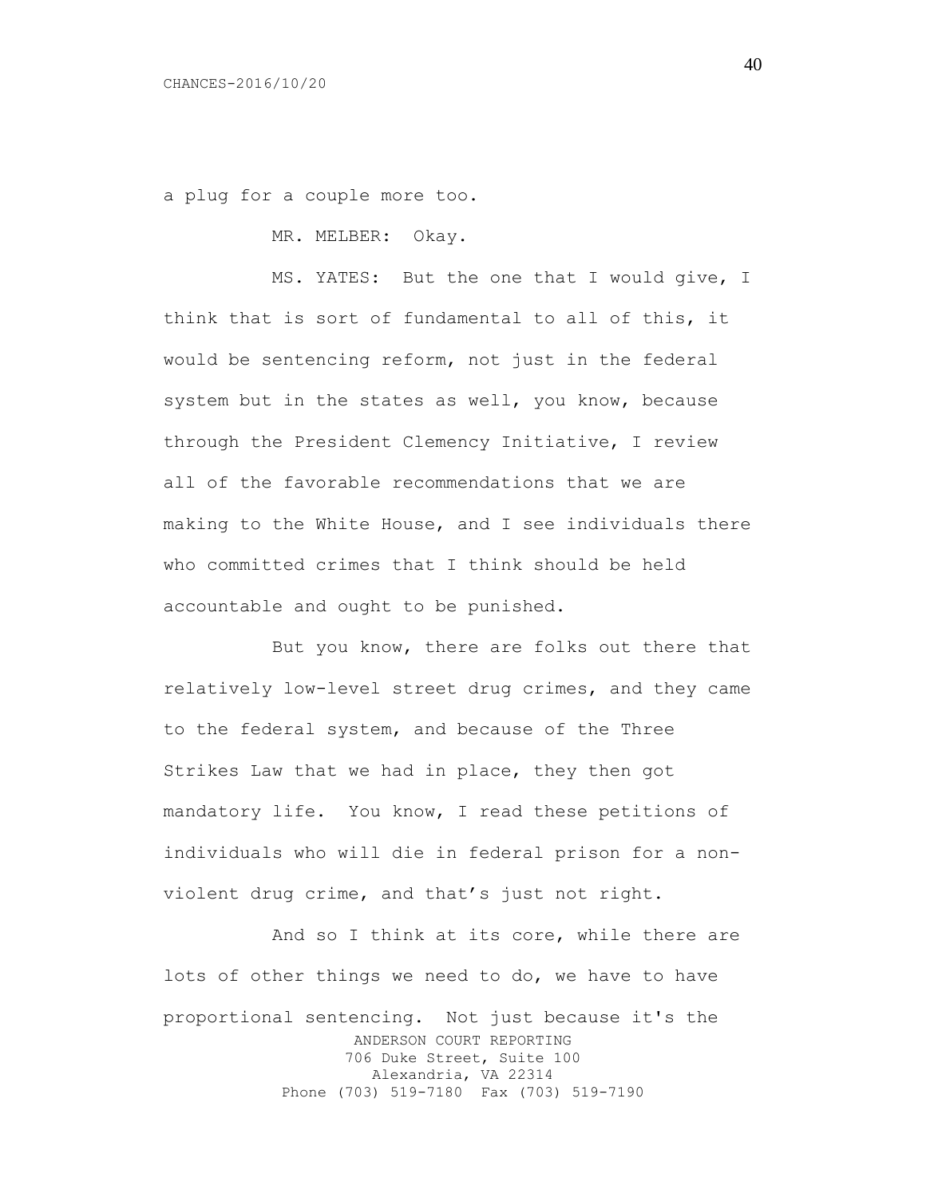a plug for a couple more too.

MR. MELBER: Okay.

MS. YATES: But the one that I would give, I think that is sort of fundamental to all of this, it would be sentencing reform, not just in the federal system but in the states as well, you know, because through the President Clemency Initiative, I review all of the favorable recommendations that we are making to the White House, and I see individuals there who committed crimes that I think should be held accountable and ought to be punished.

But you know, there are folks out there that relatively low-level street drug crimes, and they came to the federal system, and because of the Three Strikes Law that we had in place, they then got mandatory life. You know, I read these petitions of individuals who will die in federal prison for a non-violent drug crime, and that's just not right.

And so I think at its core, while there are lots of other things we need to do, we have to have proportional sentencing. Not just because it's the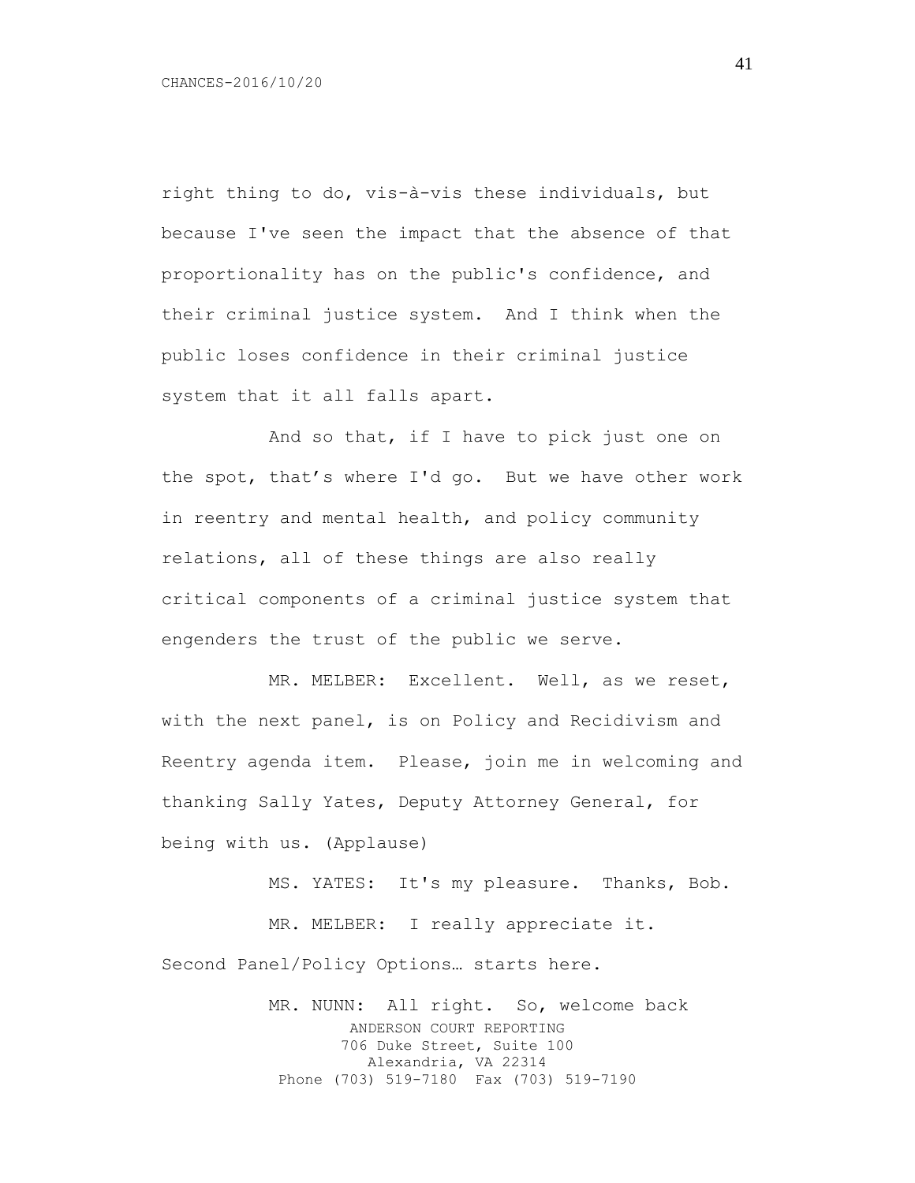right thing to do, vis-à-vis these individuals, but because I've seen the impact that the absence of that proportionality has on the public's confidence, and their criminal justice system. And I think when the public loses confidence in their criminal justice system that it all falls apart.

And so that, if I have to pick just one on the spot, that's where I'd go. But we have other work in reentry and mental health, and policy community relations, all of these things are also really critical components of a criminal justice system that engenders the trust of the public we serve.

MR. MELBER: Excellent. Well, as we reset, with the next panel, is on Policy and Recidivism and Reentry agenda item. Please, join me in welcoming and thanking Sally Yates, Deputy Attorney General, for being with us. (Applause)

MS. YATES: It's my pleasure. Thanks, Bob.

MR. MELBER: I really appreciate it.

Second Panel/Policy Options… starts here.

MR. NUNN: All right. So, welcome back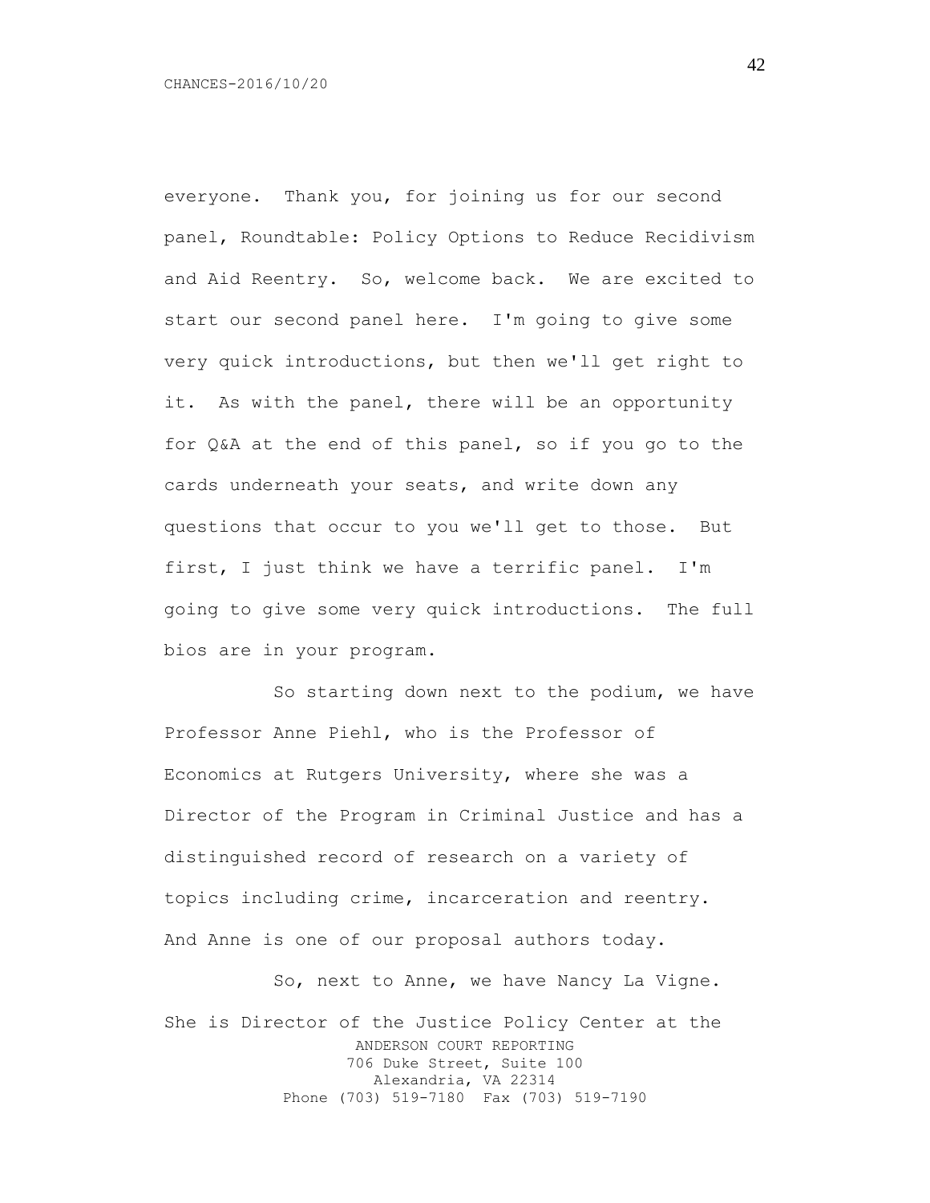everyone. Thank you, for joining us for our second panel, Roundtable: Policy Options to Reduce Recidivism and Aid Reentry. So, welcome back. We are excited to start our second panel here. I'm going to give some very quick introductions, but then we'll get right to it. As with the panel, there will be an opportunity for Q&A at the end of this panel, so if you go to the cards underneath your seats, and write down any questions that occur to you we'll get to those. But first, I just think we have a terrific panel. I'm going to give some very quick introductions. The full bios are in your program.

So starting down next to the podium, we have Professor Anne Piehl, who is the Professor of Economics at Rutgers University, where she was a Director of the Program in Criminal Justice and has a distinguished record of research on a variety of topics including crime, incarceration and reentry. And Anne is one of our proposal authors today.

So, next to Anne, we have Nancy La Vigne. She is Director of the Justice Policy Center at the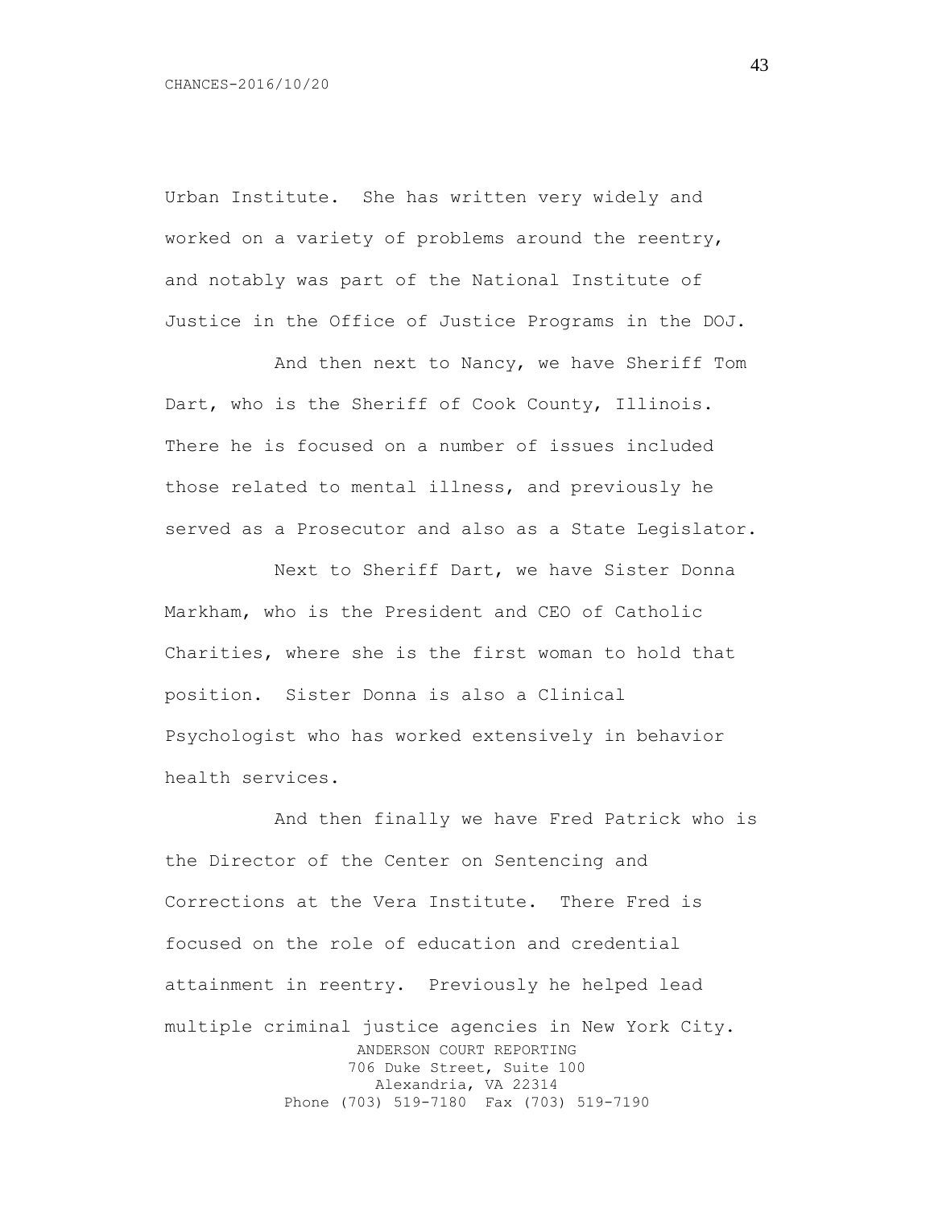Urban Institute. She has written very widely and worked on a variety of problems around the reentry, and notably was part of the National Institute of Justice in the Office of Justice Programs in the DOJ.

And then next to Nancy, we have Sheriff Tom Dart, who is the Sheriff of Cook County, Illinois. There he is focused on a number of issues included those related to mental illness, and previously he served as a Prosecutor and also as a State Legislator.

Next to Sheriff Dart, we have Sister Donna Markham, who is the President and CEO of Catholic Charities, where she is the first woman to hold that position. Sister Donna is also a Clinical Psychologist who has worked extensively in behavior health services.

And then finally we have Fred Patrick who is the Director of the Center on Sentencing and Corrections at the Vera Institute. There Fred is focused on the role of education and credential attainment in reentry. Previously he helped lead multiple criminal justice agencies in New York City.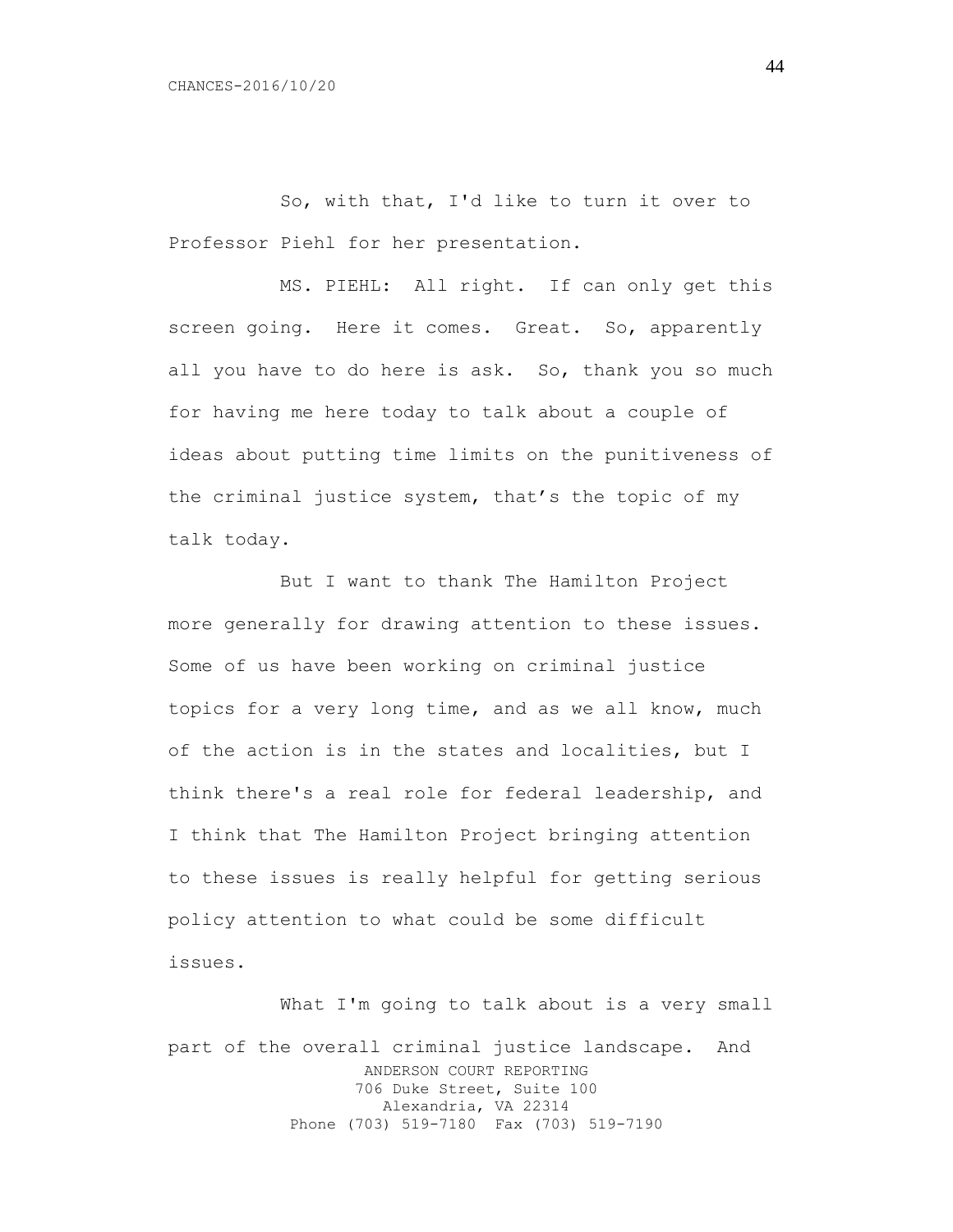So, with that, I'd like to turn it over to Professor Piehl for her presentation.

MS. PIEHL: All right. If can only get this screen going. Here it comes. Great. So, apparently all you have to do here is ask. So, thank you so much for having me here today to talk about a couple of ideas about putting time limits on the punitiveness of the criminal justice system, that's the topic of my talk today.

But I want to thank The Hamilton Project more generally for drawing attention to these issues. Some of us have been working on criminal justice topics for a very long time, and as we all know, much of the action is in the states and localities, but I think there's a real role for federal leadership, and I think that The Hamilton Project bringing attention to these issues is really helpful for getting serious policy attention to what could be some difficult issues.

What I'm going to talk about is a very small part of the overall criminal justice landscape. And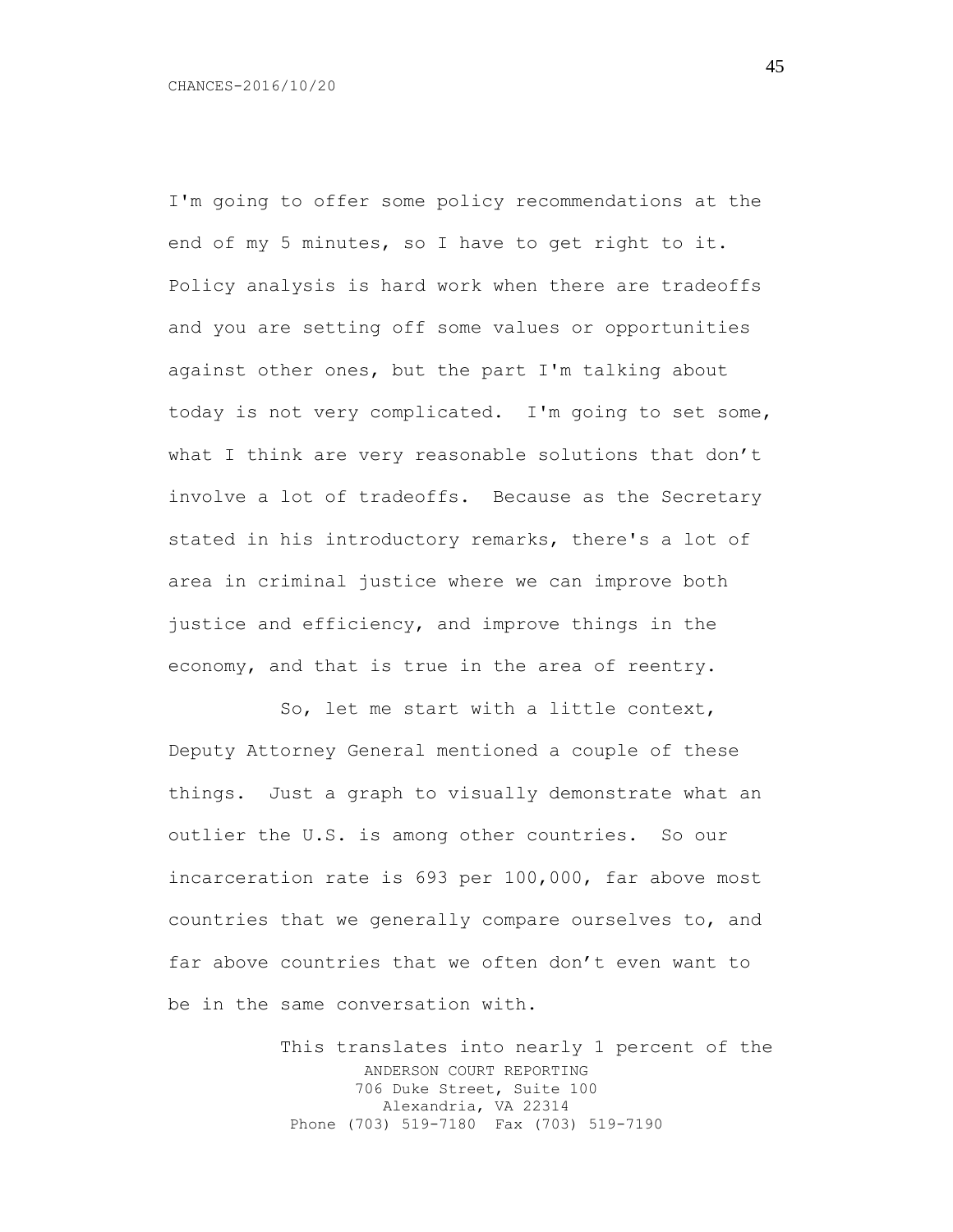I'm going to offer some policy recommendations at the end of my 5 minutes, so I have to get right to it. Policy analysis is hard work when there are tradeoffs and you are setting off some values or opportunities against other ones, but the part I'm talking about today is not very complicated. I'm going to set some, what I think are very reasonable solutions that don't involve a lot of tradeoffs. Because as the Secretary stated in his introductory remarks, there's a lot of area in criminal justice where we can improve both justice and efficiency, and improve things in the economy, and that is true in the area of reentry.

So, let me start with a little context, Deputy Attorney General mentioned a couple of these things. Just a graph to visually demonstrate what an outlier the U.S. is among other countries. So our incarceration rate is 693 per 100,000, far above most countries that we generally compare ourselves to, and far above countries that we often don't even want to be in the same conversation with.

This translates into nearly 1 percent of the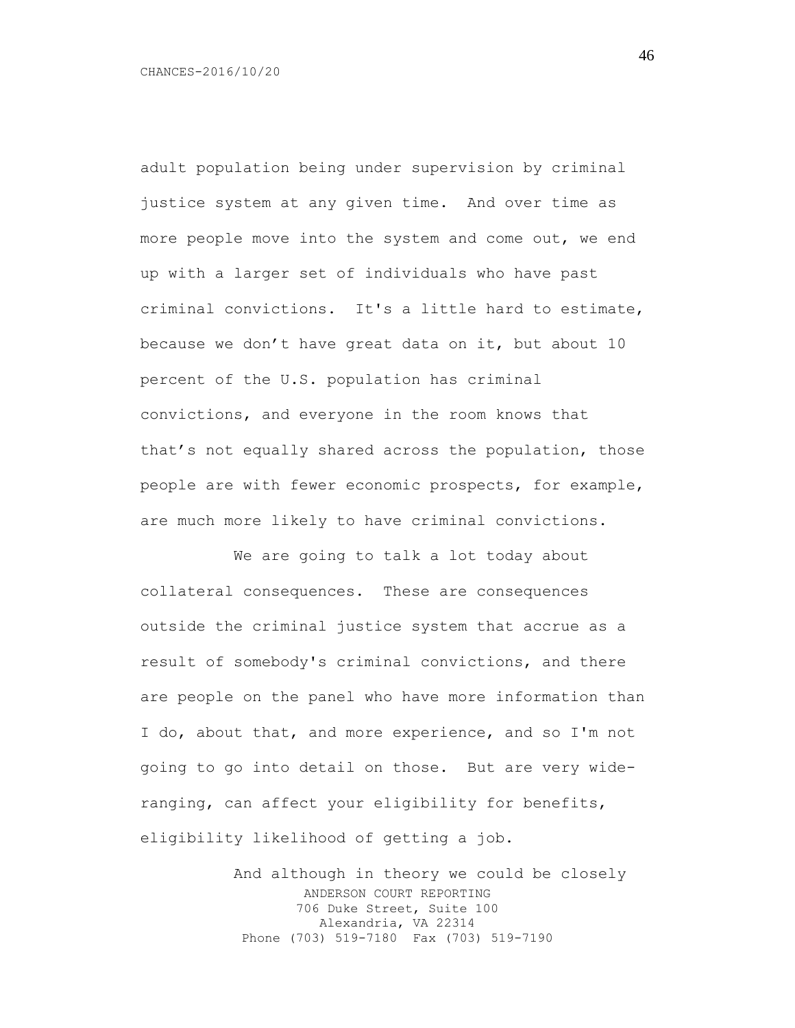adult population being under supervision by criminal justice system at any given time. And over time as more people move into the system and come out, we end up with a larger set of individuals who have past criminal convictions. It's a little hard to estimate, because we don't have great data on it, but about 10 percent of the U.S. population has criminal convictions, and everyone in the room knows that that's not equally shared across the population, those people are with fewer economic prospects, for example, are much more likely to have criminal convictions.

We are going to talk a lot today about collateral consequences. These are consequences outside the criminal justice system that accrue as a result of somebody's criminal convictions, and there are people on the panel who have more information than I do, about that, and more experience, and so I'm not going to go into detail on those. But are very wide-ranging, can affect your eligibility for benefits, eligibility likelihood of getting a job.

And although in theory we could be closely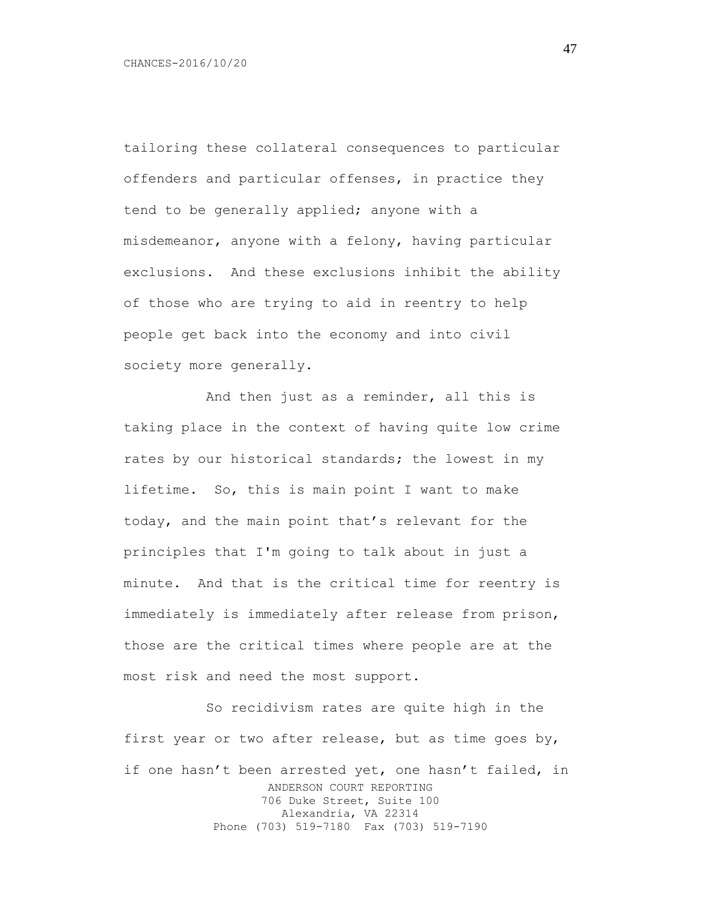tailoring these collateral consequences to particular offenders and particular offenses, in practice they tend to be generally applied; anyone with a misdemeanor, anyone with a felony, having particular exclusions. And these exclusions inhibit the ability of those who are trying to aid in reentry to help people get back into the economy and into civil society more generally.

And then just as a reminder, all this is taking place in the context of having quite low crime rates by our historical standards; the lowest in my lifetime. So, this is main point I want to make today, and the main point that's relevant for the principles that I'm going to talk about in just a minute. And that is the critical time for reentry is immediately is immediately after release from prison, those are the critical times where people are at the most risk and need the most support.

So recidivism rates are quite high in the first year or two after release, but as time goes by, if one hasn't been arrested yet, one hasn't failed, in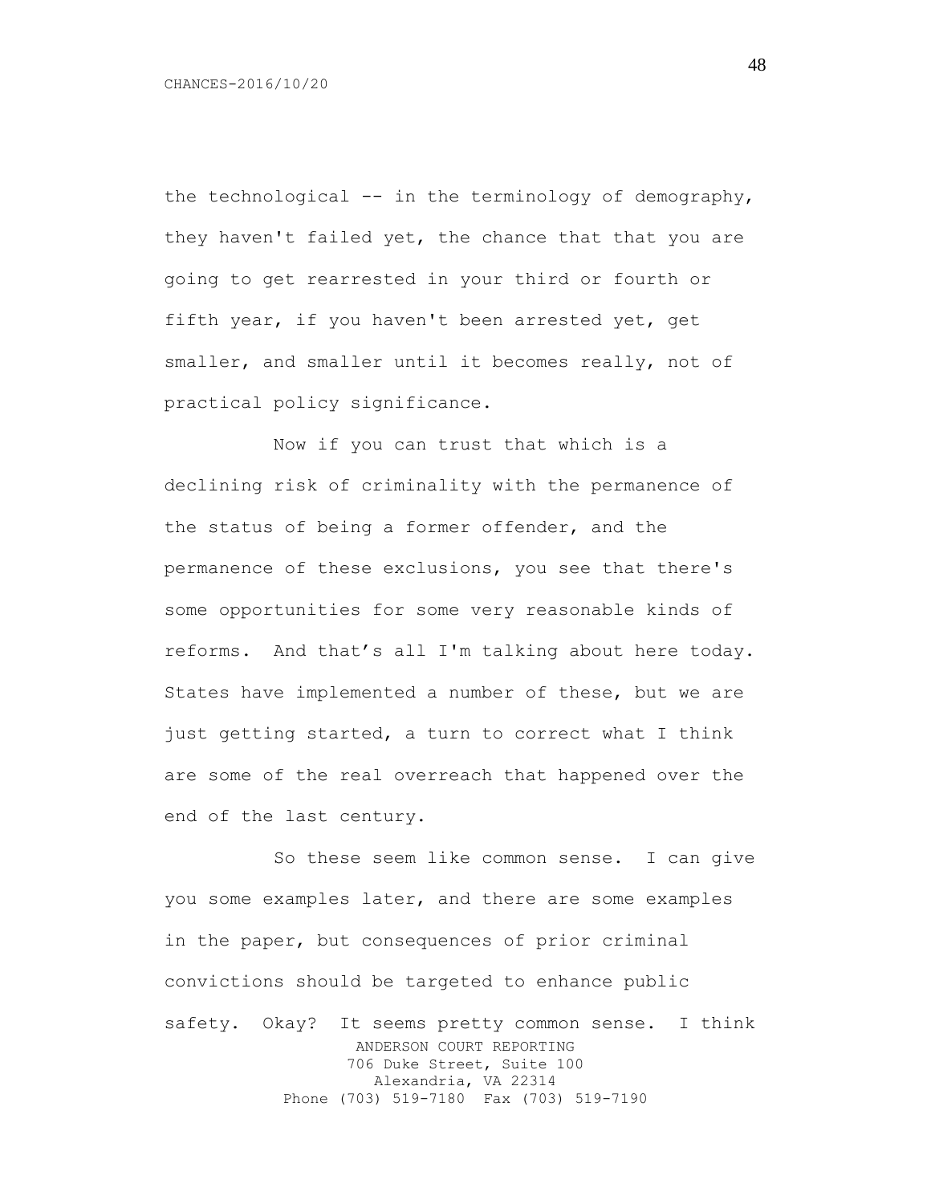the technological -- in the terminology of demography, they haven't failed yet, the chance that that you are going to get rearrested in your third or fourth or fifth year, if you haven't been arrested yet, get smaller, and smaller until it becomes really, not of practical policy significance.

Now if you can trust that which is a declining risk of criminality with the permanence of the status of being a former offender, and the permanence of these exclusions, you see that there's some opportunities for some very reasonable kinds of reforms. And that’s all I'm talking about here today. States have implemented a number of these, but we are just getting started, a turn to correct what I think are some of the real overreach that happened over the end of the last century.

So these seem like common sense. I can give you some examples later, and there are some examples in the paper, but consequences of prior criminal convictions should be targeted to enhance public safety. Okay? It seems pretty common sense. I think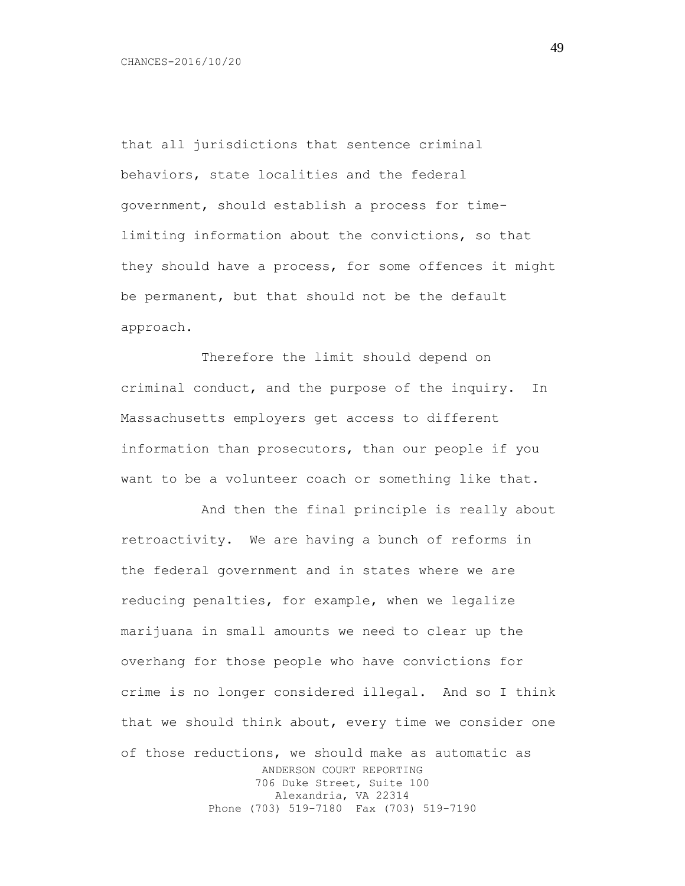that all jurisdictions that sentence criminal behaviors, state localities and the federal government, should establish a process for time-limiting information about the convictions, so that they should have a process, for some offences it might be permanent, but that should not be the default approach.

Therefore the limit should depend on criminal conduct, and the purpose of the inquiry. In Massachusetts employers get access to different information than prosecutors, than our people if you want to be a volunteer coach or something like that.

And then the final principle is really about retroactivity. We are having a bunch of reforms in the federal government and in states where we are reducing penalties, for example, when we legalize marijuana in small amounts we need to clear up the overhang for those people who have convictions for crime is no longer considered illegal. And so I think that we should think about, every time we consider one of those reductions, we should make as automatic as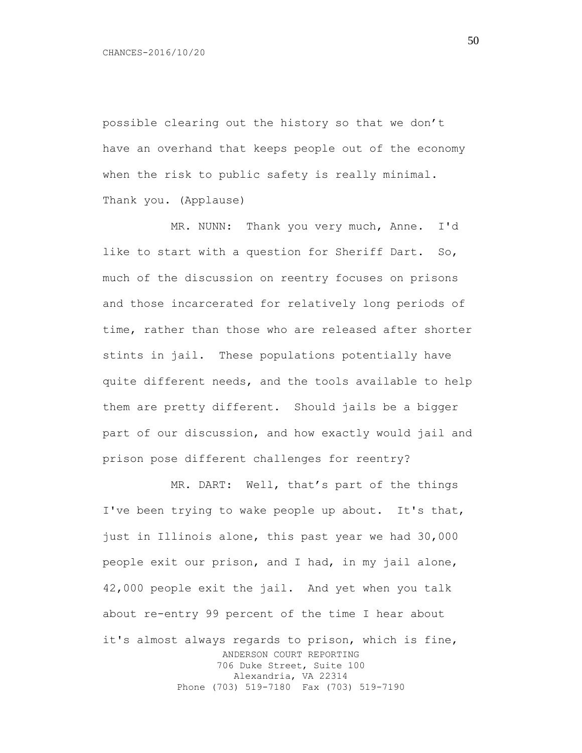possible clearing out the history so that we don't have an overhand that keeps people out of the economy when the risk to public safety is really minimal. Thank you. (Applause)

MR. NUNN: Thank you very much, Anne. I'd like to start with a question for Sheriff Dart. So, much of the discussion on reentry focuses on prisons and those incarcerated for relatively long periods of time, rather than those who are released after shorter stints in jail. These populations potentially have quite different needs, and the tools available to help them are pretty different. Should jails be a bigger part of our discussion, and how exactly would jail and prison pose different challenges for reentry?

MR. DART: Well, that's part of the things I've been trying to wake people up about. It's that, just in Illinois alone, this past year we had 30,000 people exit our prison, and I had, in my jail alone, 42,000 people exit the jail. And yet when you talk about re-entry 99 percent of the time I hear about it's almost always regards to prison, which is fine,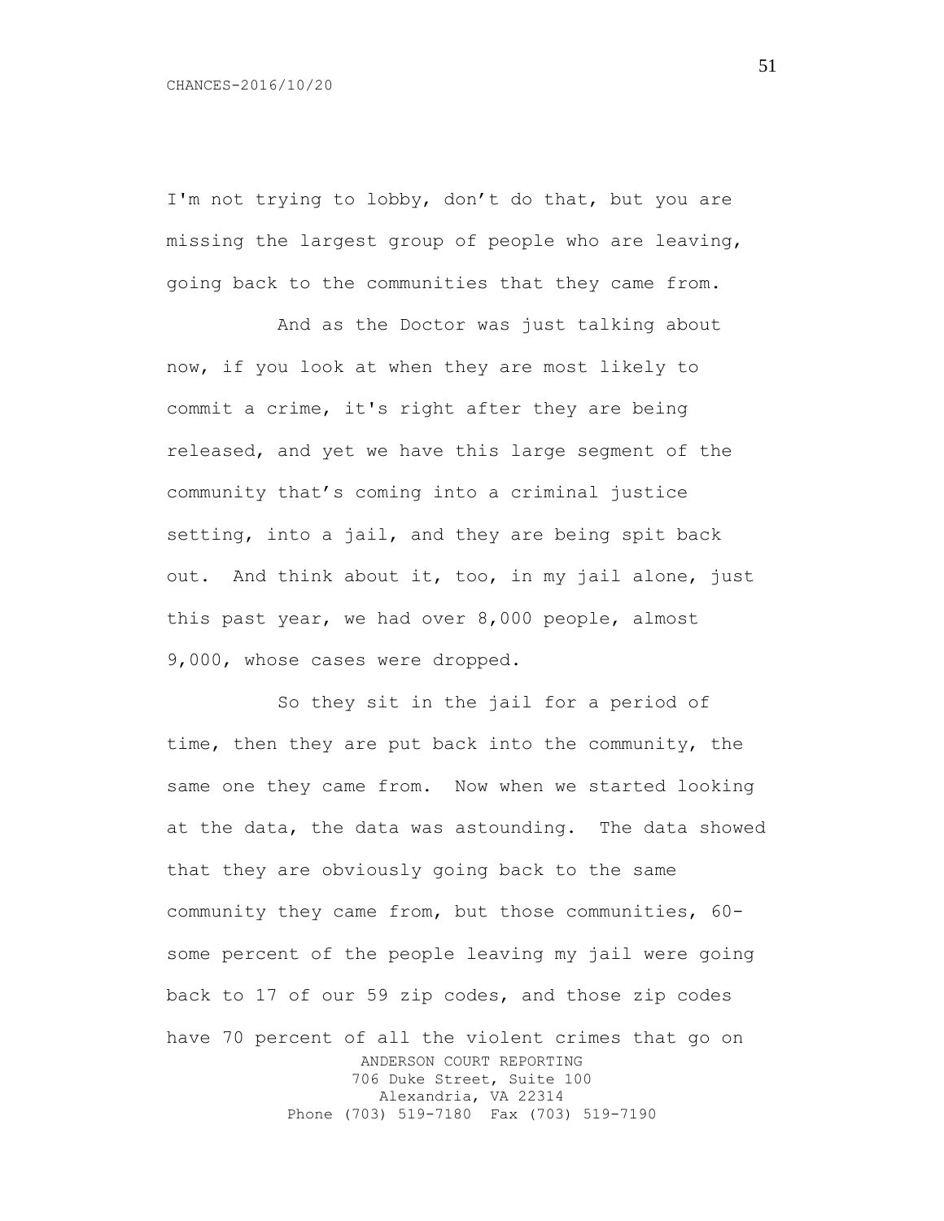I'm not trying to lobby, don't do that, but you are missing the largest group of people who are leaving, going back to the communities that they came from.

And as the Doctor was just talking about now, if you look at when they are most likely to commit a crime, it's right after they are being released, and yet we have this large segment of the community that's coming into a criminal justice setting, into a jail, and they are being spit back out. And think about it, too, in my jail alone, just this past year, we had over 8,000 people, almost 9,000, whose cases were dropped.

So they sit in the jail for a period of time, then they are put back into the community, the same one they came from. Now when we started looking at the data, the data was astounding. The data showed that they are obviously going back to the same community they came from, but those communities, 60-some percent of the people leaving my jail were going back to 17 of our 59 zip codes, and those zip codes have 70 percent of all the violent crimes that go on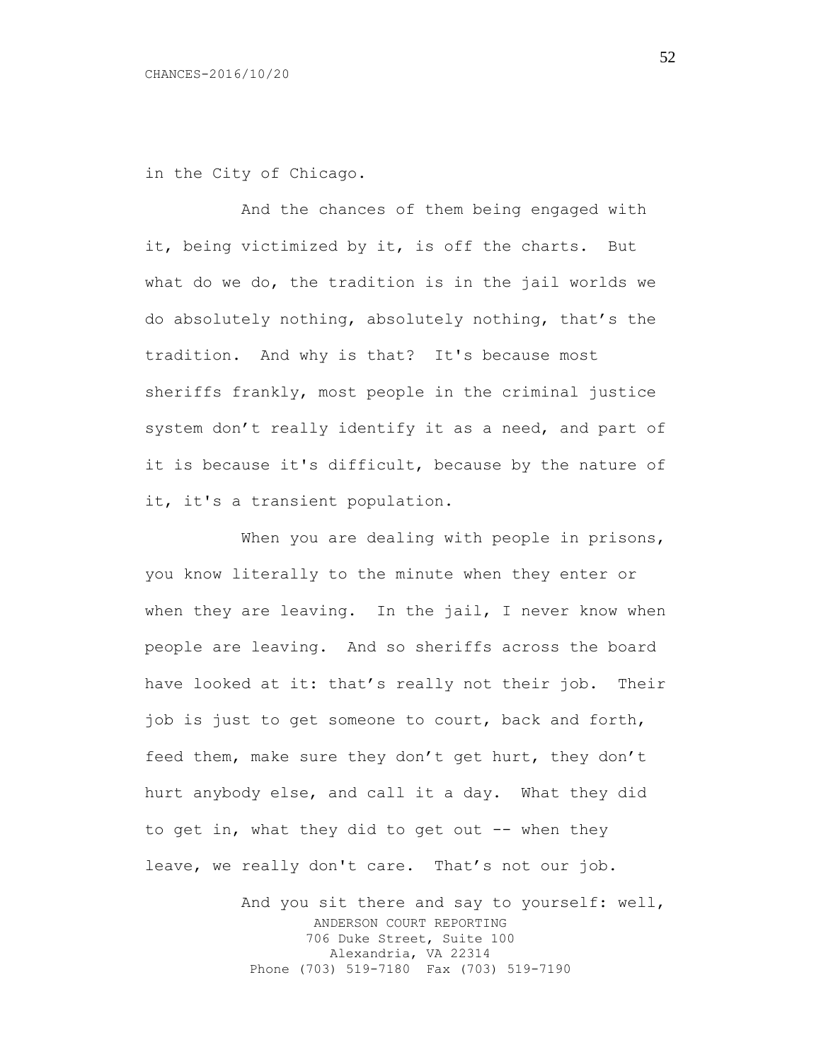in the City of Chicago.

And the chances of them being engaged with it, being victimized by it, is off the charts. But what do we do, the tradition is in the jail worlds we do absolutely nothing, absolutely nothing, that's the tradition. And why is that? It's because most sheriffs frankly, most people in the criminal justice system don't really identify it as a need, and part of it is because it's difficult, because by the nature of it, it's a transient population.

When you are dealing with people in prisons, you know literally to the minute when they enter or when they are leaving. In the jail, I never know when people are leaving. And so sheriffs across the board have looked at it: that's really not their job. Their job is just to get someone to court, back and forth, feed them, make sure they don't get hurt, they don't hurt anybody else, and call it a day. What they did to get in, what they did to get out -- when they leave, we really don't care. That's not our job.

And you sit there and say to yourself: well,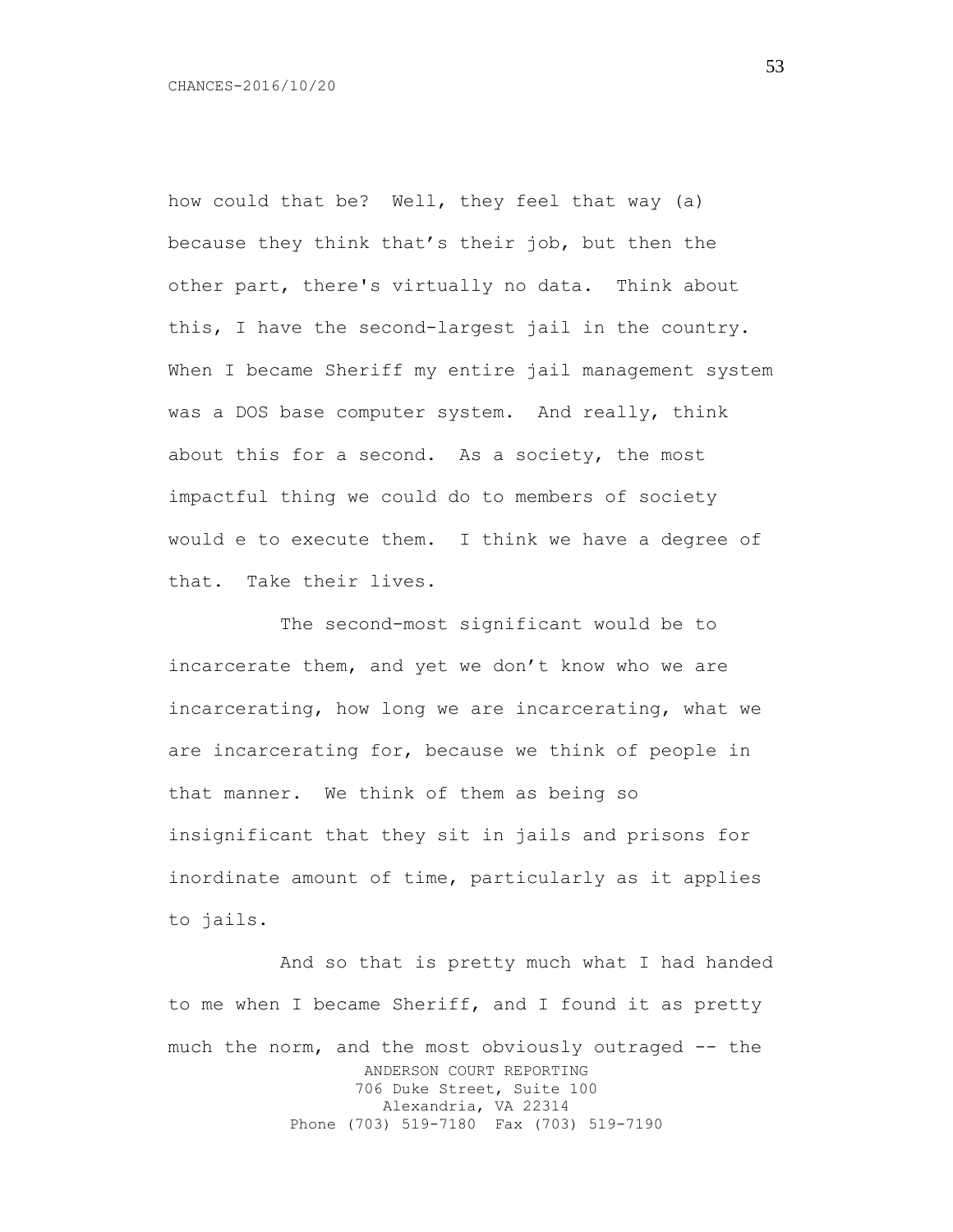how could that be? Well, they feel that way (a) because they think that's their job, but then the other part, there's virtually no data. Think about this, I have the second-largest jail in the country. When I became Sheriff my entire jail management system was a DOS base computer system. And really, think about this for a second. As a society, the most impactful thing we could do to members of society would e to execute them. I think we have a degree of that. Take their lives.

The second-most significant would be to incarcerate them, and yet we don't know who we are incarcerating, how long we are incarcerating, what we are incarcerating for, because we think of people in that manner. We think of them as being so insignificant that they sit in jails and prisons for inordinate amount of time, particularly as it applies to jails.

And so that is pretty much what I had handed to me when I became Sheriff, and I found it as pretty much the norm, and the most obviously outraged -- the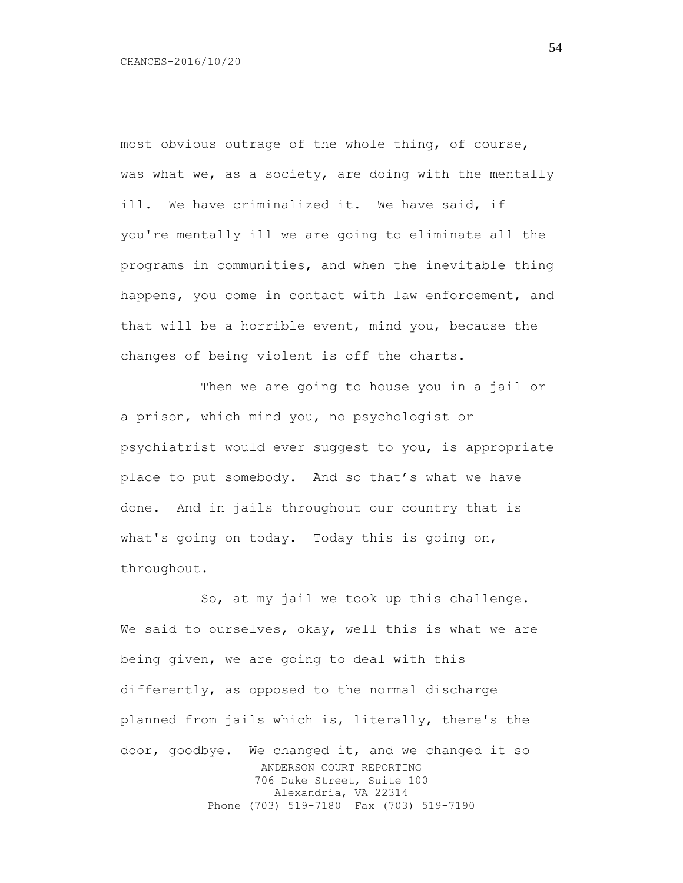most obvious outrage of the whole thing, of course, was what we, as a society, are doing with the mentally ill. We have criminalized it. We have said, if you're mentally ill we are going to eliminate all the programs in communities, and when the inevitable thing happens, you come in contact with law enforcement, and that will be a horrible event, mind you, because the changes of being violent is off the charts.

Then we are going to house you in a jail or a prison, which mind you, no psychologist or psychiatrist would ever suggest to you, is appropriate place to put somebody. And so that's what we have done. And in jails throughout our country that is what's going on today. Today this is going on, throughout.

So, at my jail we took up this challenge. We said to ourselves, okay, well this is what we are being given, we are going to deal with this differently, as opposed to the normal discharge planned from jails which is, literally, there's the door, goodbye. We changed it, and we changed it so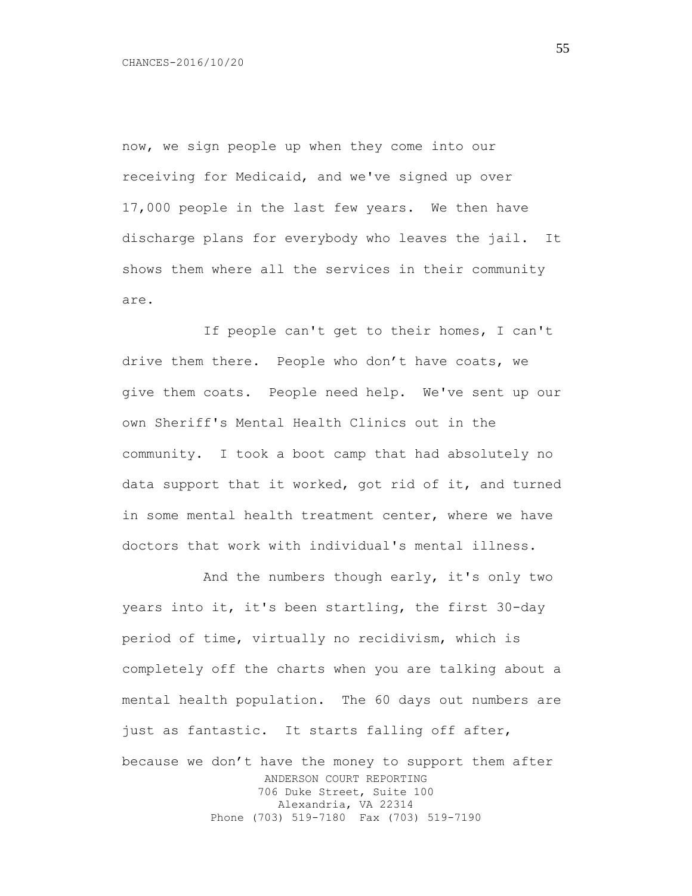now, we sign people up when they come into our receiving for Medicaid, and we've signed up over 17,000 people in the last few years. We then have discharge plans for everybody who leaves the jail. It shows them where all the services in their community are.

If people can't get to their homes, I can't drive them there. People who don't have coats, we give them coats. People need help. We've sent up our own Sheriff's Mental Health Clinics out in the community. I took a boot camp that had absolutely no data support that it worked, got rid of it, and turned in some mental health treatment center, where we have doctors that work with individual's mental illness.

And the numbers though early, it's only two years into it, it's been startling, the first 30-day period of time, virtually no recidivism, which is completely off the charts when you are talking about a mental health population. The 60 days out numbers are just as fantastic. It starts falling off after, because we don't have the money to support them after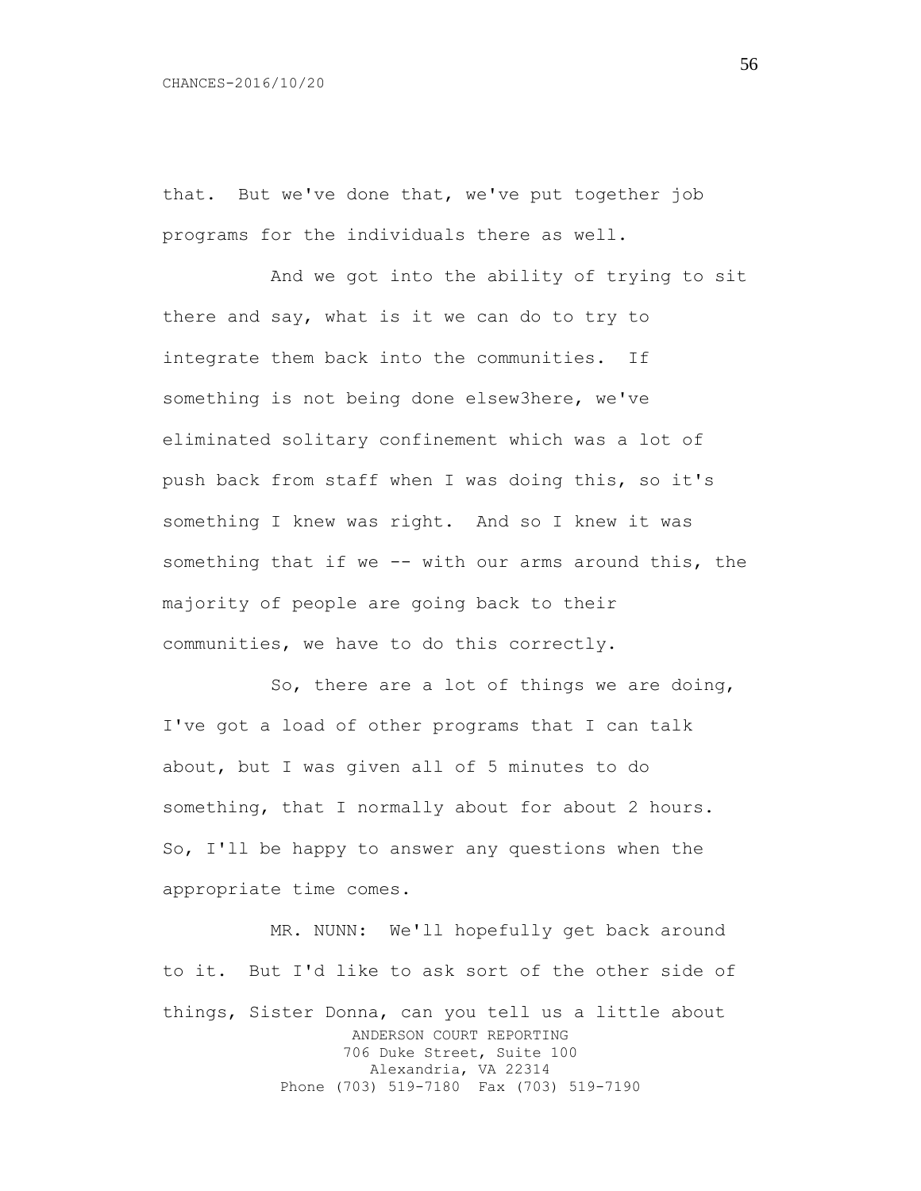that. But we've done that, we've put together job programs for the individuals there as well.

And we got into the ability of trying to sit there and say, what is it we can do to try to integrate them back into the communities. If something is not being done elsew3here, we've eliminated solitary confinement which was a lot of push back from staff when I was doing this, so it's something I knew was right. And so I knew it was something that if we -- with our arms around this, the majority of people are going back to their communities, we have to do this correctly.

So, there are a lot of things we are doing, I've got a load of other programs that I can talk about, but I was given all of 5 minutes to do something, that I normally about for about 2 hours. So, I'll be happy to answer any questions when the appropriate time comes.

MR. NUNN: We'll hopefully get back around to it. But I'd like to ask sort of the other side of things, Sister Donna, can you tell us a little about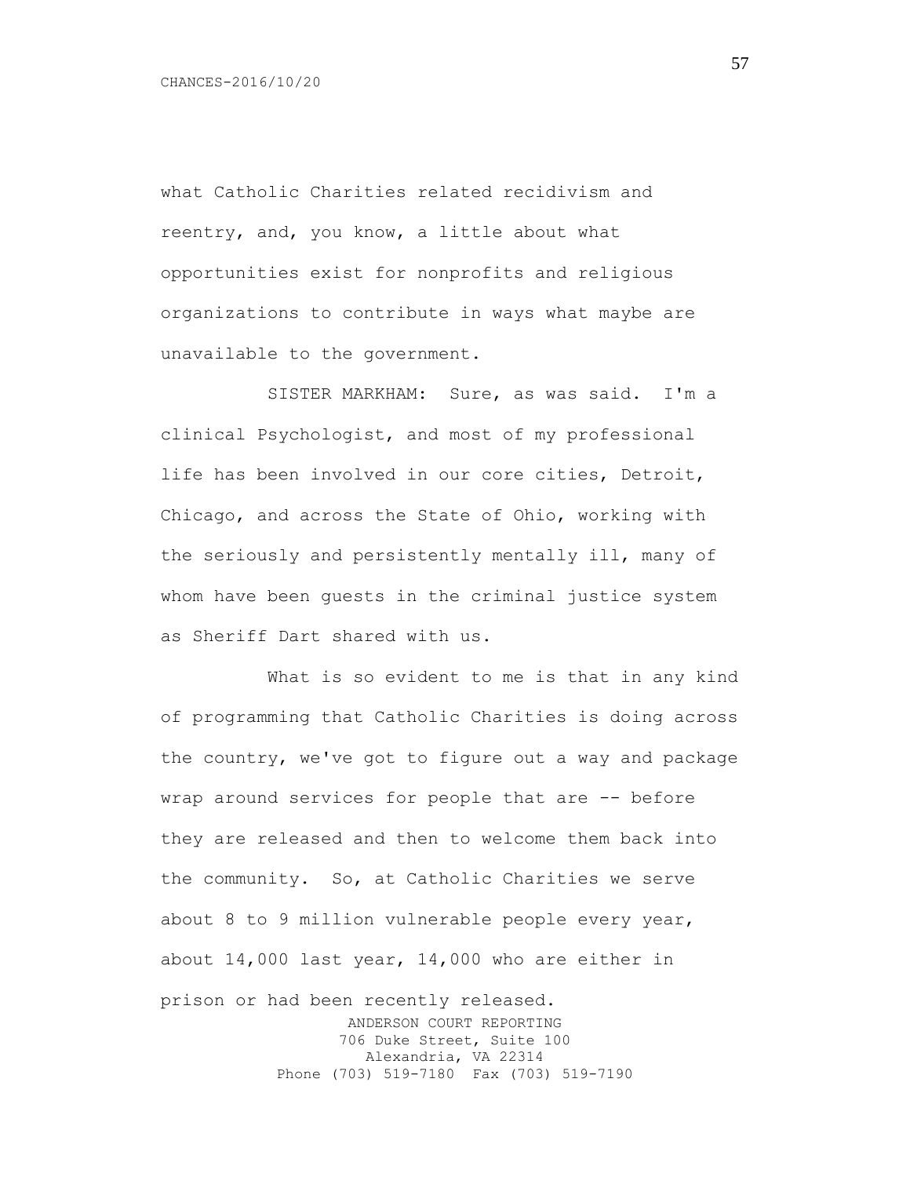what Catholic Charities related recidivism and reentry, and, you know, a little about what opportunities exist for nonprofits and religious organizations to contribute in ways what maybe are unavailable to the government.

SISTER MARKHAM: Sure, as was said. I'm a clinical Psychologist, and most of my professional life has been involved in our core cities, Detroit, Chicago, and across the State of Ohio, working with the seriously and persistently mentally ill, many of whom have been guests in the criminal justice system as Sheriff Dart shared with us.

What is so evident to me is that in any kind of programming that Catholic Charities is doing across the country, we've got to figure out a way and package wrap around services for people that are -- before they are released and then to welcome them back into the community. So, at Catholic Charities we serve about 8 to 9 million vulnerable people every year, about 14,000 last year, 14,000 who are either in prison or had been recently released.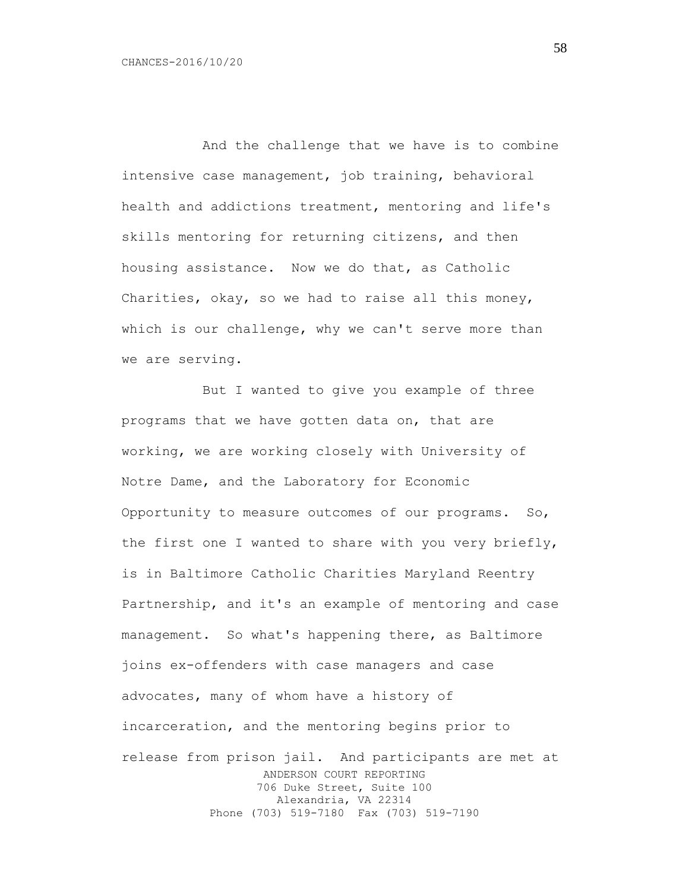And the challenge that we have is to combine intensive case management, job training, behavioral health and addictions treatment, mentoring and life's skills mentoring for returning citizens, and then housing assistance. Now we do that, as Catholic Charities, okay, so we had to raise all this money, which is our challenge, why we can't serve more than we are serving.

But I wanted to give you example of three programs that we have gotten data on, that are working, we are working closely with University of Notre Dame, and the Laboratory for Economic Opportunity to measure outcomes of our programs. So, the first one I wanted to share with you very briefly, is in Baltimore Catholic Charities Maryland Reentry Partnership, and it's an example of mentoring and case management. So what's happening there, as Baltimore joins ex-offenders with case managers and case advocates, many of whom have a history of incarceration, and the mentoring begins prior to release from prison jail. And participants are met at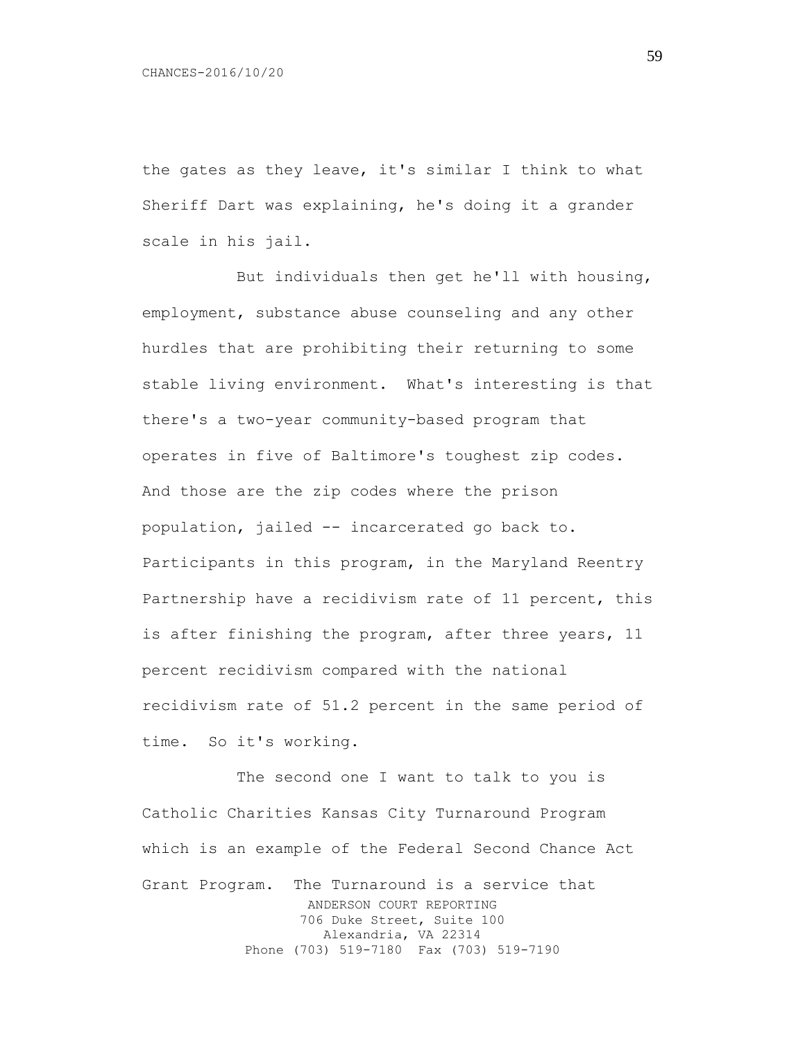the gates as they leave, it's similar I think to what Sheriff Dart was explaining, he's doing it a grander scale in his jail.

But individuals then get he'll with housing, employment, substance abuse counseling and any other hurdles that are prohibiting their returning to some stable living environment. What's interesting is that there's a two-year community-based program that operates in five of Baltimore's toughest zip codes. And those are the zip codes where the prison population, jailed -- incarcerated go back to. Participants in this program, in the Maryland Reentry Partnership have a recidivism rate of 11 percent, this is after finishing the program, after three years, 11 percent recidivism compared with the national recidivism rate of 51.2 percent in the same period of time. So it's working.

The second one I want to talk to you is Catholic Charities Kansas City Turnaround Program which is an example of the Federal Second Chance Act Grant Program. The Turnaround is a service that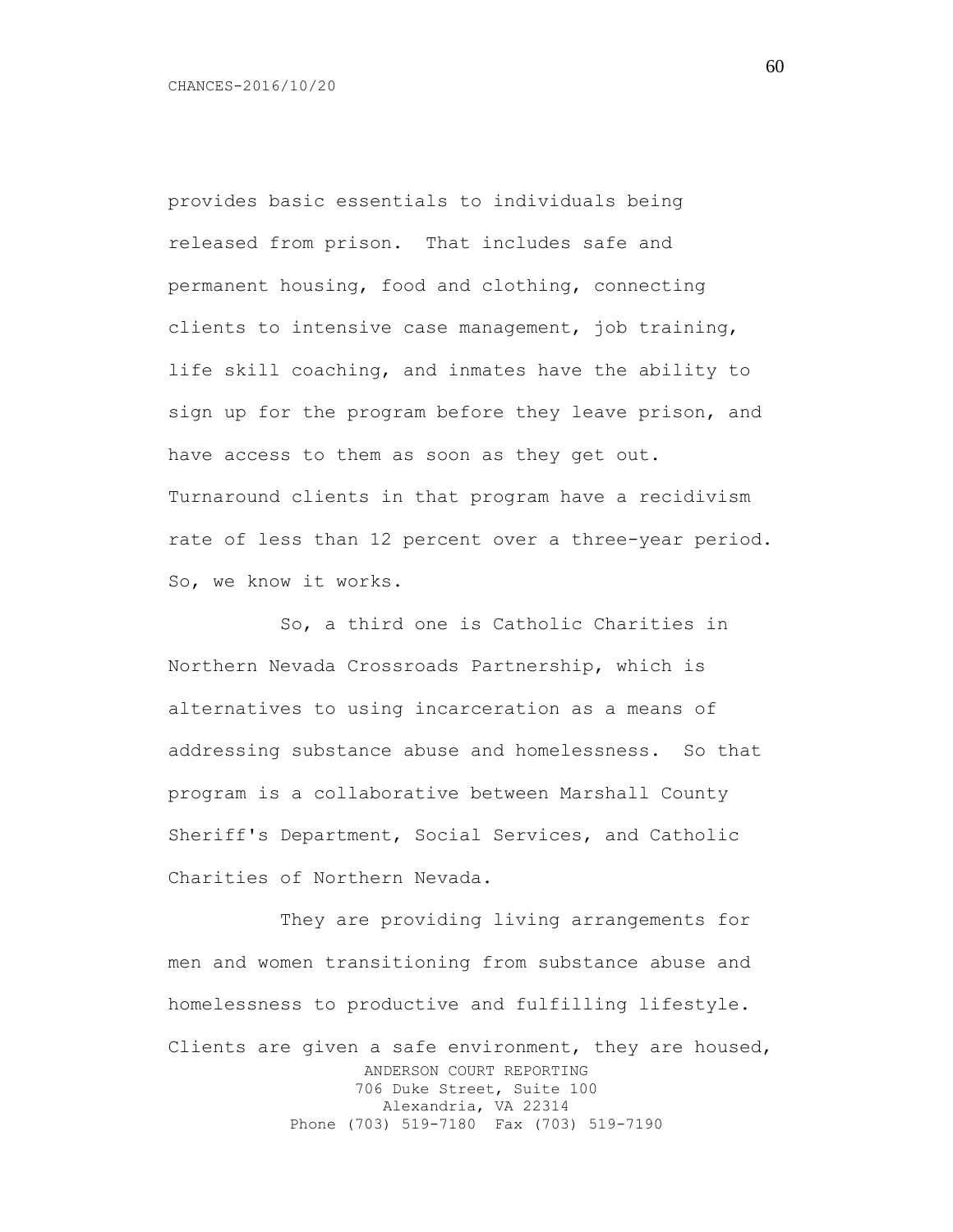provides basic essentials to individuals being released from prison. That includes safe and permanent housing, food and clothing, connecting clients to intensive case management, job training, life skill coaching, and inmates have the ability to sign up for the program before they leave prison, and have access to them as soon as they get out. Turnaround clients in that program have a recidivism rate of less than 12 percent over a three-year period. So, we know it works.

So, a third one is Catholic Charities in Northern Nevada Crossroads Partnership, which is alternatives to using incarceration as a means of addressing substance abuse and homelessness. So that program is a collaborative between Marshall County Sheriff's Department, Social Services, and Catholic Charities of Northern Nevada.

They are providing living arrangements for men and women transitioning from substance abuse and homelessness to productive and fulfilling lifestyle. Clients are given a safe environment, they are housed,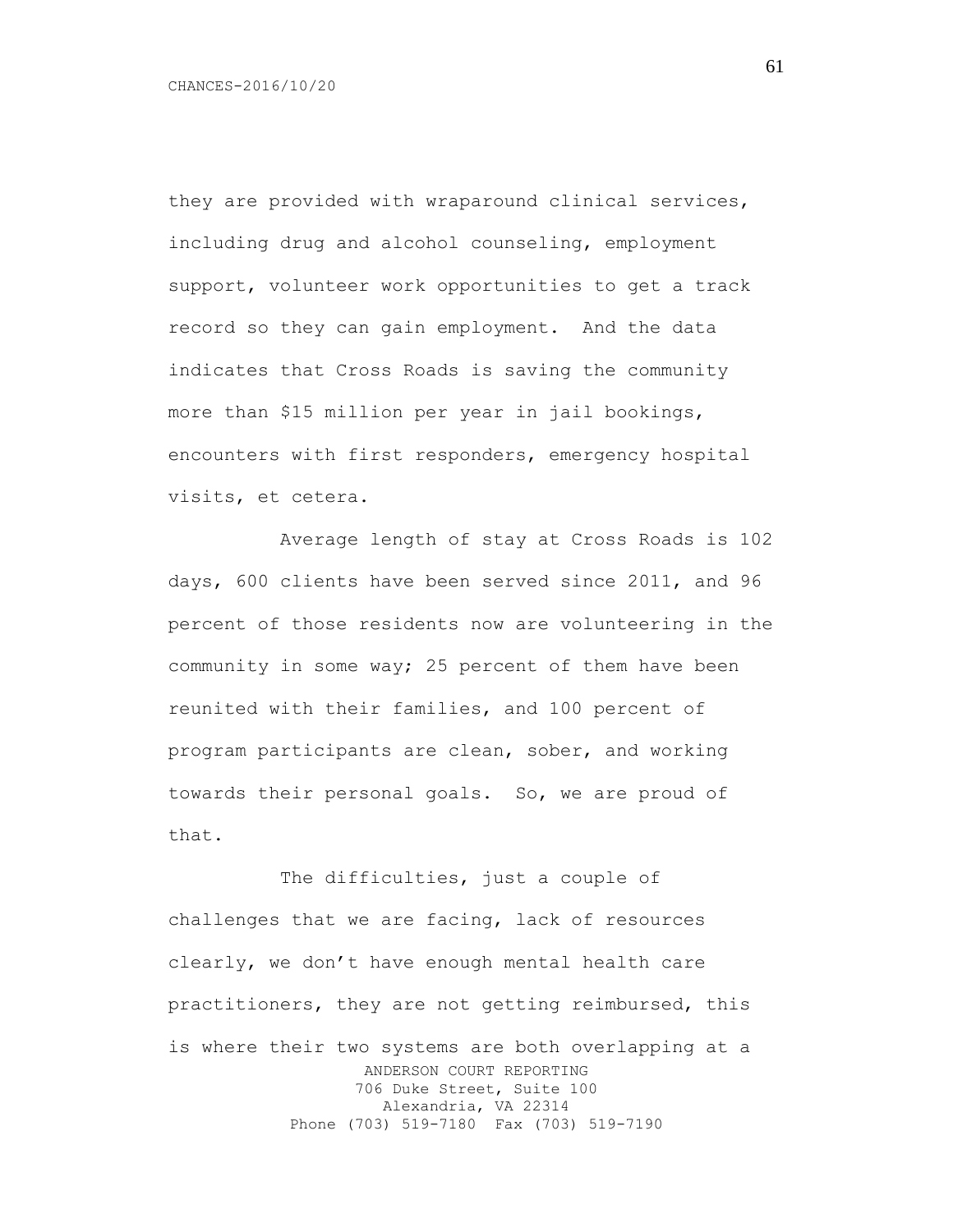they are provided with wraparound clinical services, including drug and alcohol counseling, employment support, volunteer work opportunities to get a track record so they can gain employment. And the data indicates that Cross Roads is saving the community more than $15 million per year in jail bookings, encounters with first responders, emergency hospital visits, et cetera.

Average length of stay at Cross Roads is 102 days, 600 clients have been served since 2011, and 96 percent of those residents now are volunteering in the community in some way; 25 percent of them have been reunited with their families, and 100 percent of program participants are clean, sober, and working towards their personal goals. So, we are proud of that.

The difficulties, just a couple of challenges that we are facing, lack of resources clearly, we don't have enough mental health care practitioners, they are not getting reimbursed, this is where their two systems are both overlapping at a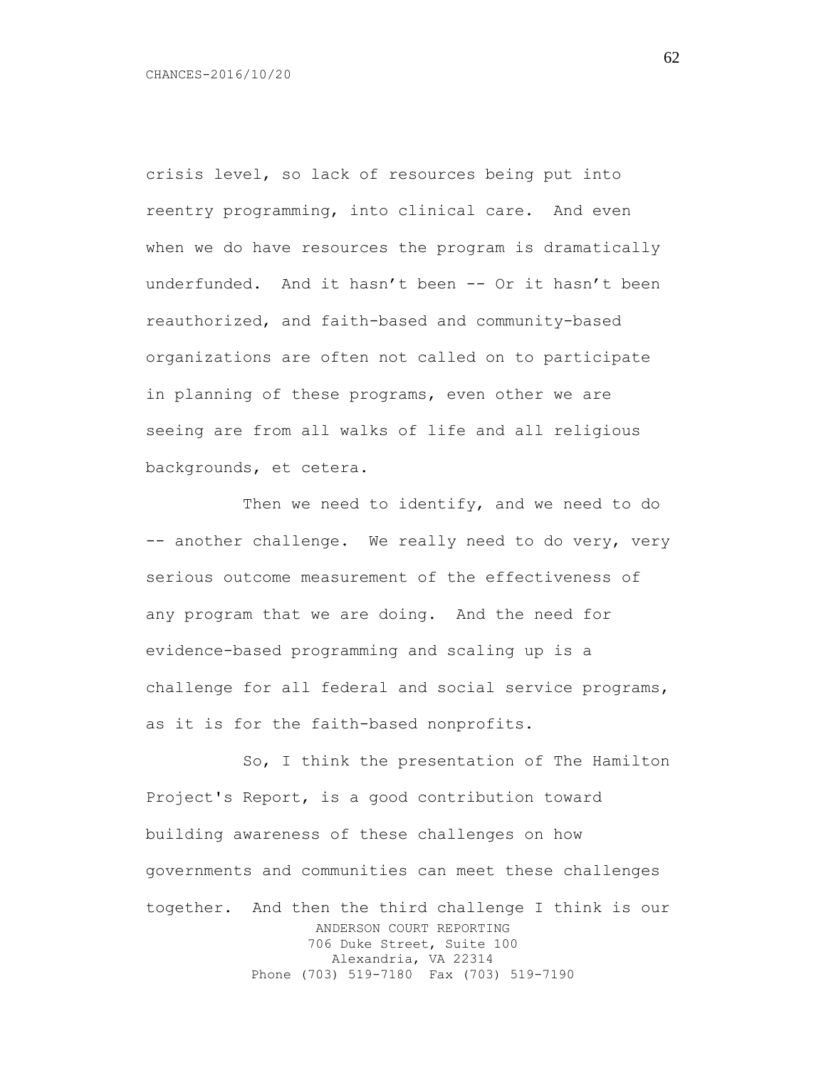crisis level, so lack of resources being put into reentry programming, into clinical care. And even when we do have resources the program is dramatically underfunded. And it hasn't been -- Or it hasn't been reauthorized, and faith-based and community-based organizations are often not called on to participate in planning of these programs, even other we are seeing are from all walks of life and all religious backgrounds, et cetera.

Then we need to identify, and we need to do -- another challenge. We really need to do very, very serious outcome measurement of the effectiveness of any program that we are doing. And the need for evidence-based programming and scaling up is a challenge for all federal and social service programs, as it is for the faith-based nonprofits.

So, I think the presentation of The Hamilton Project's Report, is a good contribution toward building awareness of these challenges on how governments and communities can meet these challenges together. And then the third challenge I think is our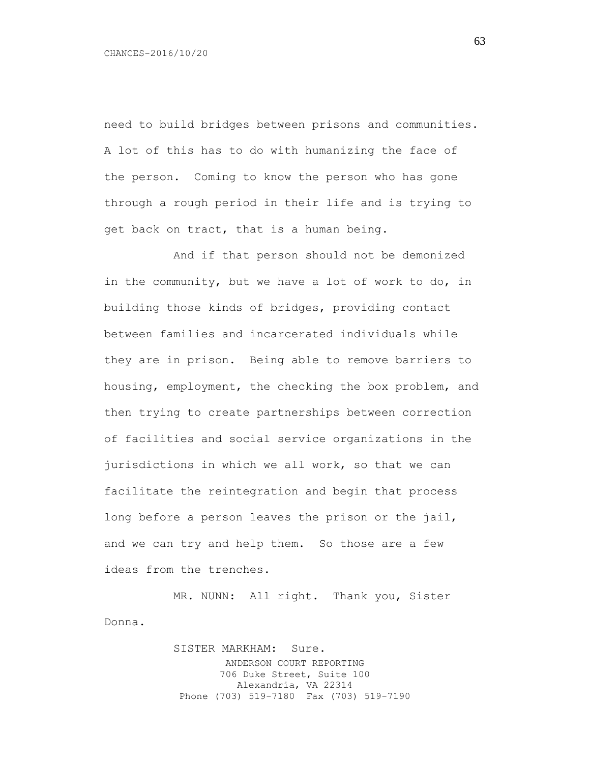need to build bridges between prisons and communities. A lot of this has to do with humanizing the face of the person. Coming to know the person who has gone through a rough period in their life and is trying to get back on tract, that is a human being.

And if that person should not be demonized in the community, but we have a lot of work to do, in building those kinds of bridges, providing contact between families and incarcerated individuals while they are in prison. Being able to remove barriers to housing, employment, the checking the box problem, and then trying to create partnerships between correction of facilities and social service organizations in the jurisdictions in which we all work, so that we can facilitate the reintegration and begin that process long before a person leaves the prison or the jail, and we can try and help them. So those are a few ideas from the trenches.

MR. NUNN: All right. Thank you, Sister Donna.

SISTER MARKHAM: Sure.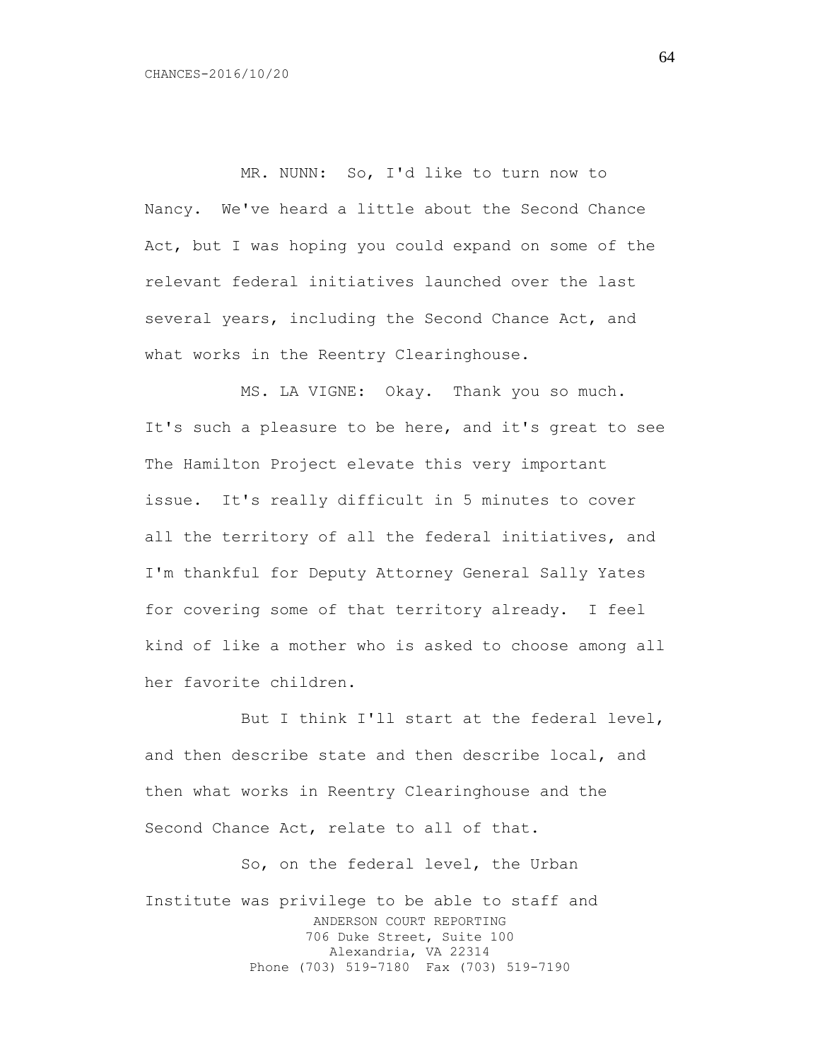MR. NUNN: So, I'd like to turn now to Nancy. We've heard a little about the Second Chance Act, but I was hoping you could expand on some of the relevant federal initiatives launched over the last several years, including the Second Chance Act, and what works in the Reentry Clearinghouse.

MS. LA VIGNE: Okay. Thank you so much. It's such a pleasure to be here, and it's great to see The Hamilton Project elevate this very important issue. It's really difficult in 5 minutes to cover all the territory of all the federal initiatives, and I'm thankful for Deputy Attorney General Sally Yates for covering some of that territory already. I feel kind of like a mother who is asked to choose among all her favorite children.

But I think I'll start at the federal level, and then describe state and then describe local, and then what works in Reentry Clearinghouse and the Second Chance Act, relate to all of that.

So, on the federal level, the Urban Institute was privilege to be able to staff and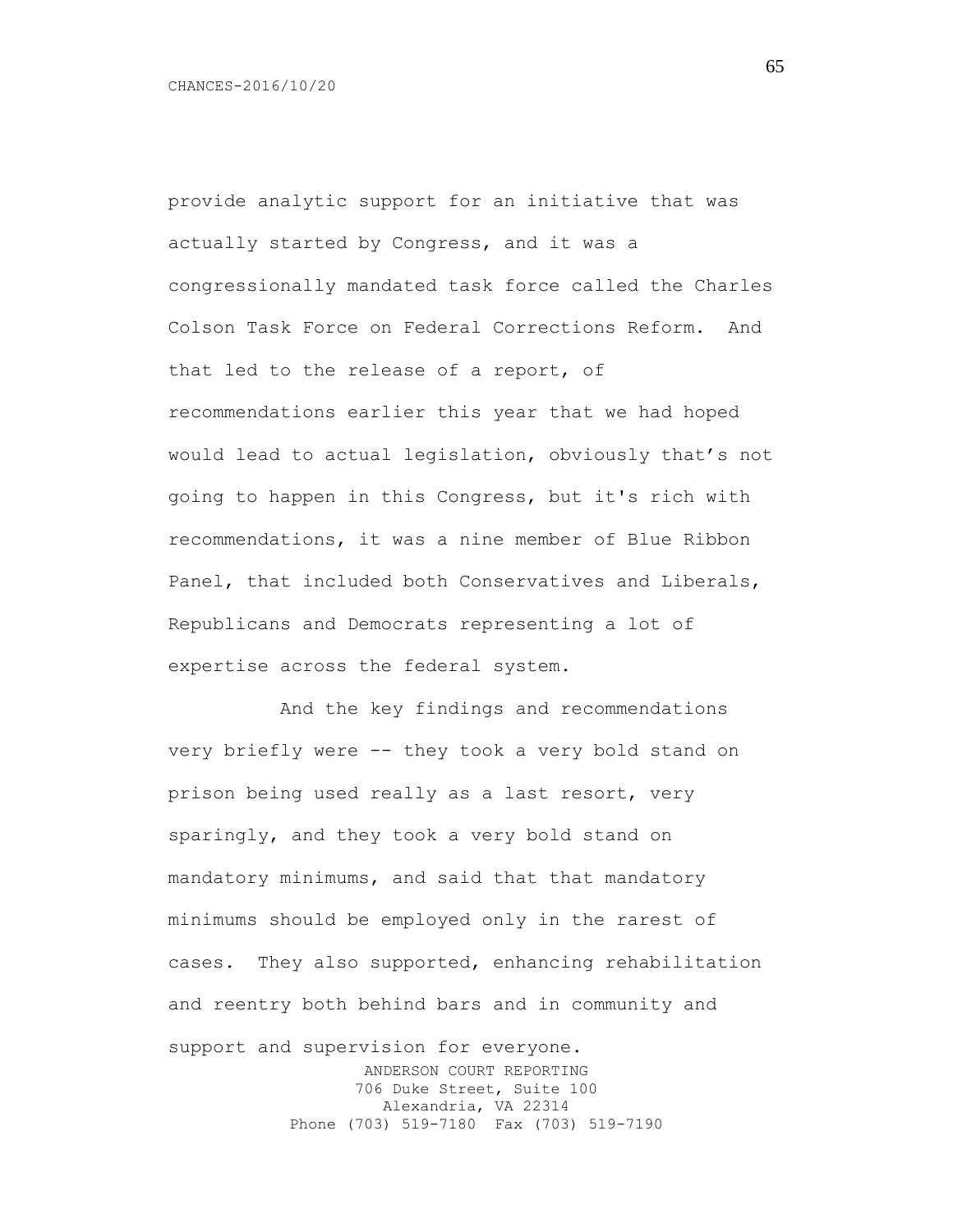provide analytic support for an initiative that was actually started by Congress, and it was a congressionally mandated task force called the Charles Colson Task Force on Federal Corrections Reform. And that led to the release of a report, of recommendations earlier this year that we had hoped would lead to actual legislation, obviously that's not going to happen in this Congress, but it's rich with recommendations, it was a nine member of Blue Ribbon Panel, that included both Conservatives and Liberals, Republicans and Democrats representing a lot of expertise across the federal system.

And the key findings and recommendations very briefly were -- they took a very bold stand on prison being used really as a last resort, very sparingly, and they took a very bold stand on mandatory minimums, and said that that mandatory minimums should be employed only in the rarest of cases. They also supported, enhancing rehabilitation and reentry both behind bars and in community and support and supervision for everyone.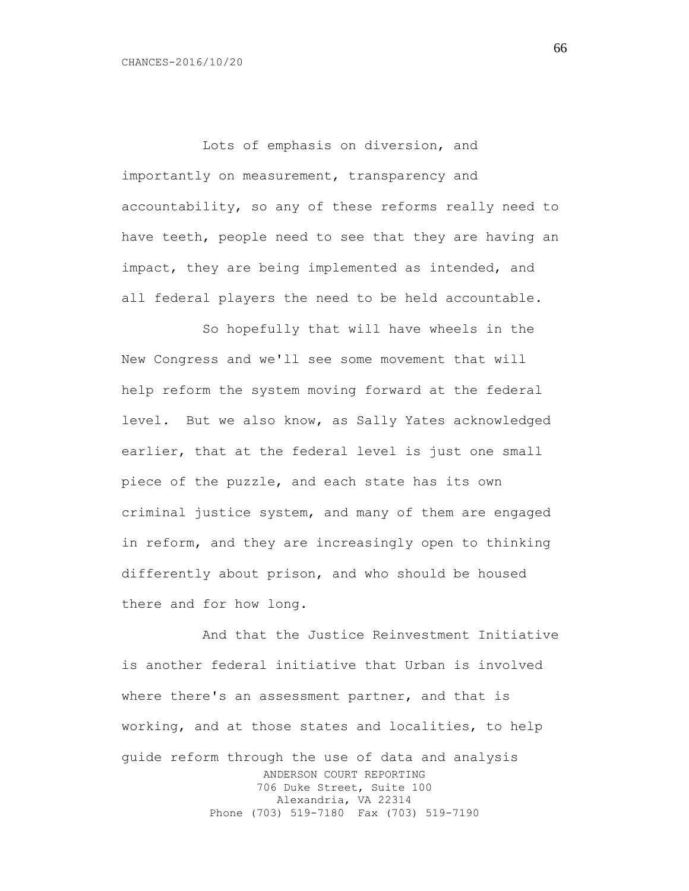Lots of emphasis on diversion, and importantly on measurement, transparency and accountability, so any of these reforms really need to have teeth, people need to see that they are having an impact, they are being implemented as intended, and all federal players the need to be held accountable.

So hopefully that will have wheels in the New Congress and we'll see some movement that will help reform the system moving forward at the federal level. But we also know, as Sally Yates acknowledged earlier, that at the federal level is just one small piece of the puzzle, and each state has its own criminal justice system, and many of them are engaged in reform, and they are increasingly open to thinking differently about prison, and who should be housed there and for how long.

And that the Justice Reinvestment Initiative is another federal initiative that Urban is involved where there's an assessment partner, and that is working, and at those states and localities, to help guide reform through the use of data and analysis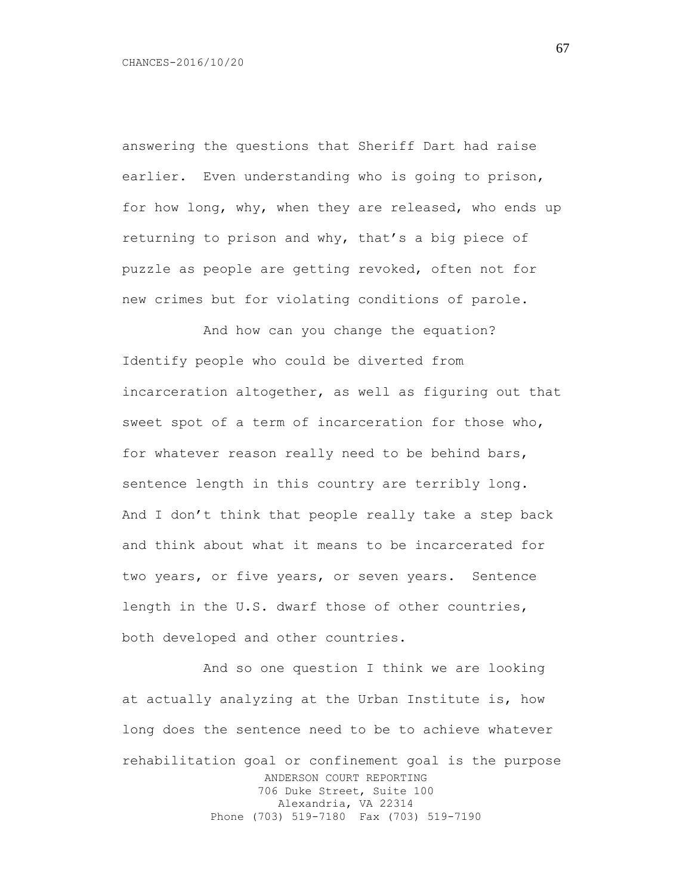answering the questions that Sheriff Dart had raise earlier. Even understanding who is going to prison, for how long, why, when they are released, who ends up returning to prison and why, that's a big piece of puzzle as people are getting revoked, often not for new crimes but for violating conditions of parole.

And how can you change the equation? Identify people who could be diverted from incarceration altogether, as well as figuring out that sweet spot of a term of incarceration for those who, for whatever reason really need to be behind bars, sentence length in this country are terribly long. And I don't think that people really take a step back and think about what it means to be incarcerated for two years, or five years, or seven years. Sentence length in the U.S. dwarf those of other countries, both developed and other countries.

And so one question I think we are looking at actually analyzing at the Urban Institute is, how long does the sentence need to be to achieve whatever rehabilitation goal or confinement goal is the purpose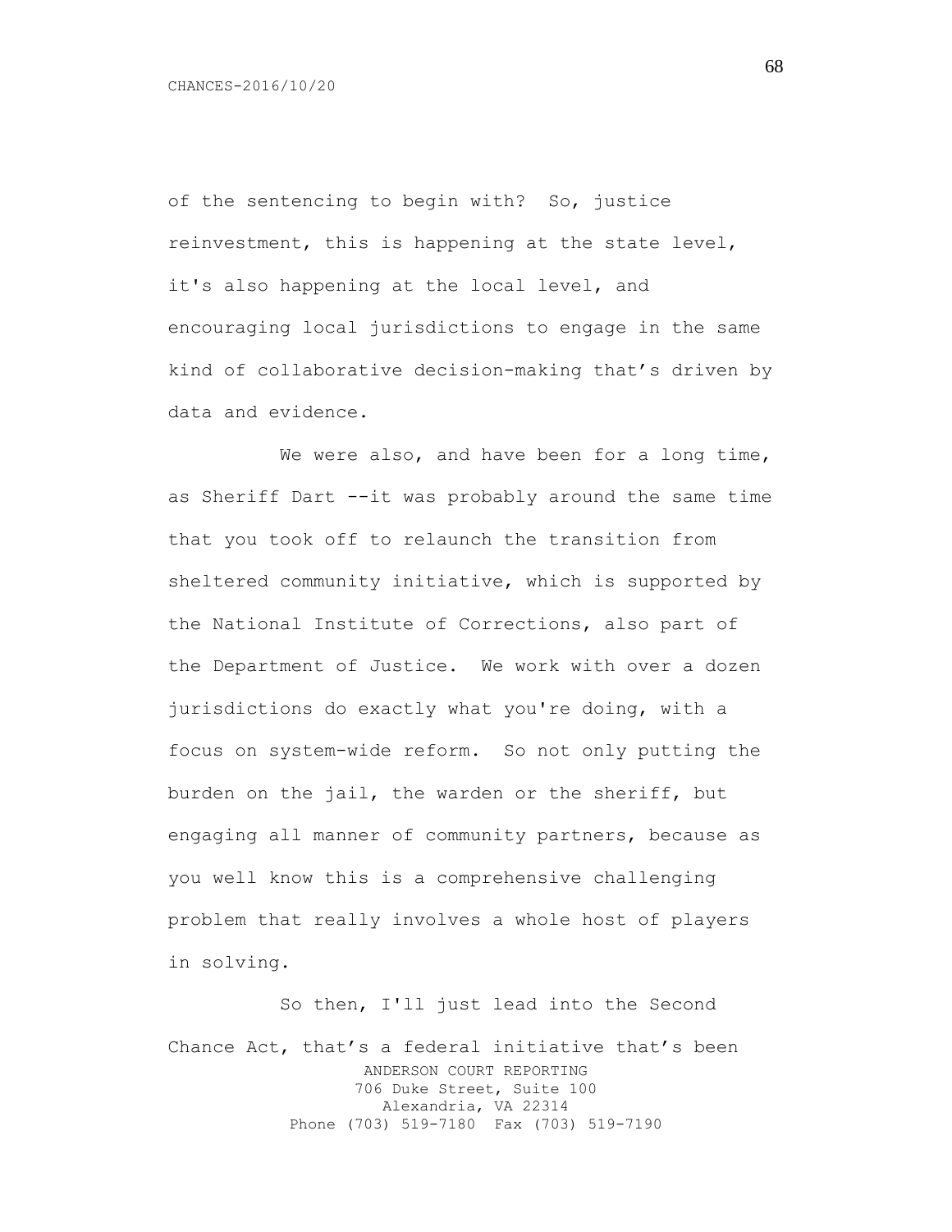of the sentencing to begin with? So, justice reinvestment, this is happening at the state level, it's also happening at the local level, and encouraging local jurisdictions to engage in the same kind of collaborative decision-making that's driven by data and evidence.

We were also, and have been for a long time, as Sheriff Dart --it was probably around the same time that you took off to relaunch the transition from sheltered community initiative, which is supported by the National Institute of Corrections, also part of the Department of Justice. We work with over a dozen jurisdictions do exactly what you're doing, with a focus on system-wide reform. So not only putting the burden on the jail, the warden or the sheriff, but engaging all manner of community partners, because as you well know this is a comprehensive challenging problem that really involves a whole host of players in solving.

So then, I'll just lead into the Second Chance Act, that's a federal initiative that's been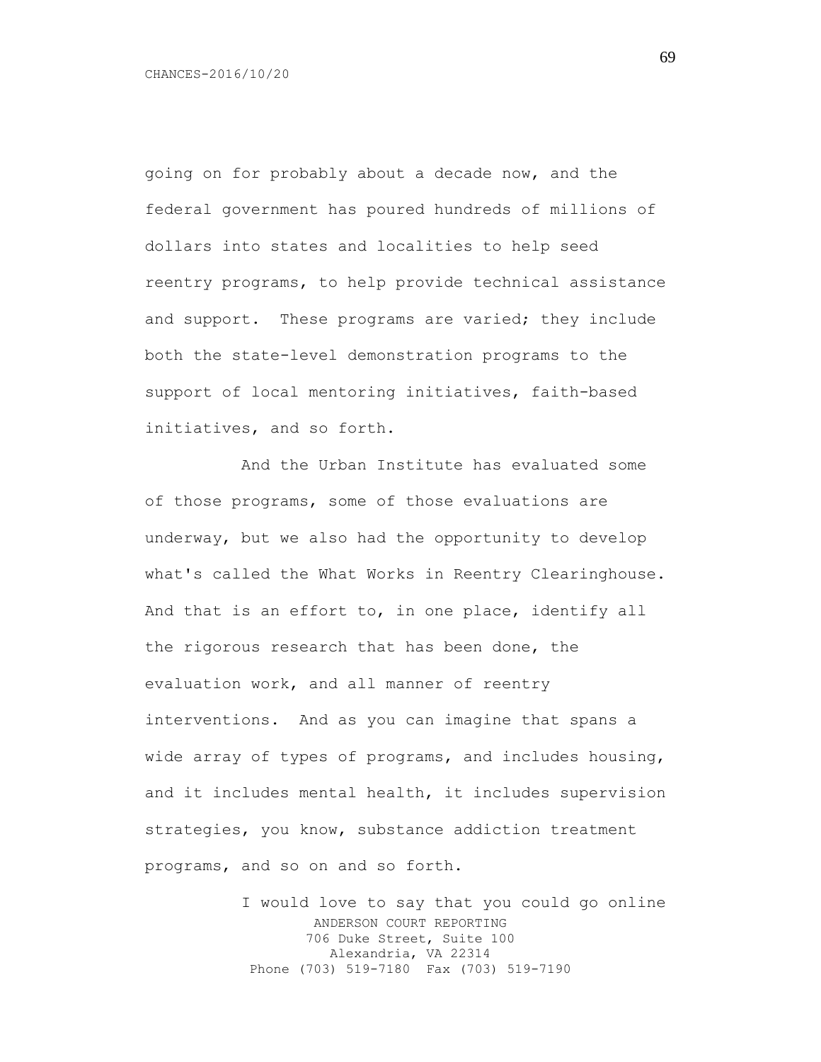going on for probably about a decade now, and the federal government has poured hundreds of millions of dollars into states and localities to help seed reentry programs, to help provide technical assistance and support. These programs are varied; they include both the state-level demonstration programs to the support of local mentoring initiatives, faith-based initiatives, and so forth.

And the Urban Institute has evaluated some of those programs, some of those evaluations are underway, but we also had the opportunity to develop what's called the What Works in Reentry Clearinghouse. And that is an effort to, in one place, identify all the rigorous research that has been done, the evaluation work, and all manner of reentry interventions. And as you can imagine that spans a wide array of types of programs, and includes housing, and it includes mental health, it includes supervision strategies, you know, substance addiction treatment programs, and so on and so forth.

I would love to say that you could go online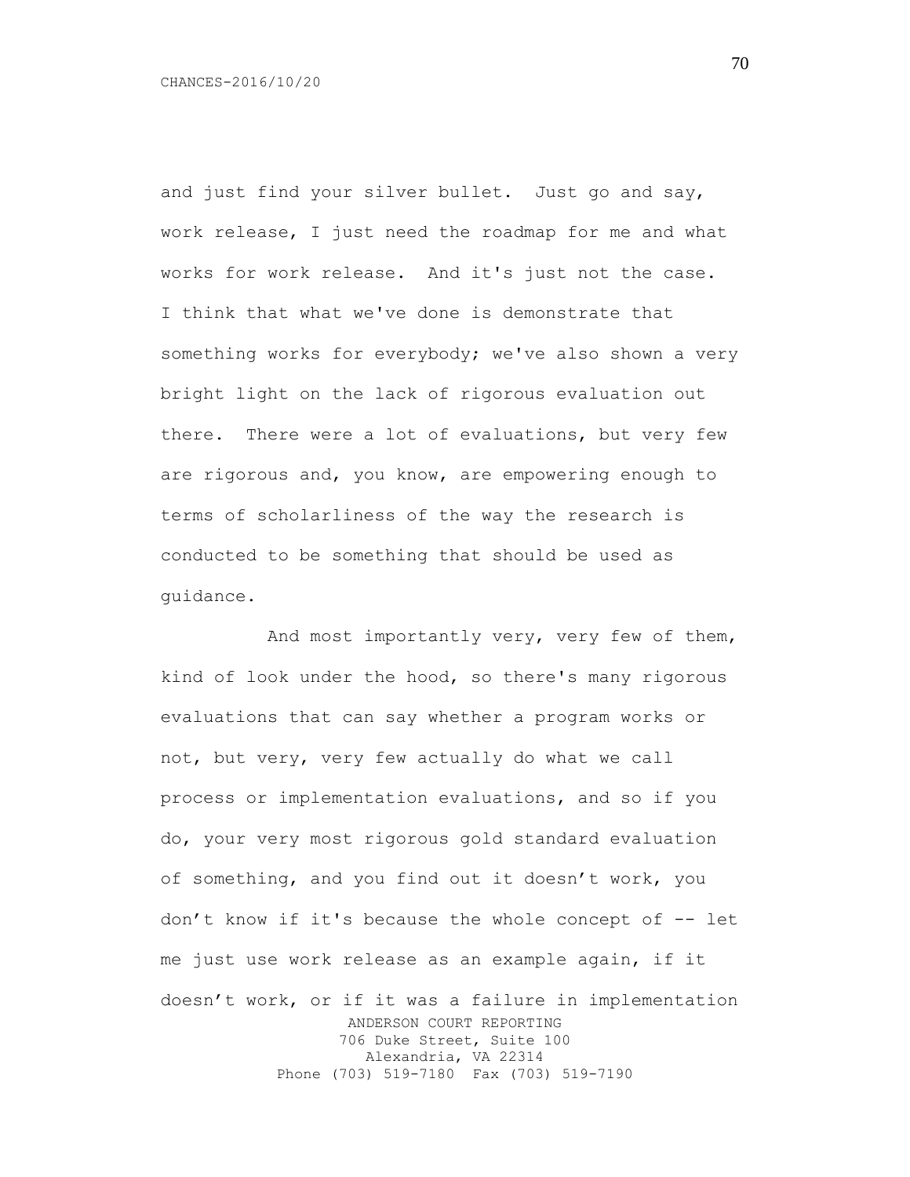and just find your silver bullet. Just go and say, work release, I just need the roadmap for me and what works for work release. And it's just not the case. I think that what we've done is demonstrate that something works for everybody; we've also shown a very bright light on the lack of rigorous evaluation out there. There were a lot of evaluations, but very few are rigorous and, you know, are empowering enough to terms of scholarliness of the way the research is conducted to be something that should be used as guidance.

And most importantly very, very few of them, kind of look under the hood, so there's many rigorous evaluations that can say whether a program works or not, but very, very few actually do what we call process or implementation evaluations, and so if you do, your very most rigorous gold standard evaluation of something, and you find out it doesn't work, you don't know if it's because the whole concept of -- let me just use work release as an example again, if it doesn't work, or if it was a failure in implementation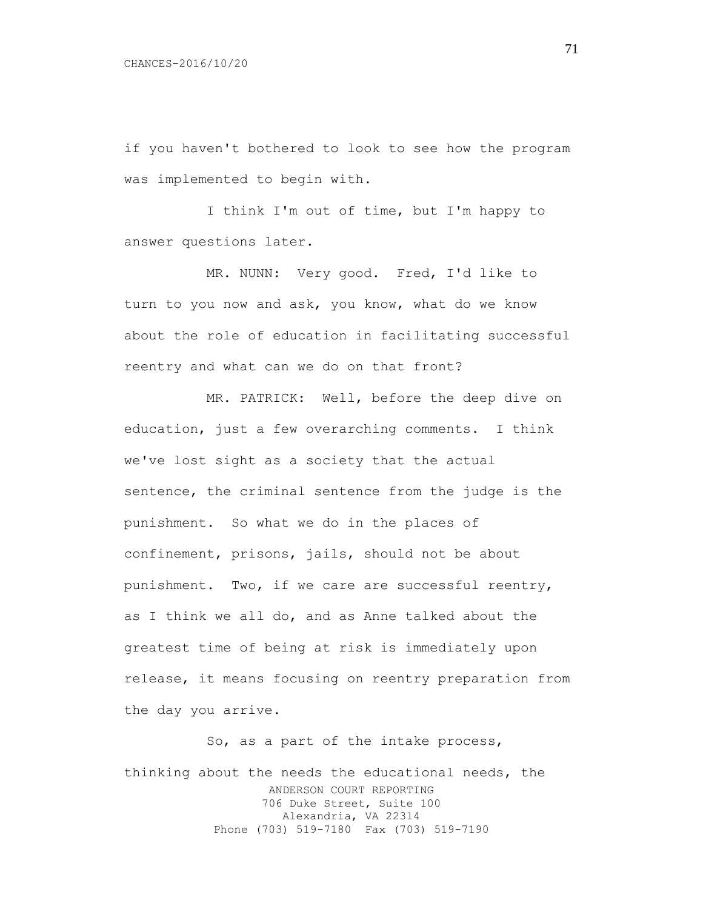if you haven't bothered to look to see how the program was implemented to begin with.

I think I'm out of time, but I'm happy to answer questions later.

MR. NUNN: Very good. Fred, I'd like to turn to you now and ask, you know, what do we know about the role of education in facilitating successful reentry and what can we do on that front?

MR. PATRICK: Well, before the deep dive on education, just a few overarching comments. I think we've lost sight as a society that the actual sentence, the criminal sentence from the judge is the punishment. So what we do in the places of confinement, prisons, jails, should not be about punishment. Two, if we care are successful reentry, as I think we all do, and as Anne talked about the greatest time of being at risk is immediately upon release, it means focusing on reentry preparation from the day you arrive.

So, as a part of the intake process, thinking about the needs the educational needs, the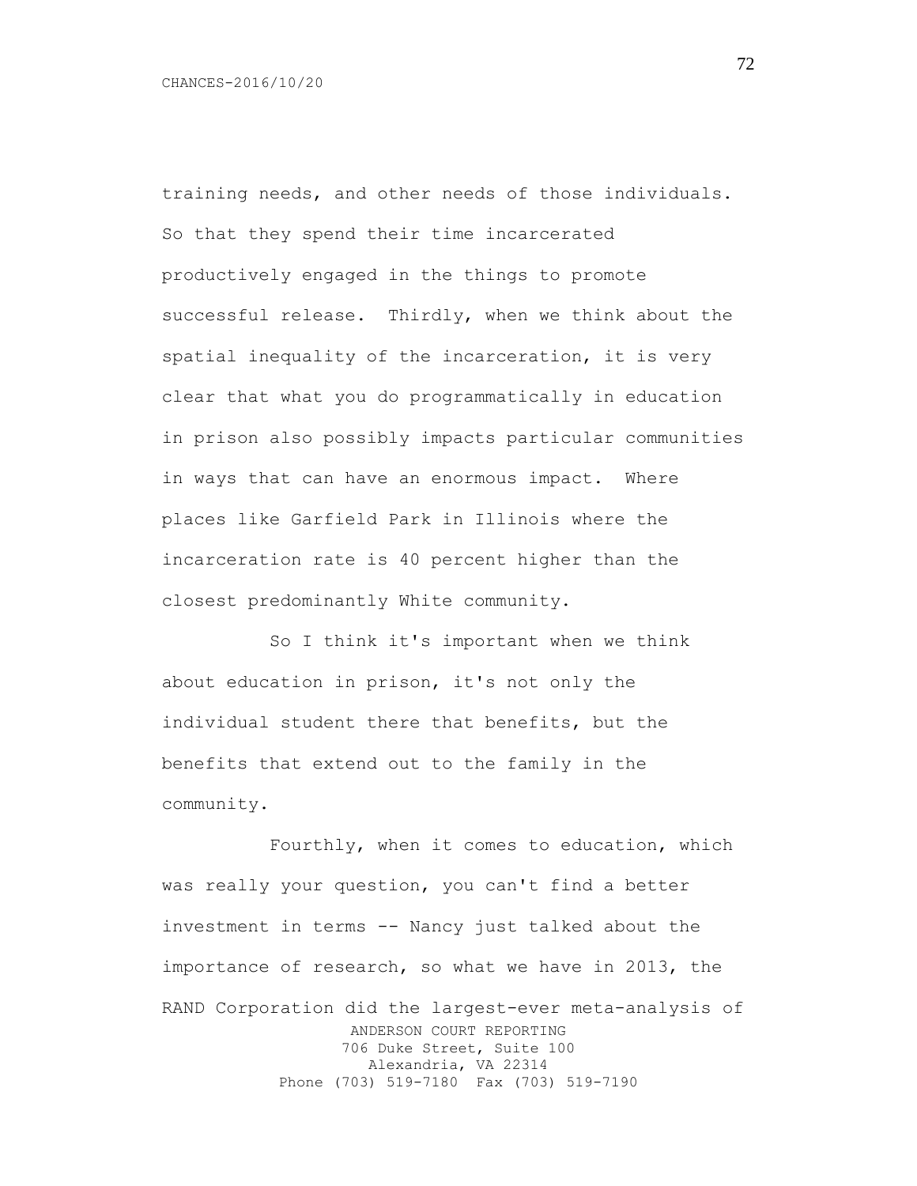training needs, and other needs of those individuals. So that they spend their time incarcerated productively engaged in the things to promote successful release. Thirdly, when we think about the spatial inequality of the incarceration, it is very clear that what you do programmatically in education in prison also possibly impacts particular communities in ways that can have an enormous impact. Where places like Garfield Park in Illinois where the incarceration rate is 40 percent higher than the closest predominantly White community.

So I think it's important when we think about education in prison, it's not only the individual student there that benefits, but the benefits that extend out to the family in the community.

Fourthly, when it comes to education, which was really your question, you can't find a better investment in terms -- Nancy just talked about the importance of research, so what we have in 2013, the RAND Corporation did the largest-ever meta-analysis of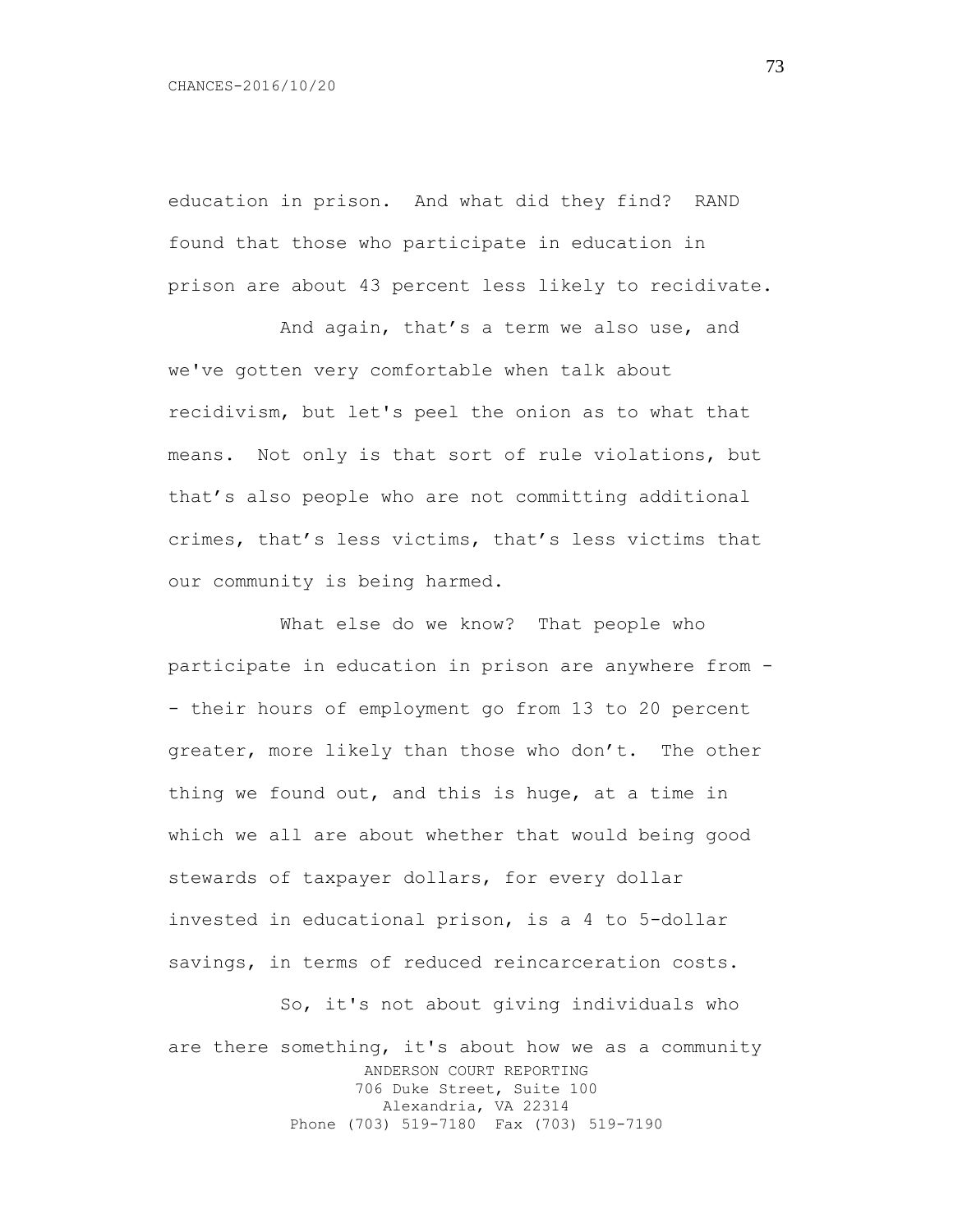education in prison. And what did they find? RAND found that those who participate in education in prison are about 43 percent less likely to recidivate.

And again, that's a term we also use, and we've gotten very comfortable when talk about recidivism, but let's peel the onion as to what that means. Not only is that sort of rule violations, but that's also people who are not committing additional crimes, that's less victims, that's less victims that our community is being harmed.

What else do we know? That people who participate in education in prison are anywhere from -- their hours of employment go from 13 to 20 percent greater, more likely than those who don't. The other thing we found out, and this is huge, at a time in which we all are about whether that would being good stewards of taxpayer dollars, for every dollar invested in educational prison, is a 4 to 5-dollar savings, in terms of reduced reincarceration costs.

So, it's not about giving individuals who are there something, it's about how we as a community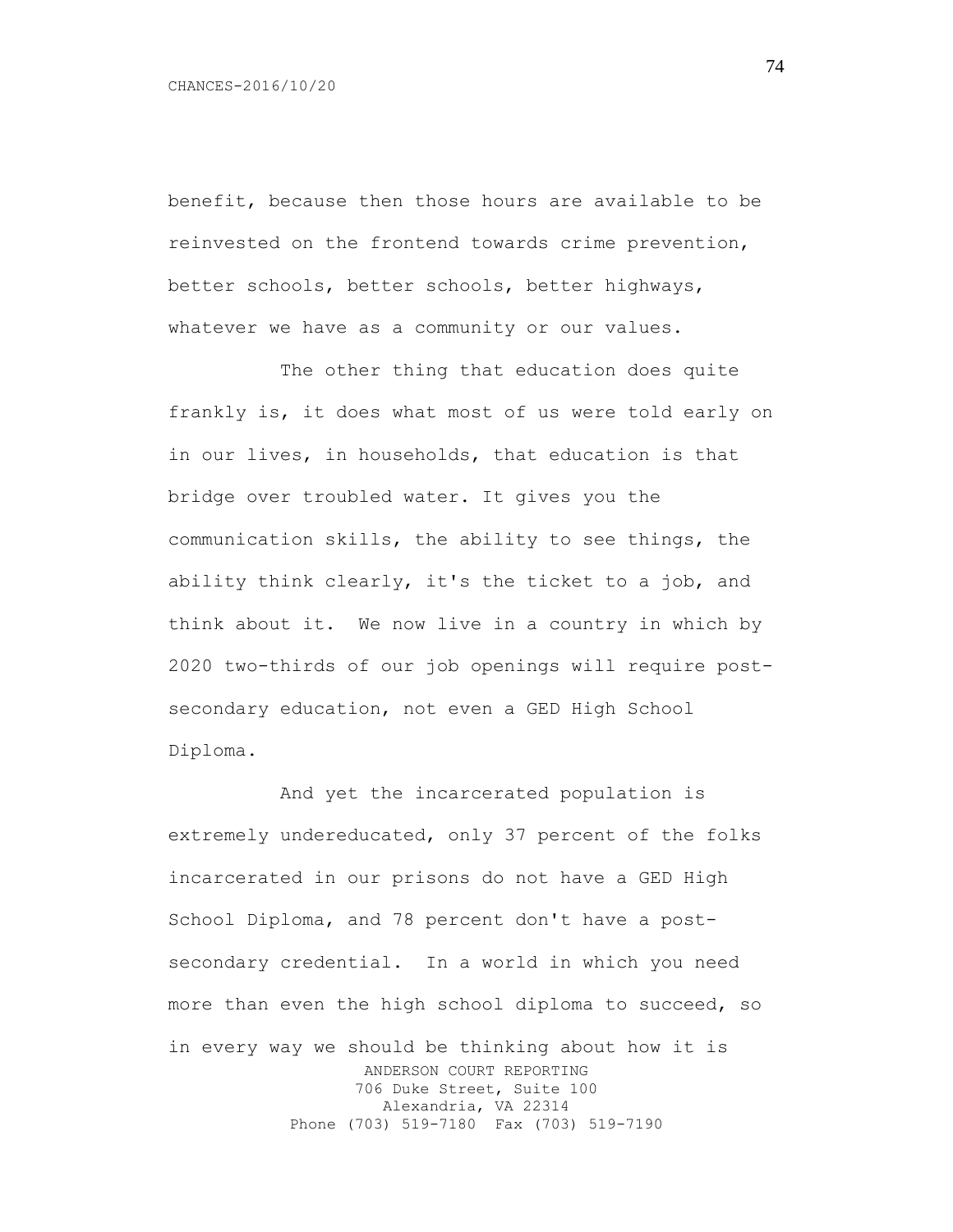benefit, because then those hours are available to be reinvested on the frontend towards crime prevention, better schools, better schools, better highways, whatever we have as a community or our values.

The other thing that education does quite frankly is, it does what most of us were told early on in our lives, in households, that education is that bridge over troubled water. It gives you the communication skills, the ability to see things, the ability think clearly, it's the ticket to a job, and think about it. We now live in a country in which by 2020 two-thirds of our job openings will require post-secondary education, not even a GED High School Diploma.

And yet the incarcerated population is extremely undereducated, only 37 percent of the folks incarcerated in our prisons do not have a GED High School Diploma, and 78 percent don't have a post-secondary credential. In a world in which you need more than even the high school diploma to succeed, so in every way we should be thinking about how it is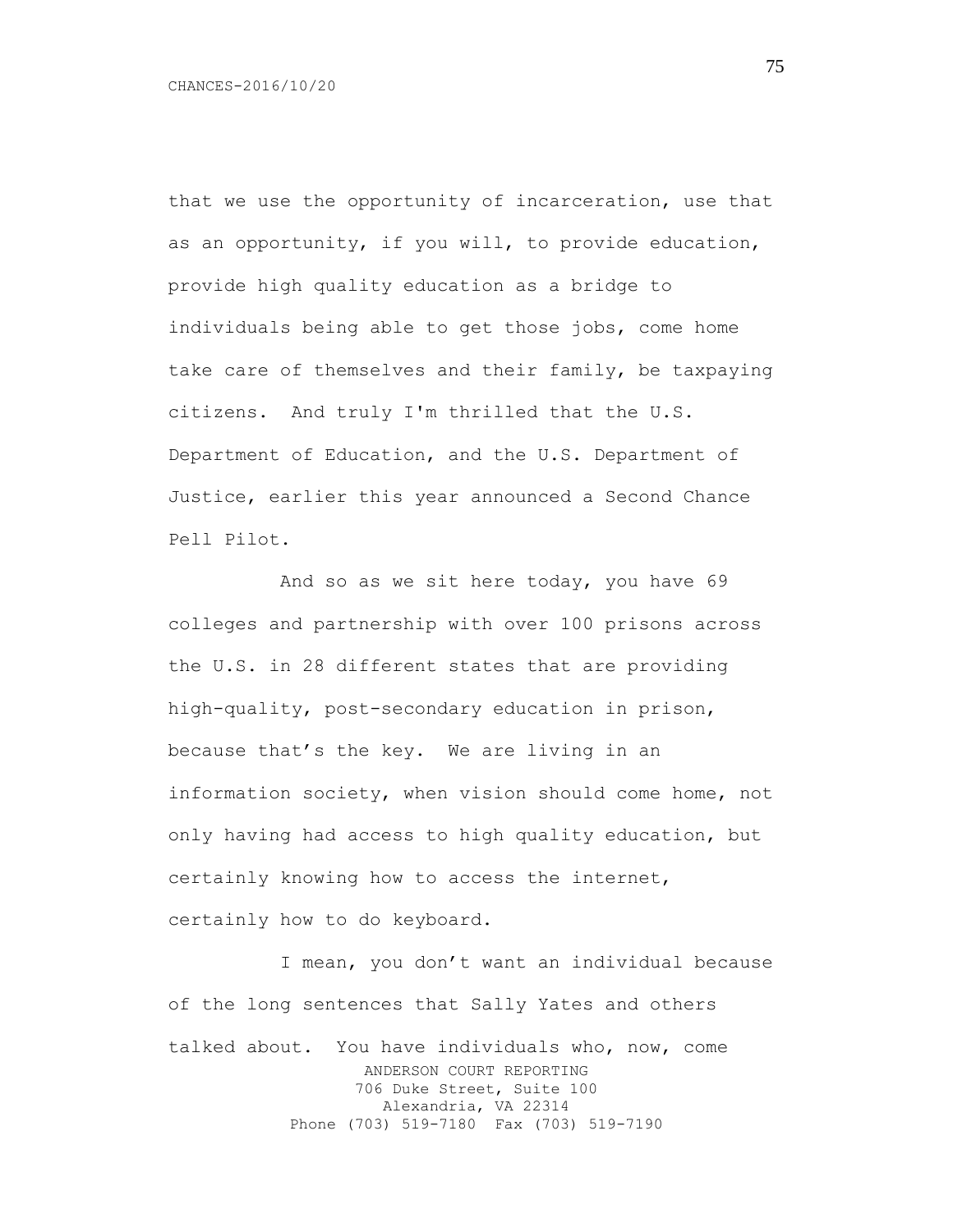that we use the opportunity of incarceration, use that as an opportunity, if you will, to provide education, provide high quality education as a bridge to individuals being able to get those jobs, come home take care of themselves and their family, be taxpaying citizens. And truly I'm thrilled that the U.S. Department of Education, and the U.S. Department of Justice, earlier this year announced a Second Chance Pell Pilot.

And so as we sit here today, you have 69 colleges and partnership with over 100 prisons across the U.S. in 28 different states that are providing high-quality, post-secondary education in prison, because that's the key. We are living in an information society, when vision should come home, not only having had access to high quality education, but certainly knowing how to access the internet, certainly how to do keyboard.

I mean, you don't want an individual because of the long sentences that Sally Yates and others talked about. You have individuals who, now, come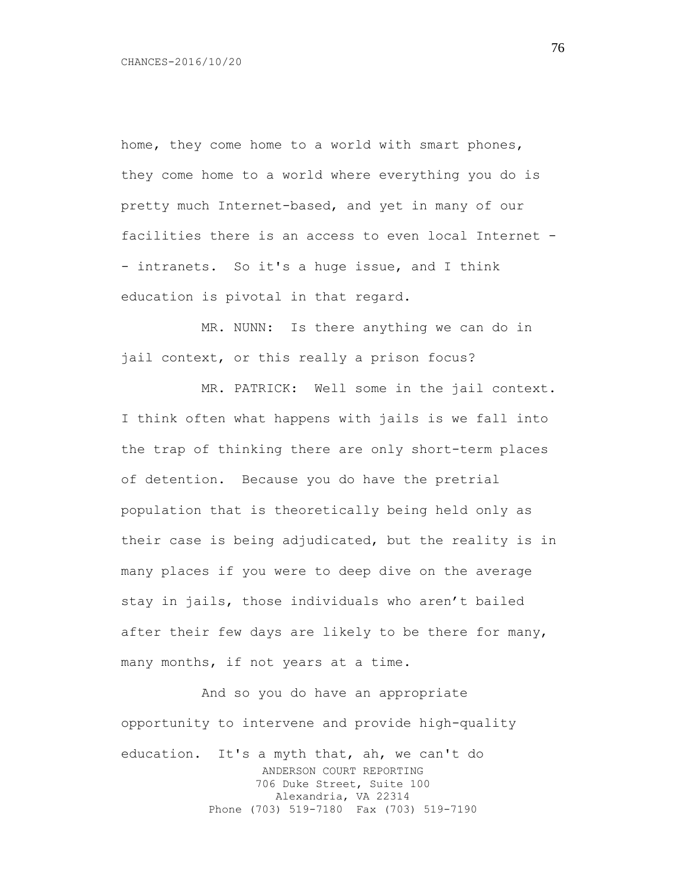home, they come home to a world with smart phones, they come home to a world where everything you do is pretty much Internet-based, and yet in many of our facilities there is an access to even local Internet -- intranets. So it's a huge issue, and I think education is pivotal in that regard.

MR. NUNN: Is there anything we can do in jail context, or this really a prison focus?

MR. PATRICK: Well some in the jail context. I think often what happens with jails is we fall into the trap of thinking there are only short-term places of detention. Because you do have the pretrial population that is theoretically being held only as their case is being adjudicated, but the reality is in many places if you were to deep dive on the average stay in jails, those individuals who aren't bailed after their few days are likely to be there for many, many months, if not years at a time.

And so you do have an appropriate opportunity to intervene and provide high-quality education. It's a myth that, ah, we can't do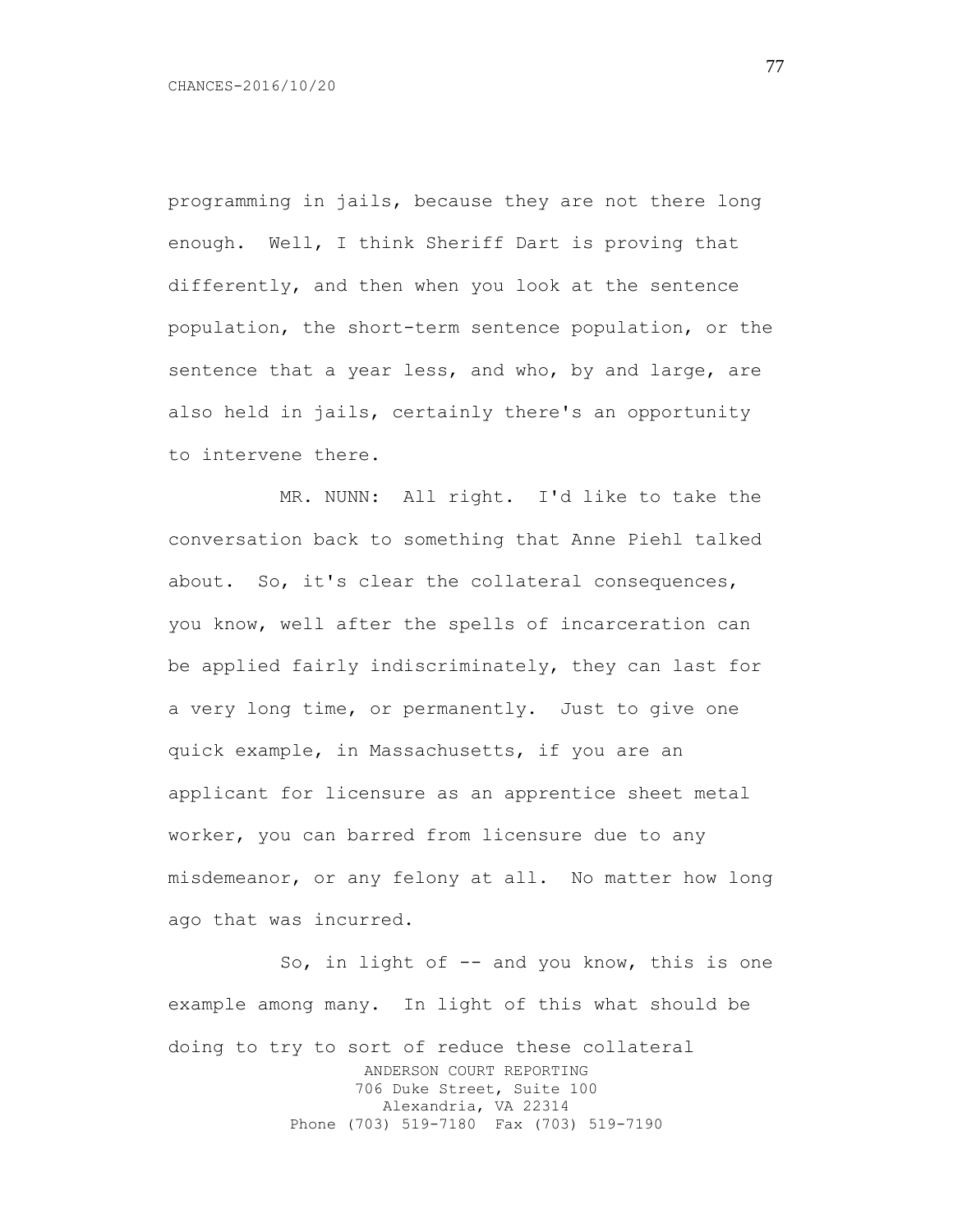programming in jails, because they are not there long enough. Well, I think Sheriff Dart is proving that differently, and then when you look at the sentence population, the short-term sentence population, or the sentence that a year less, and who, by and large, are also held in jails, certainly there's an opportunity to intervene there.

MR. NUNN: All right. I'd like to take the conversation back to something that Anne Piehl talked about. So, it's clear the collateral consequences, you know, well after the spells of incarceration can be applied fairly indiscriminately, they can last for a very long time, or permanently. Just to give one quick example, in Massachusetts, if you are an applicant for licensure as an apprentice sheet metal worker, you can barred from licensure due to any misdemeanor, or any felony at all. No matter how long ago that was incurred.

So, in light of -- and you know, this is one example among many. In light of this what should be doing to try to sort of reduce these collateral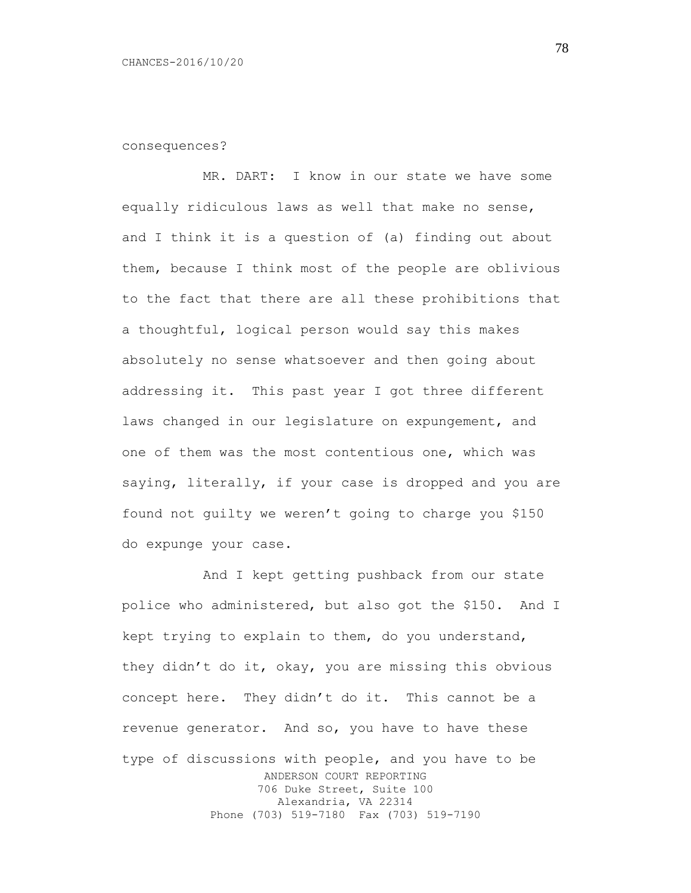consequences?

MR. DART: I know in our state we have some equally ridiculous laws as well that make no sense, and I think it is a question of (a) finding out about them, because I think most of the people are oblivious to the fact that there are all these prohibitions that a thoughtful, logical person would say this makes absolutely no sense whatsoever and then going about addressing it. This past year I got three different laws changed in our legislature on expungement, and one of them was the most contentious one, which was saying, literally, if your case is dropped and you are found not guilty we weren't going to charge you $150 do expunge your case.

And I kept getting pushback from our state police who administered, but also got the $150. And I kept trying to explain to them, do you understand, they didn't do it, okay, you are missing this obvious concept here. They didn't do it. This cannot be a revenue generator. And so, you have to have these type of discussions with people, and you have to be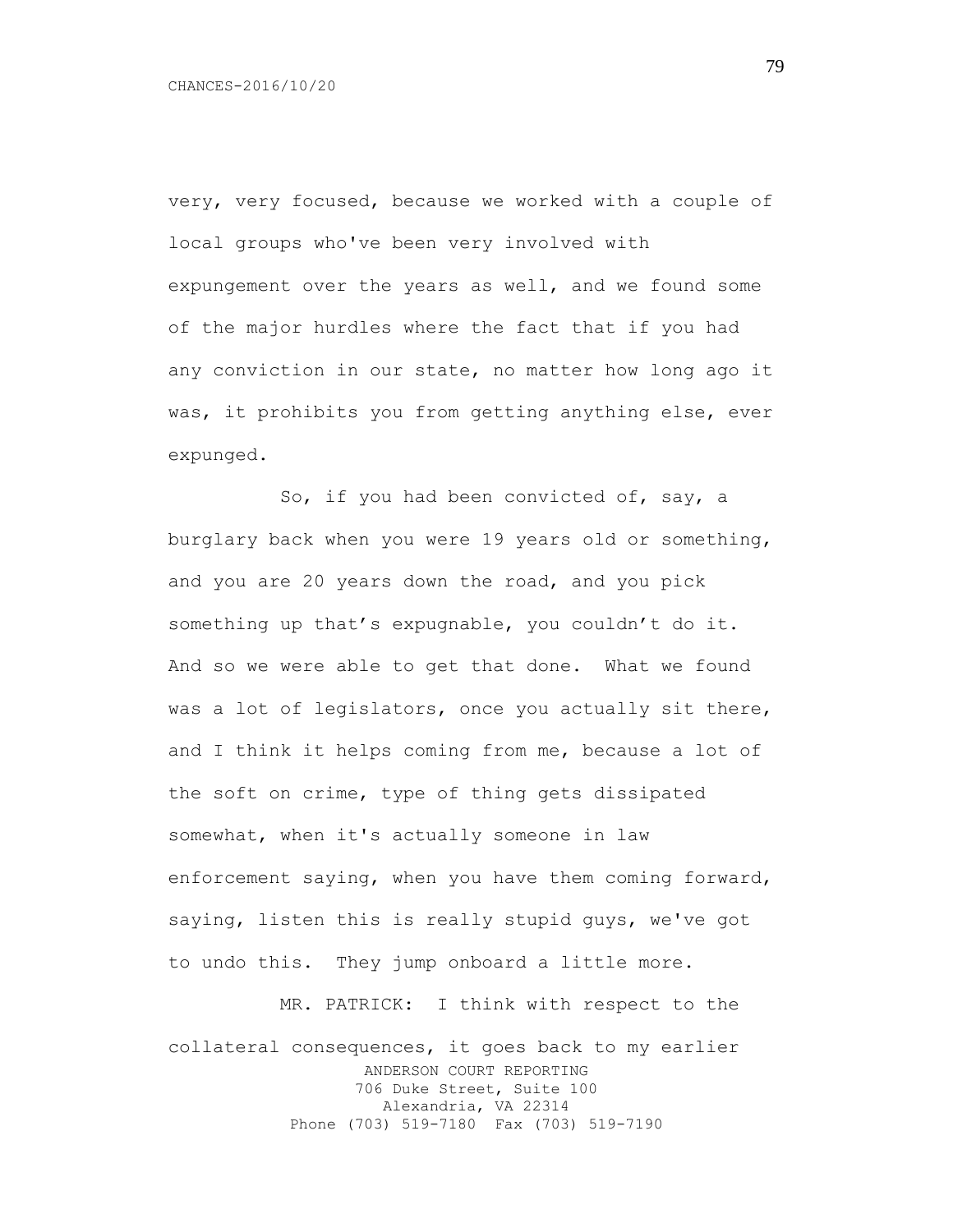very, very focused, because we worked with a couple of local groups who've been very involved with expungement over the years as well, and we found some of the major hurdles where the fact that if you had any conviction in our state, no matter how long ago it was, it prohibits you from getting anything else, ever expunged.

So, if you had been convicted of, say, a burglary back when you were 19 years old or something, and you are 20 years down the road, and you pick something up that's expugnable, you couldn't do it. And so we were able to get that done. What we found was a lot of legislators, once you actually sit there, and I think it helps coming from me, because a lot of the soft on crime, type of thing gets dissipated somewhat, when it's actually someone in law enforcement saying, when you have them coming forward, saying, listen this is really stupid guys, we've got to undo this. They jump onboard a little more.

MR. PATRICK: I think with respect to the collateral consequences, it goes back to my earlier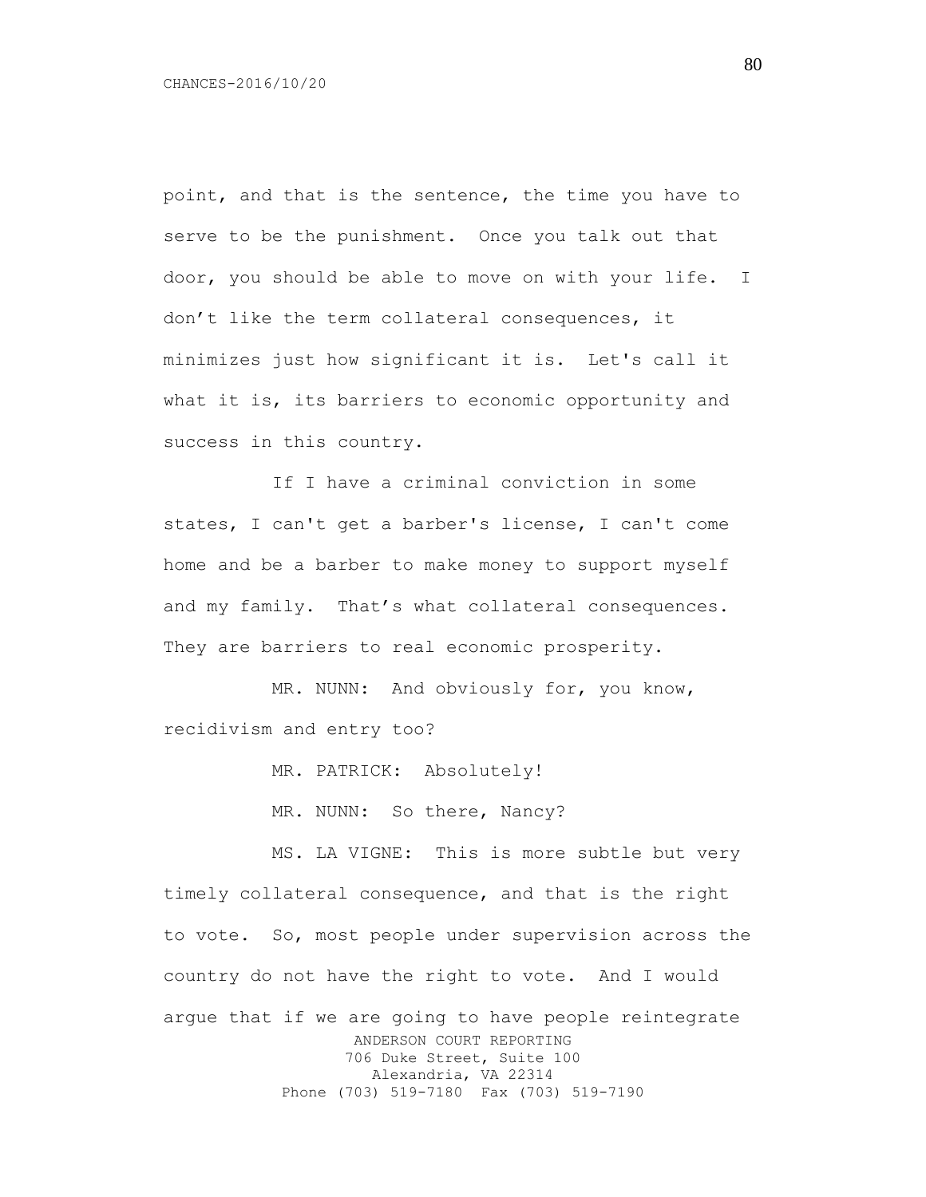point, and that is the sentence, the time you have to serve to be the punishment. Once you talk out that door, you should be able to move on with your life. I don't like the term collateral consequences, it minimizes just how significant it is. Let's call it what it is, its barriers to economic opportunity and success in this country.

If I have a criminal conviction in some states, I can't get a barber's license, I can't come home and be a barber to make money to support myself and my family. That's what collateral consequences. They are barriers to real economic prosperity.

MR. NUNN: And obviously for, you know, recidivism and entry too?

MR. PATRICK: Absolutely!

MR. NUNN: So there, Nancy?

MS. LA VIGNE: This is more subtle but very timely collateral consequence, and that is the right to vote. So, most people under supervision across the country do not have the right to vote. And I would argue that if we are going to have people reintegrate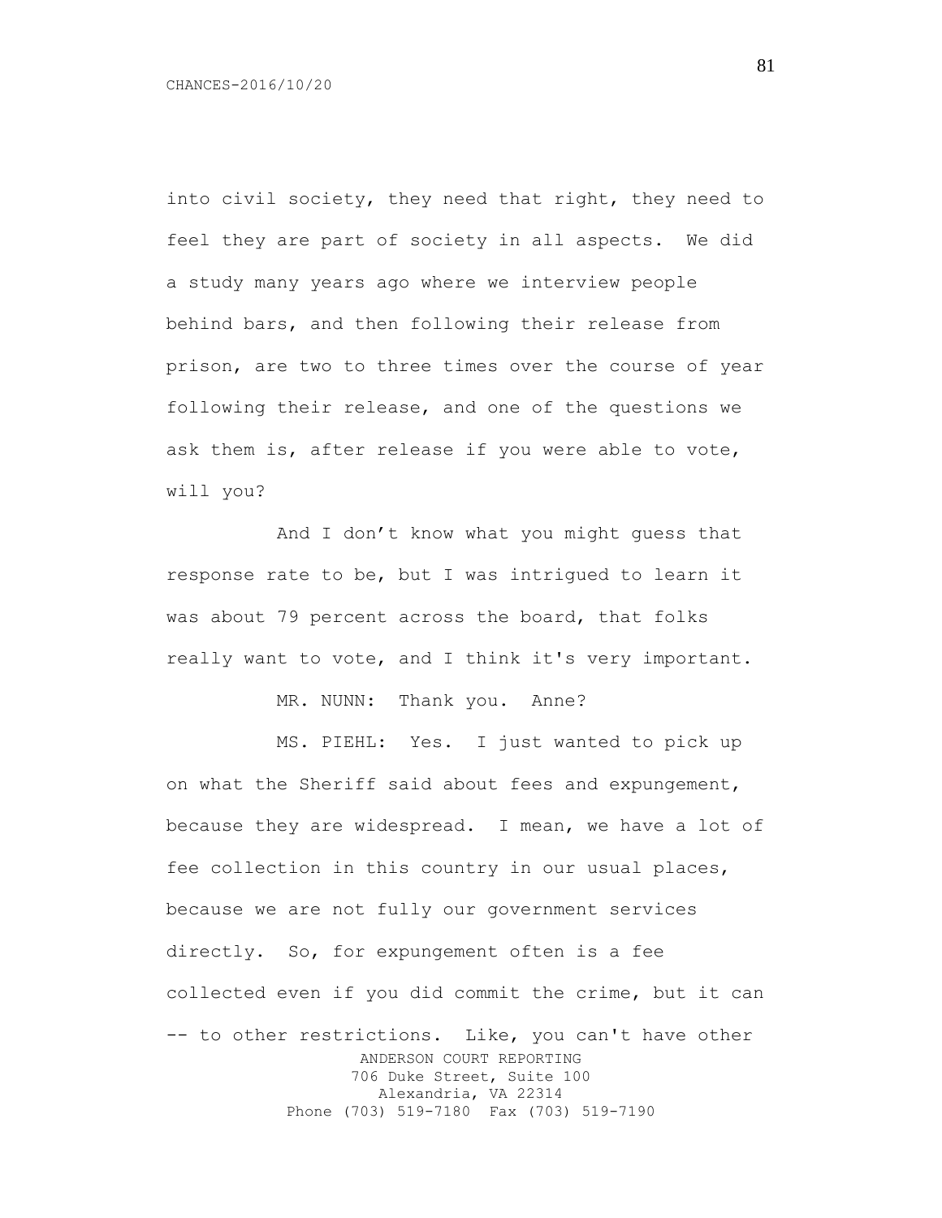into civil society, they need that right, they need to feel they are part of society in all aspects. We did a study many years ago where we interview people behind bars, and then following their release from prison, are two to three times over the course of year following their release, and one of the questions we ask them is, after release if you were able to vote, will you?

And I don't know what you might guess that response rate to be, but I was intrigued to learn it was about 79 percent across the board, that folks really want to vote, and I think it's very important.

MR. NUNN: Thank you. Anne?

MS. PIEHL: Yes. I just wanted to pick up on what the Sheriff said about fees and expungement, because they are widespread. I mean, we have a lot of fee collection in this country in our usual places, because we are not fully our government services directly. So, for expungement often is a fee collected even if you did commit the crime, but it can -- to other restrictions. Like, you can't have other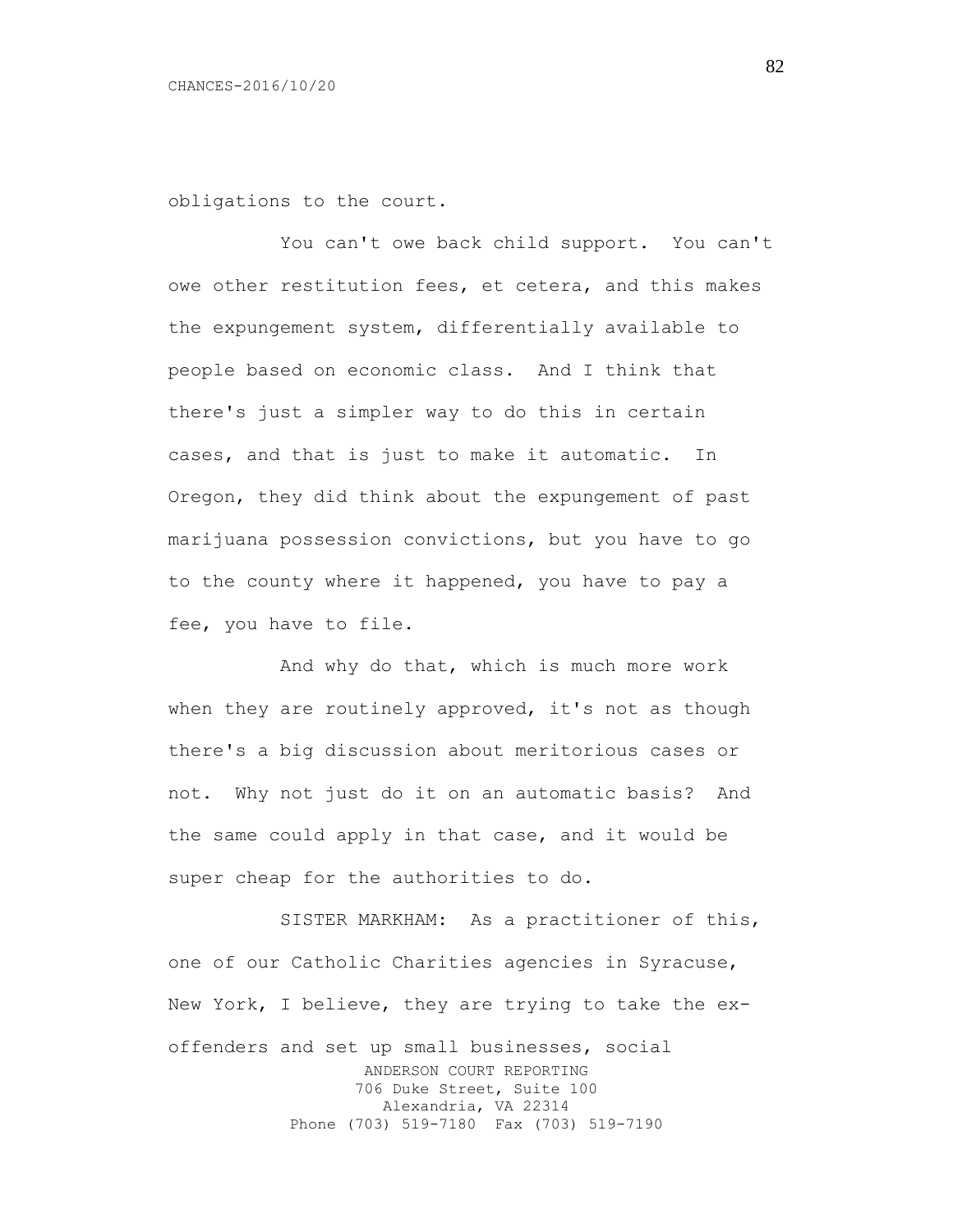obligations to the court.

You can't owe back child support. You can't owe other restitution fees, et cetera, and this makes the expungement system, differentially available to people based on economic class. And I think that there's just a simpler way to do this in certain cases, and that is just to make it automatic. In Oregon, they did think about the expungement of past marijuana possession convictions, but you have to go to the county where it happened, you have to pay a fee, you have to file.

And why do that, which is much more work when they are routinely approved, it's not as though there's a big discussion about meritorious cases or not. Why not just do it on an automatic basis? And the same could apply in that case, and it would be super cheap for the authorities to do.

SISTER MARKHAM: As a practitioner of this, one of our Catholic Charities agencies in Syracuse, New York, I believe, they are trying to take the ex-offenders and set up small businesses, social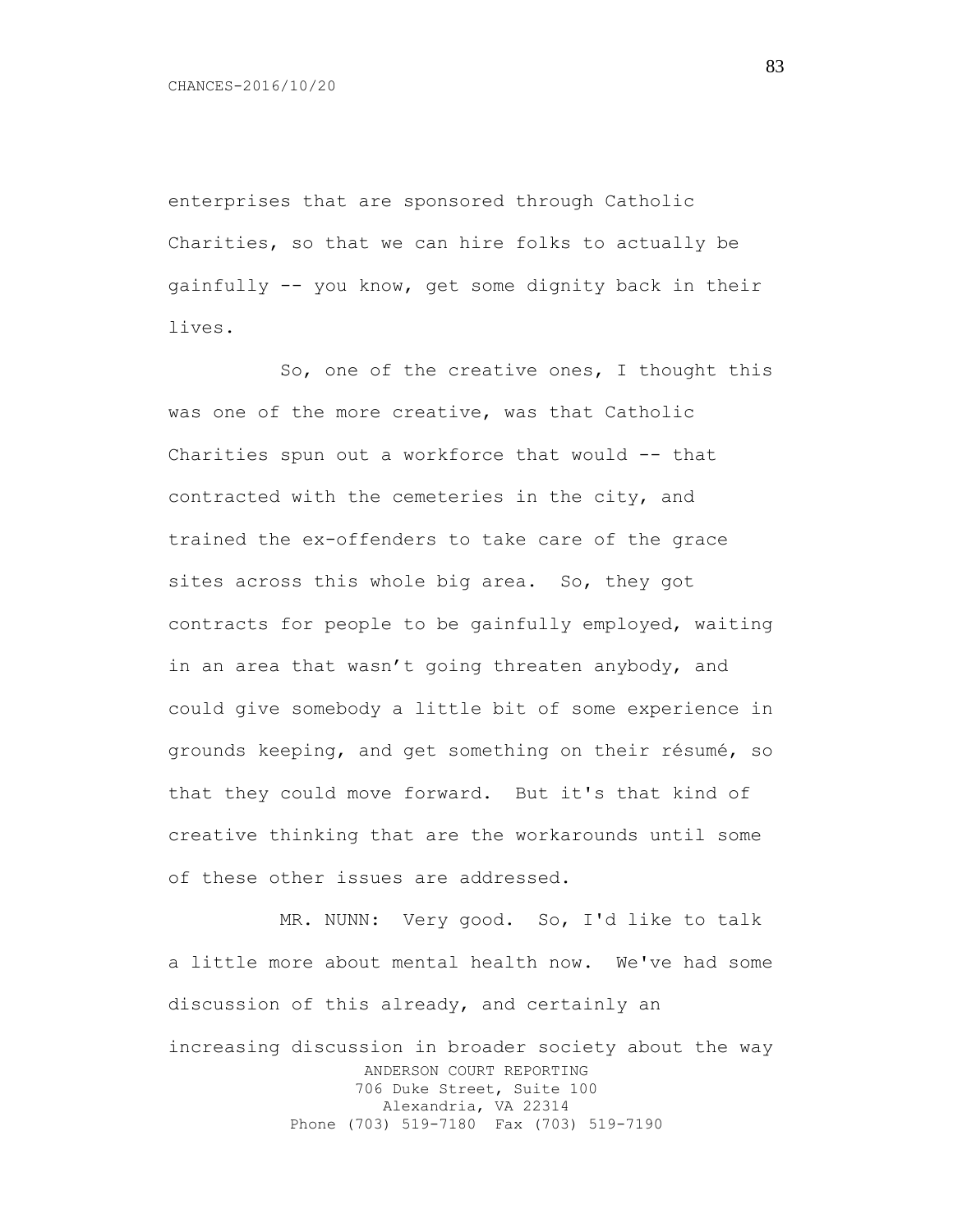enterprises that are sponsored through Catholic Charities, so that we can hire folks to actually be gainfully -- you know, get some dignity back in their lives.

So, one of the creative ones, I thought this was one of the more creative, was that Catholic Charities spun out a workforce that would -- that contracted with the cemeteries in the city, and trained the ex-offenders to take care of the grace sites across this whole big area. So, they got contracts for people to be gainfully employed, waiting in an area that wasn't going threaten anybody, and could give somebody a little bit of some experience in grounds keeping, and get something on their résumé, so that they could move forward. But it's that kind of creative thinking that are the workarounds until some of these other issues are addressed.

MR. NUNN: Very good. So, I'd like to talk a little more about mental health now. We've had some discussion of this already, and certainly an increasing discussion in broader society about the way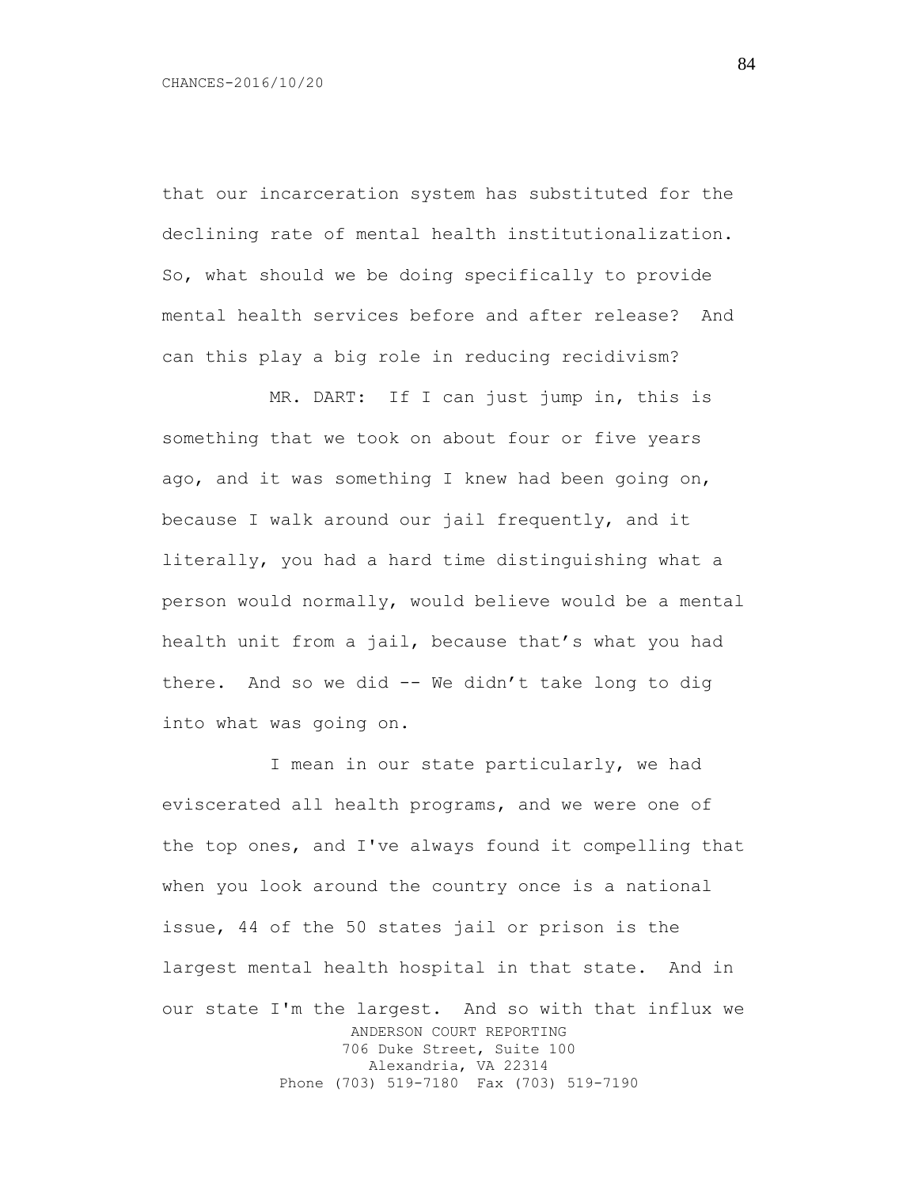that our incarceration system has substituted for the declining rate of mental health institutionalization. So, what should we be doing specifically to provide mental health services before and after release? And can this play a big role in reducing recidivism?

MR. DART: If I can just jump in, this is something that we took on about four or five years ago, and it was something I knew had been going on, because I walk around our jail frequently, and it literally, you had a hard time distinguishing what a person would normally, would believe would be a mental health unit from a jail, because that's what you had there. And so we did -- We didn't take long to dig into what was going on.

I mean in our state particularly, we had eviscerated all health programs, and we were one of the top ones, and I've always found it compelling that when you look around the country once is a national issue, 44 of the 50 states jail or prison is the largest mental health hospital in that state. And in our state I'm the largest. And so with that influx we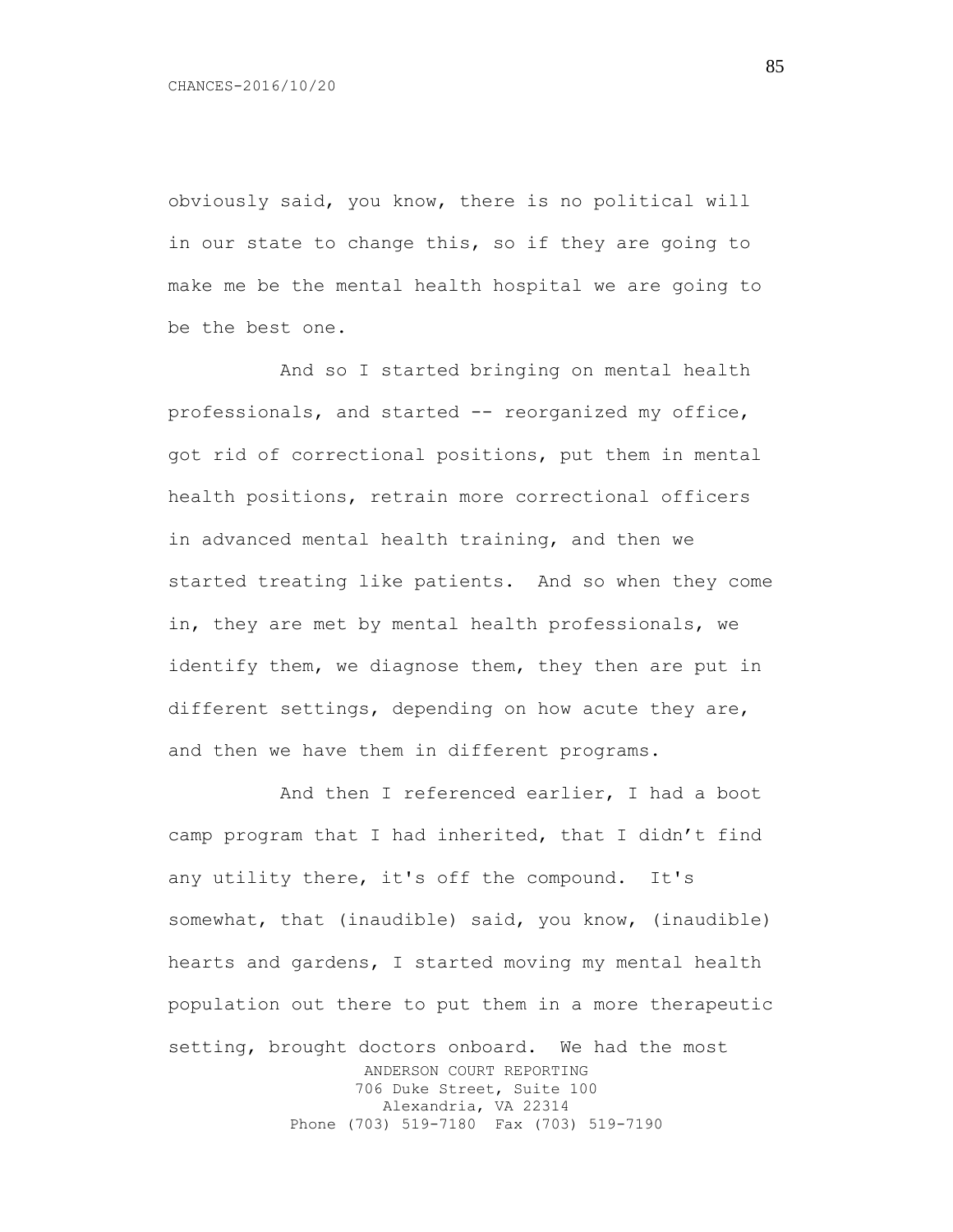obviously said, you know, there is no political will in our state to change this, so if they are going to make me be the mental health hospital we are going to be the best one.

And so I started bringing on mental health professionals, and started -- reorganized my office, got rid of correctional positions, put them in mental health positions, retrain more correctional officers in advanced mental health training, and then we started treating like patients. And so when they come in, they are met by mental health professionals, we identify them, we diagnose them, they then are put in different settings, depending on how acute they are, and then we have them in different programs.

And then I referenced earlier, I had a boot camp program that I had inherited, that I didn't find any utility there, it's off the compound. It's somewhat, that (inaudible) said, you know, (inaudible) hearts and gardens, I started moving my mental health population out there to put them in a more therapeutic setting, brought doctors onboard. We had the most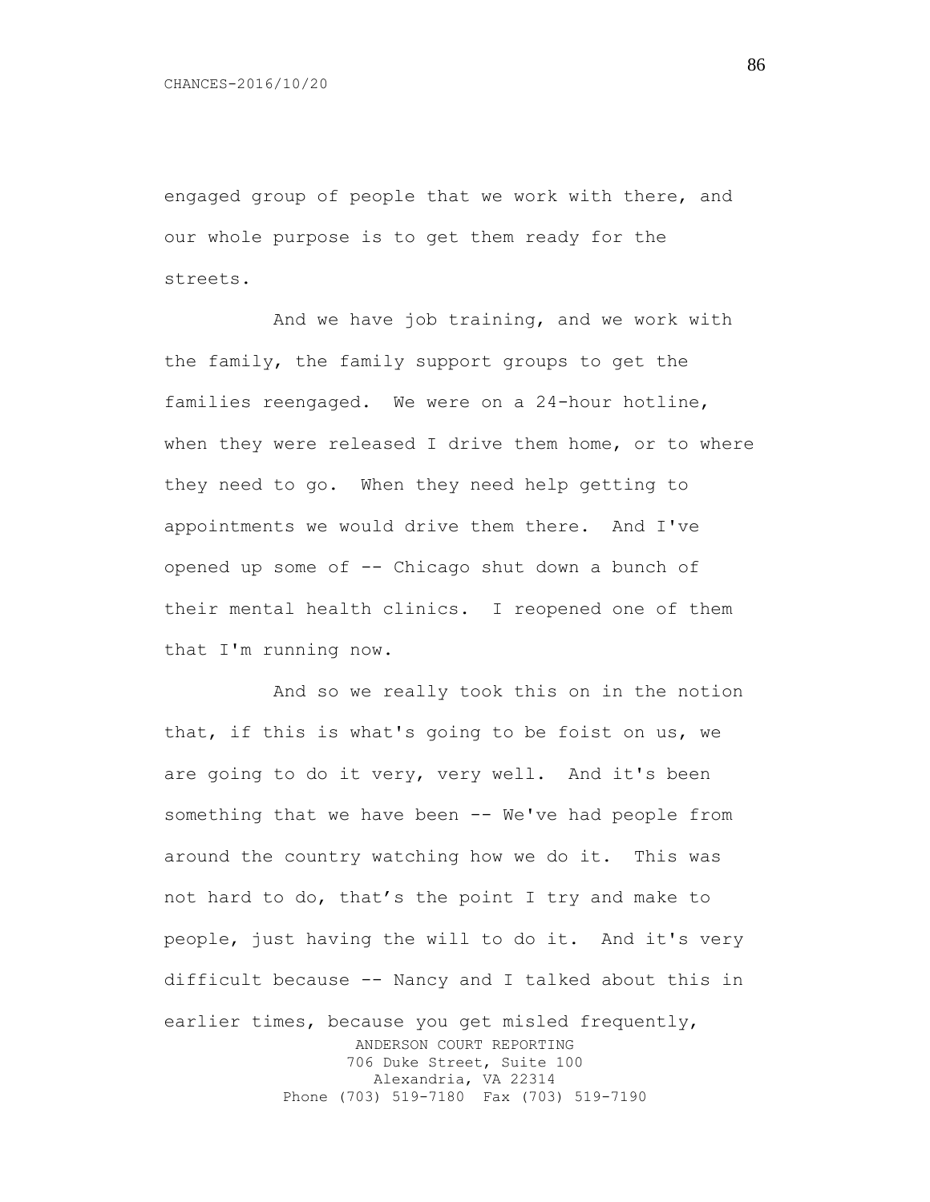engaged group of people that we work with there, and our whole purpose is to get them ready for the streets.

And we have job training, and we work with the family, the family support groups to get the families reengaged. We were on a 24-hour hotline, when they were released I drive them home, or to where they need to go. When they need help getting to appointments we would drive them there. And I've opened up some of -- Chicago shut down a bunch of their mental health clinics. I reopened one of them that I'm running now.

And so we really took this on in the notion that, if this is what's going to be foist on us, we are going to do it very, very well. And it's been something that we have been -- We've had people from around the country watching how we do it. This was not hard to do, that’s the point I try and make to people, just having the will to do it. And it's very difficult because -- Nancy and I talked about this in earlier times, because you get misled frequently,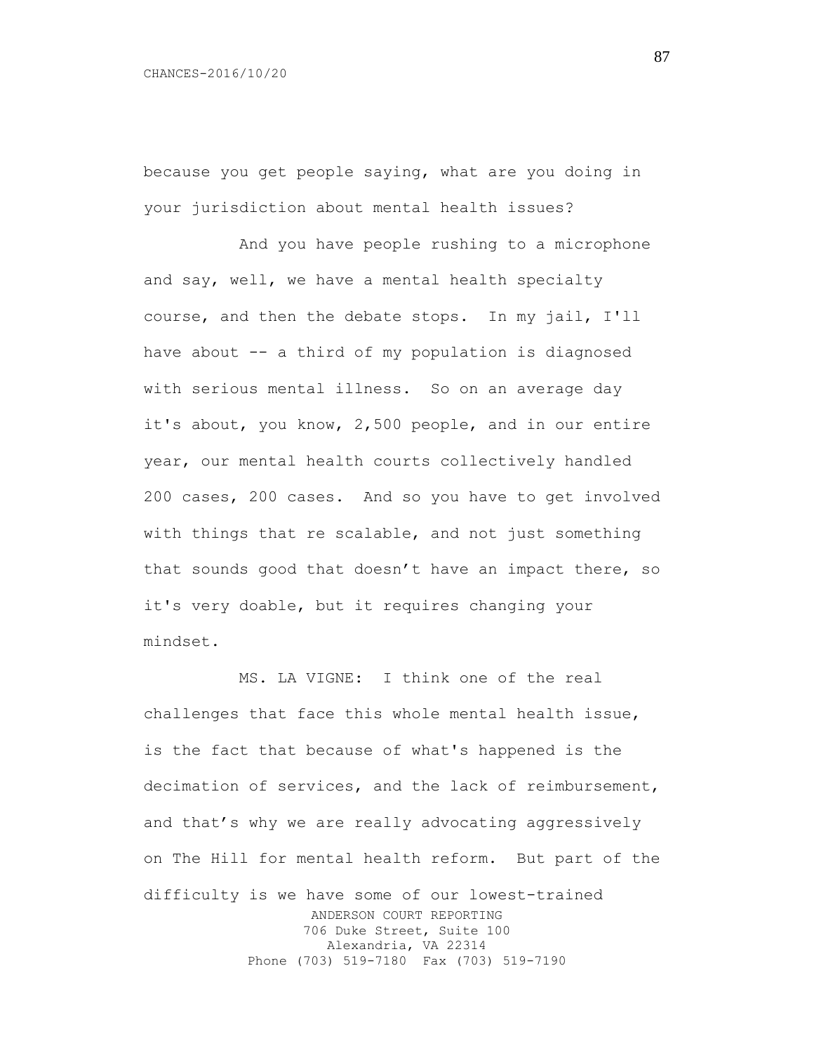because you get people saying, what are you doing in your jurisdiction about mental health issues?

And you have people rushing to a microphone and say, well, we have a mental health specialty course, and then the debate stops. In my jail, I'll have about -- a third of my population is diagnosed with serious mental illness. So on an average day it's about, you know, 2,500 people, and in our entire year, our mental health courts collectively handled 200 cases, 200 cases. And so you have to get involved with things that re scalable, and not just something that sounds good that doesn't have an impact there, so it's very doable, but it requires changing your mindset.

MS. LA VIGNE: I think one of the real challenges that face this whole mental health issue, is the fact that because of what's happened is the decimation of services, and the lack of reimbursement, and that's why we are really advocating aggressively on The Hill for mental health reform. But part of the difficulty is we have some of our lowest-trained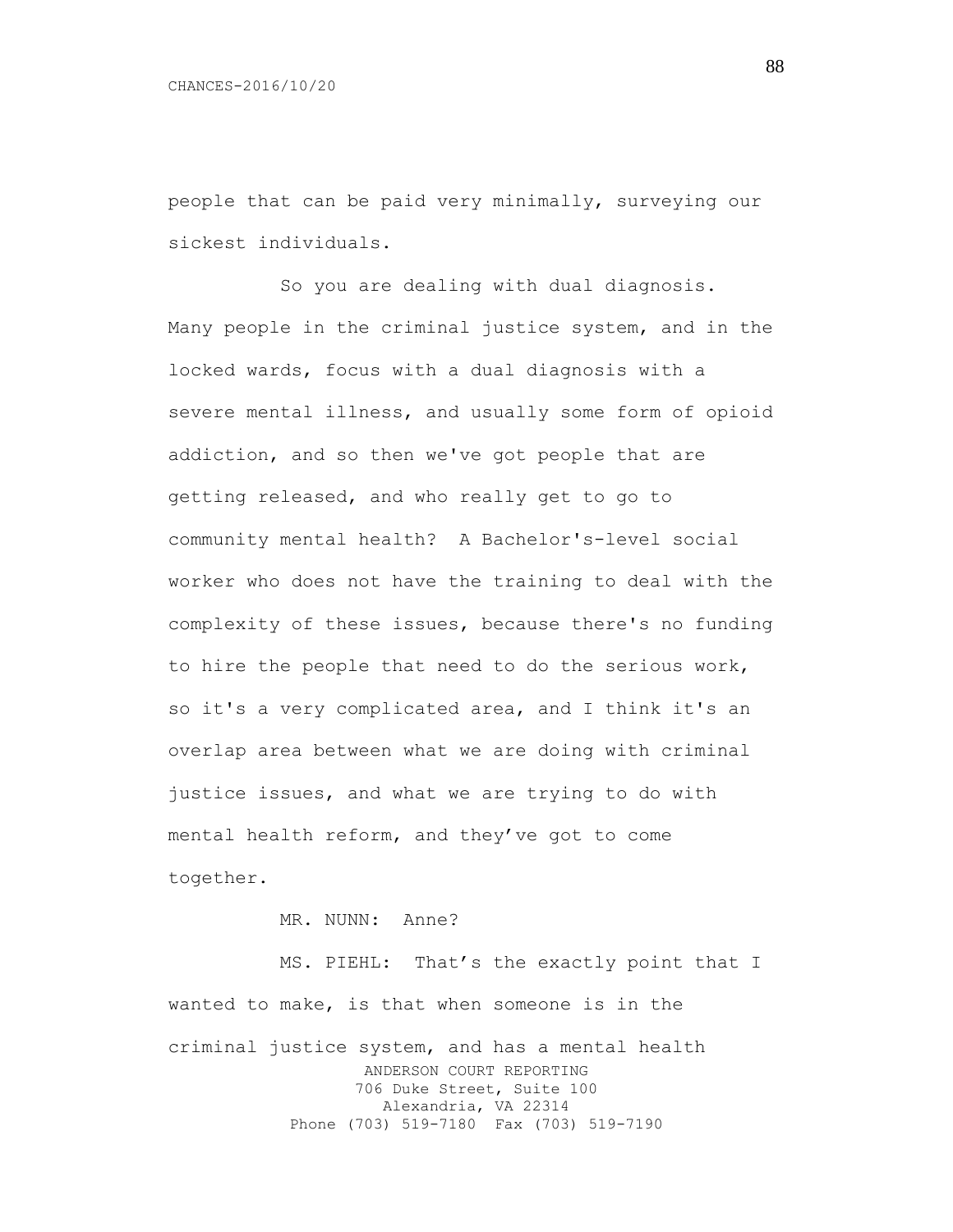people that can be paid very minimally, surveying our sickest individuals.

So you are dealing with dual diagnosis. Many people in the criminal justice system, and in the locked wards, focus with a dual diagnosis with a severe mental illness, and usually some form of opioid addiction, and so then we've got people that are getting released, and who really get to go to community mental health? A Bachelor's-level social worker who does not have the training to deal with the complexity of these issues, because there's no funding to hire the people that need to do the serious work, so it's a very complicated area, and I think it's an overlap area between what we are doing with criminal justice issues, and what we are trying to do with mental health reform, and they've got to come together.

MR. NUNN: Anne?

MS. PIEHL: That's the exactly point that I wanted to make, is that when someone is in the criminal justice system, and has a mental health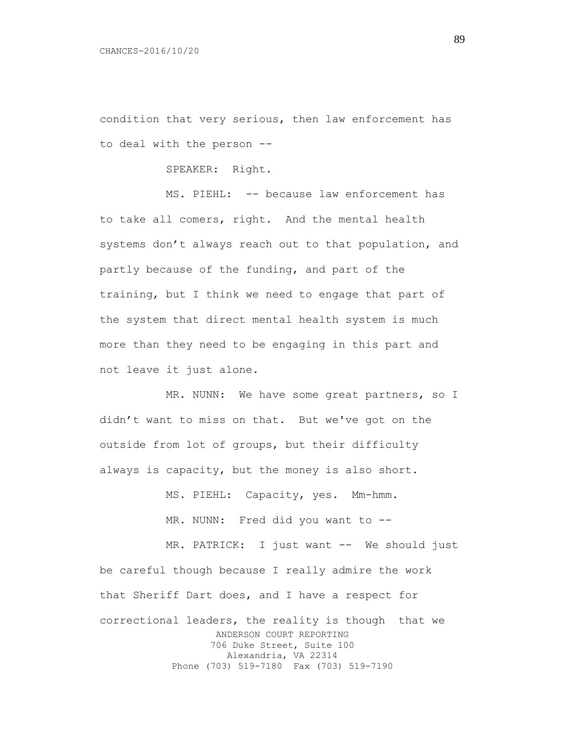condition that very serious, then law enforcement has to deal with the person --

SPEAKER: Right.

MS. PIEHL: -- because law enforcement has to take all comers, right. And the mental health systems don't always reach out to that population, and partly because of the funding, and part of the training, but I think we need to engage that part of the system that direct mental health system is much more than they need to be engaging in this part and not leave it just alone.

MR. NUNN: We have some great partners, so I didn't want to miss on that. But we've got on the outside from lot of groups, but their difficulty always is capacity, but the money is also short.

MS. PIEHL: Capacity, yes. Mm-hmm.

MR. NUNN: Fred did you want to --

MR. PATRICK: I just want -- We should just be careful though because I really admire the work that Sheriff Dart does, and I have a respect for correctional leaders, the reality is though that we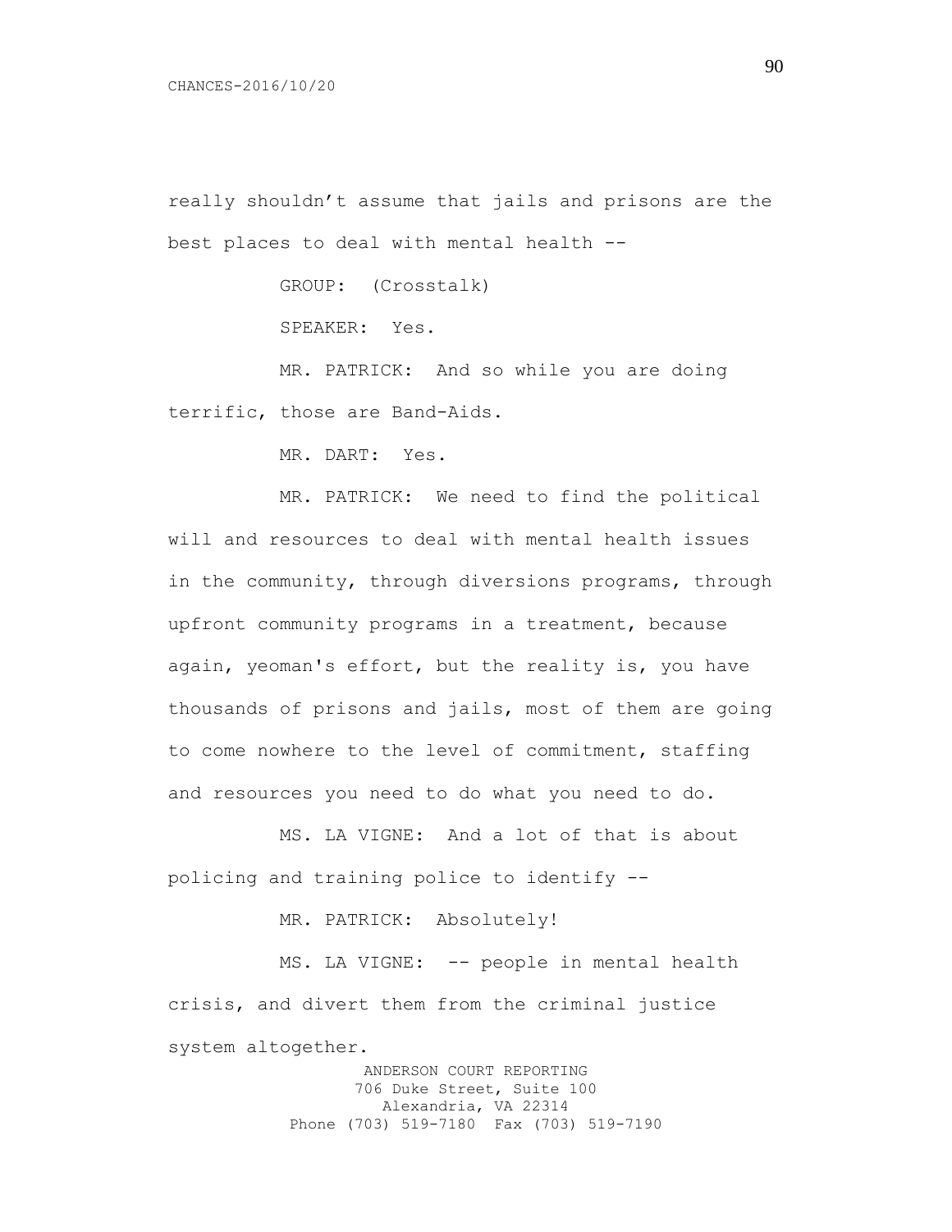really shouldn't assume that jails and prisons are the best places to deal with mental health --

GROUP: (Crosstalk)

SPEAKER: Yes.

MR. PATRICK: And so while you are doing terrific, those are Band-Aids.

MR. DART: Yes.

MR. PATRICK: We need to find the political will and resources to deal with mental health issues in the community, through diversions programs, through upfront community programs in a treatment, because again, yeoman's effort, but the reality is, you have thousands of prisons and jails, most of them are going to come nowhere to the level of commitment, staffing and resources you need to do what you need to do.

MS. LA VIGNE: And a lot of that is about policing and training police to identify --

MR. PATRICK: Absolutely!

MS. LA VIGNE: -- people in mental health crisis, and divert them from the criminal justice system altogether.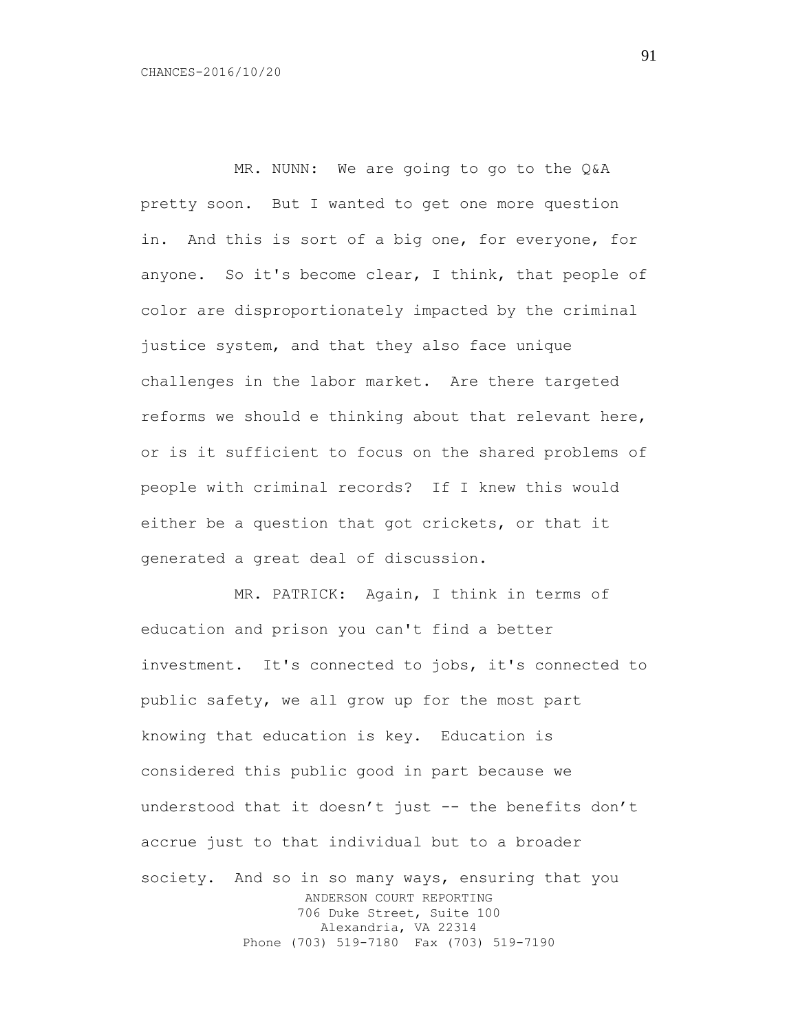MR. NUNN: We are going to go to the Q&A pretty soon. But I wanted to get one more question in. And this is sort of a big one, for everyone, for anyone. So it's become clear, I think, that people of color are disproportionately impacted by the criminal justice system, and that they also face unique challenges in the labor market. Are there targeted reforms we should e thinking about that relevant here, or is it sufficient to focus on the shared problems of people with criminal records? If I knew this would either be a question that got crickets, or that it generated a great deal of discussion.

MR. PATRICK: Again, I think in terms of education and prison you can't find a better investment. It's connected to jobs, it's connected to public safety, we all grow up for the most part knowing that education is key. Education is considered this public good in part because we understood that it doesn't just -- the benefits don't accrue just to that individual but to a broader society. And so in so many ways, ensuring that you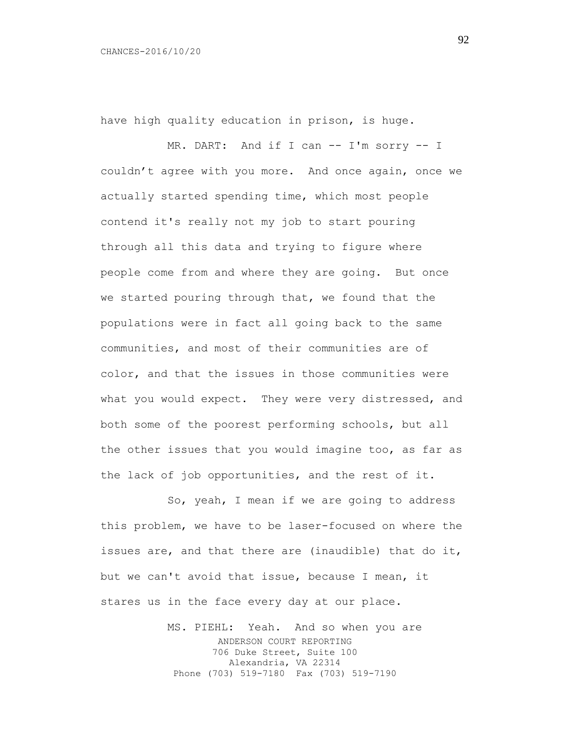have high quality education in prison, is huge.

MR. DART: And if I can -- I'm sorry -- I couldn't agree with you more. And once again, once we actually started spending time, which most people contend it's really not my job to start pouring through all this data and trying to figure where people come from and where they are going. But once we started pouring through that, we found that the populations were in fact all going back to the same communities, and most of their communities are of color, and that the issues in those communities were what you would expect. They were very distressed, and both some of the poorest performing schools, but all the other issues that you would imagine too, as far as the lack of job opportunities, and the rest of it.

So, yeah, I mean if we are going to address this problem, we have to be laser-focused on where the issues are, and that there are (inaudible) that do it, but we can't avoid that issue, because I mean, it stares us in the face every day at our place.

MS. PIEHL: Yeah. And so when you are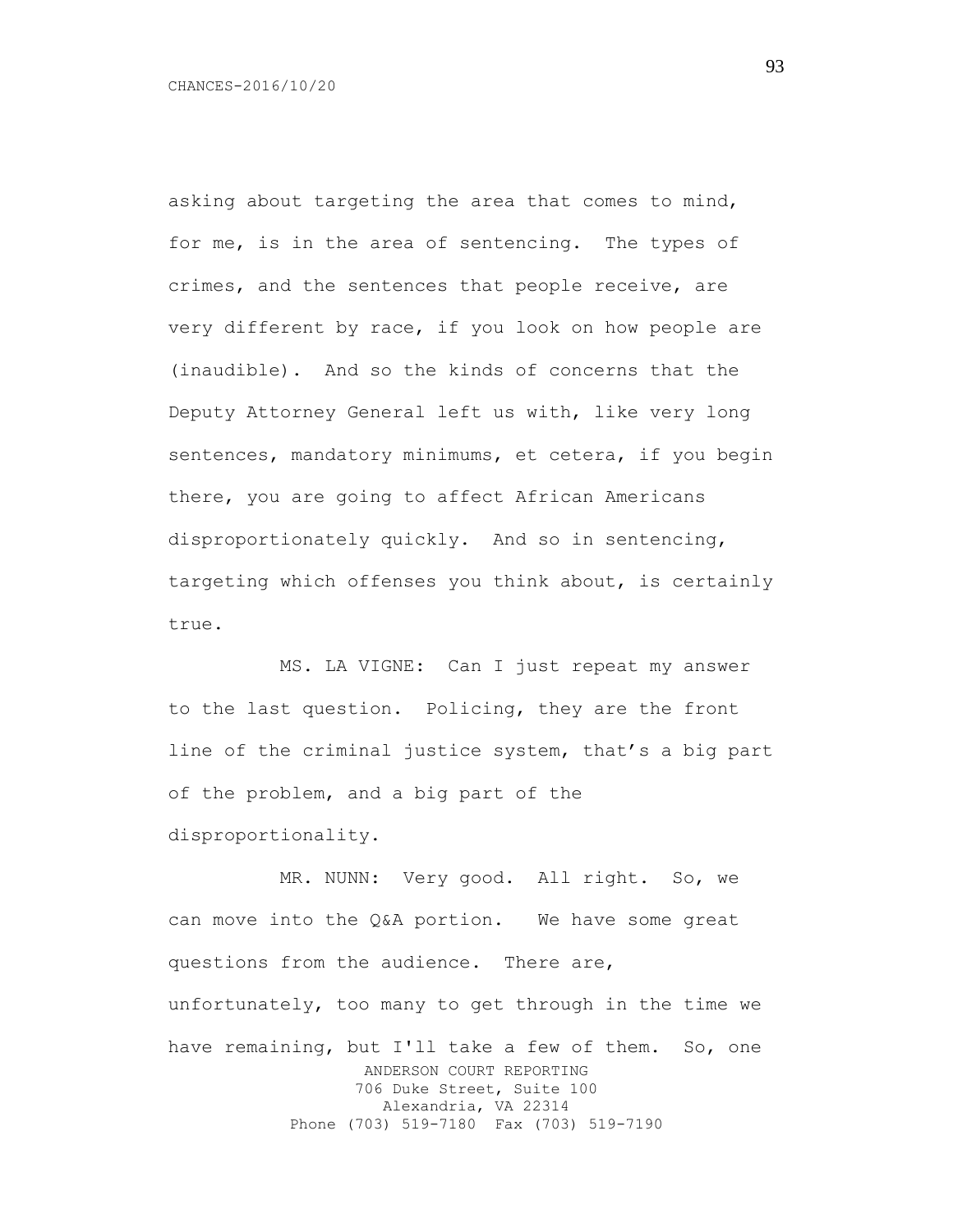asking about targeting the area that comes to mind, for me, is in the area of sentencing. The types of crimes, and the sentences that people receive, are very different by race, if you look on how people are (inaudible). And so the kinds of concerns that the Deputy Attorney General left us with, like very long sentences, mandatory minimums, et cetera, if you begin there, you are going to affect African Americans disproportionately quickly. And so in sentencing, targeting which offenses you think about, is certainly true.

MS. LA VIGNE: Can I just repeat my answer to the last question. Policing, they are the front line of the criminal justice system, that's a big part of the problem, and a big part of the disproportionality.

MR. NUNN: Very good. All right. So, we can move into the Q&A portion. We have some great questions from the audience. There are, unfortunately, too many to get through in the time we have remaining, but I'll take a few of them. So, one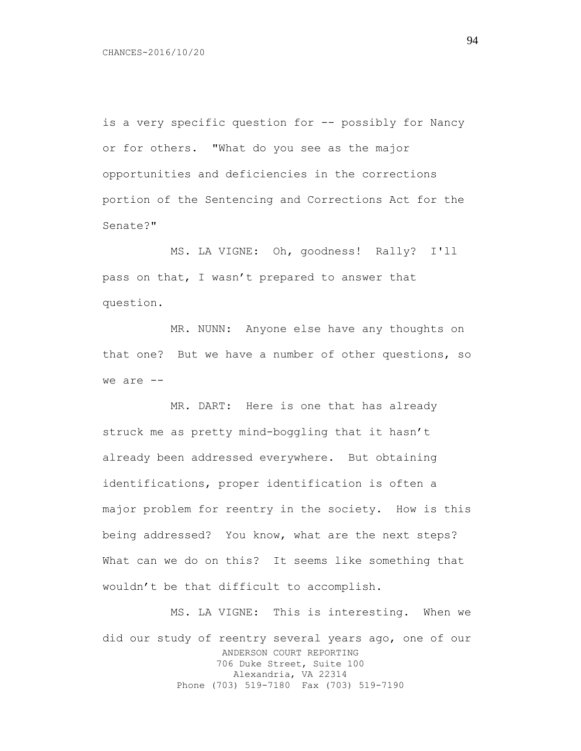is a very specific question for -- possibly for Nancy or for others. "What do you see as the major opportunities and deficiencies in the corrections portion of the Sentencing and Corrections Act for the Senate?"

MS. LA VIGNE: Oh, goodness! Rally? I'll pass on that, I wasn't prepared to answer that question.

MR. NUNN: Anyone else have any thoughts on that one? But we have a number of other questions, so we are --

MR. DART: Here is one that has already struck me as pretty mind-boggling that it hasn't already been addressed everywhere. But obtaining identifications, proper identification is often a major problem for reentry in the society. How is this being addressed? You know, what are the next steps? What can we do on this? It seems like something that wouldn't be that difficult to accomplish.

MS. LA VIGNE: This is interesting. When we did our study of reentry several years ago, one of our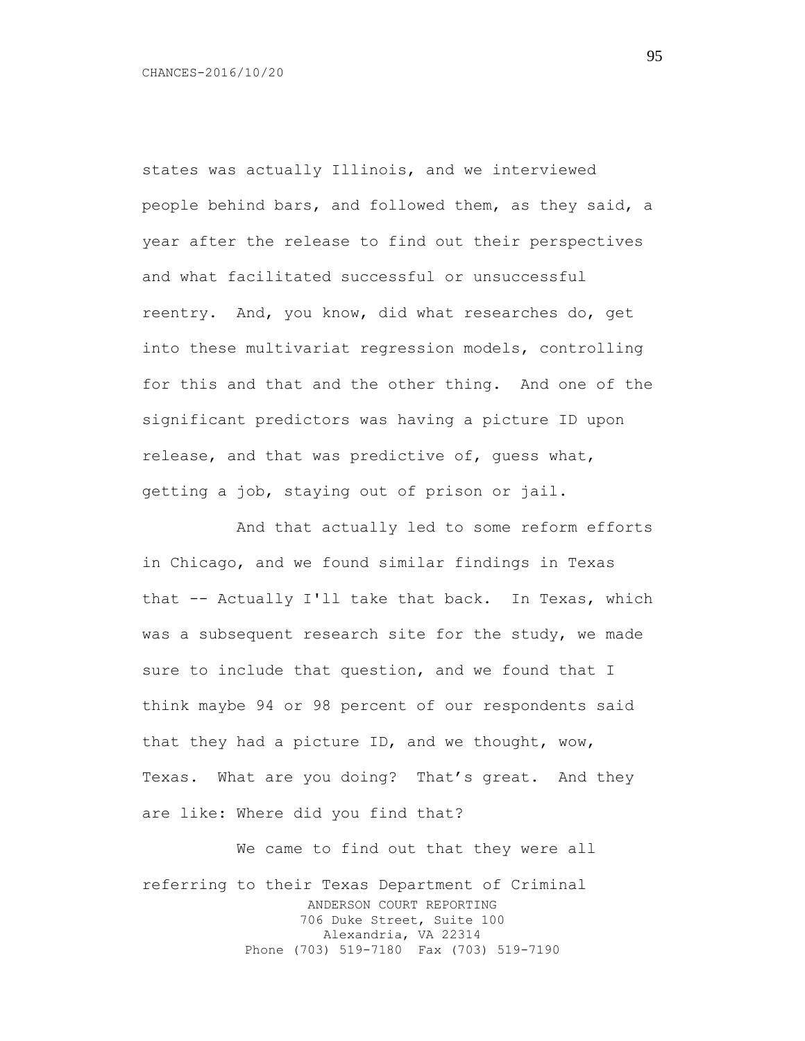states was actually Illinois, and we interviewed people behind bars, and followed them, as they said, a year after the release to find out their perspectives and what facilitated successful or unsuccessful reentry. And, you know, did what researches do, get into these multivariat regression models, controlling for this and that and the other thing. And one of the significant predictors was having a picture ID upon release, and that was predictive of, guess what, getting a job, staying out of prison or jail.

And that actually led to some reform efforts in Chicago, and we found similar findings in Texas that -- Actually I'll take that back. In Texas, which was a subsequent research site for the study, we made sure to include that question, and we found that I think maybe 94 or 98 percent of our respondents said that they had a picture ID, and we thought, wow, Texas. What are you doing? That's great. And they are like: Where did you find that?

We came to find out that they were all referring to their Texas Department of Criminal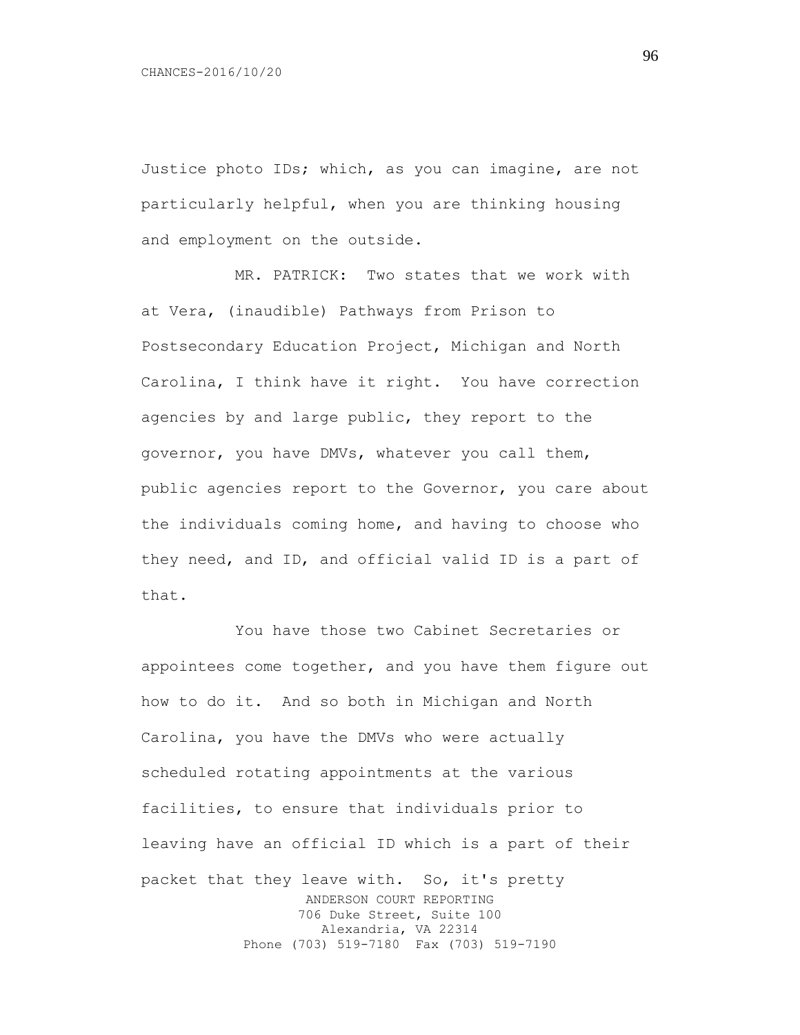Justice photo IDs; which, as you can imagine, are not particularly helpful, when you are thinking housing and employment on the outside.

MR. PATRICK: Two states that we work with at Vera, (inaudible) Pathways from Prison to Postsecondary Education Project, Michigan and North Carolina, I think have it right. You have correction agencies by and large public, they report to the governor, you have DMVs, whatever you call them, public agencies report to the Governor, you care about the individuals coming home, and having to choose who they need, and ID, and official valid ID is a part of that.

You have those two Cabinet Secretaries or appointees come together, and you have them figure out how to do it. And so both in Michigan and North Carolina, you have the DMVs who were actually scheduled rotating appointments at the various facilities, to ensure that individuals prior to leaving have an official ID which is a part of their packet that they leave with. So, it's pretty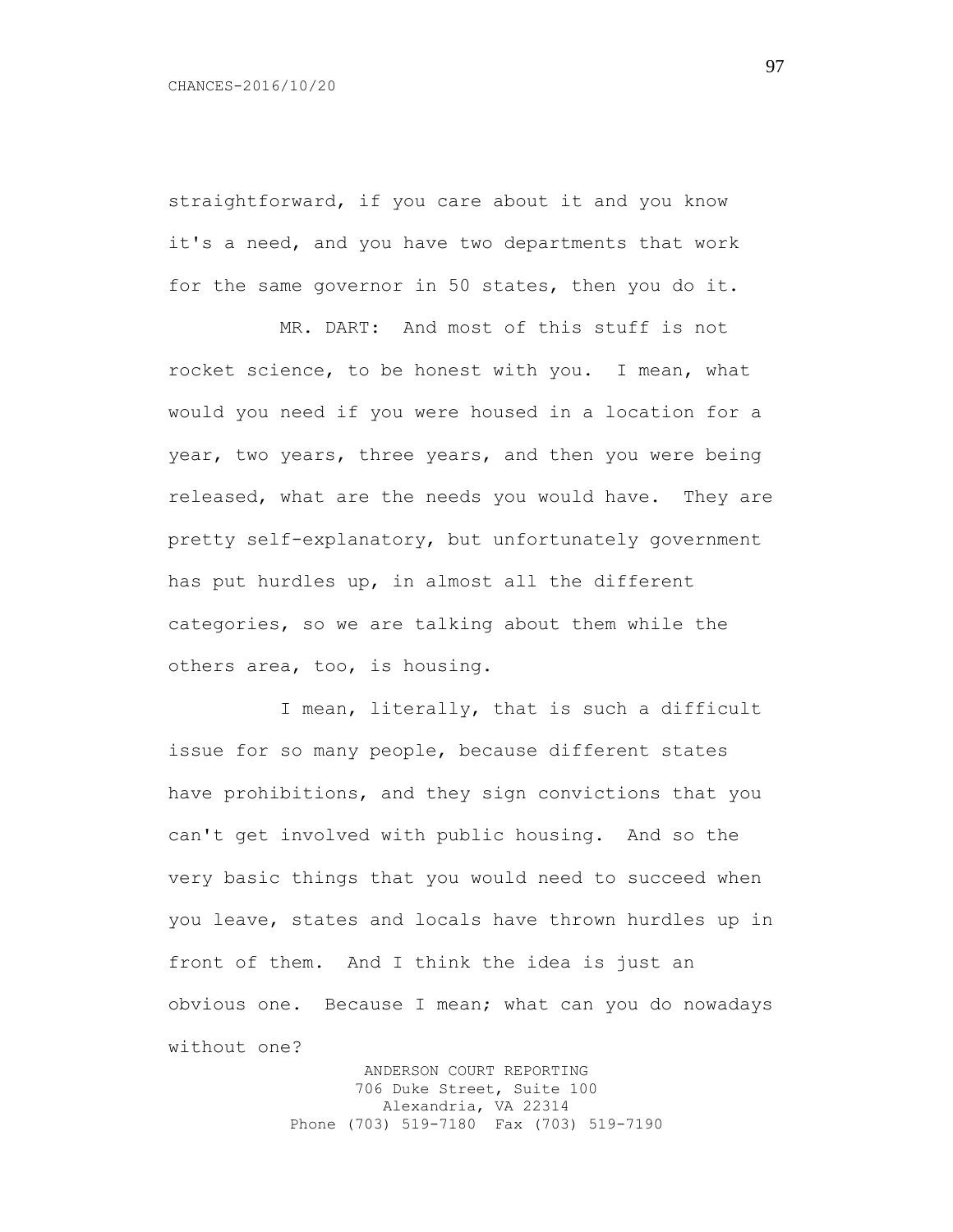straightforward, if you care about it and you know it's a need, and you have two departments that work for the same governor in 50 states, then you do it.

MR. DART: And most of this stuff is not rocket science, to be honest with you. I mean, what would you need if you were housed in a location for a year, two years, three years, and then you were being released, what are the needs you would have. They are pretty self-explanatory, but unfortunately government has put hurdles up, in almost all the different categories, so we are talking about them while the others area, too, is housing.

I mean, literally, that is such a difficult issue for so many people, because different states have prohibitions, and they sign convictions that you can't get involved with public housing. And so the very basic things that you would need to succeed when you leave, states and locals have thrown hurdles up in front of them. And I think the idea is just an obvious one. Because I mean; what can you do nowadays without one?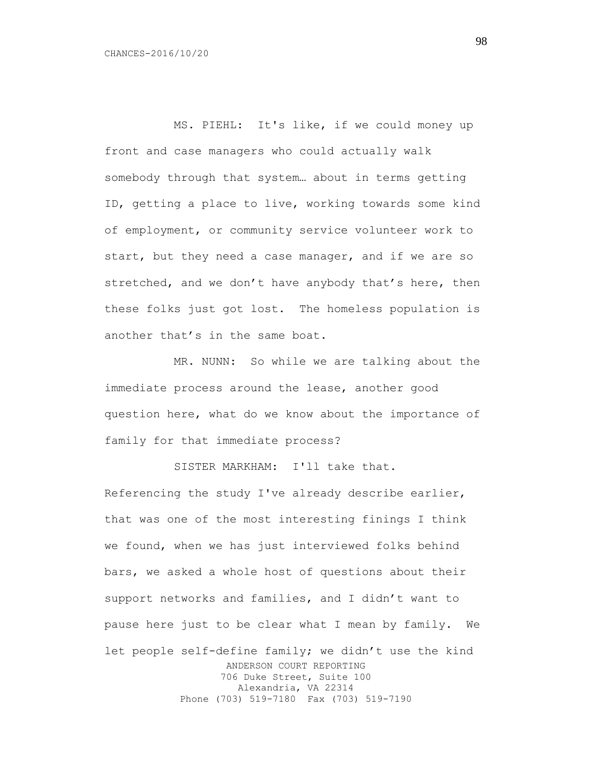MS. PIEHL: It's like, if we could money up front and case managers who could actually walk somebody through that system… about in terms getting ID, getting a place to live, working towards some kind of employment, or community service volunteer work to start, but they need a case manager, and if we are so stretched, and we don't have anybody that's here, then these folks just got lost. The homeless population is another that's in the same boat.

MR. NUNN: So while we are talking about the immediate process around the lease, another good question here, what do we know about the importance of family for that immediate process?

SISTER MARKHAM: I'll take that. Referencing the study I've already describe earlier, that was one of the most interesting finings I think we found, when we has just interviewed folks behind bars, we asked a whole host of questions about their support networks and families, and I didn't want to pause here just to be clear what I mean by family. We let people self-define family; we didn't use the kind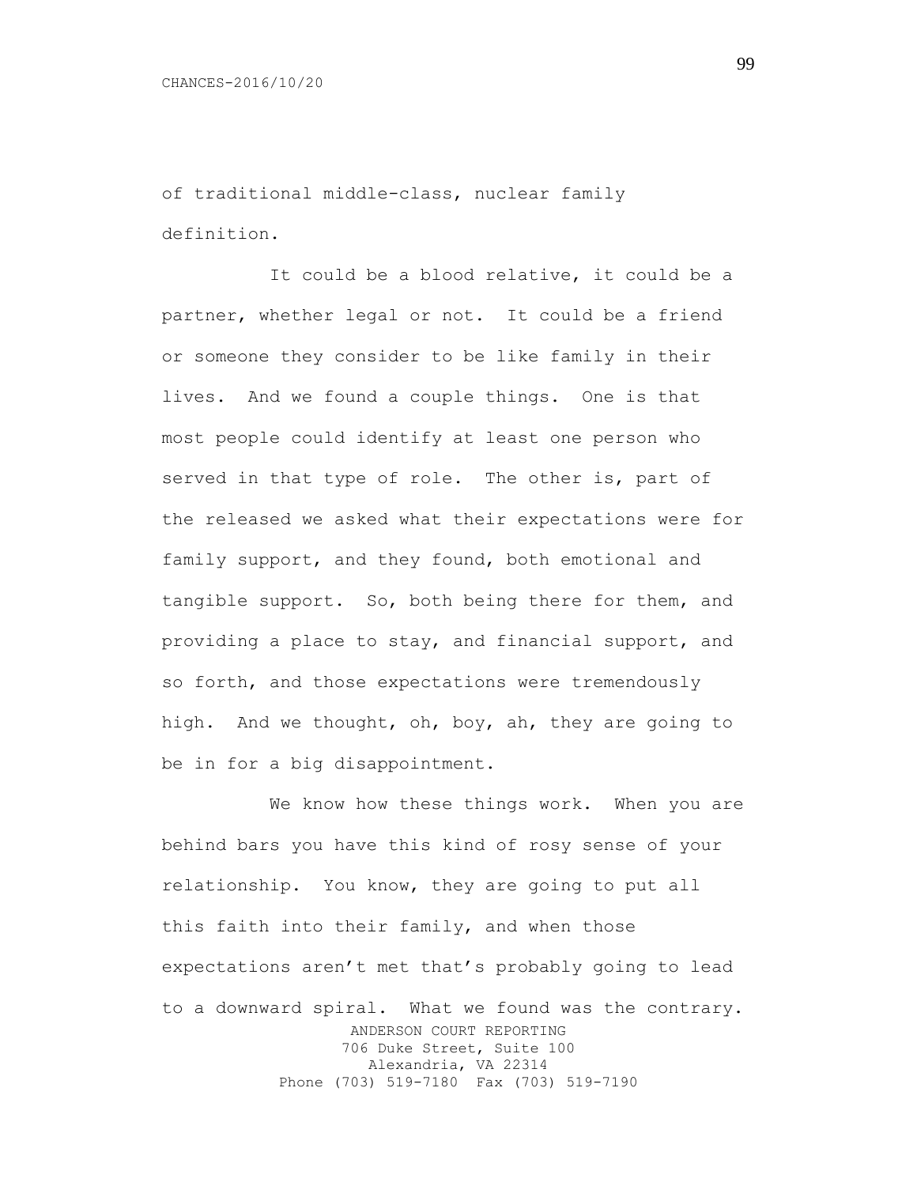of traditional middle-class, nuclear family definition.

It could be a blood relative, it could be a partner, whether legal or not. It could be a friend or someone they consider to be like family in their lives. And we found a couple things. One is that most people could identify at least one person who served in that type of role. The other is, part of the released we asked what their expectations were for family support, and they found, both emotional and tangible support. So, both being there for them, and providing a place to stay, and financial support, and so forth, and those expectations were tremendously high. And we thought, oh, boy, ah, they are going to be in for a big disappointment.

We know how these things work. When you are behind bars you have this kind of rosy sense of your relationship. You know, they are going to put all this faith into their family, and when those expectations aren't met that's probably going to lead to a downward spiral. What we found was the contrary.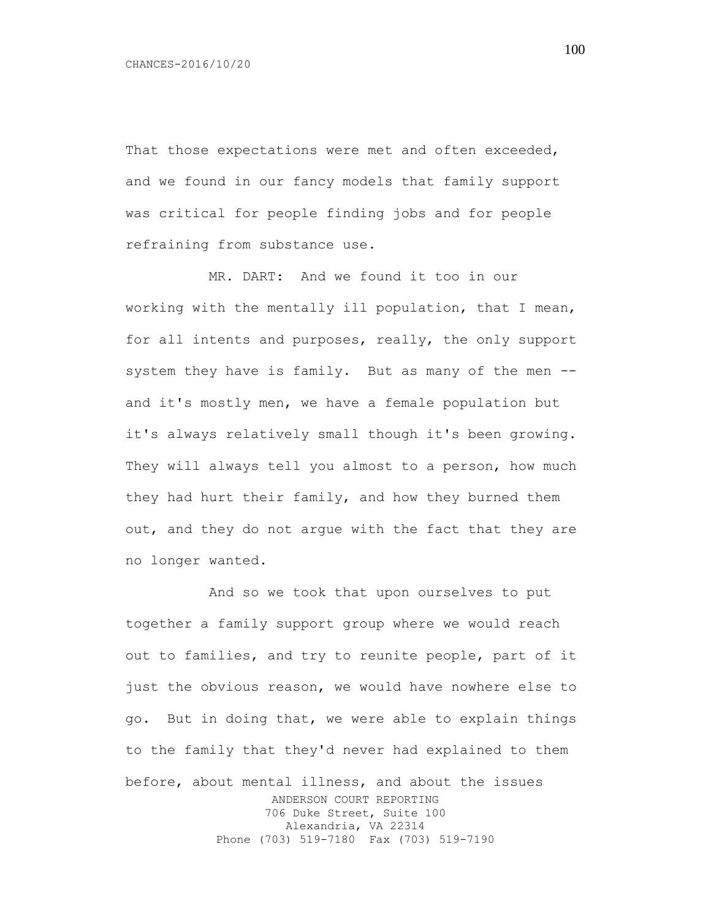That those expectations were met and often exceeded, and we found in our fancy models that family support was critical for people finding jobs and for people refraining from substance use.

MR. DART: And we found it too in our working with the mentally ill population, that I mean, for all intents and purposes, really, the only support system they have is family. But as many of the men -- and it's mostly men, we have a female population but it's always relatively small though it's been growing. They will always tell you almost to a person, how much they had hurt their family, and how they burned them out, and they do not argue with the fact that they are no longer wanted.

And so we took that upon ourselves to put together a family support group where we would reach out to families, and try to reunite people, part of it just the obvious reason, we would have nowhere else to go. But in doing that, we were able to explain things to the family that they'd never had explained to them before, about mental illness, and about the issues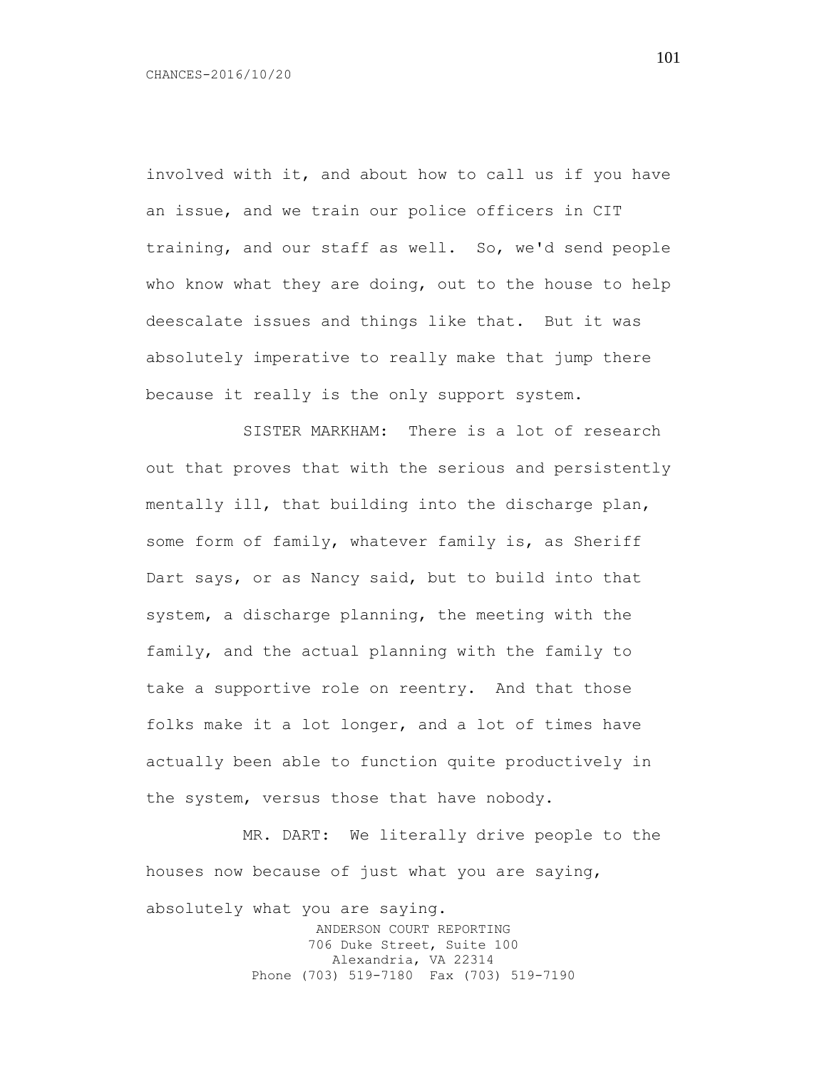involved with it, and about how to call us if you have an issue, and we train our police officers in CIT training, and our staff as well. So, we'd send people who know what they are doing, out to the house to help deescalate issues and things like that. But it was absolutely imperative to really make that jump there because it really is the only support system.

SISTER MARKHAM: There is a lot of research out that proves that with the serious and persistently mentally ill, that building into the discharge plan, some form of family, whatever family is, as Sheriff Dart says, or as Nancy said, but to build into that system, a discharge planning, the meeting with the family, and the actual planning with the family to take a supportive role on reentry. And that those folks make it a lot longer, and a lot of times have actually been able to function quite productively in the system, versus those that have nobody.

MR. DART: We literally drive people to the houses now because of just what you are saying, absolutely what you are saying.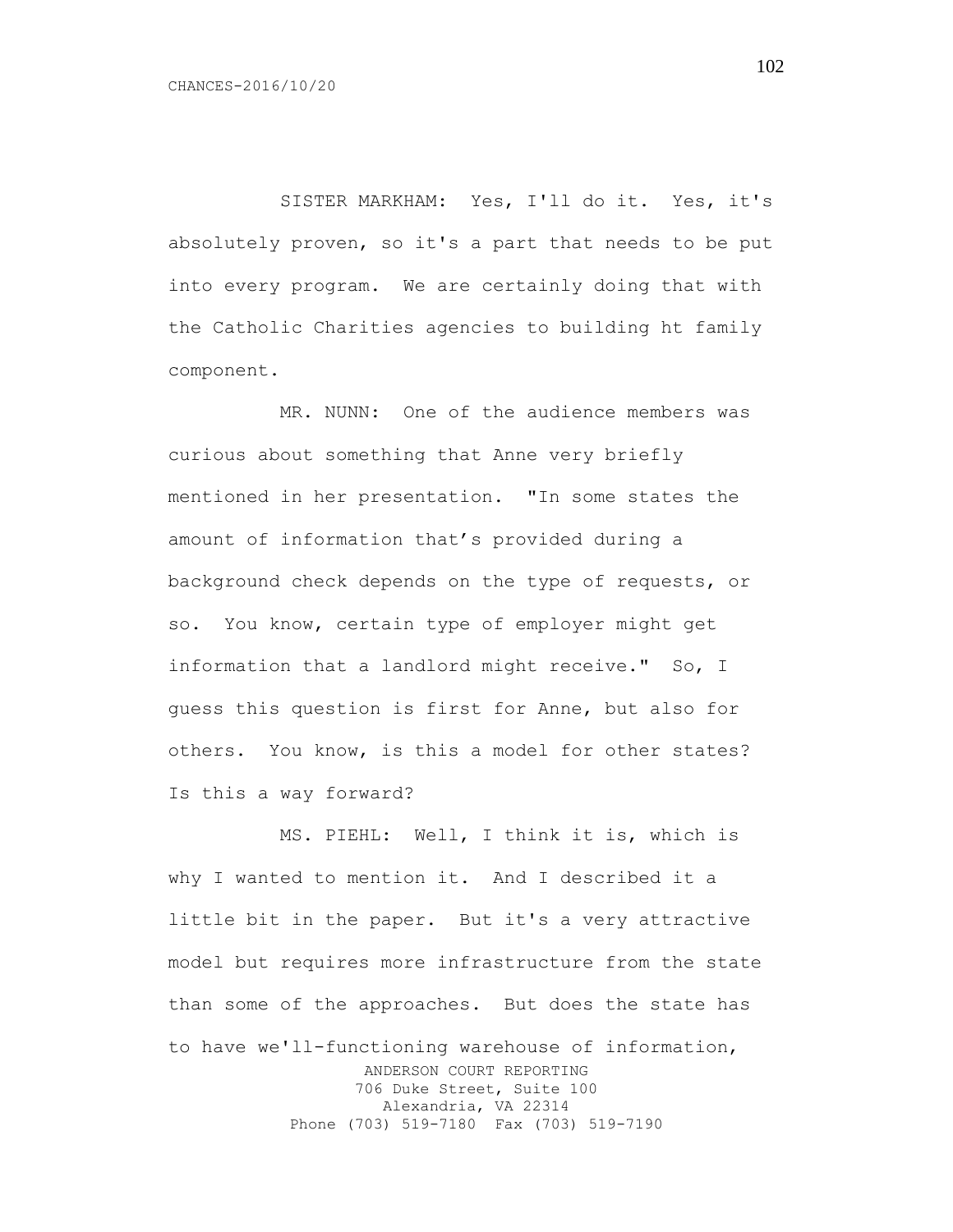SISTER MARKHAM: Yes, I'll do it. Yes, it's absolutely proven, so it's a part that needs to be put into every program. We are certainly doing that with the Catholic Charities agencies to building ht family component.

MR. NUNN: One of the audience members was curious about something that Anne very briefly mentioned in her presentation. "In some states the amount of information that's provided during a background check depends on the type of requests, or so. You know, certain type of employer might get information that a landlord might receive." So, I guess this question is first for Anne, but also for others. You know, is this a model for other states? Is this a way forward?

MS. PIEHL: Well, I think it is, which is why I wanted to mention it. And I described it a little bit in the paper. But it's a very attractive model but requires more infrastructure from the state than some of the approaches. But does the state has to have we'll-functioning warehouse of information,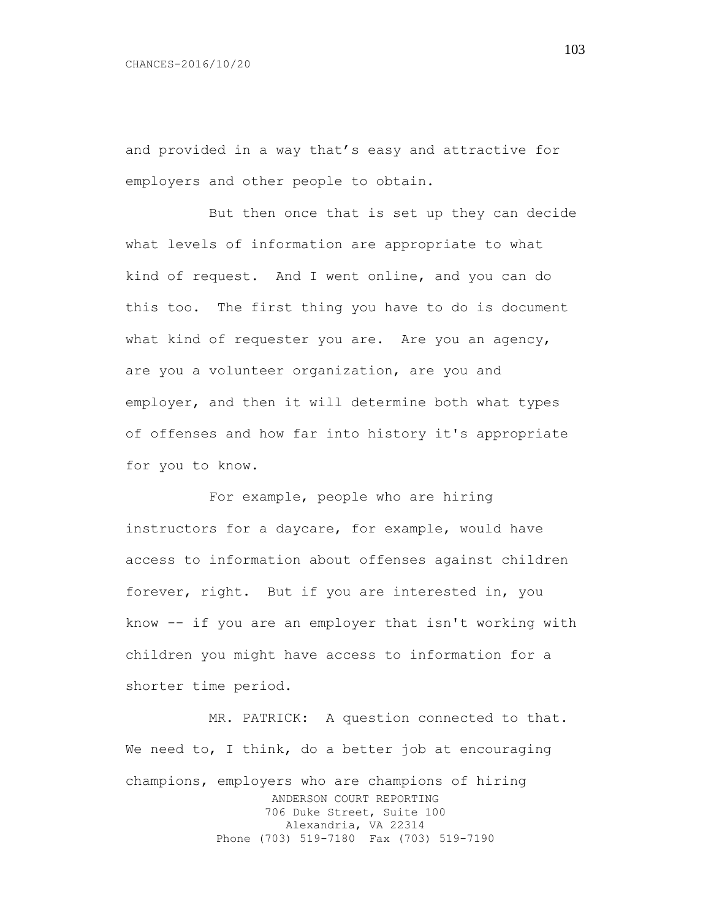and provided in a way that's easy and attractive for employers and other people to obtain.

But then once that is set up they can decide what levels of information are appropriate to what kind of request. And I went online, and you can do this too. The first thing you have to do is document what kind of requester you are. Are you an agency, are you a volunteer organization, are you and employer, and then it will determine both what types of offenses and how far into history it's appropriate for you to know.

For example, people who are hiring instructors for a daycare, for example, would have access to information about offenses against children forever, right. But if you are interested in, you know -- if you are an employer that isn't working with children you might have access to information for a shorter time period.

MR. PATRICK: A question connected to that. We need to, I think, do a better job at encouraging champions, employers who are champions of hiring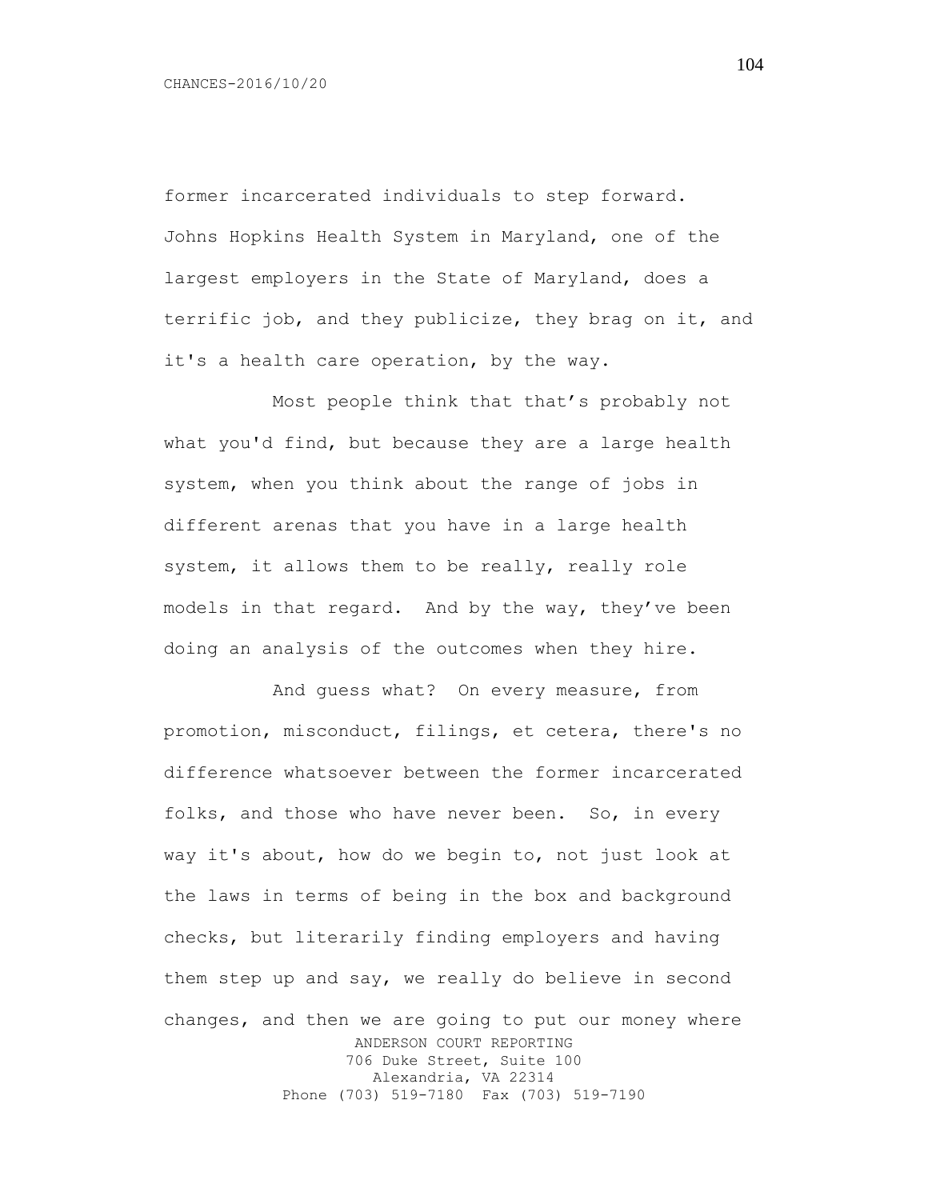former incarcerated individuals to step forward. Johns Hopkins Health System in Maryland, one of the largest employers in the State of Maryland, does a terrific job, and they publicize, they brag on it, and it's a health care operation, by the way.

Most people think that that's probably not what you'd find, but because they are a large health system, when you think about the range of jobs in different arenas that you have in a large health system, it allows them to be really, really role models in that regard. And by the way, they've been doing an analysis of the outcomes when they hire.

And guess what? On every measure, from promotion, misconduct, filings, et cetera, there's no difference whatsoever between the former incarcerated folks, and those who have never been. So, in every way it's about, how do we begin to, not just look at the laws in terms of being in the box and background checks, but literarily finding employers and having them step up and say, we really do believe in second changes, and then we are going to put our money where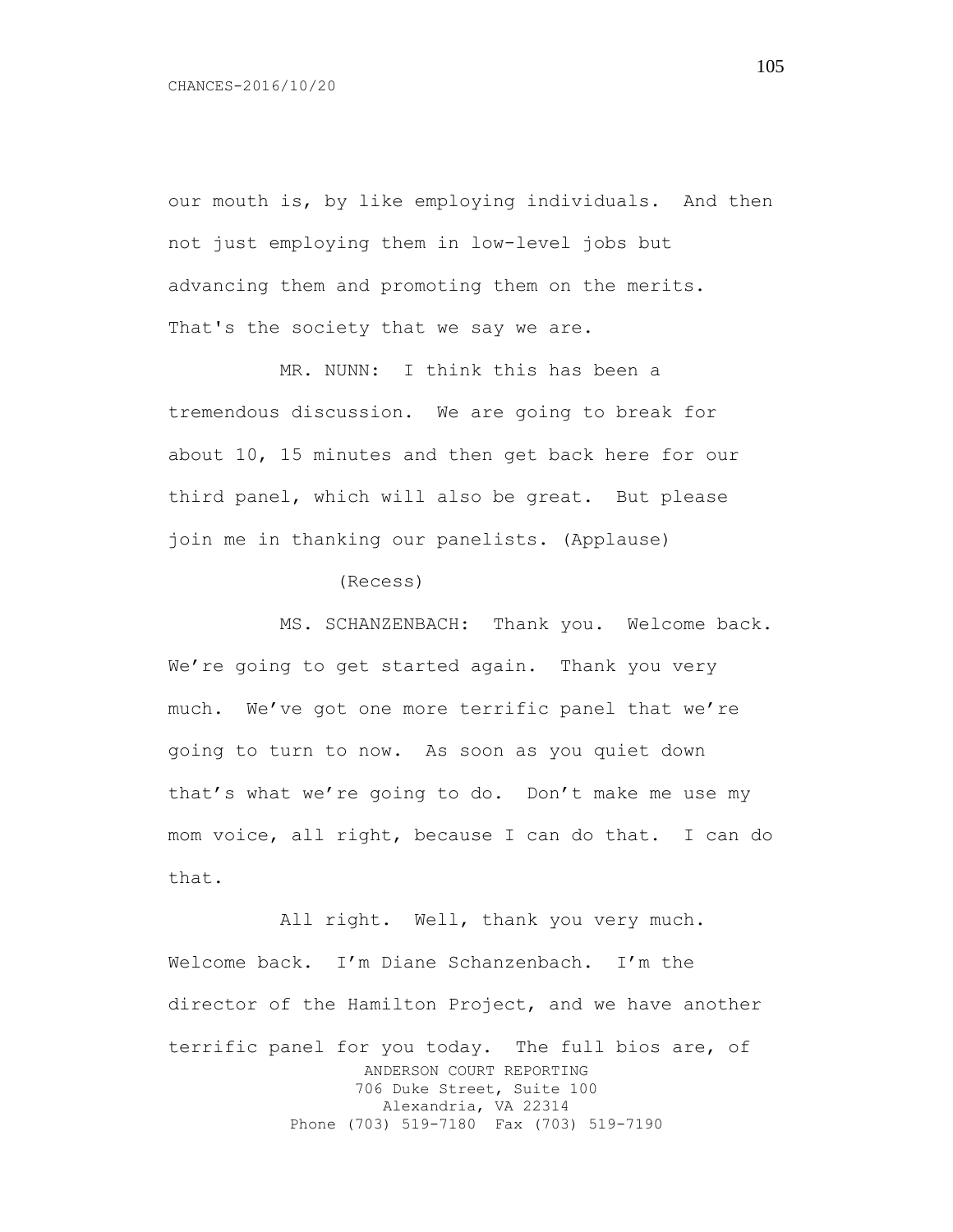our mouth is, by like employing individuals. And then not just employing them in low-level jobs but advancing them and promoting them on the merits. That's the society that we say we are.

MR. NUNN: I think this has been a tremendous discussion. We are going to break for about 10, 15 minutes and then get back here for our third panel, which will also be great. But please join me in thanking our panelists. (Applause)

(Recess)

MS. SCHANZENBACH: Thank you. Welcome back. We're going to get started again. Thank you very much. We've got one more terrific panel that we're going to turn to now. As soon as you quiet down that's what we're going to do. Don't make me use my mom voice, all right, because I can do that. I can do that.

All right. Well, thank you very much. Welcome back. I'm Diane Schanzenbach. I'm the director of the Hamilton Project, and we have another terrific panel for you today. The full bios are, of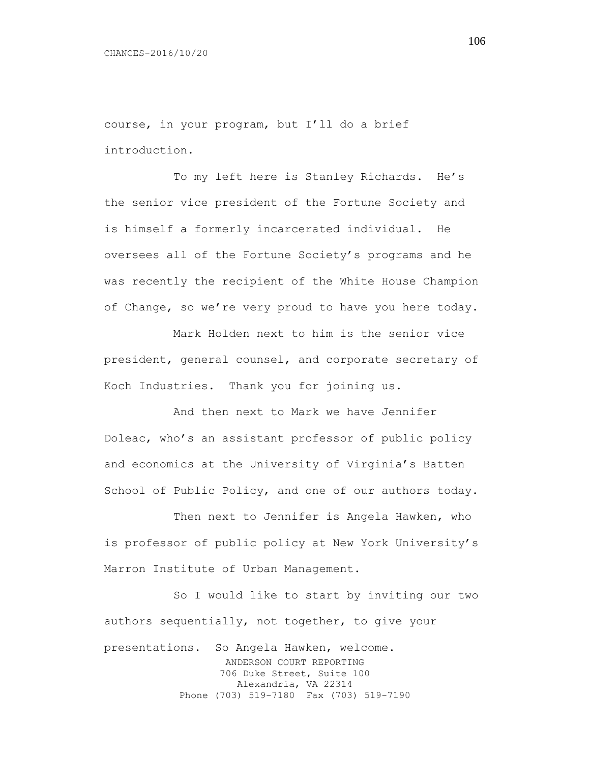course, in your program, but I'll do a brief introduction.

To my left here is Stanley Richards. He's the senior vice president of the Fortune Society and is himself a formerly incarcerated individual. He oversees all of the Fortune Society's programs and he was recently the recipient of the White House Champion of Change, so we're very proud to have you here today.

Mark Holden next to him is the senior vice president, general counsel, and corporate secretary of Koch Industries. Thank you for joining us.

And then next to Mark we have Jennifer Doleac, who's an assistant professor of public policy and economics at the University of Virginia's Batten School of Public Policy, and one of our authors today.

Then next to Jennifer is Angela Hawken, who is professor of public policy at New York University's Marron Institute of Urban Management.

So I would like to start by inviting our two authors sequentially, not together, to give your presentations. So Angela Hawken, welcome.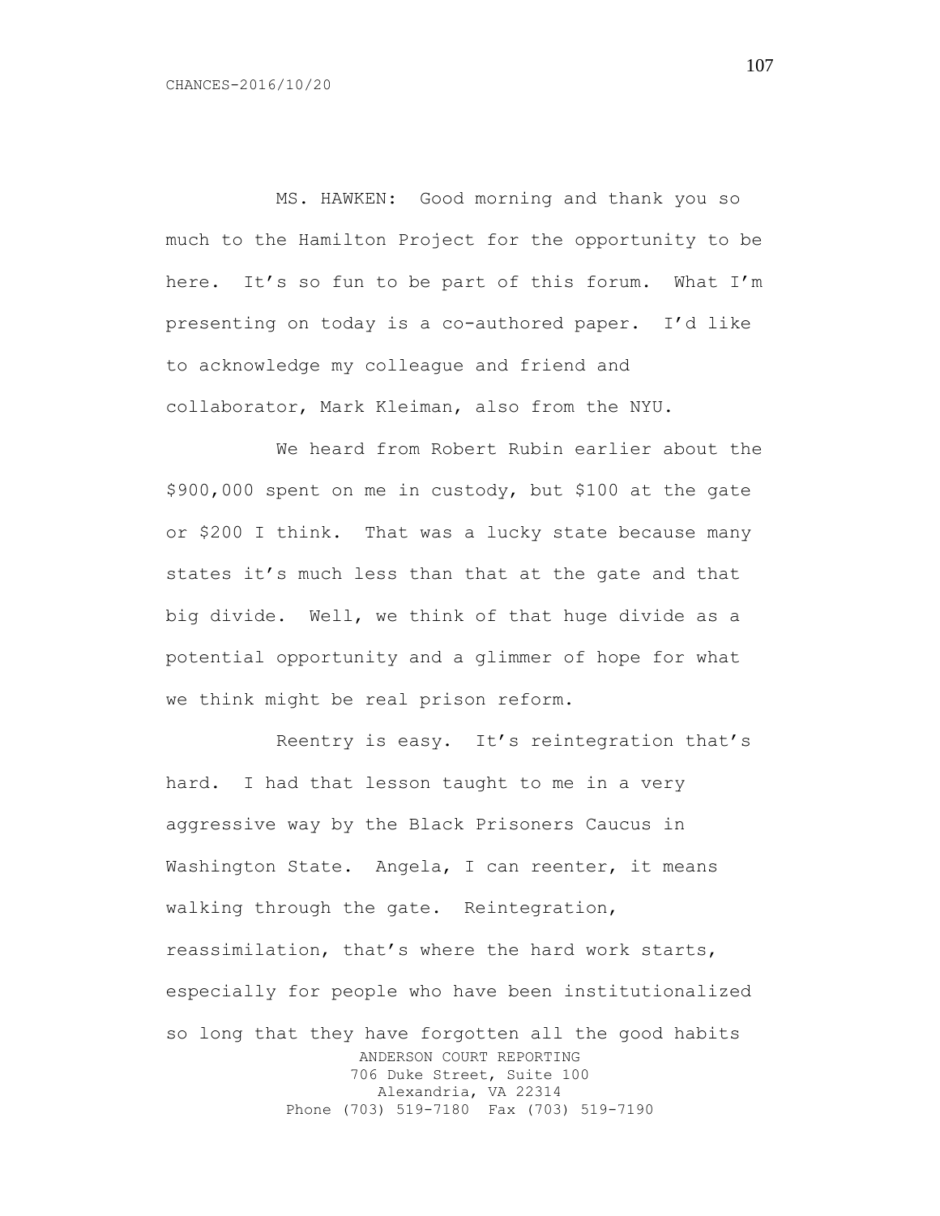MS. HAWKEN: Good morning and thank you so much to the Hamilton Project for the opportunity to be here. It's so fun to be part of this forum. What I'm presenting on today is a co-authored paper. I'd like to acknowledge my colleague and friend and collaborator, Mark Kleiman, also from the NYU.

We heard from Robert Rubin earlier about the $900,000 spent on me in custody, but $100 at the gate or $200 I think. That was a lucky state because many states it's much less than that at the gate and that big divide. Well, we think of that huge divide as a potential opportunity and a glimmer of hope for what we think might be real prison reform.

Reentry is easy. It's reintegration that's hard. I had that lesson taught to me in a very aggressive way by the Black Prisoners Caucus in Washington State. Angela, I can reenter, it means walking through the gate. Reintegration, reassimilation, that's where the hard work starts, especially for people who have been institutionalized so long that they have forgotten all the good habits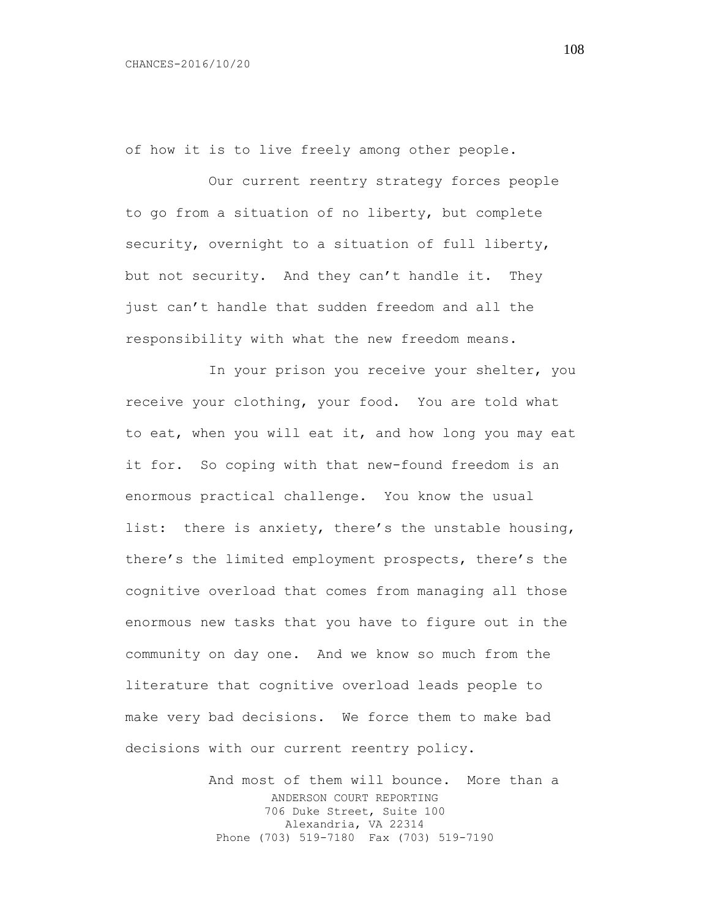of how it is to live freely among other people.

Our current reentry strategy forces people to go from a situation of no liberty, but complete security, overnight to a situation of full liberty, but not security. And they can't handle it. They just can't handle that sudden freedom and all the responsibility with what the new freedom means.

In your prison you receive your shelter, you receive your clothing, your food. You are told what to eat, when you will eat it, and how long you may eat it for. So coping with that new-found freedom is an enormous practical challenge. You know the usual list: there is anxiety, there's the unstable housing, there's the limited employment prospects, there's the cognitive overload that comes from managing all those enormous new tasks that you have to figure out in the community on day one. And we know so much from the literature that cognitive overload leads people to make very bad decisions. We force them to make bad decisions with our current reentry policy.

And most of them will bounce. More than a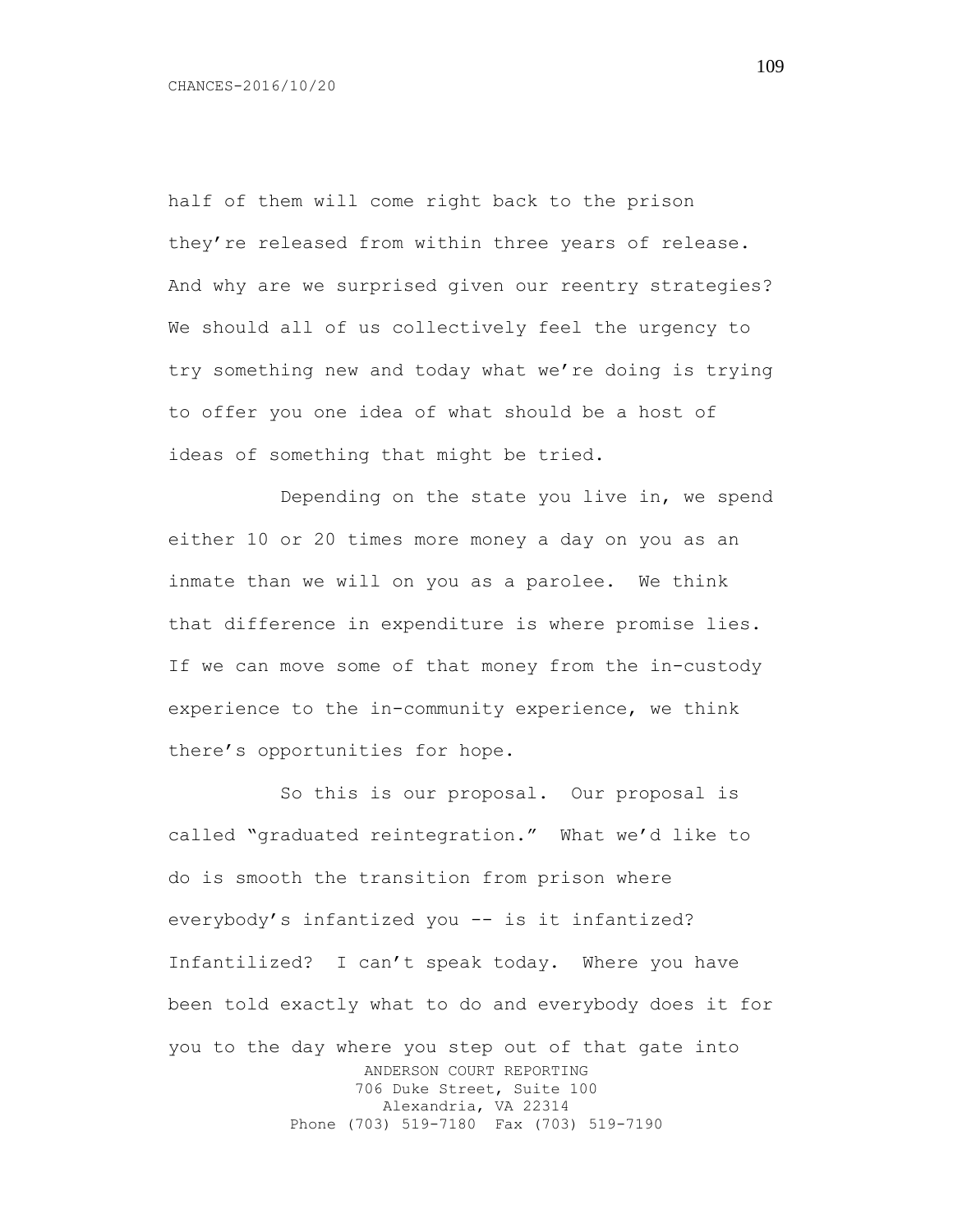half of them will come right back to the prison they're released from within three years of release. And why are we surprised given our reentry strategies? We should all of us collectively feel the urgency to try something new and today what we're doing is trying to offer you one idea of what should be a host of ideas of something that might be tried.

Depending on the state you live in, we spend either 10 or 20 times more money a day on you as an inmate than we will on you as a parolee. We think that difference in expenditure is where promise lies. If we can move some of that money from the in-custody experience to the in-community experience, we think there's opportunities for hope.

So this is our proposal. Our proposal is called "graduated reintegration." What we'd like to do is smooth the transition from prison where everybody's infantized you -- is it infantized? Infantilized? I can't speak today. Where you have been told exactly what to do and everybody does it for you to the day where you step out of that gate into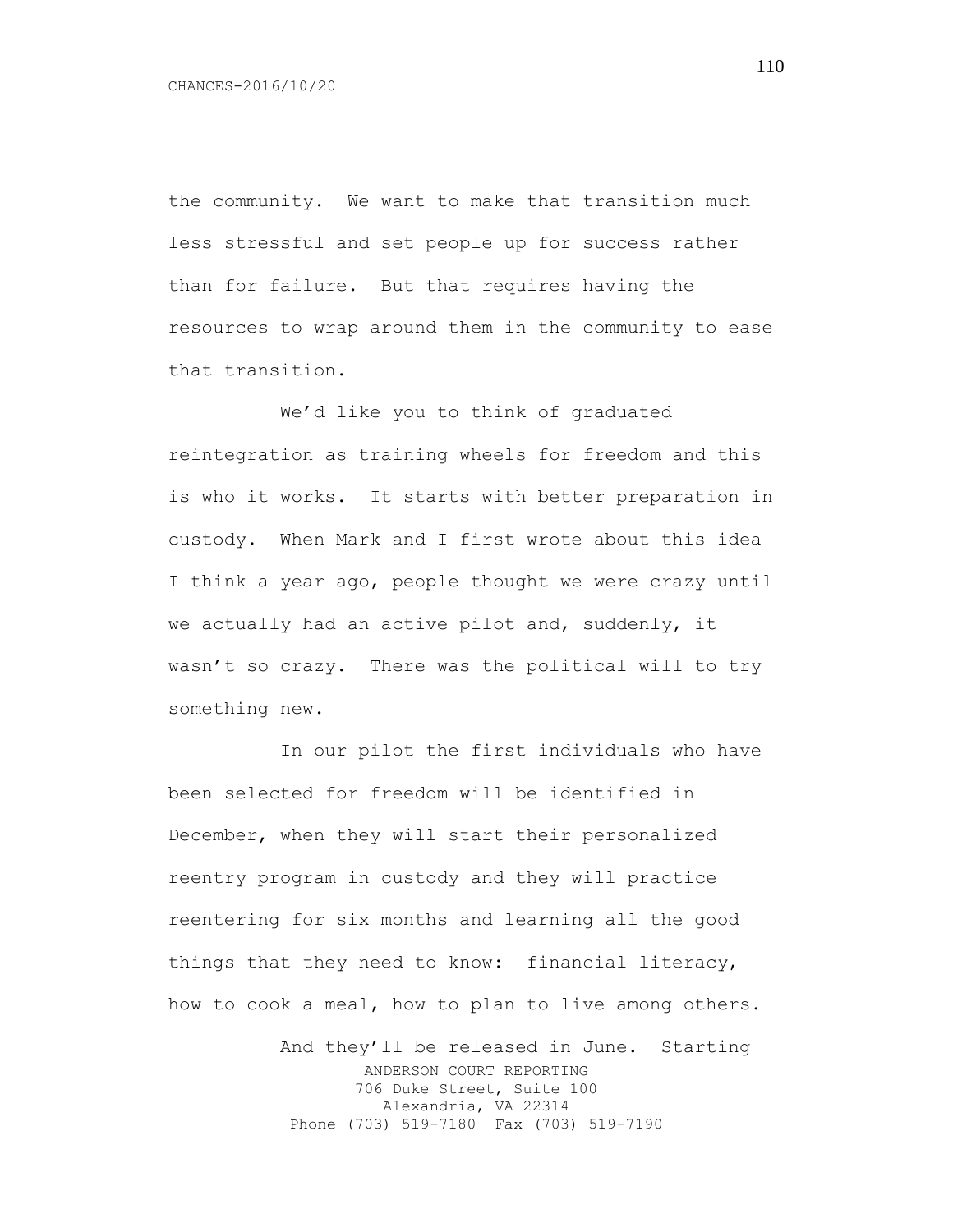the community. We want to make that transition much less stressful and set people up for success rather than for failure. But that requires having the resources to wrap around them in the community to ease that transition.

We'd like you to think of graduated reintegration as training wheels for freedom and this is who it works. It starts with better preparation in custody. When Mark and I first wrote about this idea I think a year ago, people thought we were crazy until we actually had an active pilot and, suddenly, it wasn't so crazy. There was the political will to try something new.

In our pilot the first individuals who have been selected for freedom will be identified in December, when they will start their personalized reentry program in custody and they will practice reentering for six months and learning all the good things that they need to know: financial literacy, how to cook a meal, how to plan to live among others.

And they'll be released in June. Starting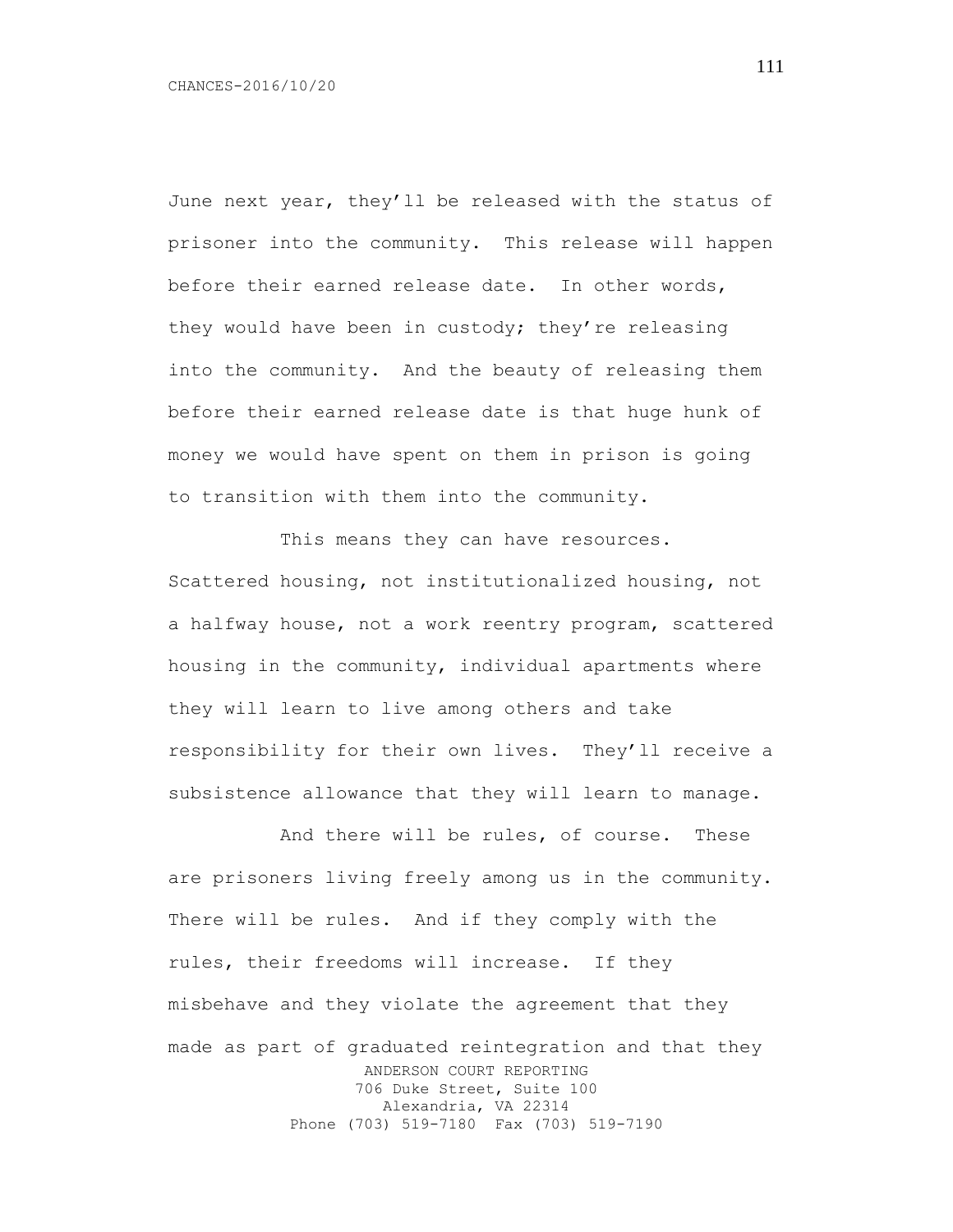June next year, they'll be released with the status of prisoner into the community. This release will happen before their earned release date. In other words, they would have been in custody; they're releasing into the community. And the beauty of releasing them before their earned release date is that huge hunk of money we would have spent on them in prison is going to transition with them into the community.

This means they can have resources. Scattered housing, not institutionalized housing, not a halfway house, not a work reentry program, scattered housing in the community, individual apartments where they will learn to live among others and take responsibility for their own lives. They'll receive a subsistence allowance that they will learn to manage.

And there will be rules, of course. These are prisoners living freely among us in the community. There will be rules. And if they comply with the rules, their freedoms will increase. If they misbehave and they violate the agreement that they made as part of graduated reintegration and that they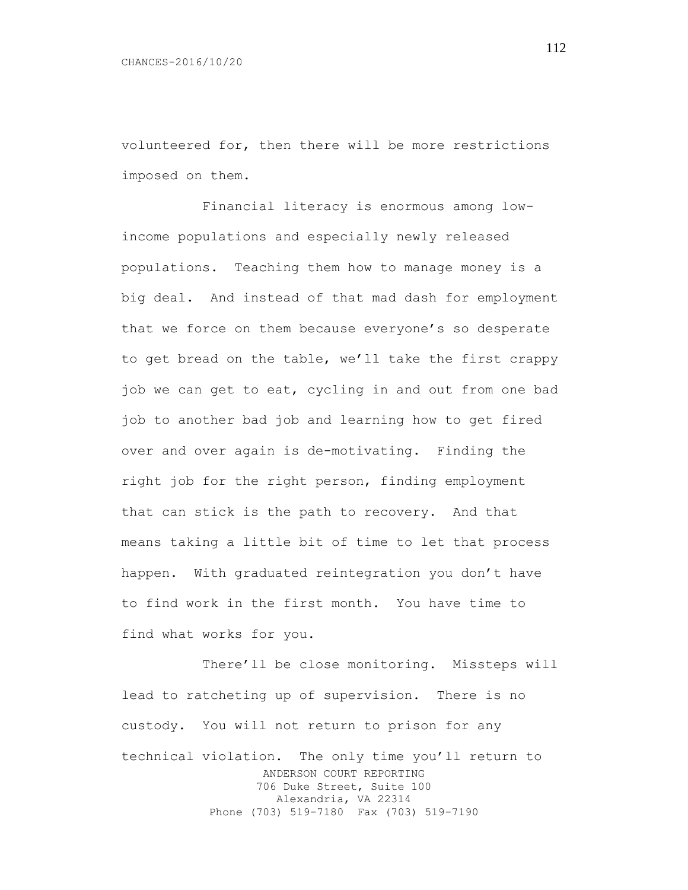volunteered for, then there will be more restrictions imposed on them.

Financial literacy is enormous among low-income populations and especially newly released populations. Teaching them how to manage money is a big deal. And instead of that mad dash for employment that we force on them because everyone's so desperate to get bread on the table, we'll take the first crappy job we can get to eat, cycling in and out from one bad job to another bad job and learning how to get fired over and over again is de-motivating. Finding the right job for the right person, finding employment that can stick is the path to recovery. And that means taking a little bit of time to let that process happen. With graduated reintegration you don't have to find work in the first month. You have time to find what works for you.

There'll be close monitoring. Missteps will lead to ratcheting up of supervision. There is no custody. You will not return to prison for any technical violation. The only time you'll return to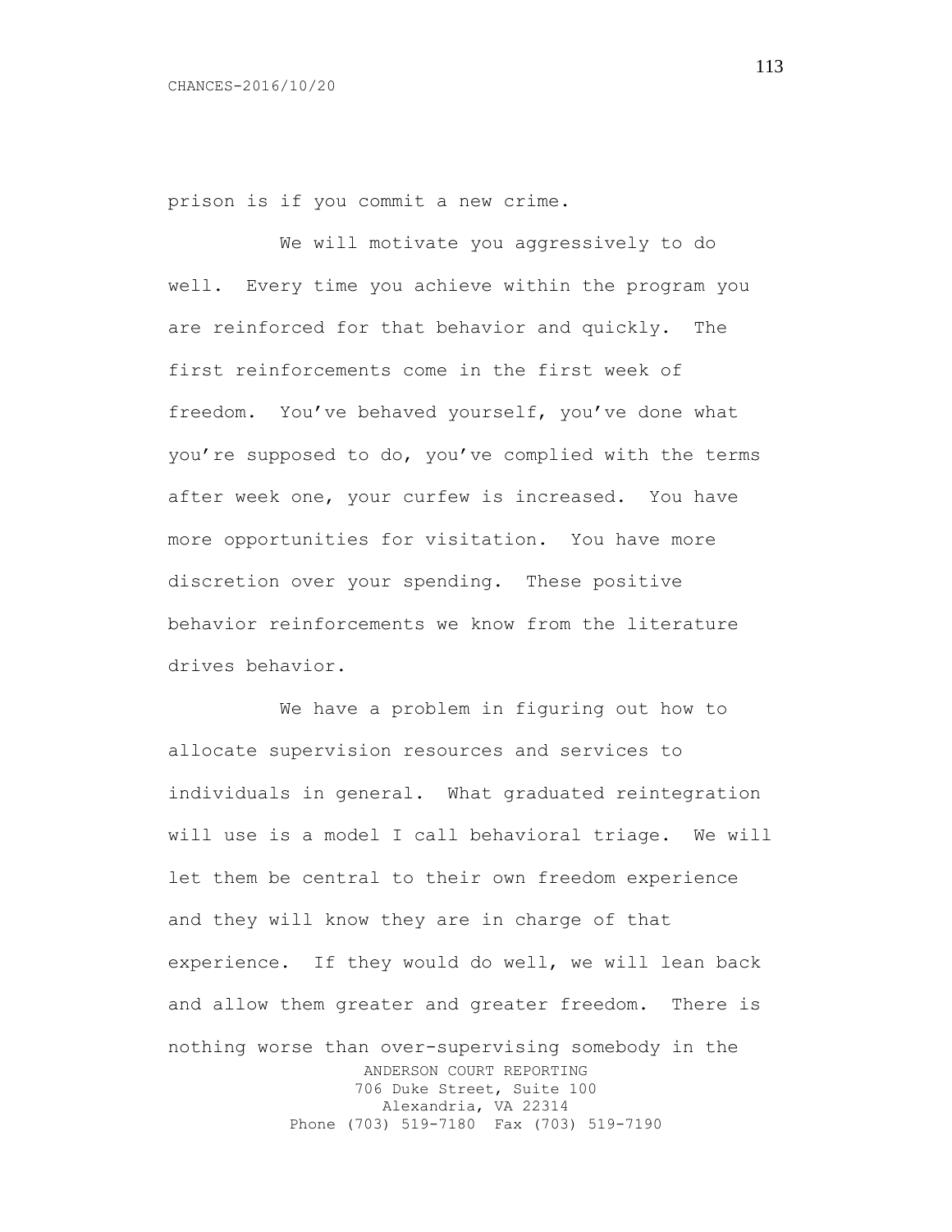prison is if you commit a new crime.

We will motivate you aggressively to do well. Every time you achieve within the program you are reinforced for that behavior and quickly. The first reinforcements come in the first week of freedom. You've behaved yourself, you've done what you're supposed to do, you've complied with the terms after week one, your curfew is increased. You have more opportunities for visitation. You have more discretion over your spending. These positive behavior reinforcements we know from the literature drives behavior.

We have a problem in figuring out how to allocate supervision resources and services to individuals in general. What graduated reintegration will use is a model I call behavioral triage. We will let them be central to their own freedom experience and they will know they are in charge of that experience. If they would do well, we will lean back and allow them greater and greater freedom. There is nothing worse than over-supervising somebody in the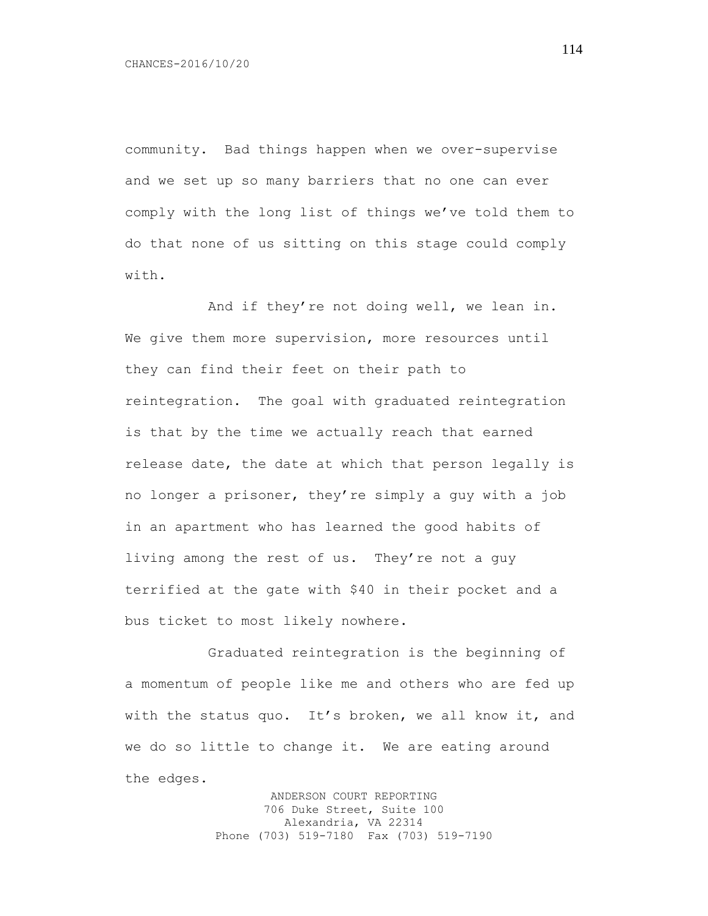community. Bad things happen when we over-supervise and we set up so many barriers that no one can ever comply with the long list of things we've told them to do that none of us sitting on this stage could comply with.

And if they're not doing well, we lean in. We give them more supervision, more resources until they can find their feet on their path to reintegration. The goal with graduated reintegration is that by the time we actually reach that earned release date, the date at which that person legally is no longer a prisoner, they're simply a guy with a job in an apartment who has learned the good habits of living among the rest of us. They're not a guy terrified at the gate with $40 in their pocket and a bus ticket to most likely nowhere.

Graduated reintegration is the beginning of a momentum of people like me and others who are fed up with the status quo. It's broken, we all know it, and we do so little to change it. We are eating around the edges.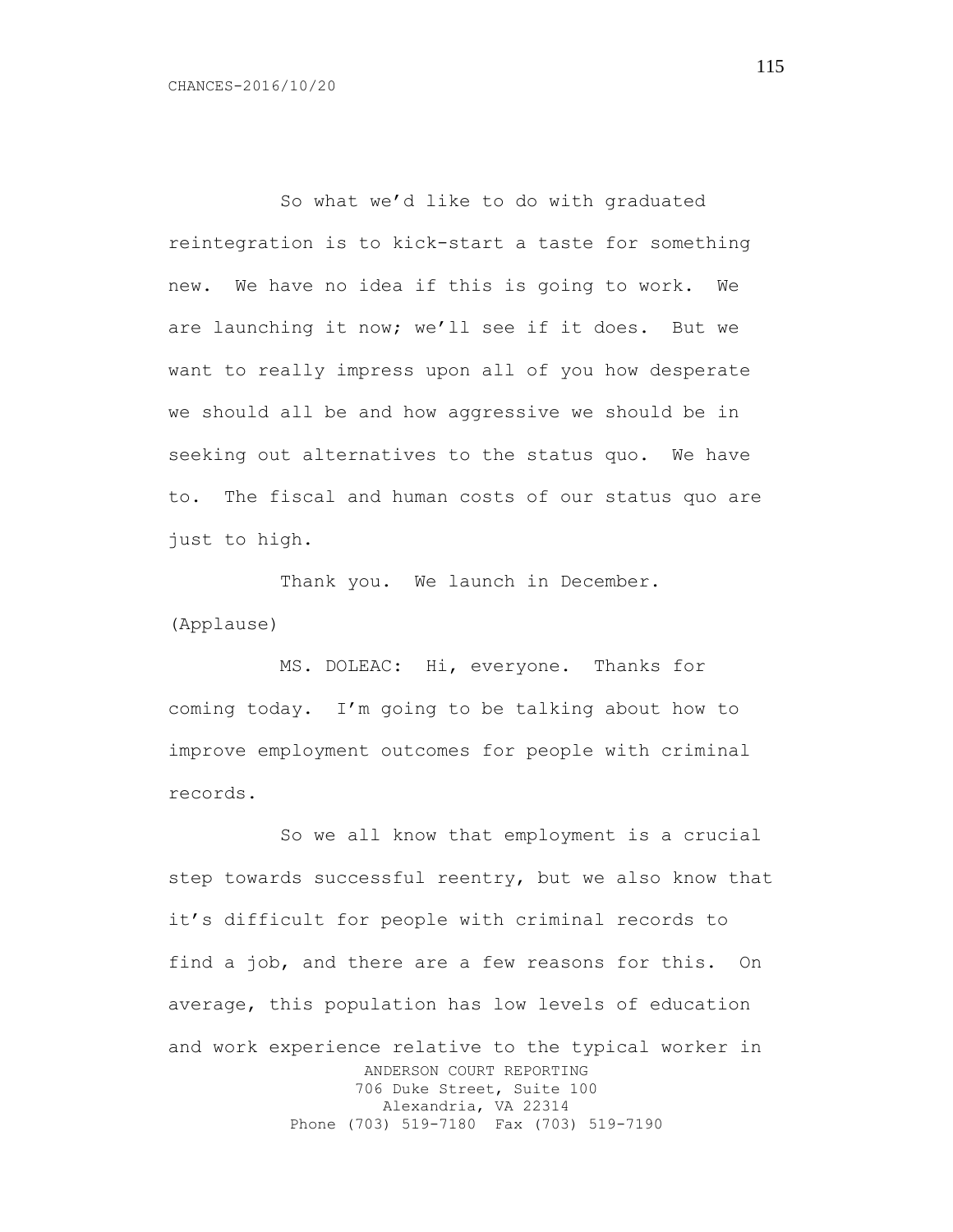So what we'd like to do with graduated reintegration is to kick-start a taste for something new. We have no idea if this is going to work. We are launching it now; we'll see if it does. But we want to really impress upon all of you how desperate we should all be and how aggressive we should be in seeking out alternatives to the status quo. We have to. The fiscal and human costs of our status quo are just to high.

Thank you. We launch in December.

(Applause)

MS. DOLEAC: Hi, everyone. Thanks for coming today. I'm going to be talking about how to improve employment outcomes for people with criminal records.

So we all know that employment is a crucial step towards successful reentry, but we also know that it's difficult for people with criminal records to find a job, and there are a few reasons for this. On average, this population has low levels of education and work experience relative to the typical worker in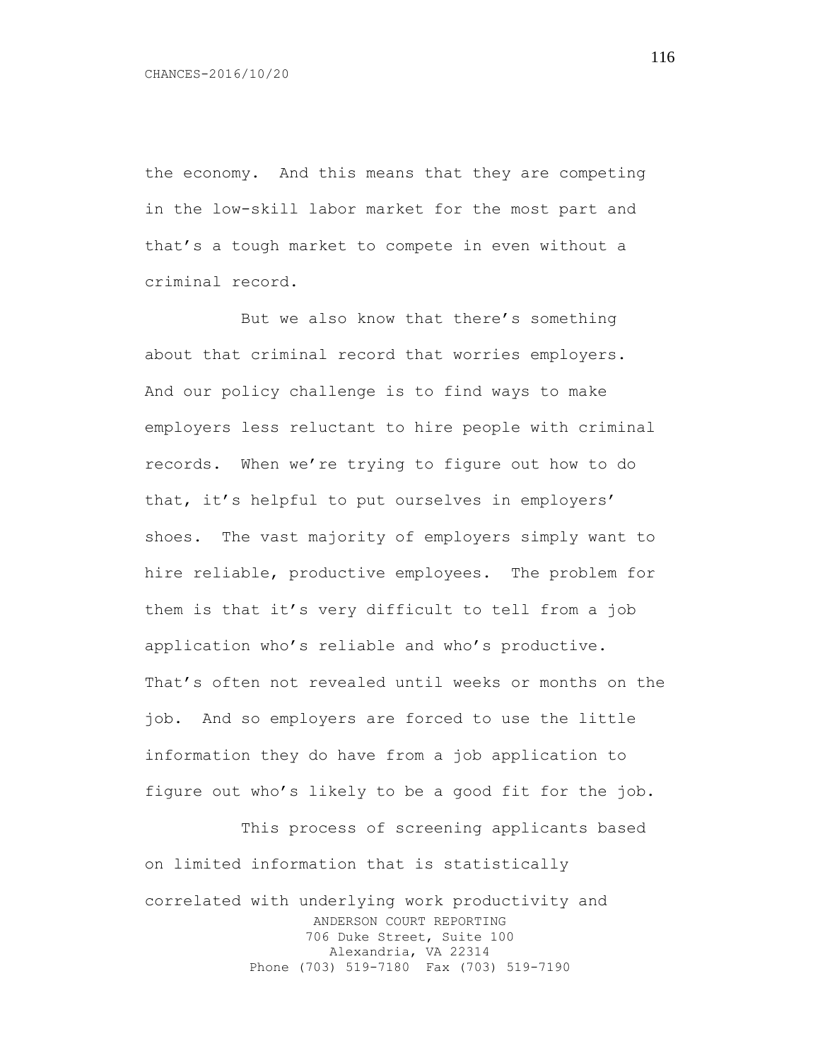the economy. And this means that they are competing in the low-skill labor market for the most part and that's a tough market to compete in even without a criminal record.

But we also know that there's something about that criminal record that worries employers. And our policy challenge is to find ways to make employers less reluctant to hire people with criminal records. When we're trying to figure out how to do that, it's helpful to put ourselves in employers' shoes. The vast majority of employers simply want to hire reliable, productive employees. The problem for them is that it's very difficult to tell from a job application who's reliable and who's productive. That's often not revealed until weeks or months on the job. And so employers are forced to use the little information they do have from a job application to figure out who's likely to be a good fit for the job.

This process of screening applicants based on limited information that is statistically correlated with underlying work productivity and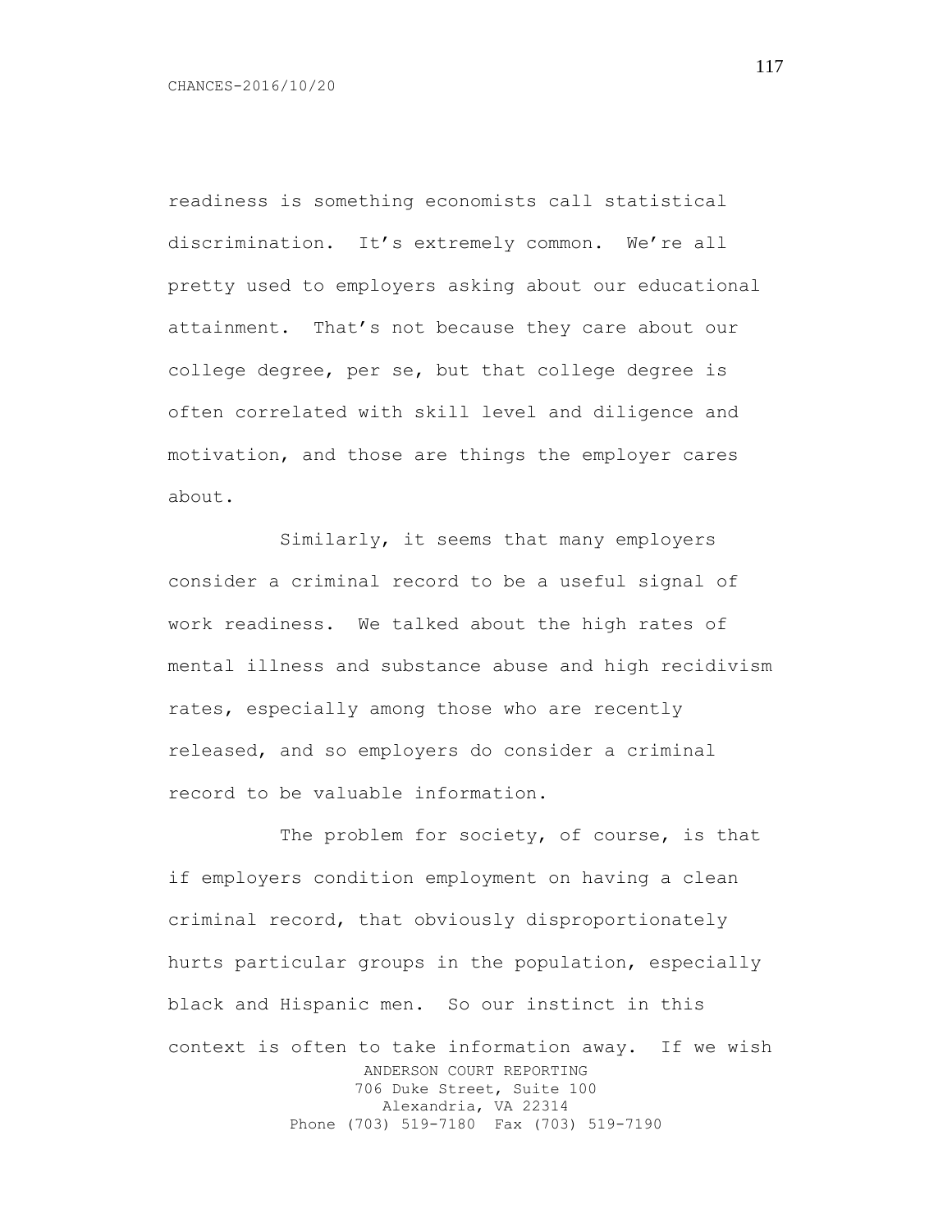readiness is something economists call statistical discrimination. It's extremely common. We're all pretty used to employers asking about our educational attainment. That's not because they care about our college degree, per se, but that college degree is often correlated with skill level and diligence and motivation, and those are things the employer cares about.

Similarly, it seems that many employers consider a criminal record to be a useful signal of work readiness. We talked about the high rates of mental illness and substance abuse and high recidivism rates, especially among those who are recently released, and so employers do consider a criminal record to be valuable information.

The problem for society, of course, is that if employers condition employment on having a clean criminal record, that obviously disproportionately hurts particular groups in the population, especially black and Hispanic men. So our instinct in this context is often to take information away. If we wish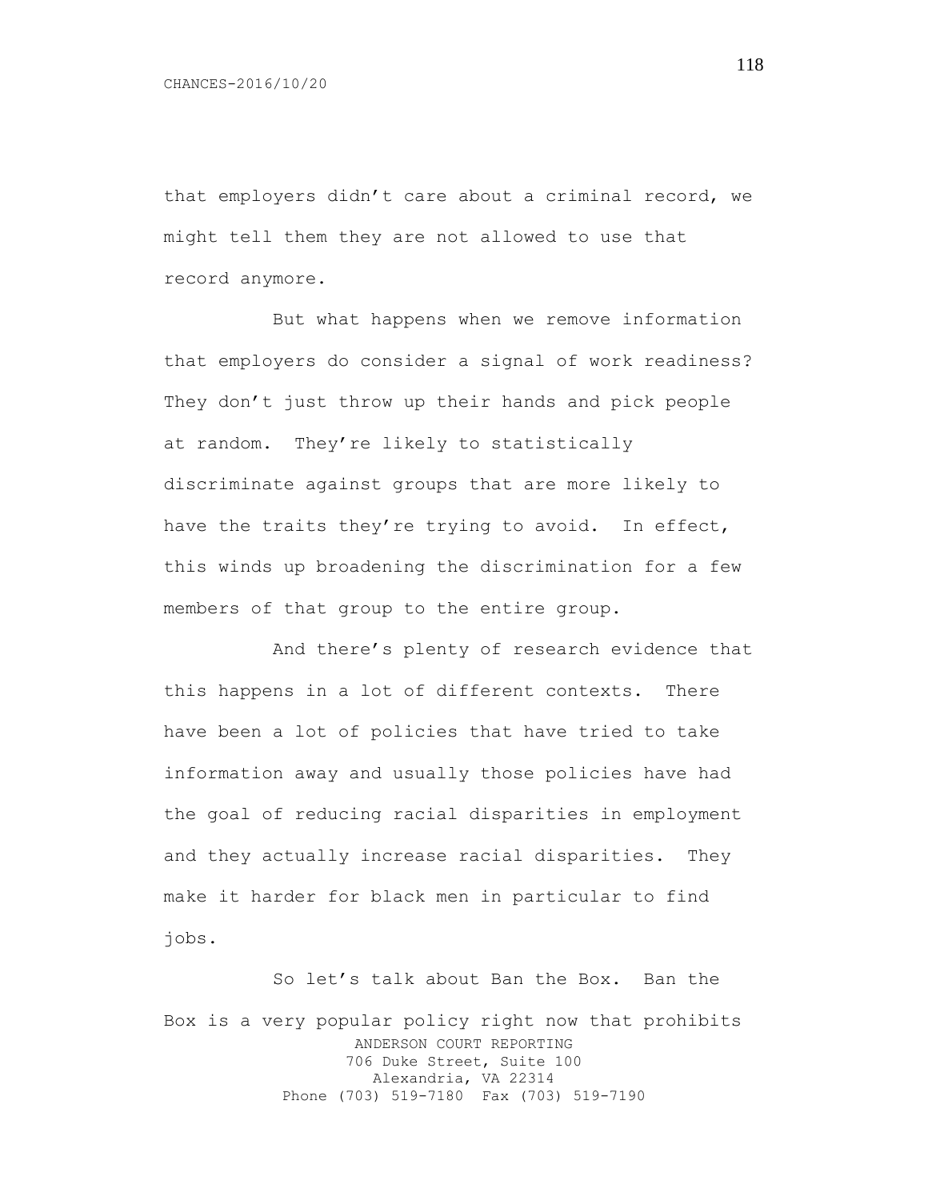that employers didn't care about a criminal record, we might tell them they are not allowed to use that record anymore.

But what happens when we remove information that employers do consider a signal of work readiness? They don't just throw up their hands and pick people at random. They're likely to statistically discriminate against groups that are more likely to have the traits they're trying to avoid. In effect, this winds up broadening the discrimination for a few members of that group to the entire group.

And there's plenty of research evidence that this happens in a lot of different contexts. There have been a lot of policies that have tried to take information away and usually those policies have had the goal of reducing racial disparities in employment and they actually increase racial disparities. They make it harder for black men in particular to find jobs.

So let's talk about Ban the Box. Ban the Box is a very popular policy right now that prohibits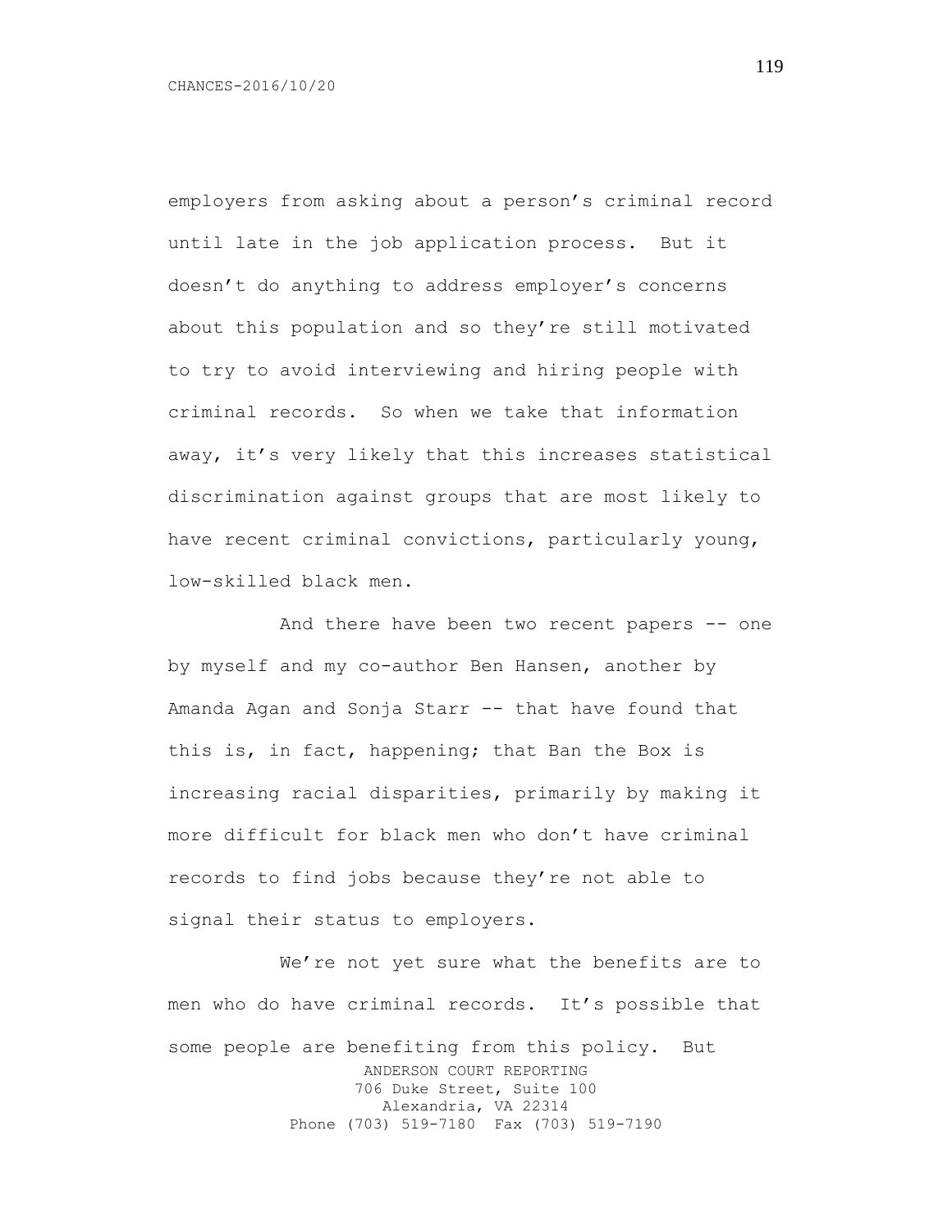employers from asking about a person's criminal record until late in the job application process. But it doesn't do anything to address employer's concerns about this population and so they're still motivated to try to avoid interviewing and hiring people with criminal records. So when we take that information away, it's very likely that this increases statistical discrimination against groups that are most likely to have recent criminal convictions, particularly young, low-skilled black men.

And there have been two recent papers -- one by myself and my co-author Ben Hansen, another by Amanda Agan and Sonja Starr -- that have found that this is, in fact, happening; that Ban the Box is increasing racial disparities, primarily by making it more difficult for black men who don't have criminal records to find jobs because they're not able to signal their status to employers.

We're not yet sure what the benefits are to men who do have criminal records. It's possible that some people are benefiting from this policy. But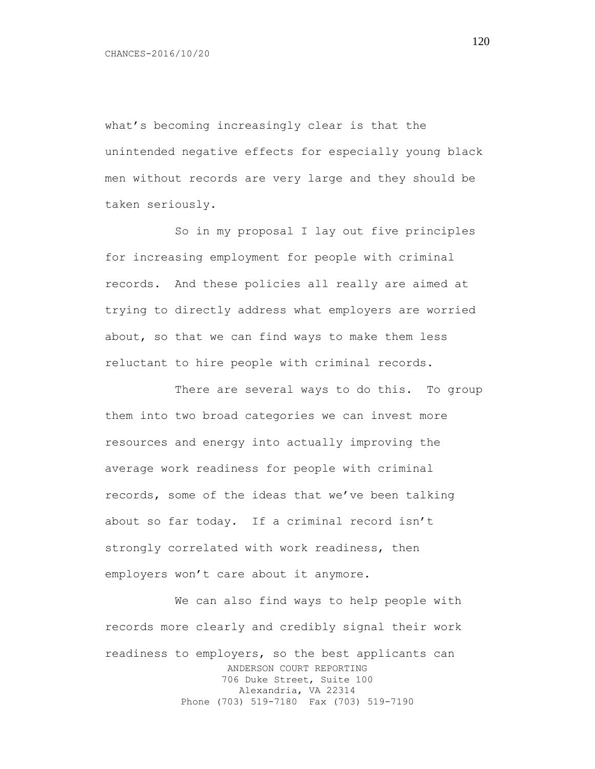what's becoming increasingly clear is that the unintended negative effects for especially young black men without records are very large and they should be taken seriously.

So in my proposal I lay out five principles for increasing employment for people with criminal records. And these policies all really are aimed at trying to directly address what employers are worried about, so that we can find ways to make them less reluctant to hire people with criminal records.

There are several ways to do this. To group them into two broad categories we can invest more resources and energy into actually improving the average work readiness for people with criminal records, some of the ideas that we've been talking about so far today. If a criminal record isn't strongly correlated with work readiness, then employers won't care about it anymore.

We can also find ways to help people with records more clearly and credibly signal their work readiness to employers, so the best applicants can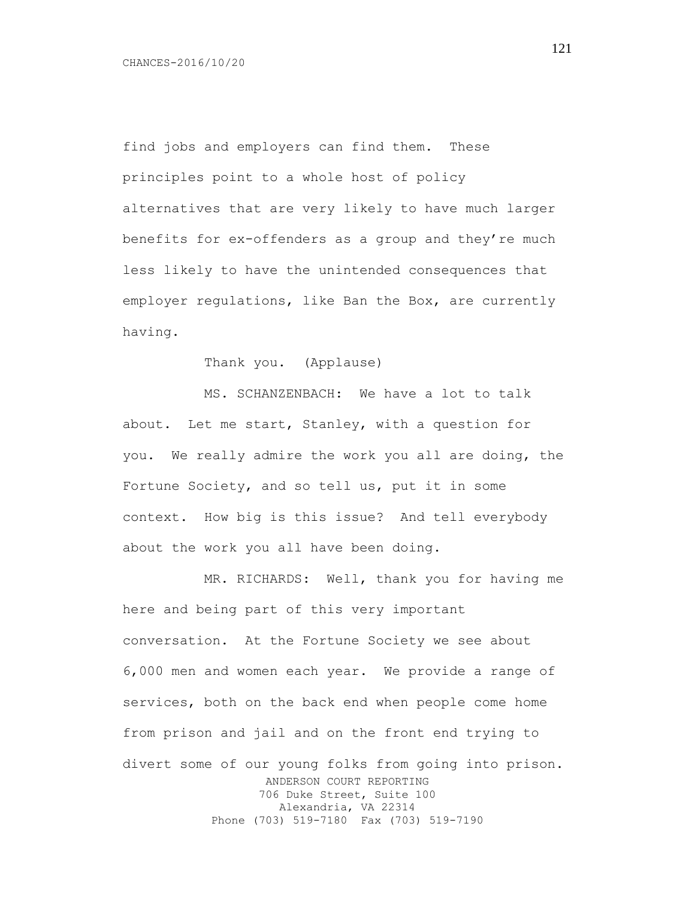find jobs and employers can find them. These principles point to a whole host of policy alternatives that are very likely to have much larger benefits for ex-offenders as a group and they're much less likely to have the unintended consequences that employer regulations, like Ban the Box, are currently having.

Thank you. (Applause)

MS. SCHANZENBACH: We have a lot to talk about. Let me start, Stanley, with a question for you. We really admire the work you all are doing, the Fortune Society, and so tell us, put it in some context. How big is this issue? And tell everybody about the work you all have been doing.

MR. RICHARDS: Well, thank you for having me here and being part of this very important conversation. At the Fortune Society we see about 6,000 men and women each year. We provide a range of services, both on the back end when people come home from prison and jail and on the front end trying to divert some of our young folks from going into prison.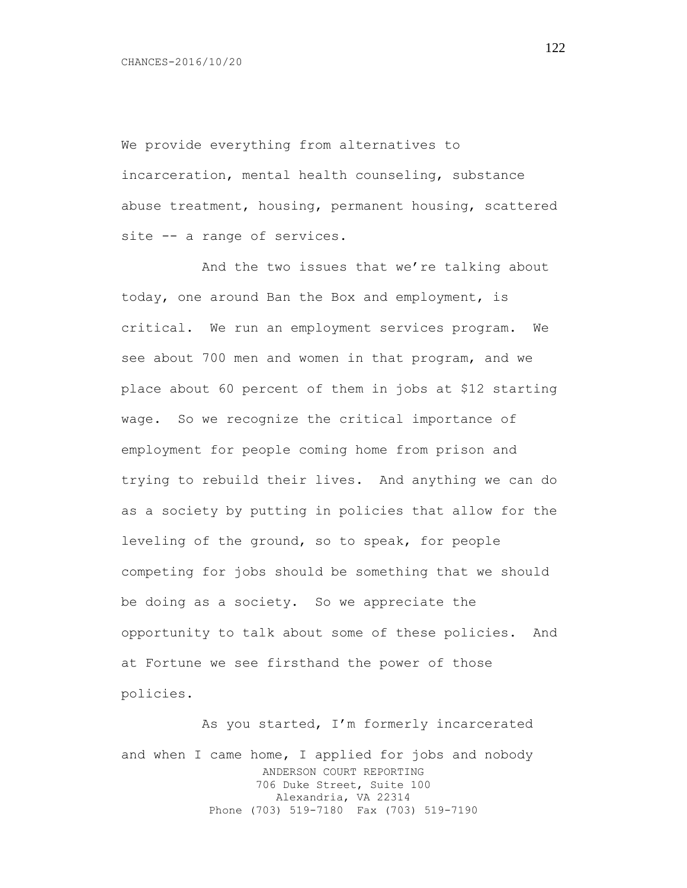We provide everything from alternatives to incarceration, mental health counseling, substance abuse treatment, housing, permanent housing, scattered site -- a range of services.

And the two issues that we're talking about today, one around Ban the Box and employment, is critical. We run an employment services program. We see about 700 men and women in that program, and we place about 60 percent of them in jobs at $12 starting wage. So we recognize the critical importance of employment for people coming home from prison and trying to rebuild their lives. And anything we can do as a society by putting in policies that allow for the leveling of the ground, so to speak, for people competing for jobs should be something that we should be doing as a society. So we appreciate the opportunity to talk about some of these policies. And at Fortune we see firsthand the power of those policies.

As you started, I'm formerly incarcerated and when I came home, I applied for jobs and nobody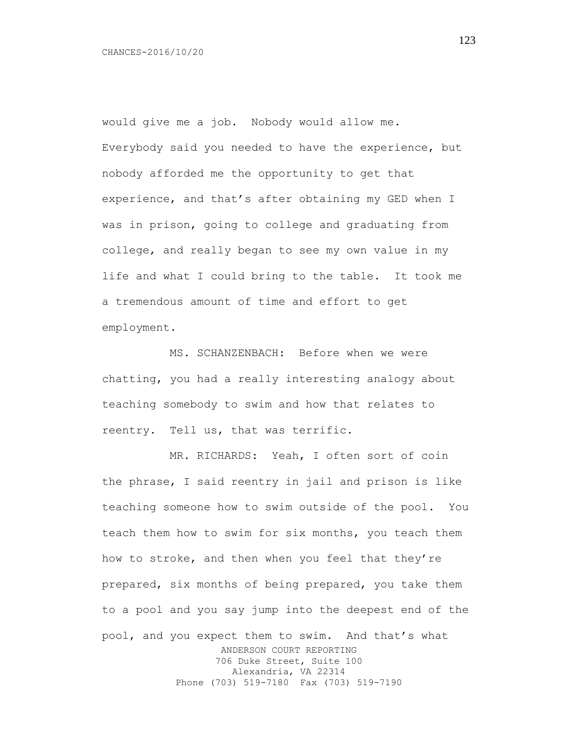would give me a job. Nobody would allow me. Everybody said you needed to have the experience, but nobody afforded me the opportunity to get that experience, and that's after obtaining my GED when I was in prison, going to college and graduating from college, and really began to see my own value in my life and what I could bring to the table. It took me a tremendous amount of time and effort to get employment.

MS. SCHANZENBACH: Before when we were chatting, you had a really interesting analogy about teaching somebody to swim and how that relates to reentry. Tell us, that was terrific.

MR. RICHARDS: Yeah, I often sort of coin the phrase, I said reentry in jail and prison is like teaching someone how to swim outside of the pool. You teach them how to swim for six months, you teach them how to stroke, and then when you feel that they're prepared, six months of being prepared, you take them to a pool and you say jump into the deepest end of the pool, and you expect them to swim. And that's what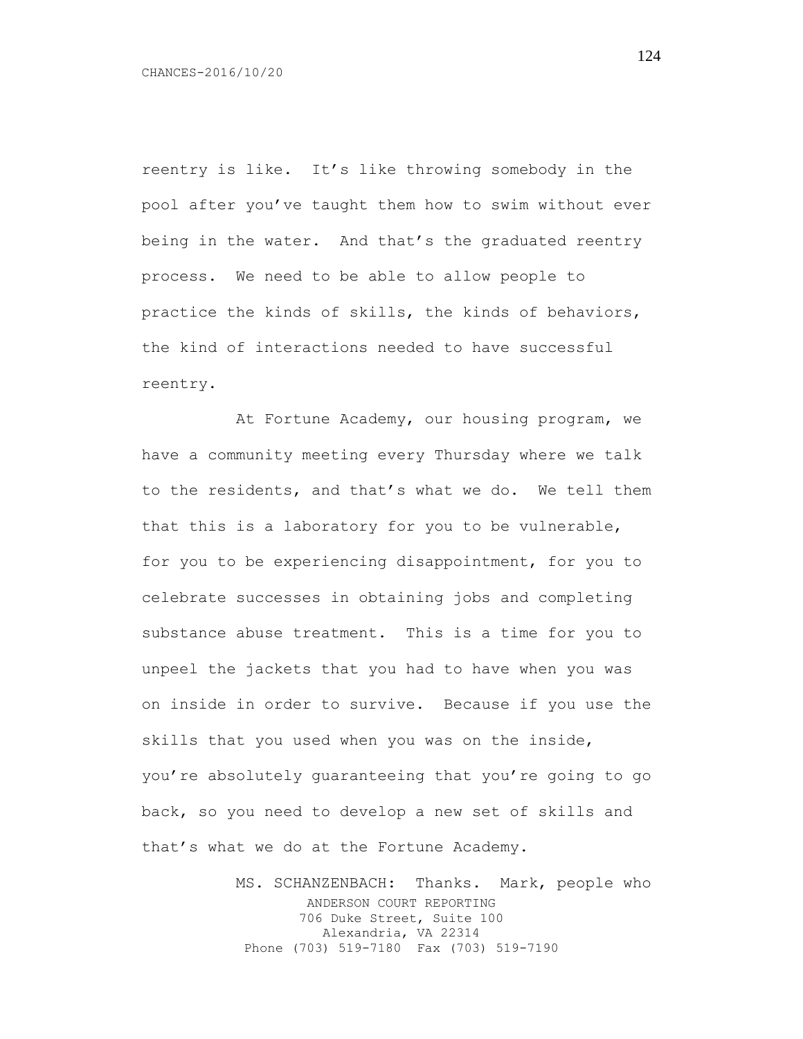reentry is like. It’s like throwing somebody in the pool after you’ve taught them how to swim without ever being in the water. And that’s the graduated reentry process. We need to be able to allow people to practice the kinds of skills, the kinds of behaviors, the kind of interactions needed to have successful reentry.

At Fortune Academy, our housing program, we have a community meeting every Thursday where we talk to the residents, and that’s what we do. We tell them that this is a laboratory for you to be vulnerable, for you to be experiencing disappointment, for you to celebrate successes in obtaining jobs and completing substance abuse treatment. This is a time for you to unpeel the jackets that you had to have when you was on inside in order to survive. Because if you use the skills that you used when you was on the inside, you’re absolutely guaranteeing that you’re going to go back, so you need to develop a new set of skills and that’s what we do at the Fortune Academy.

MS. SCHANZENBACH: Thanks. Mark, people who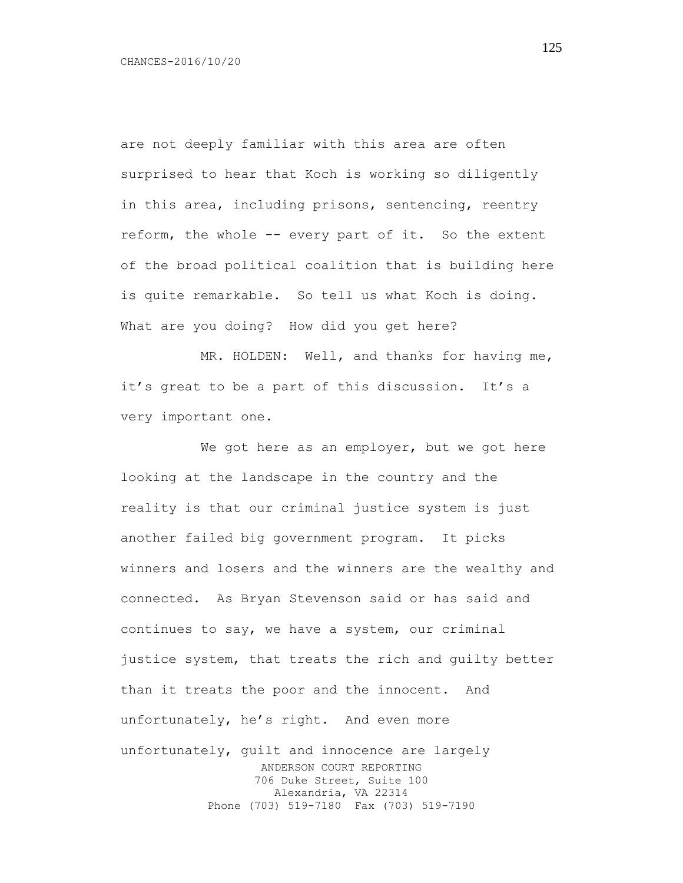are not deeply familiar with this area are often surprised to hear that Koch is working so diligently in this area, including prisons, sentencing, reentry reform, the whole -- every part of it. So the extent of the broad political coalition that is building here is quite remarkable. So tell us what Koch is doing. What are you doing? How did you get here?

MR. HOLDEN: Well, and thanks for having me, it's great to be a part of this discussion. It's a very important one.

We got here as an employer, but we got here looking at the landscape in the country and the reality is that our criminal justice system is just another failed big government program. It picks winners and losers and the winners are the wealthy and connected. As Bryan Stevenson said or has said and continues to say, we have a system, our criminal justice system, that treats the rich and guilty better than it treats the poor and the innocent. And unfortunately, he's right. And even more unfortunately, guilt and innocence are largely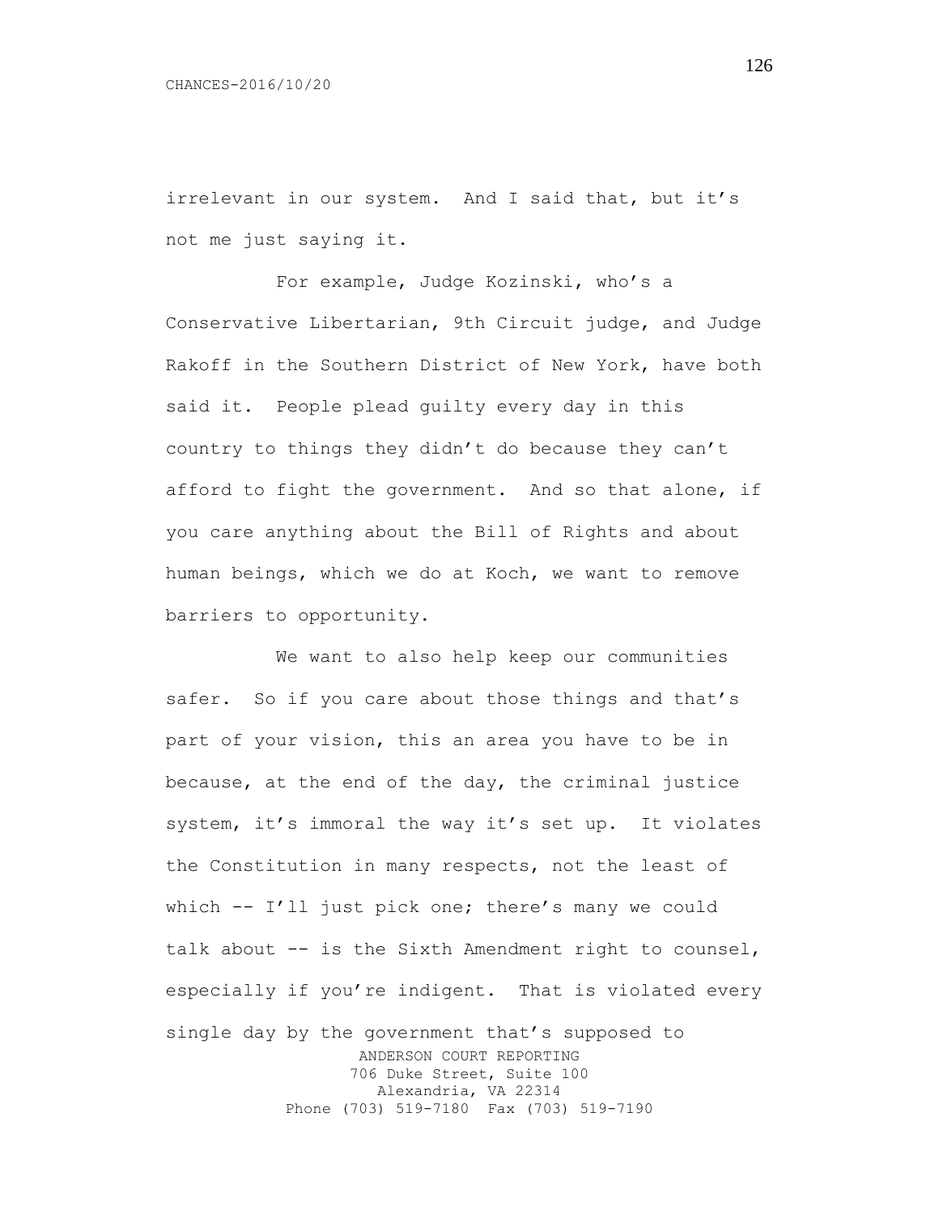irrelevant in our system. And I said that, but it's not me just saying it.

For example, Judge Kozinski, who's a Conservative Libertarian, 9th Circuit judge, and Judge Rakoff in the Southern District of New York, have both said it. People plead guilty every day in this country to things they didn't do because they can't afford to fight the government. And so that alone, if you care anything about the Bill of Rights and about human beings, which we do at Koch, we want to remove barriers to opportunity.

We want to also help keep our communities safer. So if you care about those things and that's part of your vision, this an area you have to be in because, at the end of the day, the criminal justice system, it's immoral the way it's set up. It violates the Constitution in many respects, not the least of which -- I'll just pick one; there's many we could talk about -- is the Sixth Amendment right to counsel, especially if you're indigent. That is violated every single day by the government that's supposed to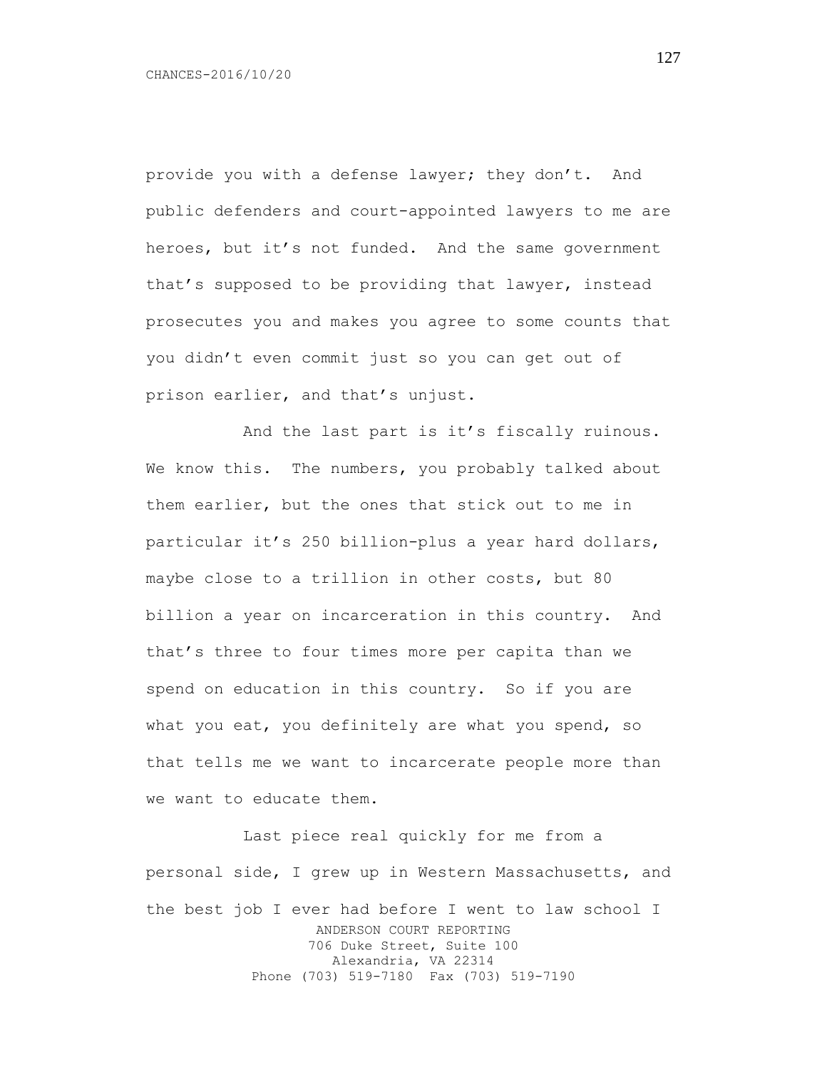provide you with a defense lawyer; they don't. And public defenders and court-appointed lawyers to me are heroes, but it's not funded. And the same government that's supposed to be providing that lawyer, instead prosecutes you and makes you agree to some counts that you didn't even commit just so you can get out of prison earlier, and that's unjust.

And the last part is it's fiscally ruinous. We know this. The numbers, you probably talked about them earlier, but the ones that stick out to me in particular it's 250 billion-plus a year hard dollars, maybe close to a trillion in other costs, but 80 billion a year on incarceration in this country. And that's three to four times more per capita than we spend on education in this country. So if you are what you eat, you definitely are what you spend, so that tells me we want to incarcerate people more than we want to educate them.

Last piece real quickly for me from a personal side, I grew up in Western Massachusetts, and the best job I ever had before I went to law school I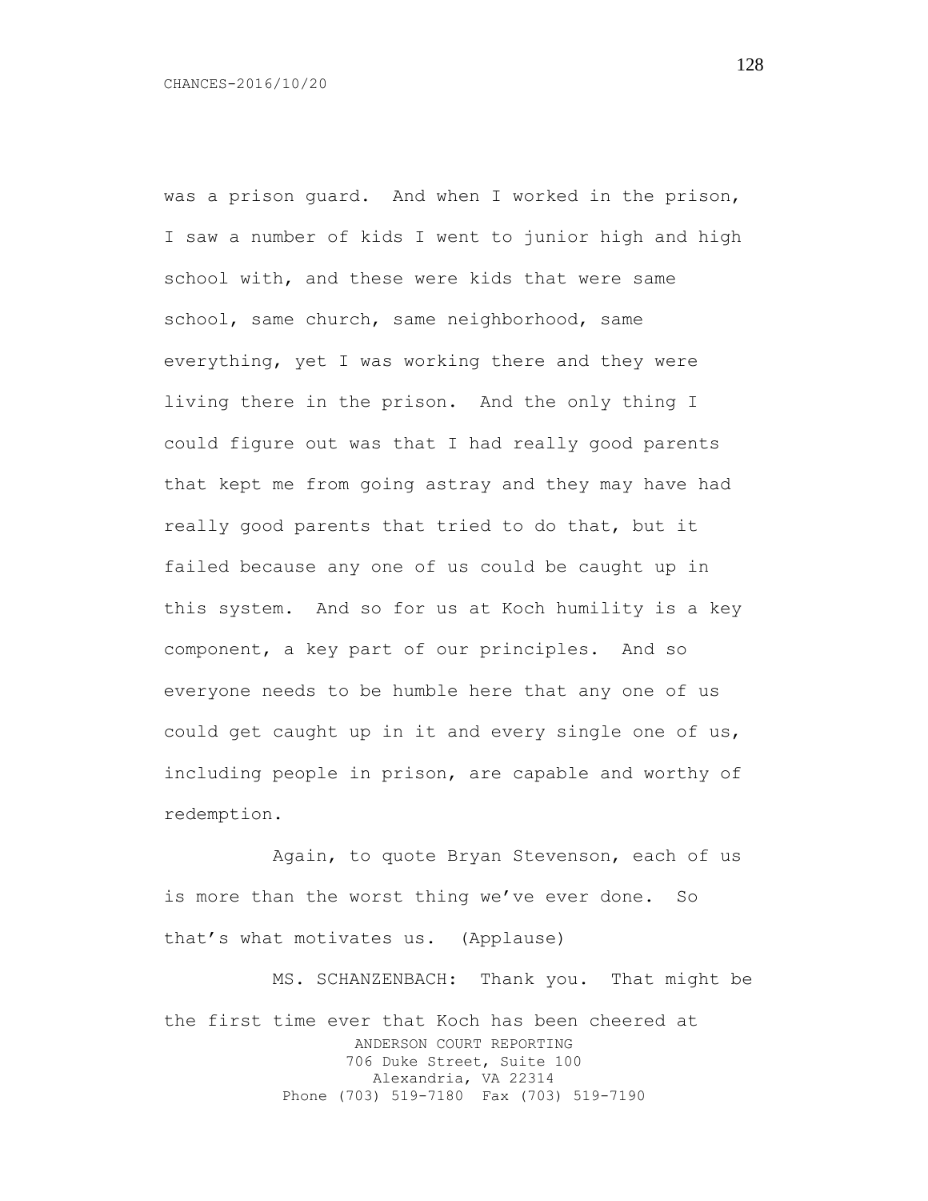was a prison guard. And when I worked in the prison, I saw a number of kids I went to junior high and high school with, and these were kids that were same school, same church, same neighborhood, same everything, yet I was working there and they were living there in the prison. And the only thing I could figure out was that I had really good parents that kept me from going astray and they may have had really good parents that tried to do that, but it failed because any one of us could be caught up in this system. And so for us at Koch humility is a key component, a key part of our principles. And so everyone needs to be humble here that any one of us could get caught up in it and every single one of us, including people in prison, are capable and worthy of redemption.

Again, to quote Bryan Stevenson, each of us is more than the worst thing we've ever done. So that's what motivates us. (Applause)

MS. SCHANZENBACH: Thank you. That might be the first time ever that Koch has been cheered at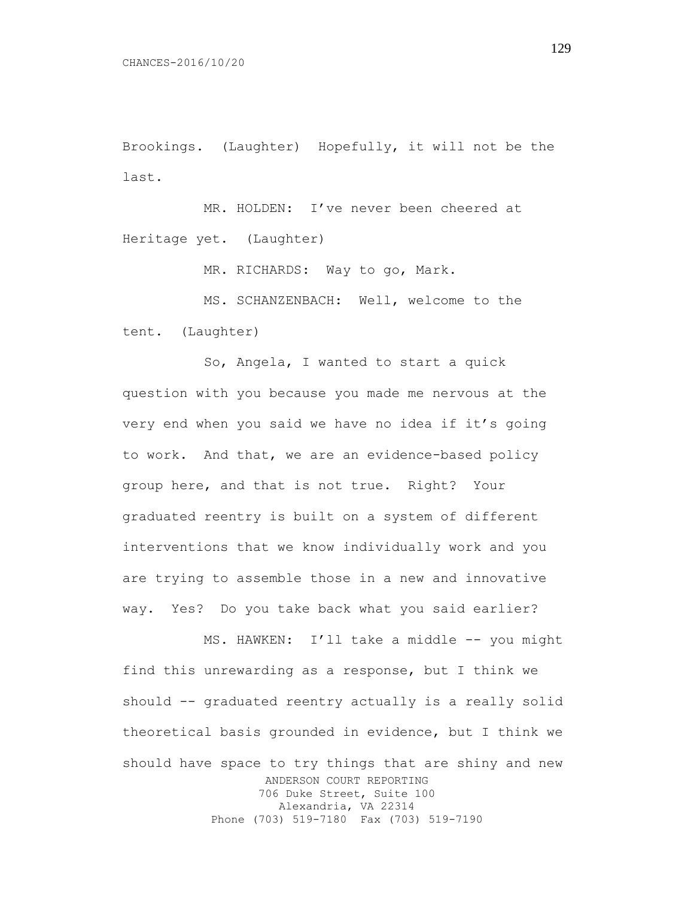Brookings. (Laughter) Hopefully, it will not be the last.

MR. HOLDEN: I've never been cheered at Heritage yet. (Laughter)

MR. RICHARDS: Way to go, Mark.

MS. SCHANZENBACH: Well, welcome to the tent. (Laughter)

So, Angela, I wanted to start a quick question with you because you made me nervous at the very end when you said we have no idea if it's going to work. And that, we are an evidence-based policy group here, and that is not true. Right? Your graduated reentry is built on a system of different interventions that we know individually work and you are trying to assemble those in a new and innovative way. Yes? Do you take back what you said earlier?

MS. HAWKEN: I'll take a middle -- you might find this unrewarding as a response, but I think we should -- graduated reentry actually is a really solid theoretical basis grounded in evidence, but I think we should have space to try things that are shiny and new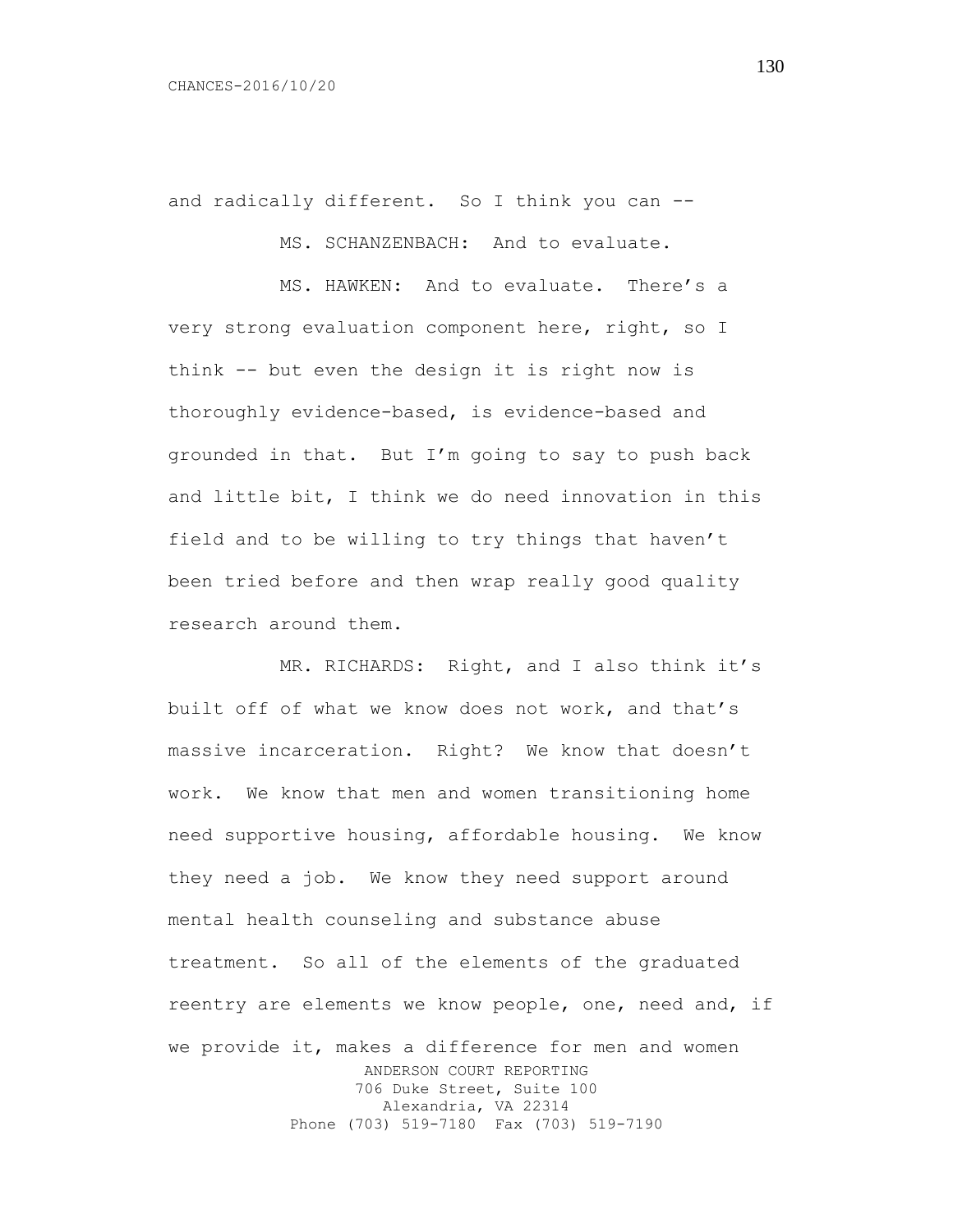and radically different. So I think you can --

MS. SCHANZENBACH: And to evaluate.

MS. HAWKEN: And to evaluate. There's a very strong evaluation component here, right, so I think -- but even the design it is right now is thoroughly evidence-based, is evidence-based and grounded in that. But I'm going to say to push back and little bit, I think we do need innovation in this field and to be willing to try things that haven't been tried before and then wrap really good quality research around them.

MR. RICHARDS: Right, and I also think it's built off of what we know does not work, and that's massive incarceration. Right? We know that doesn't work. We know that men and women transitioning home need supportive housing, affordable housing. We know they need a job. We know they need support around mental health counseling and substance abuse treatment. So all of the elements of the graduated reentry are elements we know people, one, need and, if we provide it, makes a difference for men and women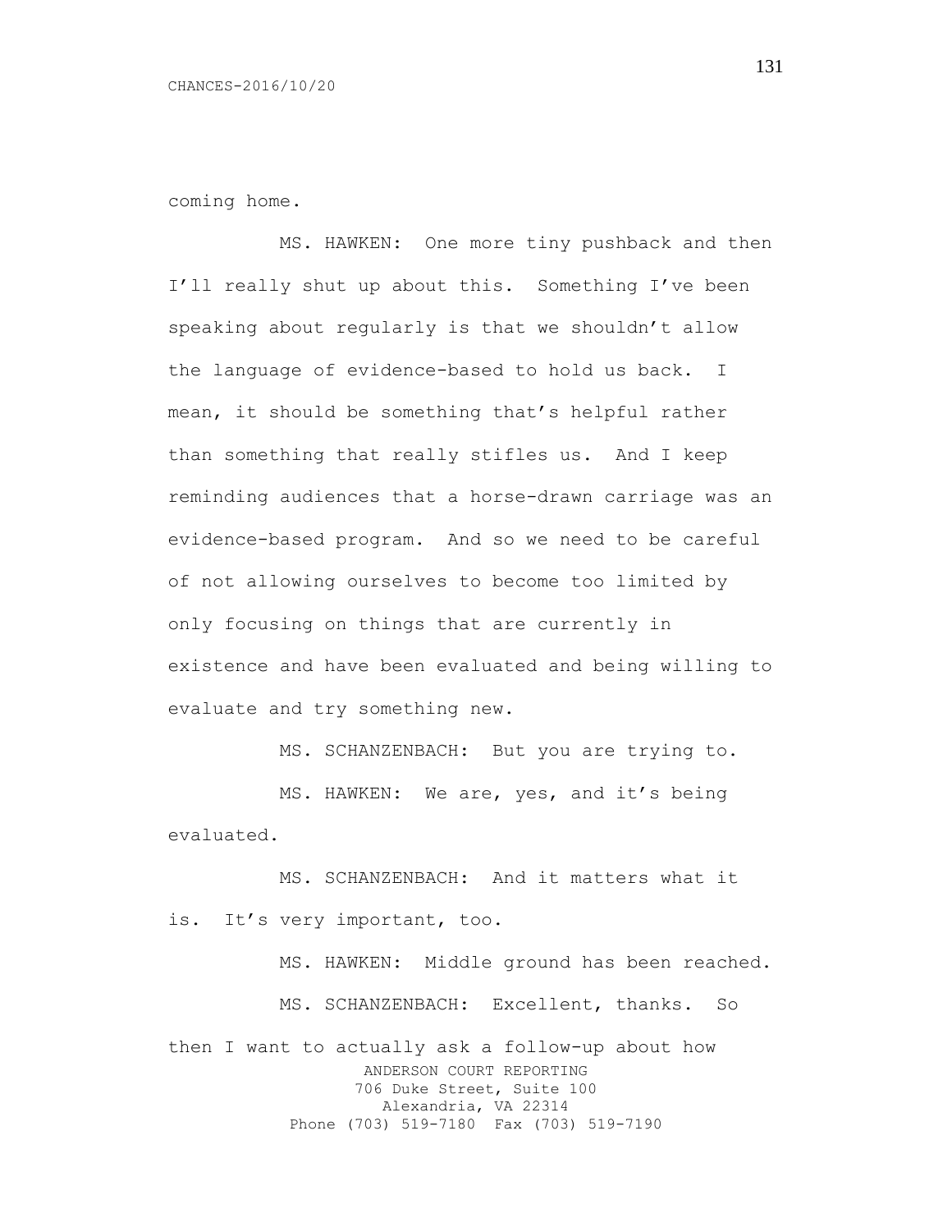coming home.

MS. HAWKEN: One more tiny pushback and then I'll really shut up about this. Something I've been speaking about regularly is that we shouldn't allow the language of evidence-based to hold us back. I mean, it should be something that's helpful rather than something that really stifles us. And I keep reminding audiences that a horse-drawn carriage was an evidence-based program. And so we need to be careful of not allowing ourselves to become too limited by only focusing on things that are currently in existence and have been evaluated and being willing to evaluate and try something new.

MS. SCHANZENBACH: But you are trying to.

MS. HAWKEN: We are, yes, and it's being evaluated.

MS. SCHANZENBACH: And it matters what it is. It's very important, too.

MS. HAWKEN: Middle ground has been reached.

MS. SCHANZENBACH: Excellent, thanks. So then I want to actually ask a follow-up about how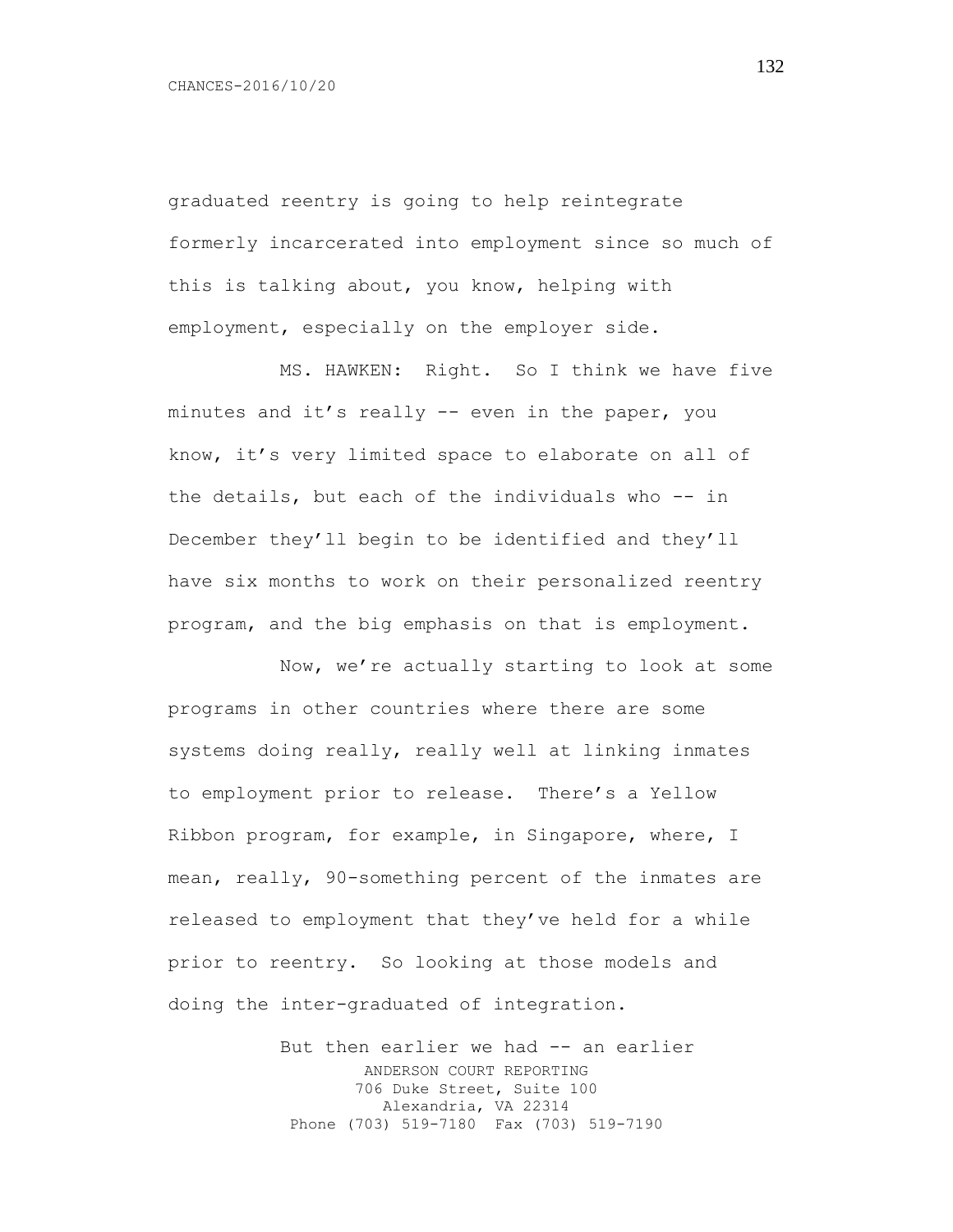graduated reentry is going to help reintegrate formerly incarcerated into employment since so much of this is talking about, you know, helping with employment, especially on the employer side.

MS. HAWKEN: Right. So I think we have five minutes and it's really -- even in the paper, you know, it's very limited space to elaborate on all of the details, but each of the individuals who -- in December they'll begin to be identified and they'll have six months to work on their personalized reentry program, and the big emphasis on that is employment.

Now, we're actually starting to look at some programs in other countries where there are some systems doing really, really well at linking inmates to employment prior to release. There's a Yellow Ribbon program, for example, in Singapore, where, I mean, really, 90-something percent of the inmates are released to employment that they've held for a while prior to reentry. So looking at those models and doing the inter-graduated of integration.

But then earlier we had -- an earlier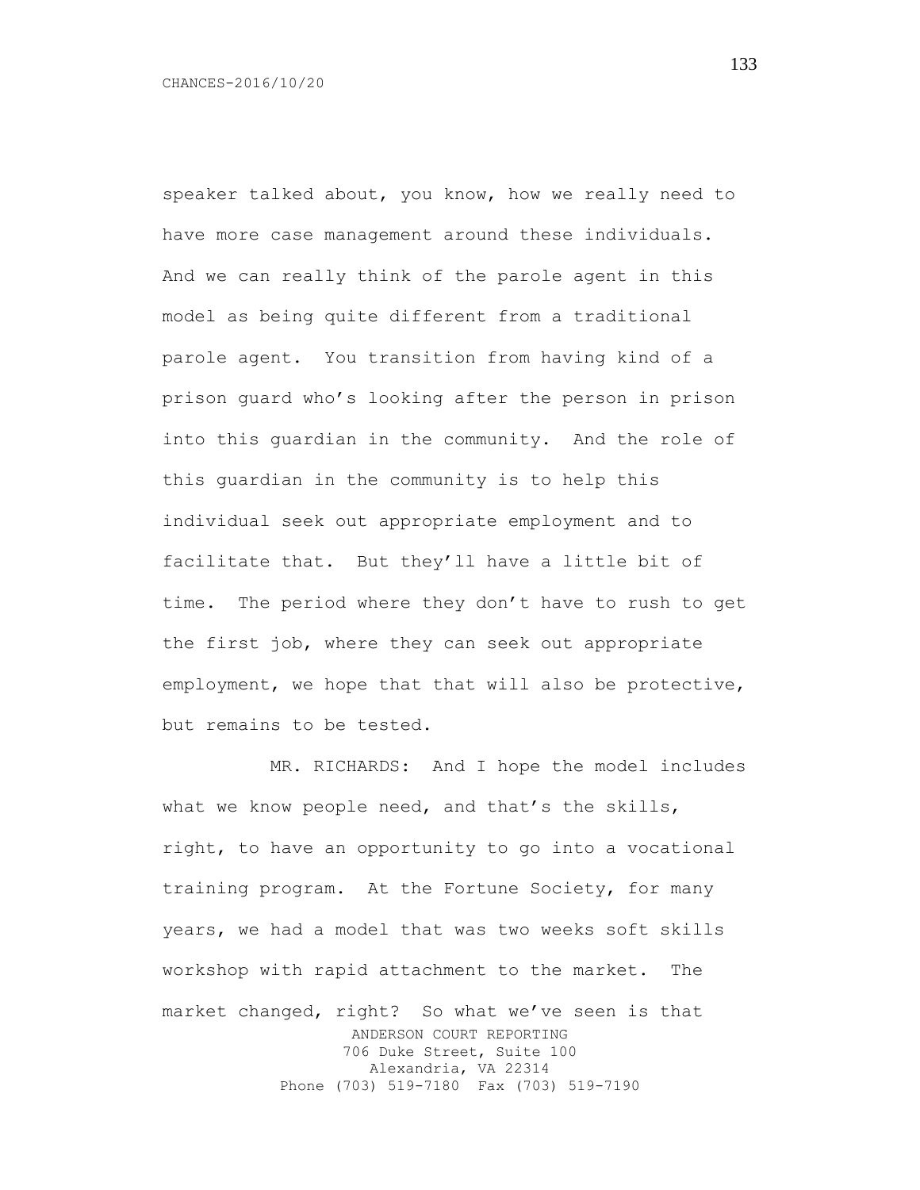speaker talked about, you know, how we really need to have more case management around these individuals. And we can really think of the parole agent in this model as being quite different from a traditional parole agent. You transition from having kind of a prison guard who's looking after the person in prison into this guardian in the community. And the role of this guardian in the community is to help this individual seek out appropriate employment and to facilitate that. But they'll have a little bit of time. The period where they don't have to rush to get the first job, where they can seek out appropriate employment, we hope that that will also be protective, but remains to be tested.

MR. RICHARDS: And I hope the model includes what we know people need, and that's the skills, right, to have an opportunity to go into a vocational training program. At the Fortune Society, for many years, we had a model that was two weeks soft skills workshop with rapid attachment to the market. The market changed, right? So what we've seen is that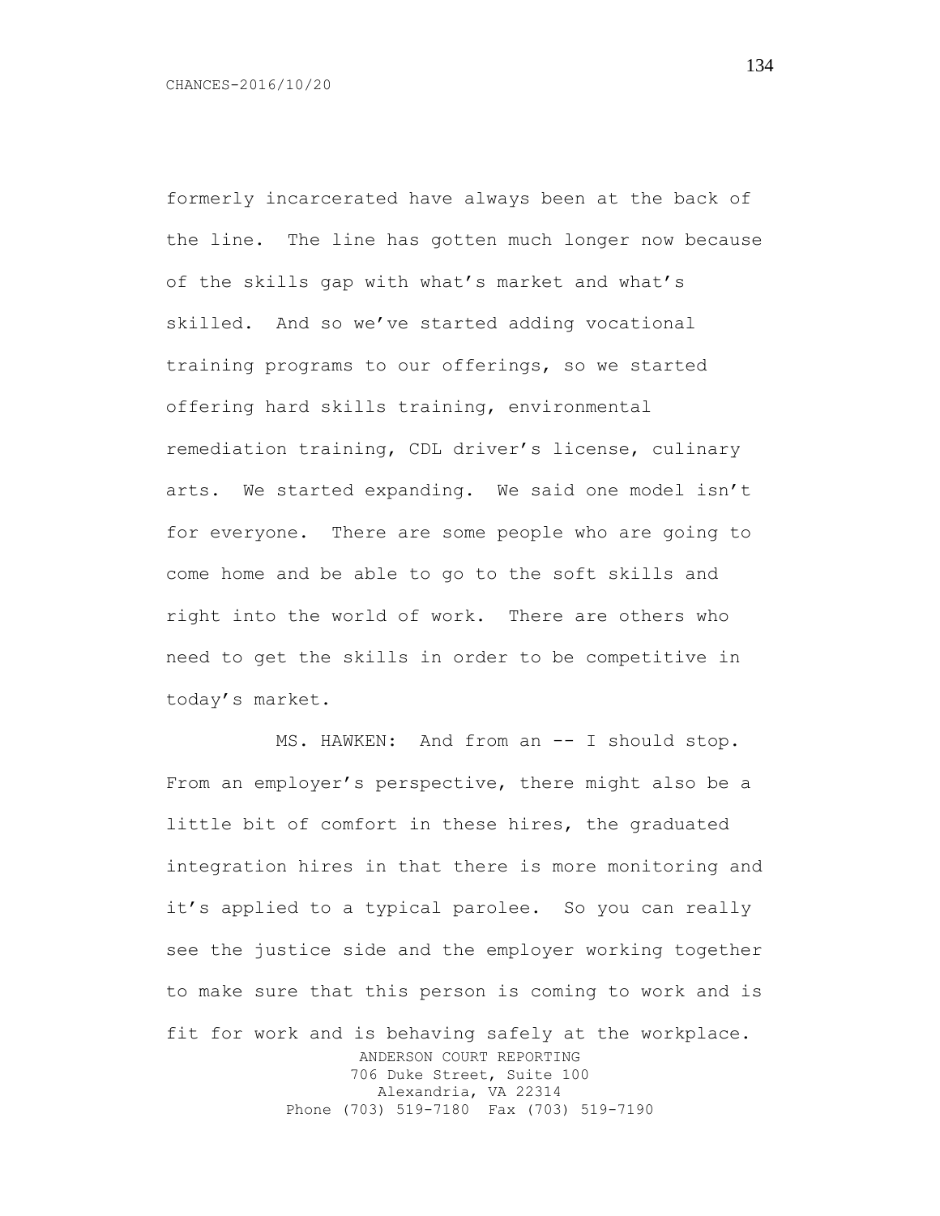formerly incarcerated have always been at the back of the line. The line has gotten much longer now because of the skills gap with what's market and what's skilled. And so we've started adding vocational training programs to our offerings, so we started offering hard skills training, environmental remediation training, CDL driver's license, culinary arts. We started expanding. We said one model isn't for everyone. There are some people who are going to come home and be able to go to the soft skills and right into the world of work. There are others who need to get the skills in order to be competitive in today's market.

MS. HAWKEN: And from an -- I should stop. From an employer's perspective, there might also be a little bit of comfort in these hires, the graduated integration hires in that there is more monitoring and it's applied to a typical parolee. So you can really see the justice side and the employer working together to make sure that this person is coming to work and is fit for work and is behaving safely at the workplace.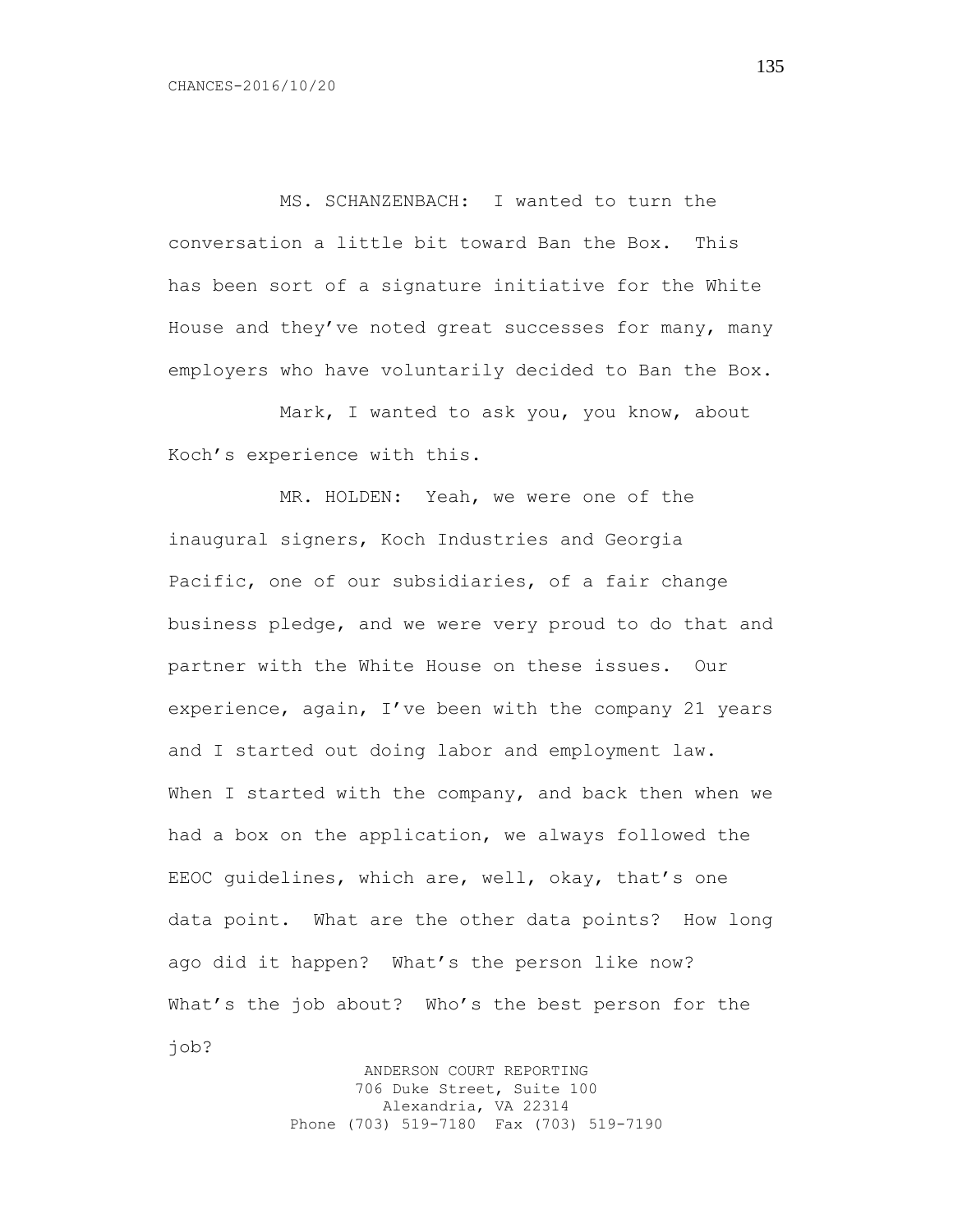MS. SCHANZENBACH: I wanted to turn the conversation a little bit toward Ban the Box. This has been sort of a signature initiative for the White House and they've noted great successes for many, many employers who have voluntarily decided to Ban the Box.

Mark, I wanted to ask you, you know, about Koch's experience with this.

MR. HOLDEN: Yeah, we were one of the inaugural signers, Koch Industries and Georgia Pacific, one of our subsidiaries, of a fair change business pledge, and we were very proud to do that and partner with the White House on these issues. Our experience, again, I've been with the company 21 years and I started out doing labor and employment law. When I started with the company, and back then when we had a box on the application, we always followed the EEOC guidelines, which are, well, okay, that's one data point. What are the other data points? How long ago did it happen? What's the person like now? What's the job about? Who's the best person for the job?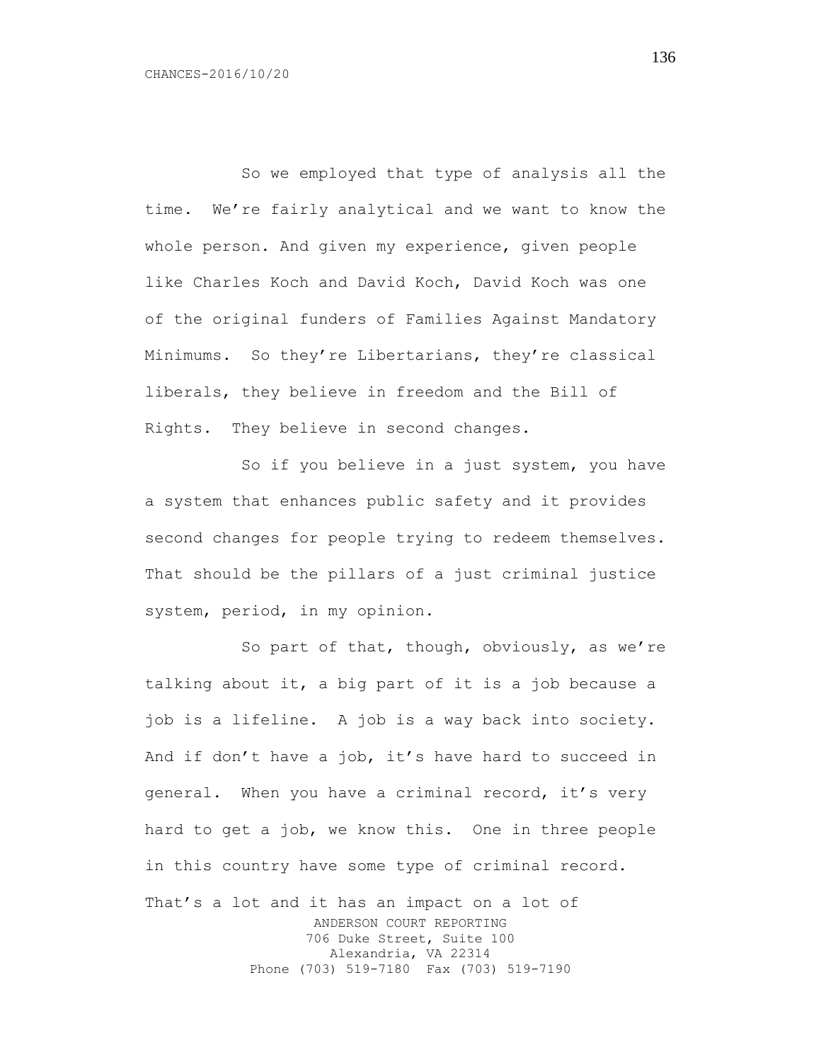So we employed that type of analysis all the time. We're fairly analytical and we want to know the whole person. And given my experience, given people like Charles Koch and David Koch, David Koch was one of the original funders of Families Against Mandatory Minimums. So they're Libertarians, they're classical liberals, they believe in freedom and the Bill of Rights. They believe in second changes.

So if you believe in a just system, you have a system that enhances public safety and it provides second changes for people trying to redeem themselves. That should be the pillars of a just criminal justice system, period, in my opinion.

So part of that, though, obviously, as we're talking about it, a big part of it is a job because a job is a lifeline. A job is a way back into society. And if don't have a job, it's have hard to succeed in general. When you have a criminal record, it's very hard to get a job, we know this. One in three people in this country have some type of criminal record. That's a lot and it has an impact on a lot of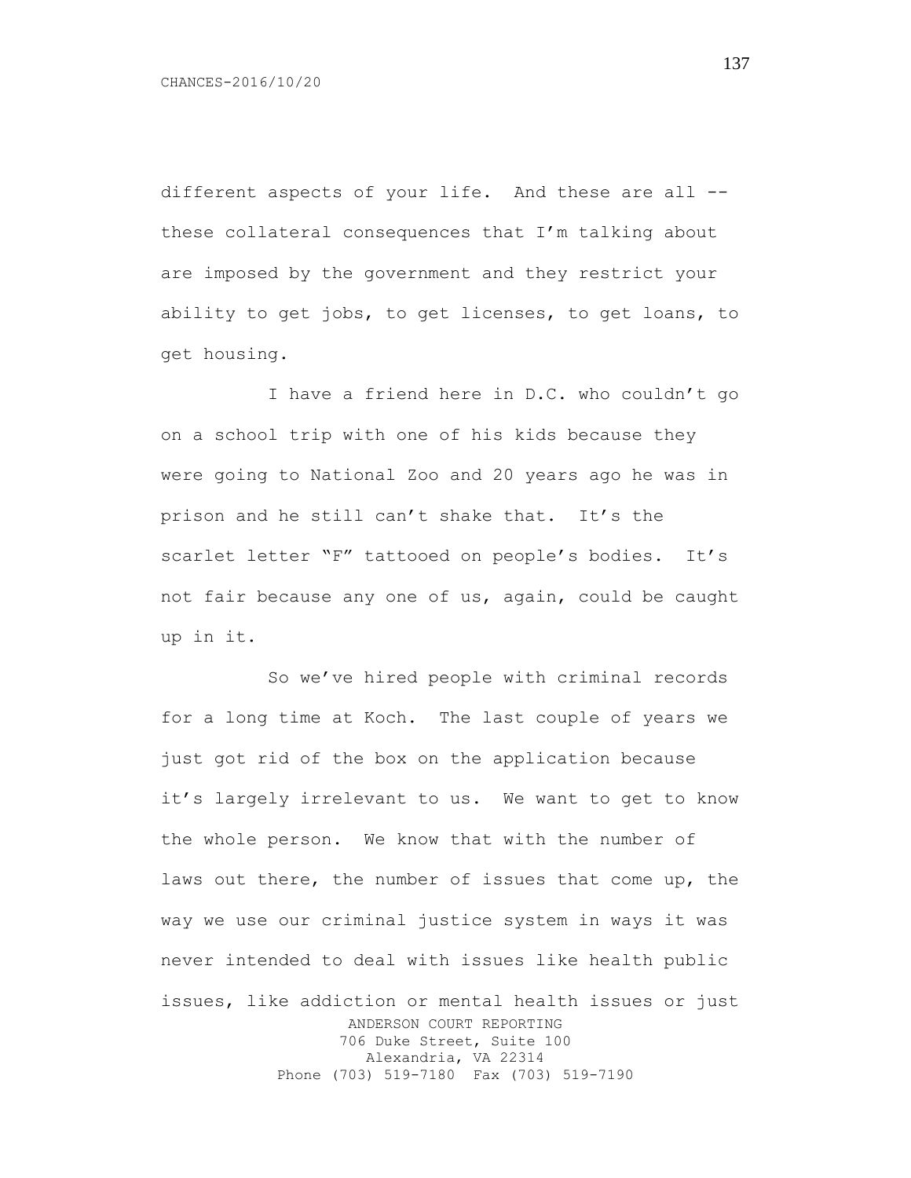different aspects of your life. And these are all -- these collateral consequences that I'm talking about are imposed by the government and they restrict your ability to get jobs, to get licenses, to get loans, to get housing.

I have a friend here in D.C. who couldn't go on a school trip with one of his kids because they were going to National Zoo and 20 years ago he was in prison and he still can't shake that. It's the scarlet letter "F" tattooed on people's bodies. It's not fair because any one of us, again, could be caught up in it.

So we've hired people with criminal records for a long time at Koch. The last couple of years we just got rid of the box on the application because it's largely irrelevant to us. We want to get to know the whole person. We know that with the number of laws out there, the number of issues that come up, the way we use our criminal justice system in ways it was never intended to deal with issues like health public issues, like addiction or mental health issues or just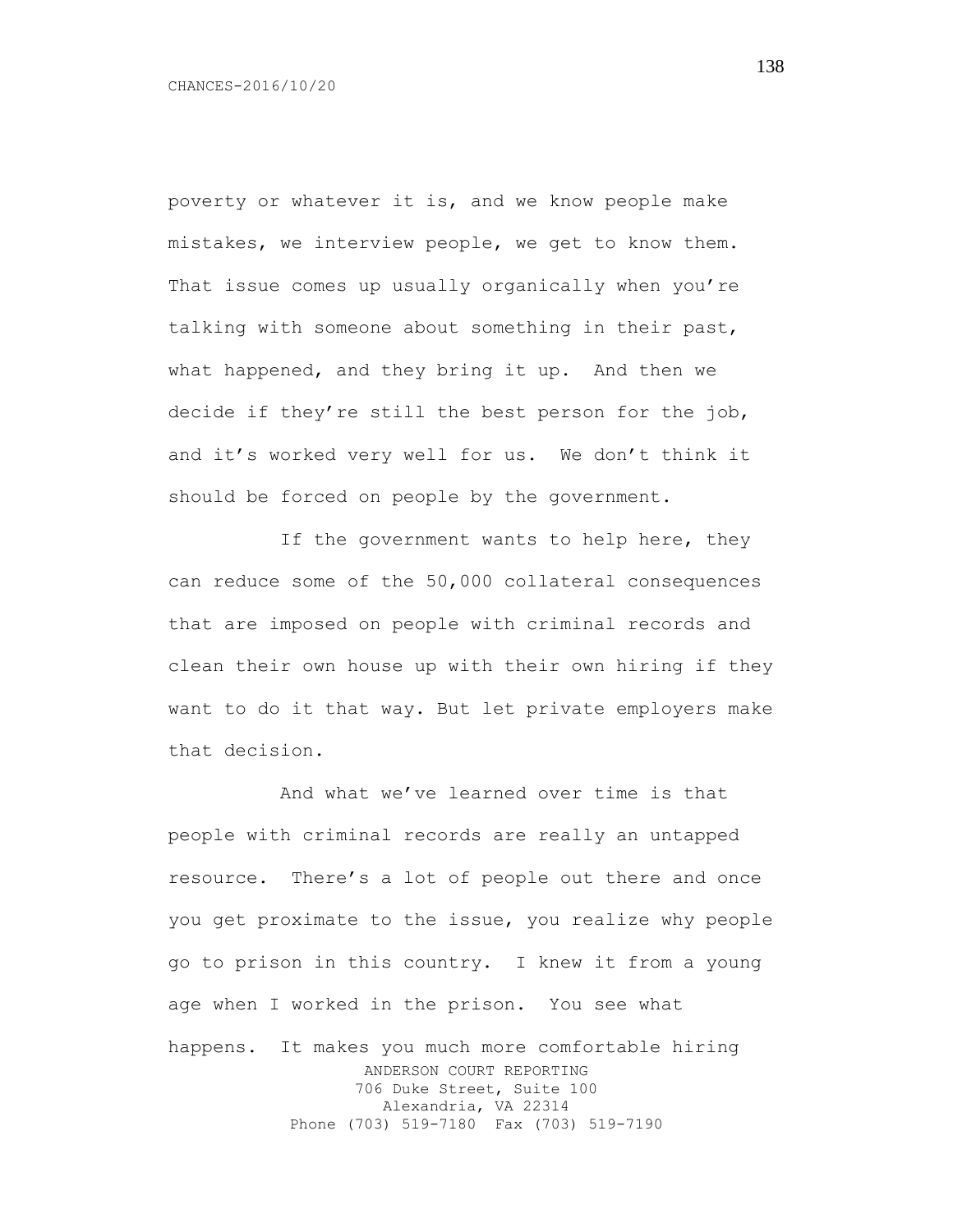poverty or whatever it is, and we know people make mistakes, we interview people, we get to know them. That issue comes up usually organically when you're talking with someone about something in their past, what happened, and they bring it up. And then we decide if they're still the best person for the job, and it's worked very well for us. We don't think it should be forced on people by the government.

If the government wants to help here, they can reduce some of the 50,000 collateral consequences that are imposed on people with criminal records and clean their own house up with their own hiring if they want to do it that way. But let private employers make that decision.

And what we've learned over time is that people with criminal records are really an untapped resource. There's a lot of people out there and once you get proximate to the issue, you realize why people go to prison in this country. I knew it from a young age when I worked in the prison. You see what happens. It makes you much more comfortable hiring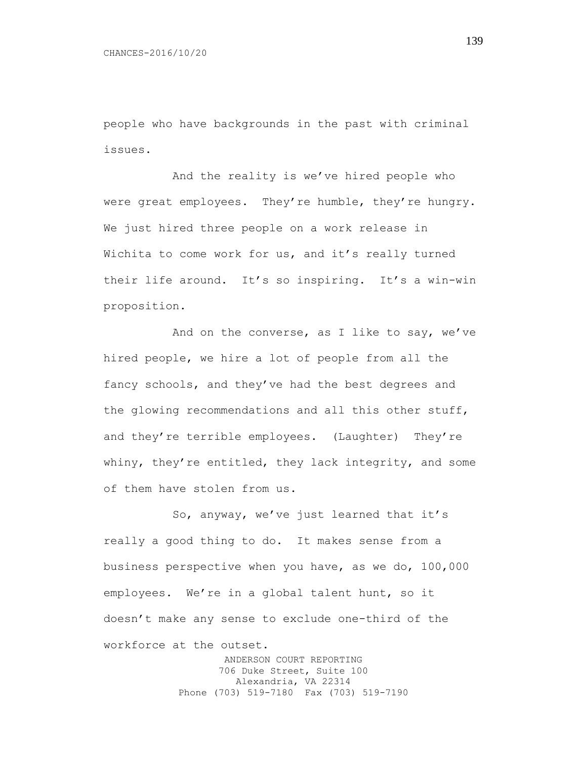people who have backgrounds in the past with criminal issues.

And the reality is we've hired people who were great employees. They're humble, they're hungry. We just hired three people on a work release in Wichita to come work for us, and it's really turned their life around. It's so inspiring. It's a win-win proposition.

And on the converse, as I like to say, we've hired people, we hire a lot of people from all the fancy schools, and they've had the best degrees and the glowing recommendations and all this other stuff, and they're terrible employees. (Laughter) They're whiny, they're entitled, they lack integrity, and some of them have stolen from us.

So, anyway, we've just learned that it's really a good thing to do. It makes sense from a business perspective when you have, as we do, 100,000 employees. We're in a global talent hunt, so it doesn't make any sense to exclude one-third of the workforce at the outset.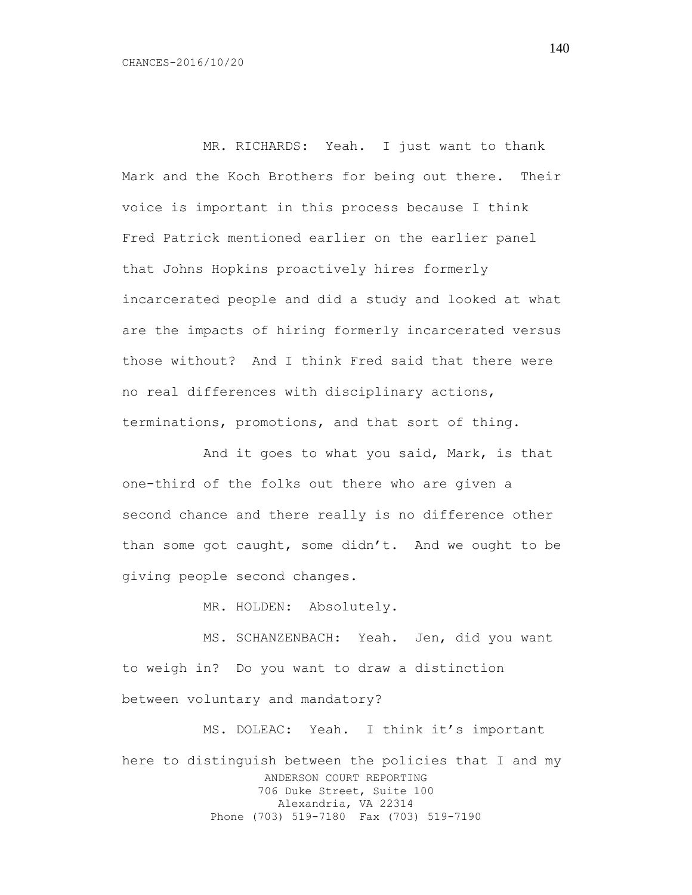MR. RICHARDS: Yeah. I just want to thank Mark and the Koch Brothers for being out there. Their voice is important in this process because I think Fred Patrick mentioned earlier on the earlier panel that Johns Hopkins proactively hires formerly incarcerated people and did a study and looked at what are the impacts of hiring formerly incarcerated versus those without? And I think Fred said that there were no real differences with disciplinary actions, terminations, promotions, and that sort of thing.

And it goes to what you said, Mark, is that one-third of the folks out there who are given a second chance and there really is no difference other than some got caught, some didn't. And we ought to be giving people second changes.

MR. HOLDEN: Absolutely.

MS. SCHANZENBACH: Yeah. Jen, did you want to weigh in? Do you want to draw a distinction between voluntary and mandatory?

MS. DOLEAC: Yeah. I think it's important here to distinguish between the policies that I and my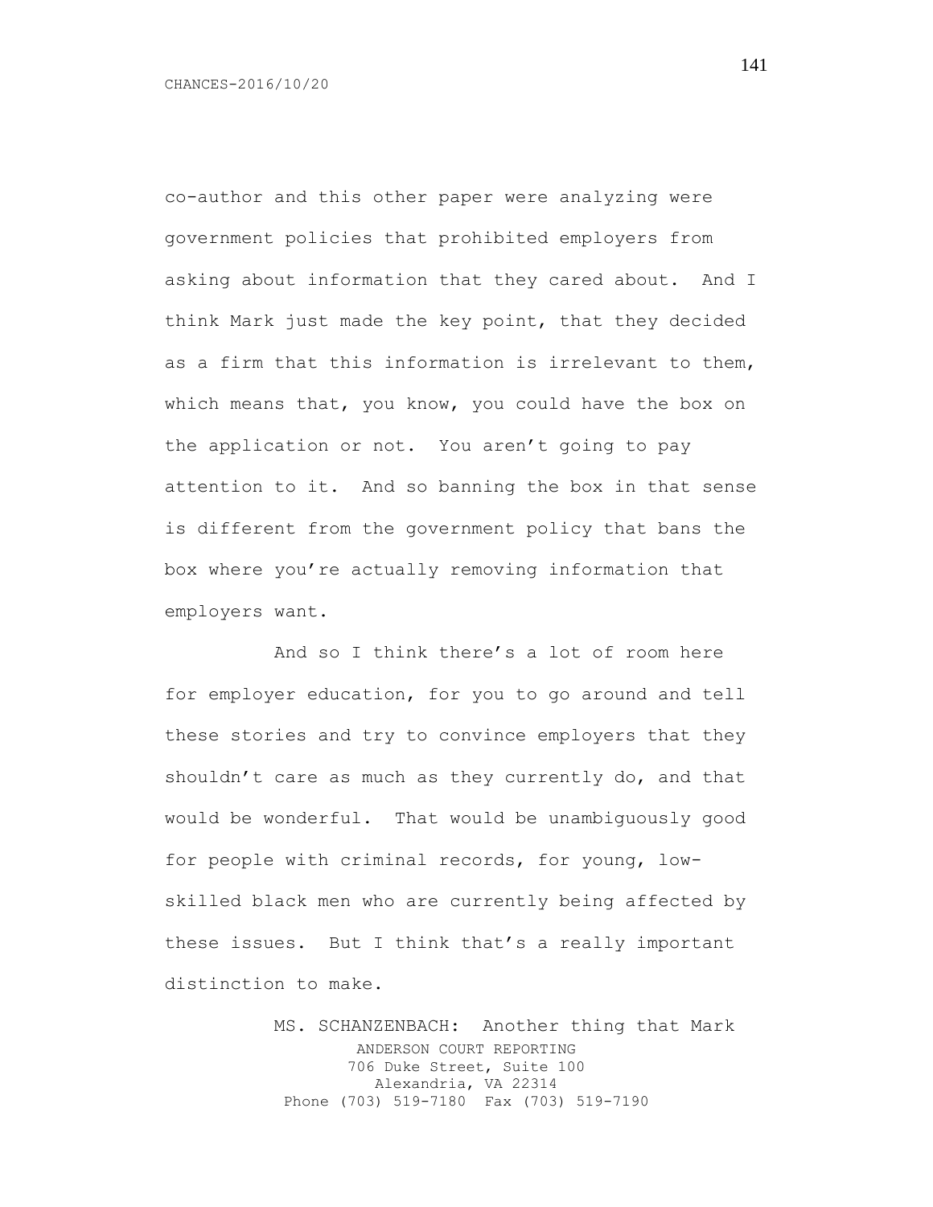co-author and this other paper were analyzing were government policies that prohibited employers from asking about information that they cared about. And I think Mark just made the key point, that they decided as a firm that this information is irrelevant to them, which means that, you know, you could have the box on the application or not. You aren't going to pay attention to it. And so banning the box in that sense is different from the government policy that bans the box where you're actually removing information that employers want.

And so I think there's a lot of room here for employer education, for you to go around and tell these stories and try to convince employers that they shouldn't care as much as they currently do, and that would be wonderful. That would be unambiguously good for people with criminal records, for young, low-skilled black men who are currently being affected by these issues. But I think that's a really important distinction to make.

MS. SCHANZENBACH: Another thing that Mark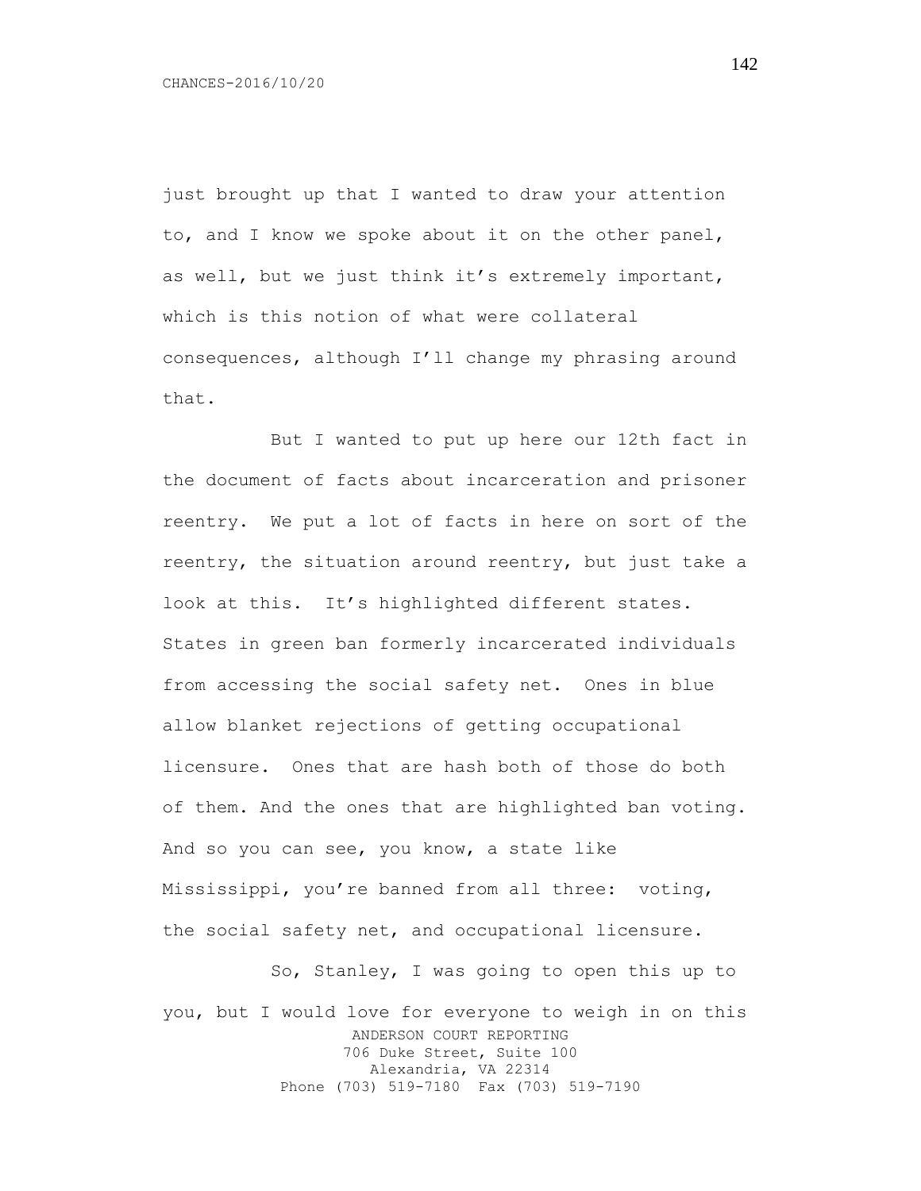just brought up that I wanted to draw your attention to, and I know we spoke about it on the other panel, as well, but we just think it's extremely important, which is this notion of what were collateral consequences, although I'll change my phrasing around that.

But I wanted to put up here our 12th fact in the document of facts about incarceration and prisoner reentry. We put a lot of facts in here on sort of the reentry, the situation around reentry, but just take a look at this. It's highlighted different states. States in green ban formerly incarcerated individuals from accessing the social safety net. Ones in blue allow blanket rejections of getting occupational licensure. Ones that are hash both of those do both of them. And the ones that are highlighted ban voting. And so you can see, you know, a state like Mississippi, you're banned from all three: voting, the social safety net, and occupational licensure.

So, Stanley, I was going to open this up to you, but I would love for everyone to weigh in on this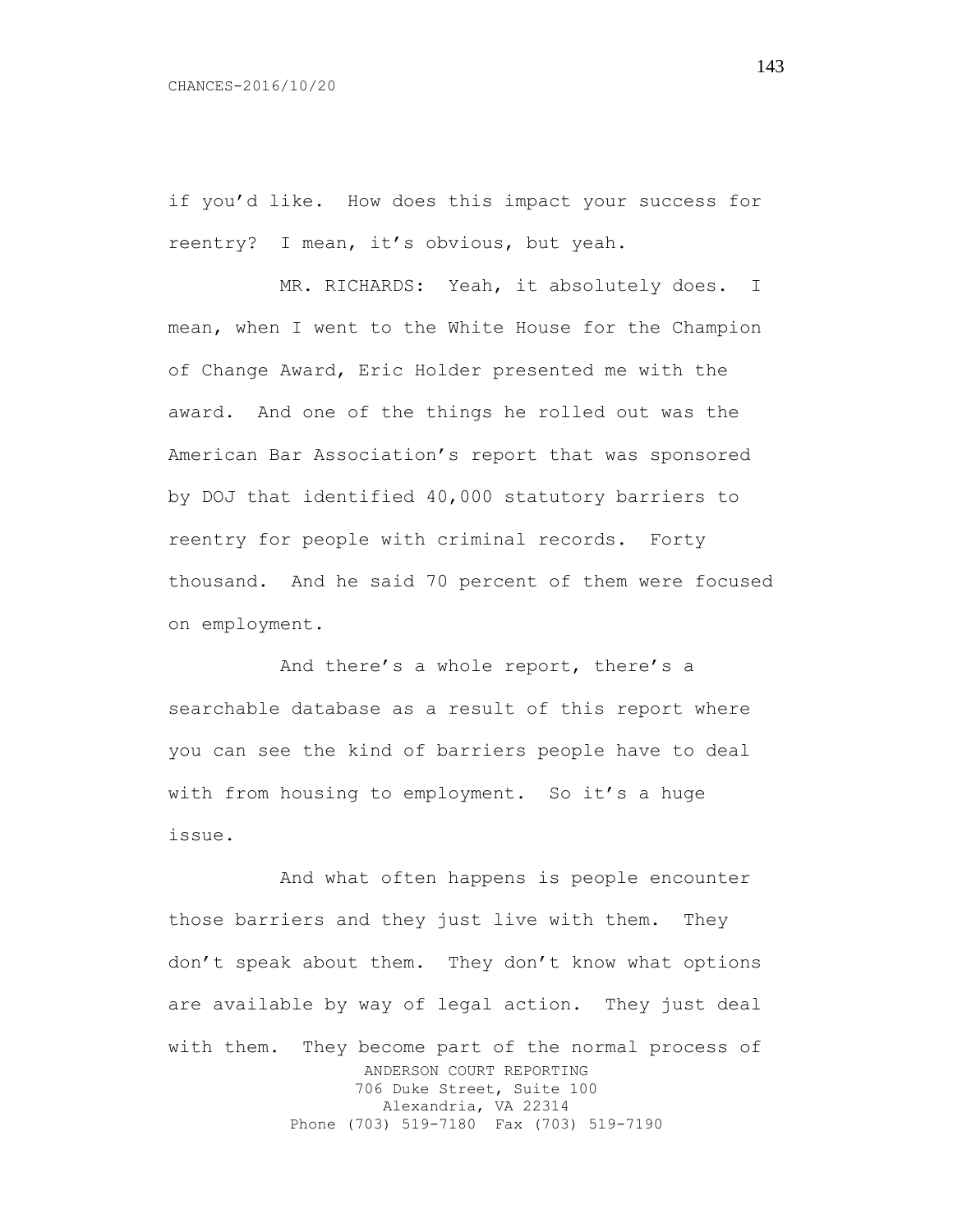if you'd like. How does this impact your success for reentry? I mean, it's obvious, but yeah.

MR. RICHARDS: Yeah, it absolutely does. I mean, when I went to the White House for the Champion of Change Award, Eric Holder presented me with the award. And one of the things he rolled out was the American Bar Association's report that was sponsored by DOJ that identified 40,000 statutory barriers to reentry for people with criminal records. Forty thousand. And he said 70 percent of them were focused on employment.

And there's a whole report, there's a searchable database as a result of this report where you can see the kind of barriers people have to deal with from housing to employment. So it's a huge issue.

And what often happens is people encounter those barriers and they just live with them. They don't speak about them. They don't know what options are available by way of legal action. They just deal with them. They become part of the normal process of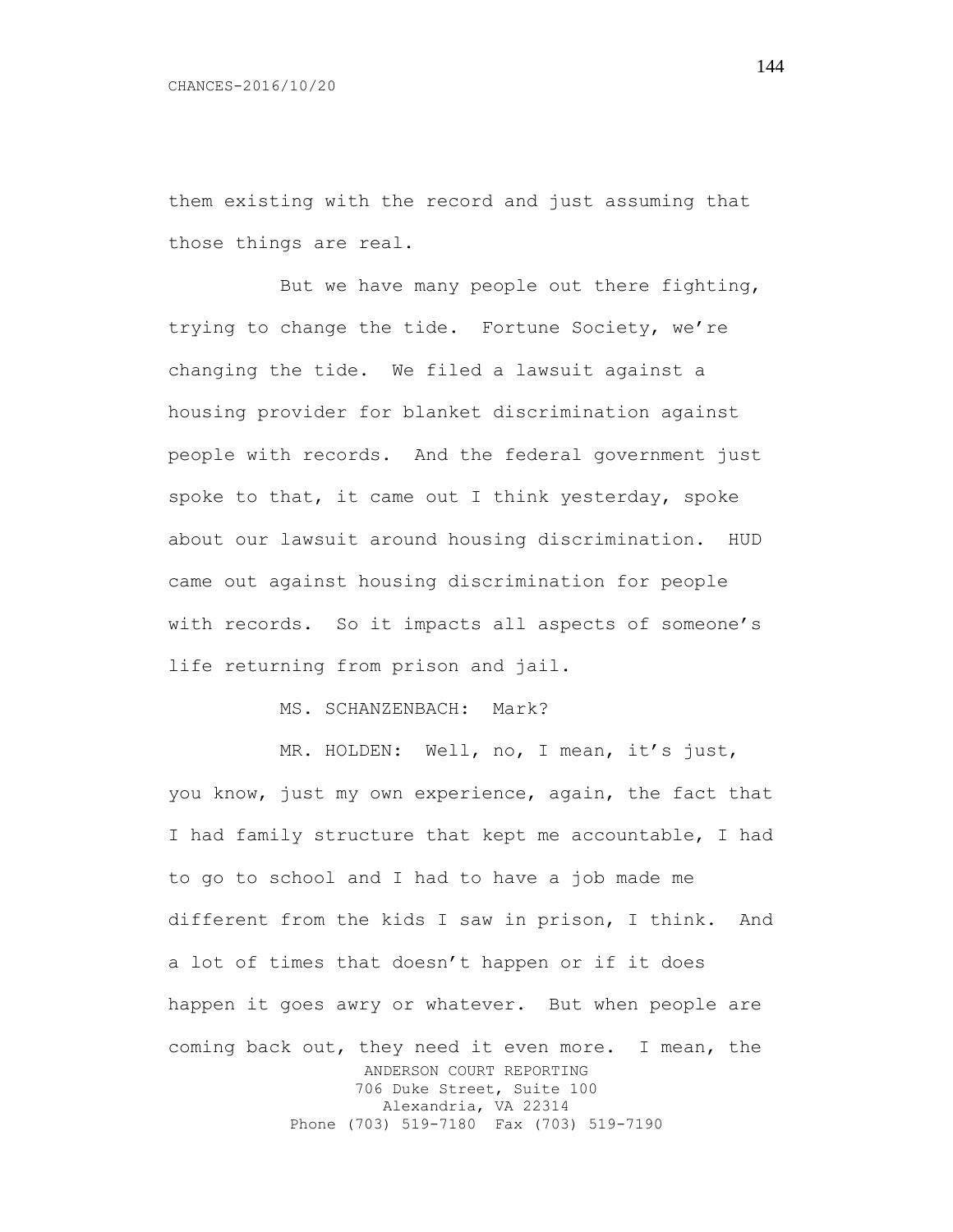them existing with the record and just assuming that those things are real.

But we have many people out there fighting, trying to change the tide. Fortune Society, we're changing the tide. We filed a lawsuit against a housing provider for blanket discrimination against people with records. And the federal government just spoke to that, it came out I think yesterday, spoke about our lawsuit around housing discrimination. HUD came out against housing discrimination for people with records. So it impacts all aspects of someone's life returning from prison and jail.

MS. SCHANZENBACH: Mark?

MR. HOLDEN: Well, no, I mean, it's just, you know, just my own experience, again, the fact that I had family structure that kept me accountable, I had to go to school and I had to have a job made me different from the kids I saw in prison, I think. And a lot of times that doesn't happen or if it does happen it goes awry or whatever. But when people are coming back out, they need it even more. I mean, the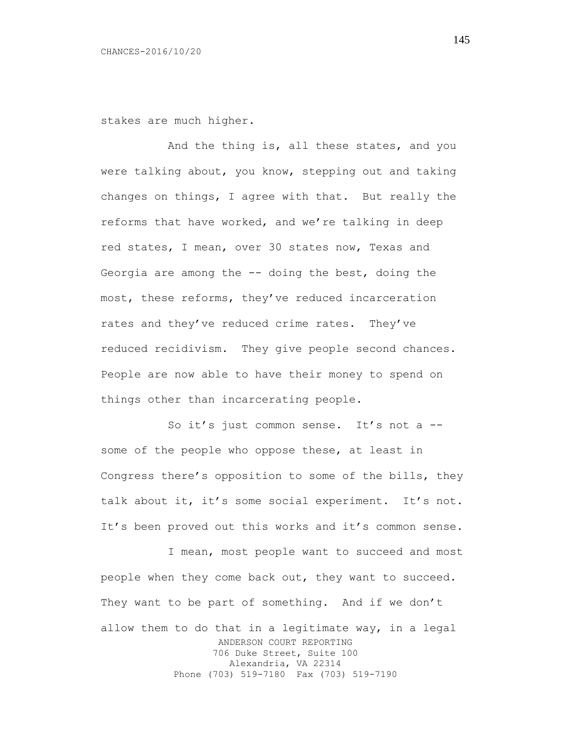stakes are much higher.

And the thing is, all these states, and you were talking about, you know, stepping out and taking changes on things, I agree with that. But really the reforms that have worked, and we're talking in deep red states, I mean, over 30 states now, Texas and Georgia are among the -- doing the best, doing the most, these reforms, they've reduced incarceration rates and they've reduced crime rates. They've reduced recidivism. They give people second chances. People are now able to have their money to spend on things other than incarcerating people.

So it's just common sense. It's not a -- some of the people who oppose these, at least in Congress there's opposition to some of the bills, they talk about it, it's some social experiment. It's not. It's been proved out this works and it's common sense.

I mean, most people want to succeed and most people when they come back out, they want to succeed. They want to be part of something. And if we don't allow them to do that in a legitimate way, in a legal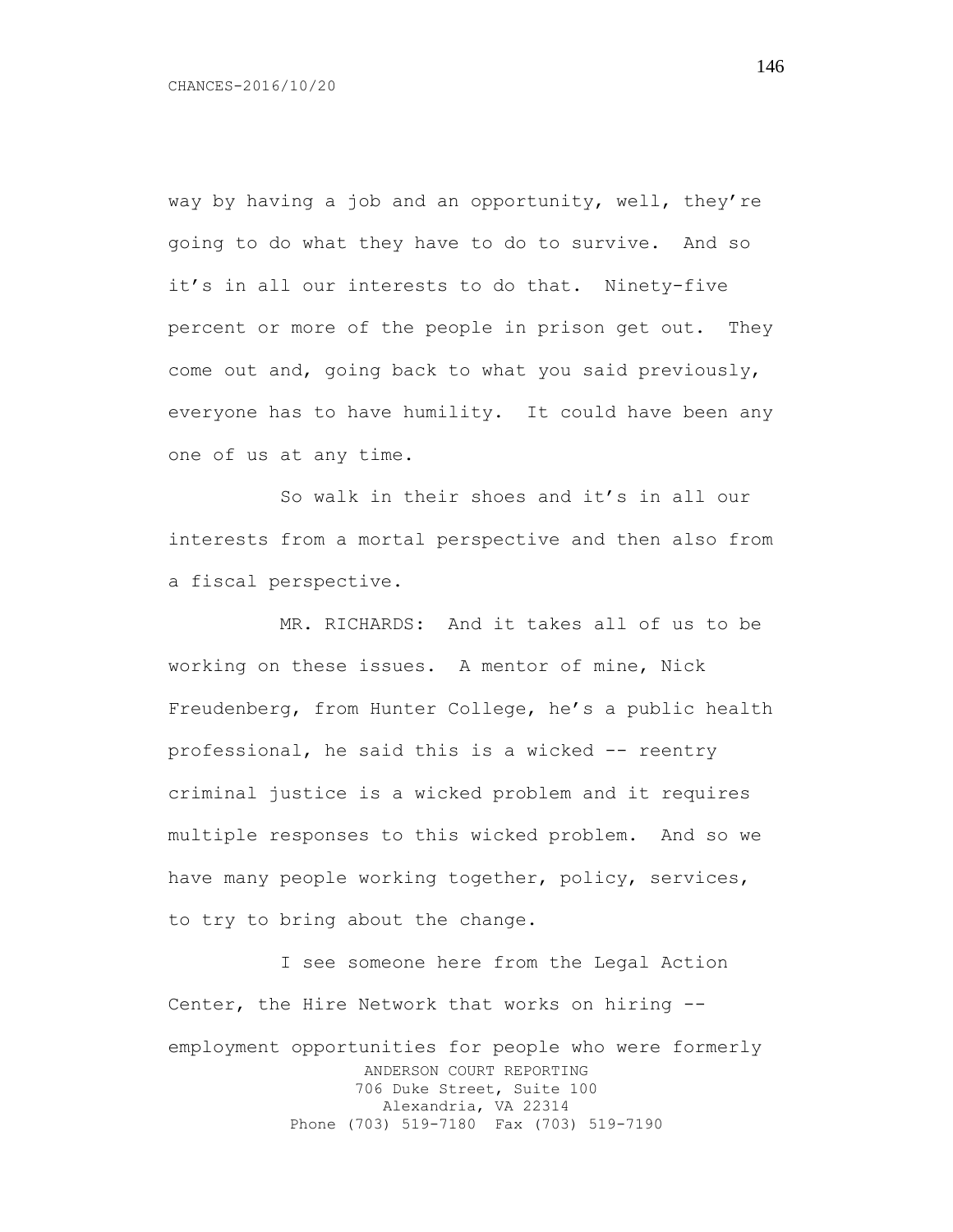way by having a job and an opportunity, well, they're going to do what they have to do to survive. And so it's in all our interests to do that. Ninety-five percent or more of the people in prison get out. They come out and, going back to what you said previously, everyone has to have humility. It could have been any one of us at any time.

So walk in their shoes and it's in all our interests from a mortal perspective and then also from a fiscal perspective.

MR. RICHARDS: And it takes all of us to be working on these issues. A mentor of mine, Nick Freudenberg, from Hunter College, he's a public health professional, he said this is a wicked -- reentry criminal justice is a wicked problem and it requires multiple responses to this wicked problem. And so we have many people working together, policy, services, to try to bring about the change.

I see someone here from the Legal Action Center, the Hire Network that works on hiring -- employment opportunities for people who were formerly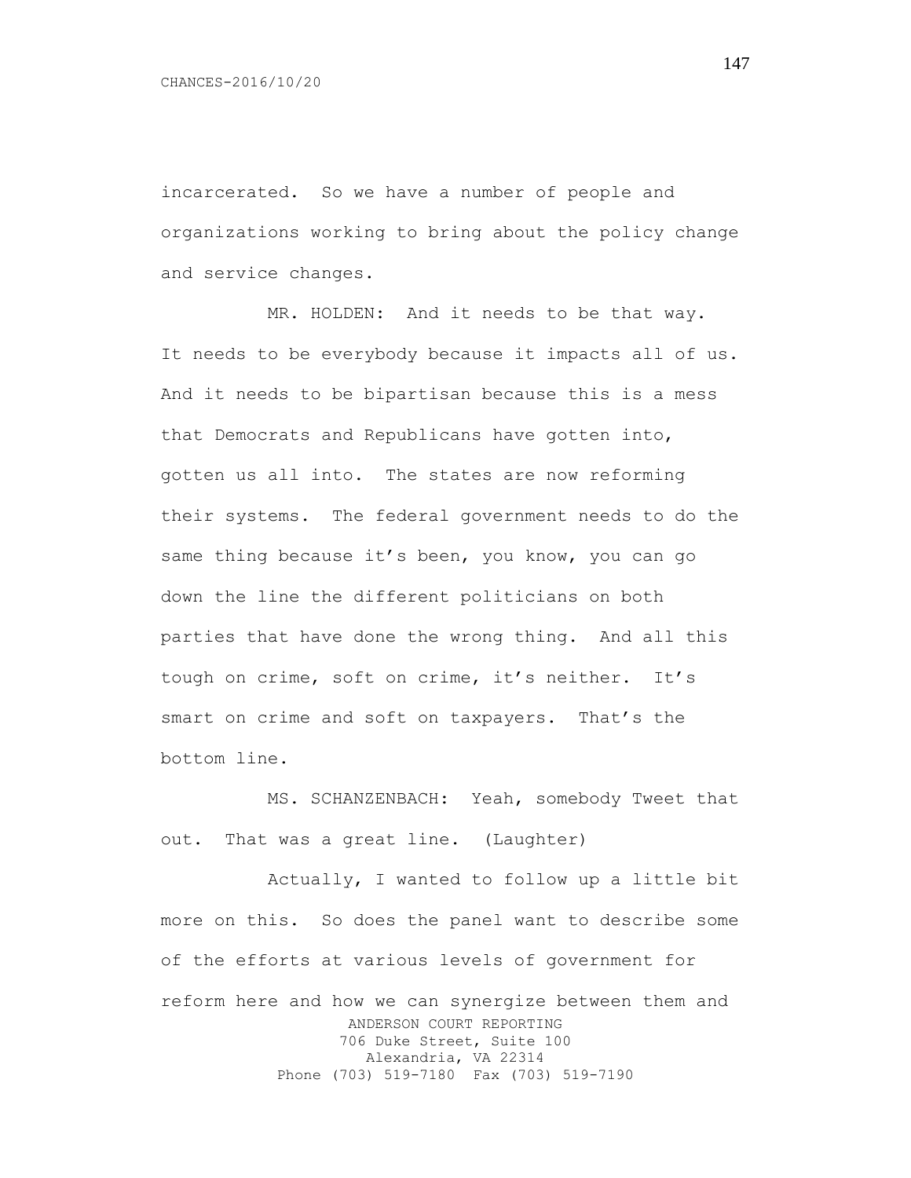incarcerated. So we have a number of people and organizations working to bring about the policy change and service changes.

MR. HOLDEN: And it needs to be that way. It needs to be everybody because it impacts all of us. And it needs to be bipartisan because this is a mess that Democrats and Republicans have gotten into, gotten us all into. The states are now reforming their systems. The federal government needs to do the same thing because it's been, you know, you can go down the line the different politicians on both parties that have done the wrong thing. And all this tough on crime, soft on crime, it's neither. It's smart on crime and soft on taxpayers. That's the bottom line.

MS. SCHANZENBACH: Yeah, somebody Tweet that out. That was a great line. (Laughter)

Actually, I wanted to follow up a little bit more on this. So does the panel want to describe some of the efforts at various levels of government for reform here and how we can synergize between them and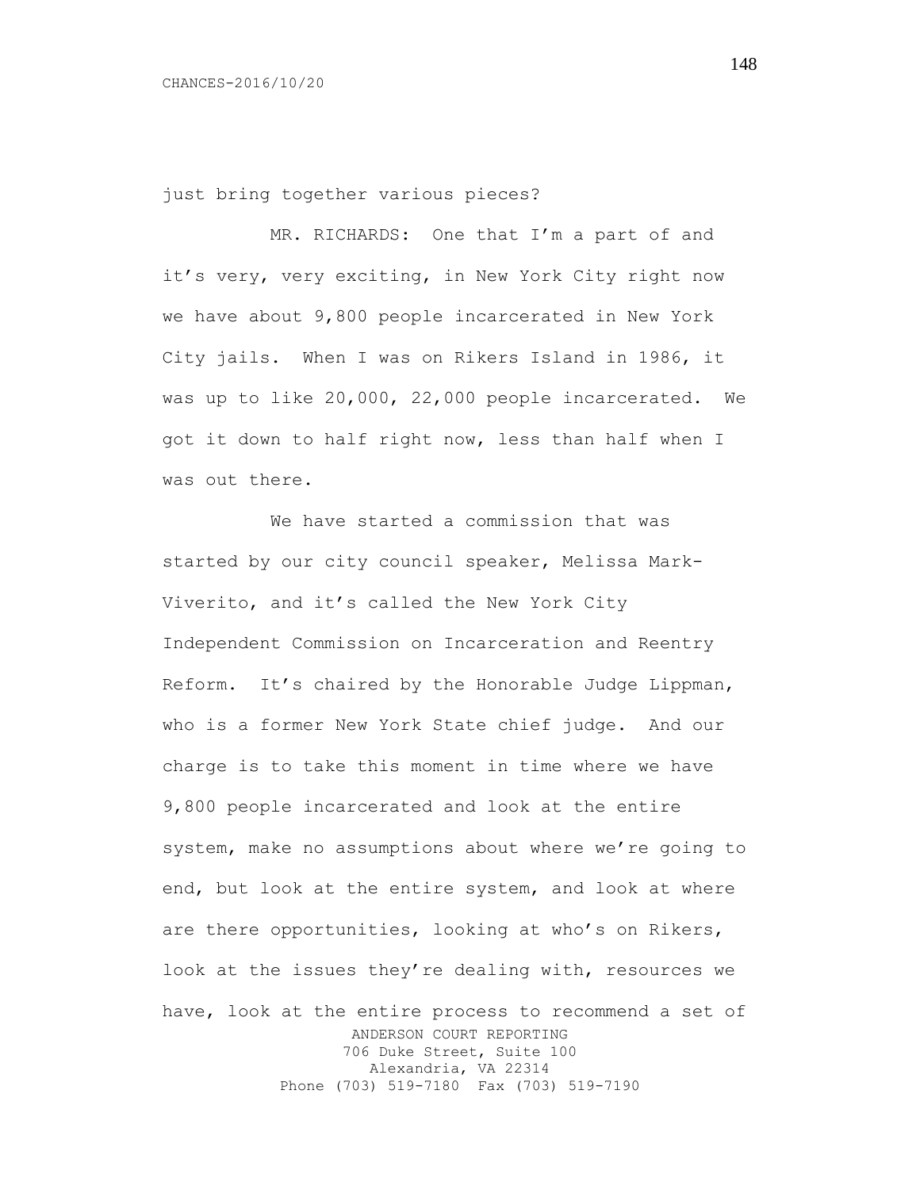just bring together various pieces?

MR. RICHARDS: One that I'm a part of and it's very, very exciting, in New York City right now we have about 9,800 people incarcerated in New York City jails. When I was on Rikers Island in 1986, it was up to like 20,000, 22,000 people incarcerated. We got it down to half right now, less than half when I was out there.

We have started a commission that was started by our city council speaker, Melissa Mark-Viverito, and it's called the New York City Independent Commission on Incarceration and Reentry Reform. It's chaired by the Honorable Judge Lippman, who is a former New York State chief judge. And our charge is to take this moment in time where we have 9,800 people incarcerated and look at the entire system, make no assumptions about where we're going to end, but look at the entire system, and look at where are there opportunities, looking at who's on Rikers, look at the issues they're dealing with, resources we have, look at the entire process to recommend a set of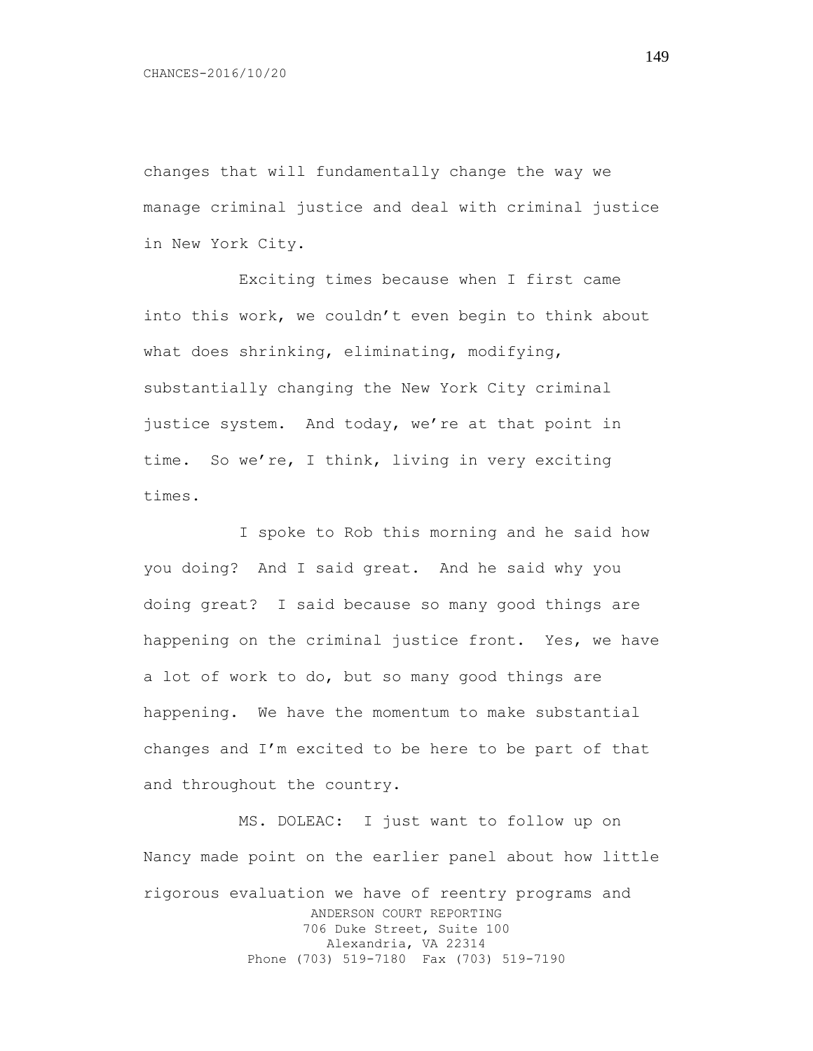changes that will fundamentally change the way we manage criminal justice and deal with criminal justice in New York City.

Exciting times because when I first came into this work, we couldn't even begin to think about what does shrinking, eliminating, modifying, substantially changing the New York City criminal justice system. And today, we're at that point in time. So we're, I think, living in very exciting times.

I spoke to Rob this morning and he said how you doing? And I said great. And he said why you doing great? I said because so many good things are happening on the criminal justice front. Yes, we have a lot of work to do, but so many good things are happening. We have the momentum to make substantial changes and I'm excited to be here to be part of that and throughout the country.

MS. DOLEAC: I just want to follow up on Nancy made point on the earlier panel about how little rigorous evaluation we have of reentry programs and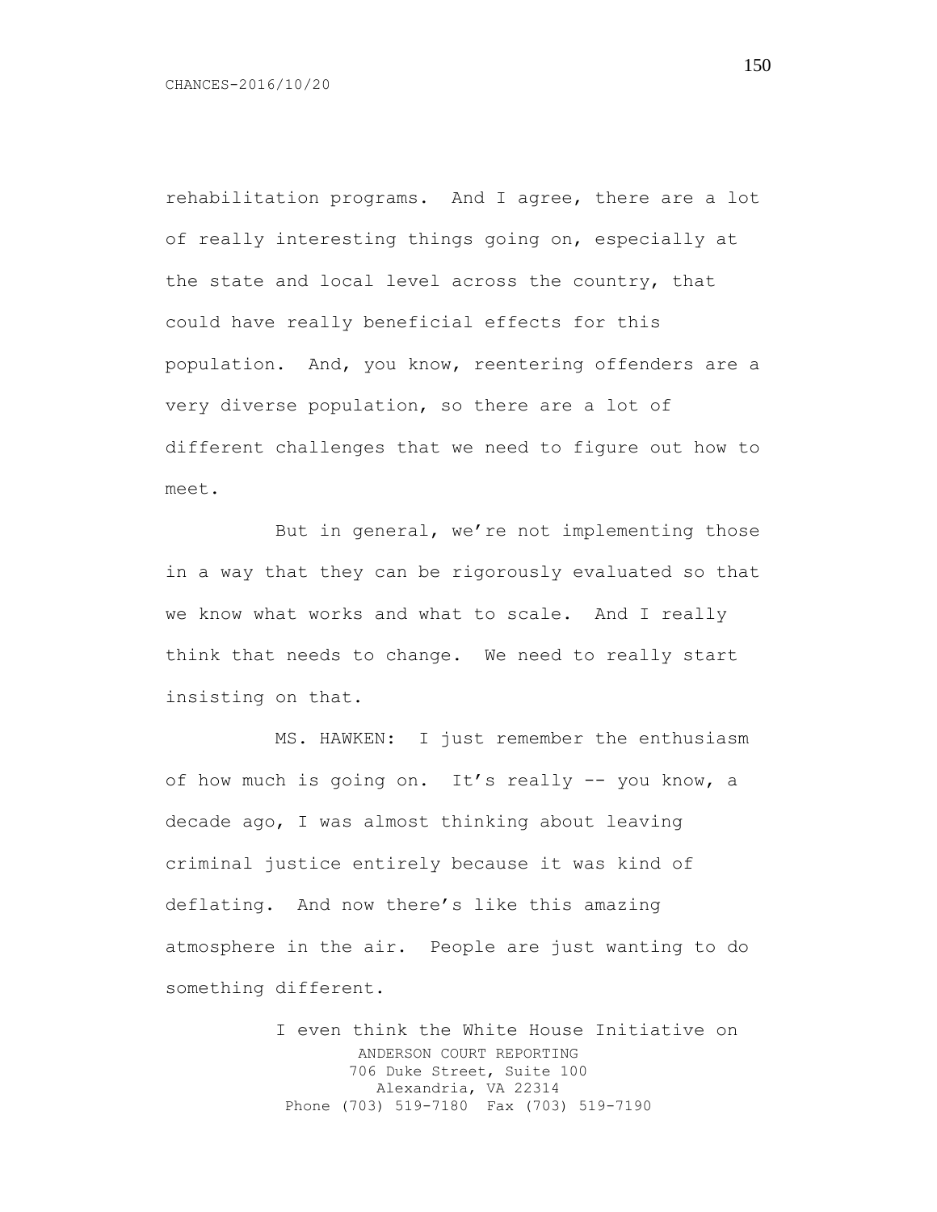rehabilitation programs. And I agree, there are a lot of really interesting things going on, especially at the state and local level across the country, that could have really beneficial effects for this population. And, you know, reentering offenders are a very diverse population, so there are a lot of different challenges that we need to figure out how to meet.

But in general, we're not implementing those in a way that they can be rigorously evaluated so that we know what works and what to scale. And I really think that needs to change. We need to really start insisting on that.

MS. HAWKEN: I just remember the enthusiasm of how much is going on. It's really -- you know, a decade ago, I was almost thinking about leaving criminal justice entirely because it was kind of deflating. And now there's like this amazing atmosphere in the air. People are just wanting to do something different.

I even think the White House Initiative on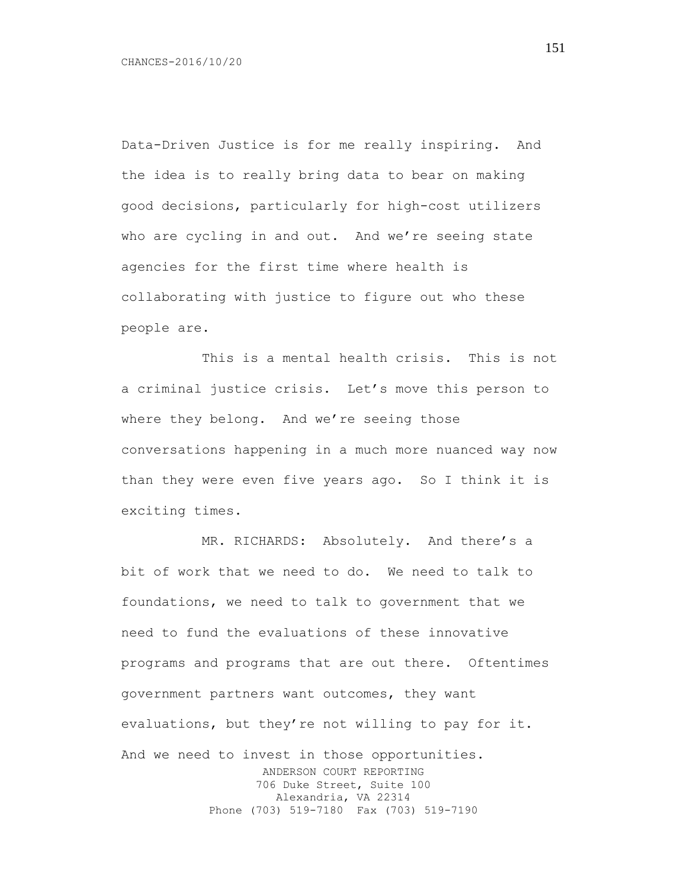Data-Driven Justice is for me really inspiring. And the idea is to really bring data to bear on making good decisions, particularly for high-cost utilizers who are cycling in and out. And we're seeing state agencies for the first time where health is collaborating with justice to figure out who these people are.

This is a mental health crisis. This is not a criminal justice crisis. Let's move this person to where they belong. And we're seeing those conversations happening in a much more nuanced way now than they were even five years ago. So I think it is exciting times.

MR. RICHARDS: Absolutely. And there's a bit of work that we need to do. We need to talk to foundations, we need to talk to government that we need to fund the evaluations of these innovative programs and programs that are out there. Oftentimes government partners want outcomes, they want evaluations, but they're not willing to pay for it. And we need to invest in those opportunities.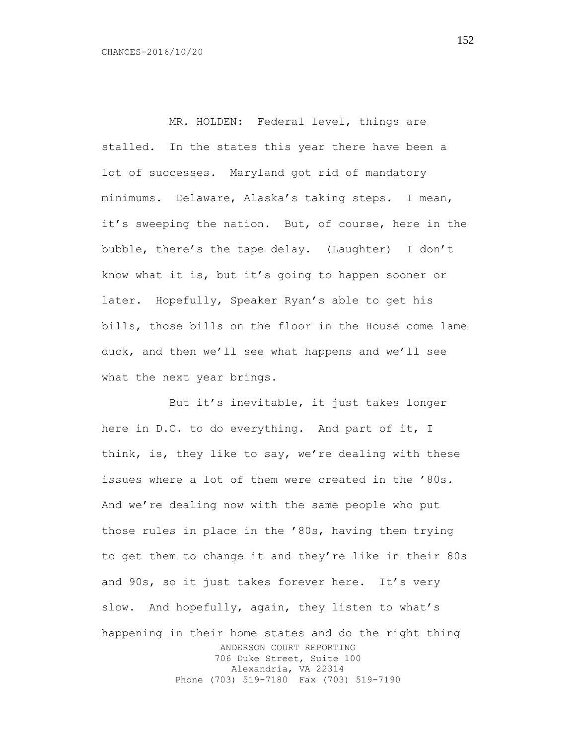MR. HOLDEN: Federal level, things are stalled. In the states this year there have been a lot of successes. Maryland got rid of mandatory minimums. Delaware, Alaska's taking steps. I mean, it's sweeping the nation. But, of course, here in the bubble, there's the tape delay. (Laughter) I don't know what it is, but it's going to happen sooner or later. Hopefully, Speaker Ryan's able to get his bills, those bills on the floor in the House come lame duck, and then we'll see what happens and we'll see what the next year brings.

But it's inevitable, it just takes longer here in D.C. to do everything. And part of it, I think, is, they like to say, we're dealing with these issues where a lot of them were created in the '80s. And we're dealing now with the same people who put those rules in place in the '80s, having them trying to get them to change it and they're like in their 80s and 90s, so it just takes forever here. It's very slow. And hopefully, again, they listen to what's happening in their home states and do the right thing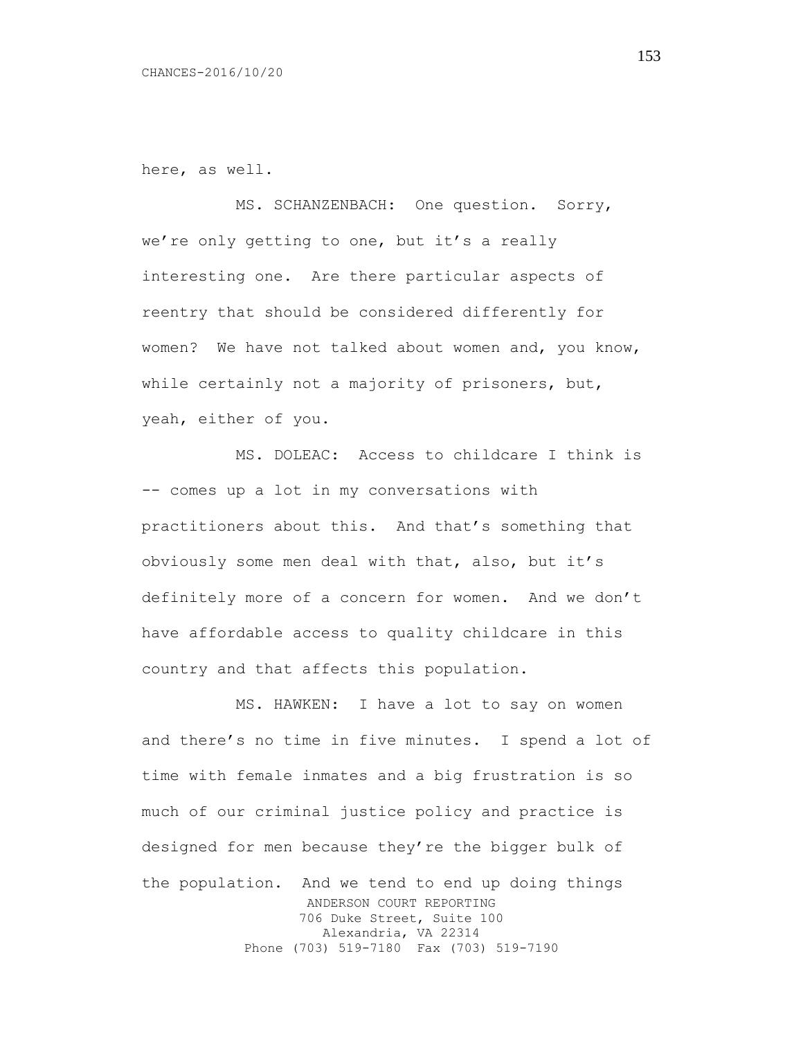here, as well.

MS. SCHANZENBACH: One question. Sorry, we're only getting to one, but it's a really interesting one. Are there particular aspects of reentry that should be considered differently for women? We have not talked about women and, you know, while certainly not a majority of prisoners, but, yeah, either of you.

MS. DOLEAC: Access to childcare I think is -- comes up a lot in my conversations with practitioners about this. And that's something that obviously some men deal with that, also, but it's definitely more of a concern for women. And we don't have affordable access to quality childcare in this country and that affects this population.

MS. HAWKEN: I have a lot to say on women and there's no time in five minutes. I spend a lot of time with female inmates and a big frustration is so much of our criminal justice policy and practice is designed for men because they're the bigger bulk of the population. And we tend to end up doing things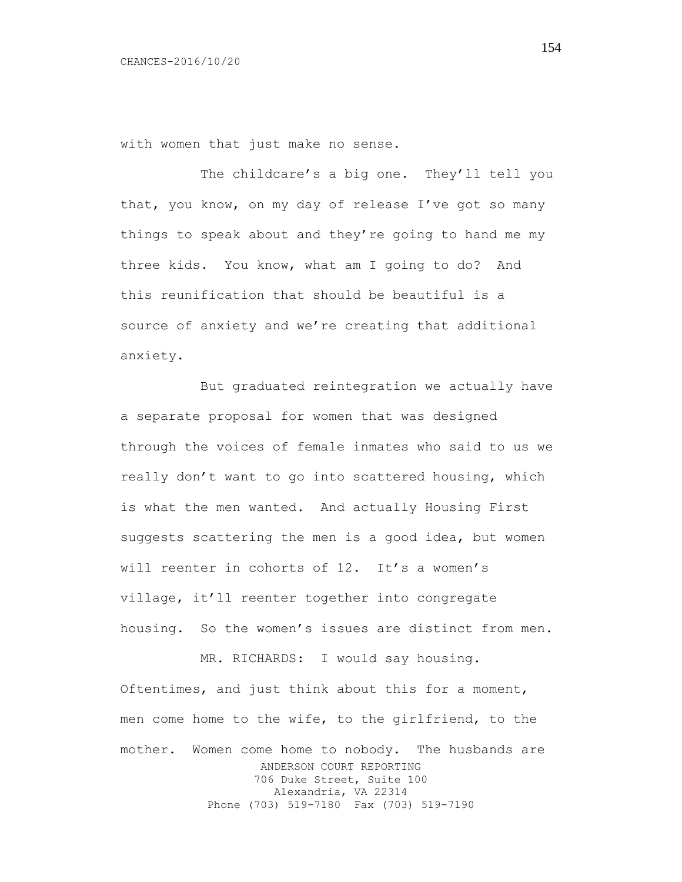with women that just make no sense.

The childcare's a big one. They'll tell you that, you know, on my day of release I've got so many things to speak about and they're going to hand me my three kids. You know, what am I going to do? And this reunification that should be beautiful is a source of anxiety and we're creating that additional anxiety.

But graduated reintegration we actually have a separate proposal for women that was designed through the voices of female inmates who said to us we really don't want to go into scattered housing, which is what the men wanted. And actually Housing First suggests scattering the men is a good idea, but women will reenter in cohorts of 12. It's a women's village, it'll reenter together into congregate housing. So the women's issues are distinct from men.

MR. RICHARDS: I would say housing. Oftentimes, and just think about this for a moment, men come home to the wife, to the girlfriend, to the mother. Women come home to nobody. The husbands are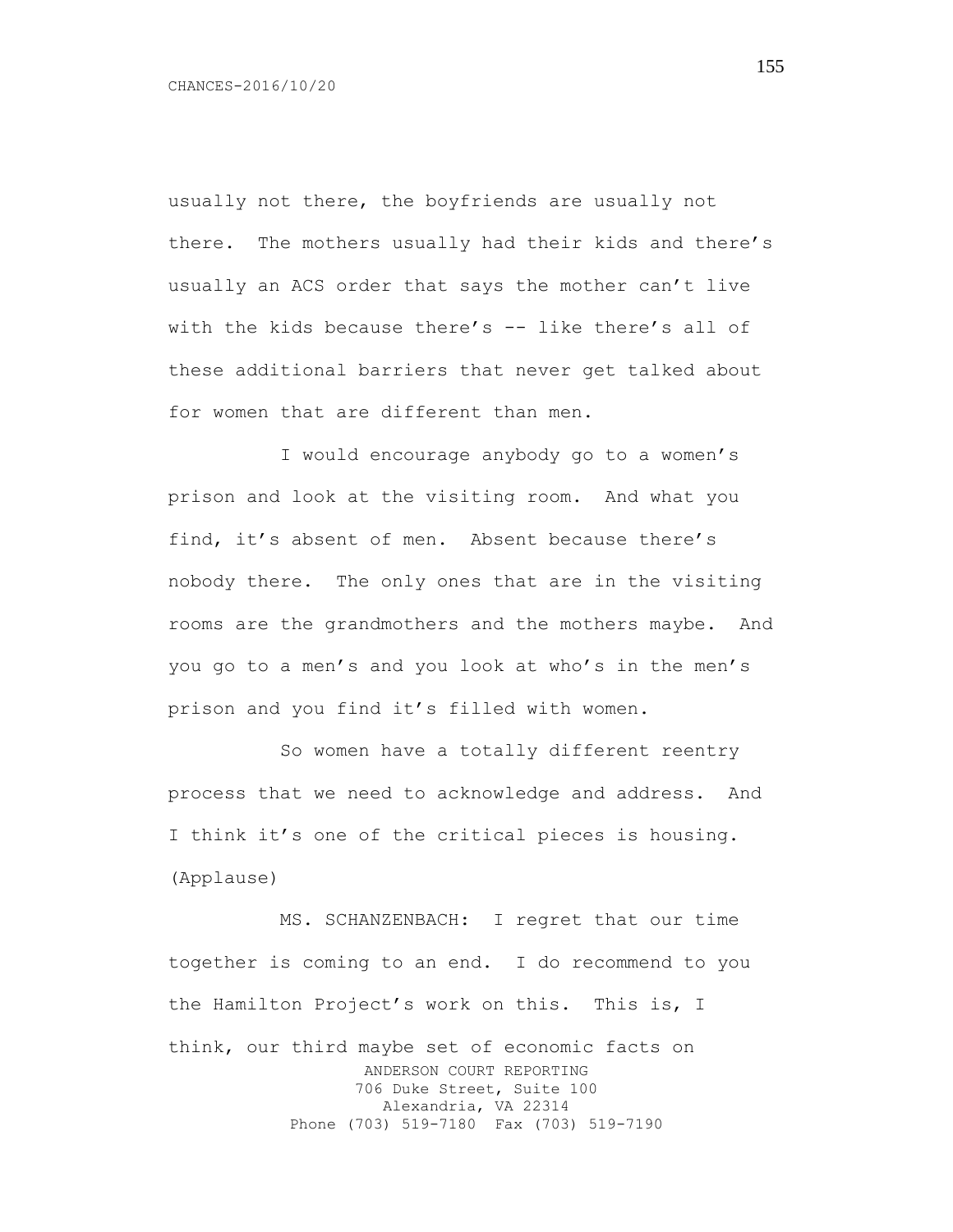usually not there, the boyfriends are usually not there. The mothers usually had their kids and there's usually an ACS order that says the mother can't live with the kids because there's -- like there's all of these additional barriers that never get talked about for women that are different than men.

I would encourage anybody go to a women's prison and look at the visiting room. And what you find, it's absent of men. Absent because there's nobody there. The only ones that are in the visiting rooms are the grandmothers and the mothers maybe. And you go to a men's and you look at who's in the men's prison and you find it's filled with women.

So women have a totally different reentry process that we need to acknowledge and address. And I think it's one of the critical pieces is housing. (Applause)

MS. SCHANZENBACH: I regret that our time together is coming to an end. I do recommend to you the Hamilton Project's work on this. This is, I think, our third maybe set of economic facts on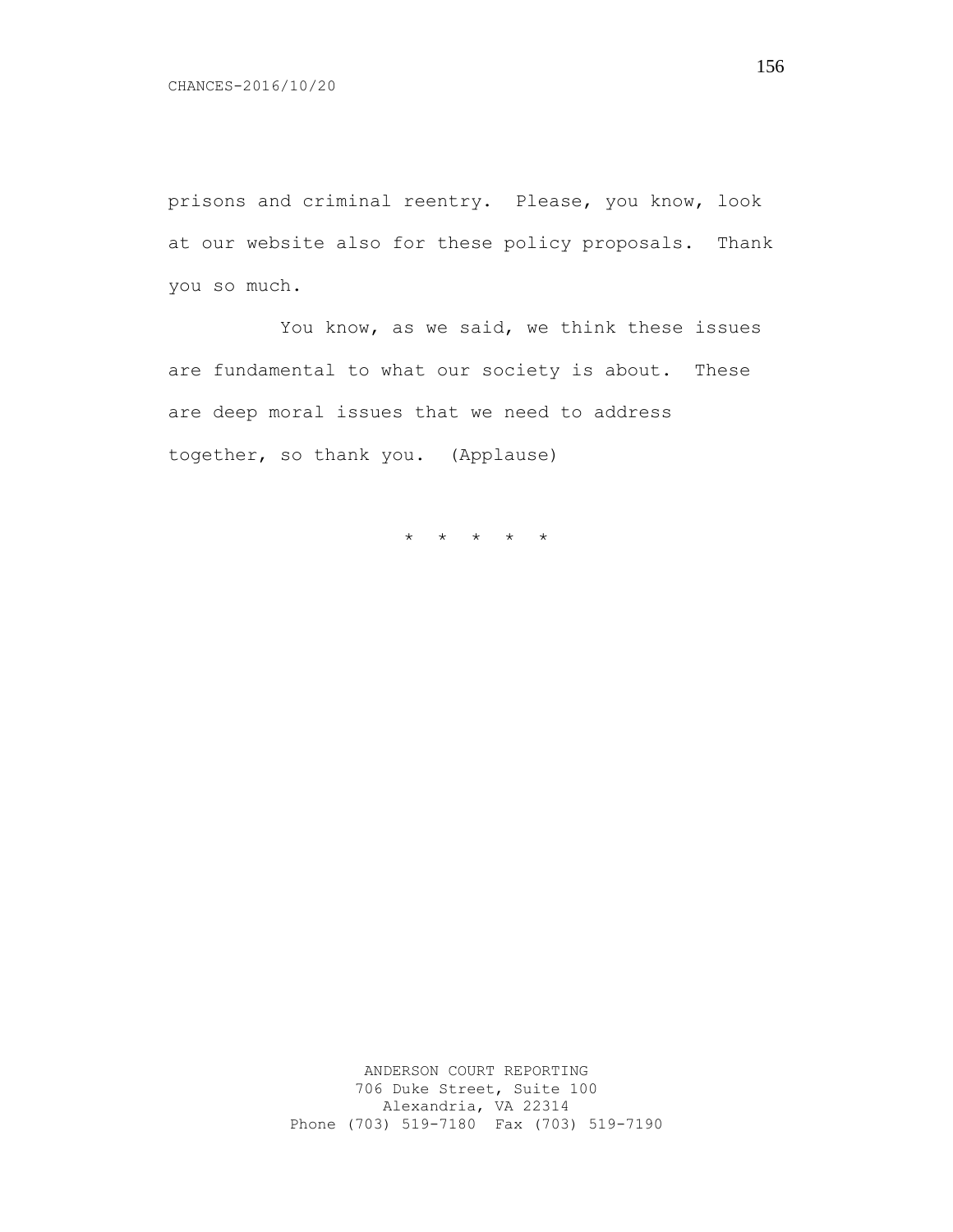prisons and criminal reentry. Please, you know, look at our website also for these policy proposals. Thank you so much.

You know, as we said, we think these issues are fundamental to what our society is about. These are deep moral issues that we need to address together, so thank you. (Applause)

* * * * *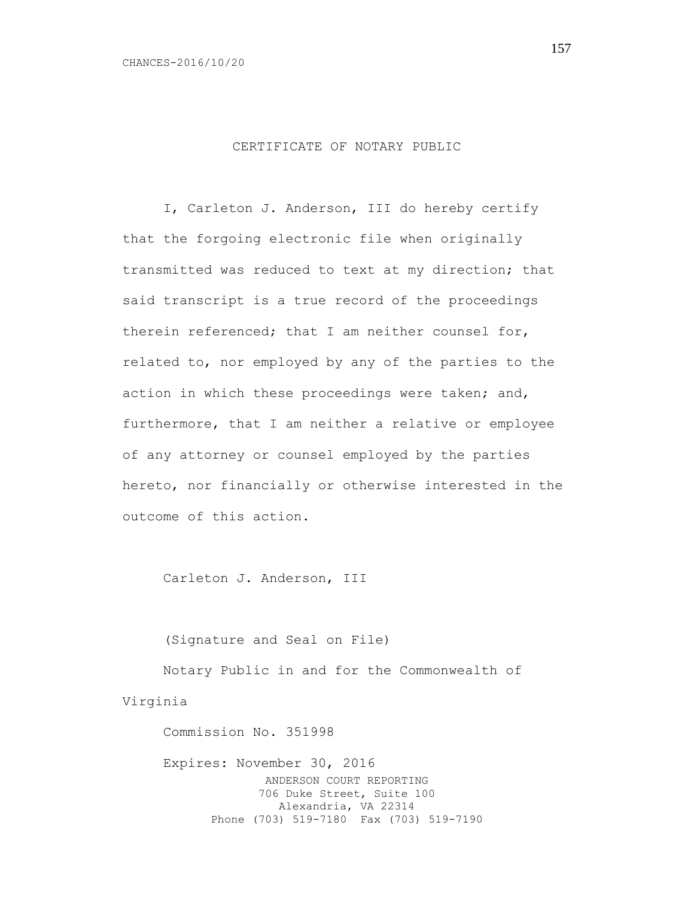## CERTIFICATE OF NOTARY PUBLIC

I, Carleton J. Anderson, III do hereby certify that the forgoing electronic file when originally transmitted was reduced to text at my direction; that said transcript is a true record of the proceedings therein referenced; that I am neither counsel for, related to, nor employed by any of the parties to the action in which these proceedings were taken; and, furthermore, that I am neither a relative or employee of any attorney or counsel employed by the parties hereto, nor financially or otherwise interested in the outcome of this action.

Carleton J. Anderson, III

(Signature and Seal on File)

Notary Public in and for the Commonwealth of Virginia

Commission No. 351998

Expires: November 30, 2016